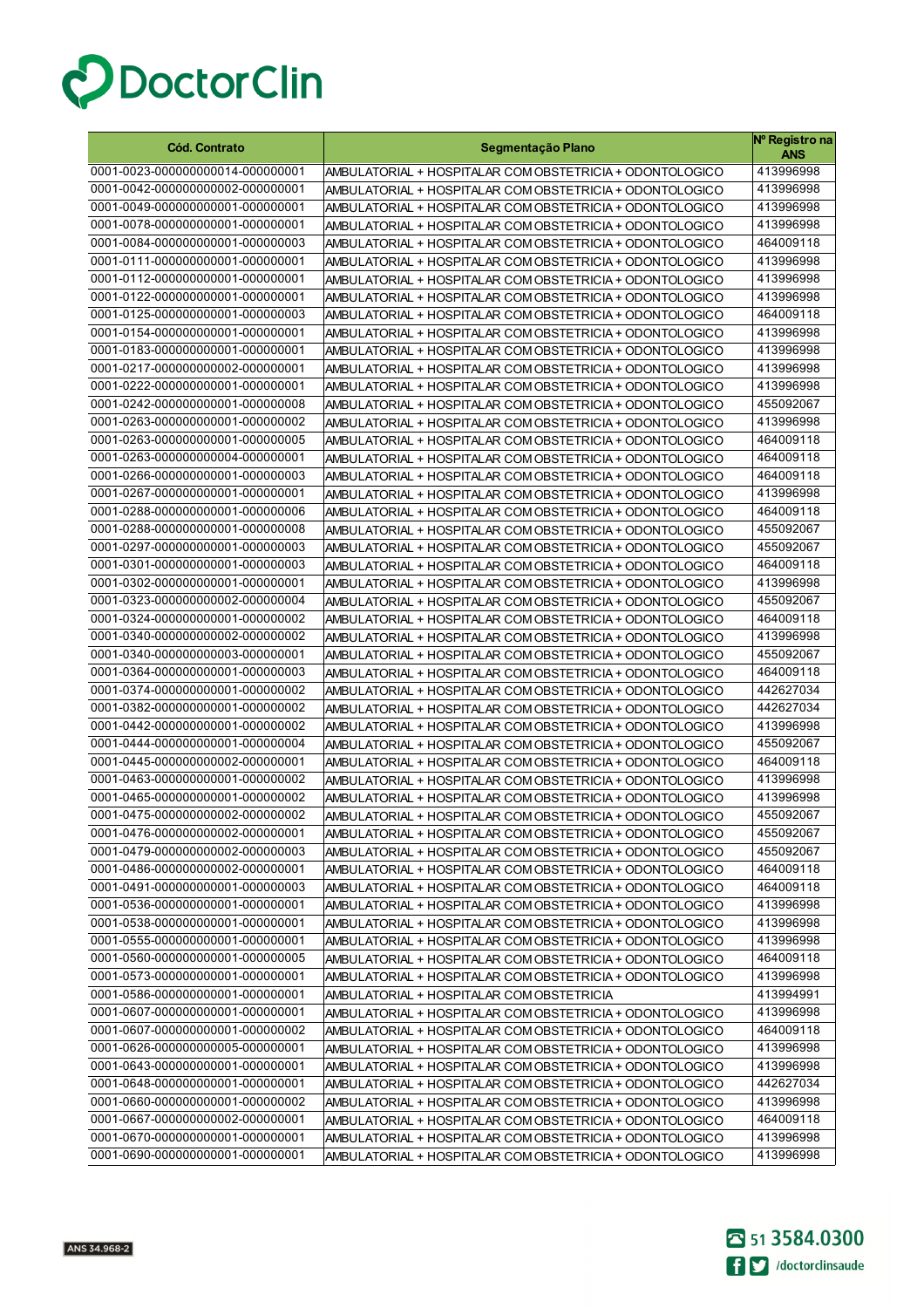DoctorClin

| Cód. Contrato | Segmentação Plano | Nº Registro na ANS |
|---|---|---|
| 0001-0023-000000000014-000000001 | AMBULATORIAL + HOSPITALAR COM OBSTETRICIA + ODONTOLOGICO | 413996998 |
| 0001-0042-000000000002-000000001 | AMBULATORIAL + HOSPITALAR COM OBSTETRICIA + ODONTOLOGICO | 413996998 |
| 0001-0049-000000000001-000000001 | AMBULATORIAL + HOSPITALAR COM OBSTETRICIA + ODONTOLOGICO | 413996998 |
| 0001-0078-000000000001-000000001 | AMBULATORIAL + HOSPITALAR COM OBSTETRICIA + ODONTOLOGICO | 413996998 |
| 0001-0084-000000000001-000000003 | AMBULATORIAL + HOSPITALAR COM OBSTETRICIA + ODONTOLOGICO | 464009118 |
| 0001-0111-000000000001-000000001 | AMBULATORIAL + HOSPITALAR COM OBSTETRICIA + ODONTOLOGICO | 413996998 |
| 0001-0112-000000000001-000000001 | AMBULATORIAL + HOSPITALAR COM OBSTETRICIA + ODONTOLOGICO | 413996998 |
| 0001-0122-000000000001-000000001 | AMBULATORIAL + HOSPITALAR COM OBSTETRICIA + ODONTOLOGICO | 413996998 |
| 0001-0125-000000000001-000000003 | AMBULATORIAL + HOSPITALAR COM OBSTETRICIA + ODONTOLOGICO | 464009118 |
| 0001-0154-000000000001-000000001 | AMBULATORIAL + HOSPITALAR COM OBSTETRICIA + ODONTOLOGICO | 413996998 |
| 0001-0183-000000000001-000000001 | AMBULATORIAL + HOSPITALAR COM OBSTETRICIA + ODONTOLOGICO | 413996998 |
| 0001-0217-000000000002-000000001 | AMBULATORIAL + HOSPITALAR COM OBSTETRICIA + ODONTOLOGICO | 413996998 |
| 0001-0222-000000000001-000000001 | AMBULATORIAL + HOSPITALAR COM OBSTETRICIA + ODONTOLOGICO | 413996998 |
| 0001-0242-000000000001-000000008 | AMBULATORIAL + HOSPITALAR COM OBSTETRICIA + ODONTOLOGICO | 455092067 |
| 0001-0263-000000000001-000000002 | AMBULATORIAL + HOSPITALAR COM OBSTETRICIA + ODONTOLOGICO | 413996998 |
| 0001-0263-000000000001-000000005 | AMBULATORIAL + HOSPITALAR COM OBSTETRICIA + ODONTOLOGICO | 464009118 |
| 0001-0263-000000000004-000000001 | AMBULATORIAL + HOSPITALAR COM OBSTETRICIA + ODONTOLOGICO | 464009118 |
| 0001-0266-000000000001-000000003 | AMBULATORIAL + HOSPITALAR COM OBSTETRICIA + ODONTOLOGICO | 464009118 |
| 0001-0267-000000000001-000000001 | AMBULATORIAL + HOSPITALAR COM OBSTETRICIA + ODONTOLOGICO | 413996998 |
| 0001-0288-000000000001-000000006 | AMBULATORIAL + HOSPITALAR COM OBSTETRICIA + ODONTOLOGICO | 464009118 |
| 0001-0288-000000000001-000000008 | AMBULATORIAL + HOSPITALAR COM OBSTETRICIA + ODONTOLOGICO | 455092067 |
| 0001-0297-000000000001-000000003 | AMBULATORIAL + HOSPITALAR COM OBSTETRICIA + ODONTOLOGICO | 455092067 |
| 0001-0301-000000000001-000000003 | AMBULATORIAL + HOSPITALAR COM OBSTETRICIA + ODONTOLOGICO | 464009118 |
| 0001-0302-000000000001-000000001 | AMBULATORIAL + HOSPITALAR COM OBSTETRICIA + ODONTOLOGICO | 413996998 |
| 0001-0323-000000000002-000000004 | AMBULATORIAL + HOSPITALAR COM OBSTETRICIA + ODONTOLOGICO | 455092067 |
| 0001-0324-000000000001-000000002 | AMBULATORIAL + HOSPITALAR COM OBSTETRICIA + ODONTOLOGICO | 464009118 |
| 0001-0340-000000000002-000000002 | AMBULATORIAL + HOSPITALAR COM OBSTETRICIA + ODONTOLOGICO | 413996998 |
| 0001-0340-000000000003-000000001 | AMBULATORIAL + HOSPITALAR COM OBSTETRICIA + ODONTOLOGICO | 455092067 |
| 0001-0364-000000000001-000000003 | AMBULATORIAL + HOSPITALAR COM OBSTETRICIA + ODONTOLOGICO | 464009118 |
| 0001-0374-000000000001-000000002 | AMBULATORIAL + HOSPITALAR COM OBSTETRICIA + ODONTOLOGICO | 442627034 |
| 0001-0382-000000000001-000000002 | AMBULATORIAL + HOSPITALAR COM OBSTETRICIA + ODONTOLOGICO | 442627034 |
| 0001-0442-000000000001-000000002 | AMBULATORIAL + HOSPITALAR COM OBSTETRICIA + ODONTOLOGICO | 413996998 |
| 0001-0444-000000000001-000000004 | AMBULATORIAL + HOSPITALAR COM OBSTETRICIA + ODONTOLOGICO | 455092067 |
| 0001-0445-000000000002-000000001 | AMBULATORIAL + HOSPITALAR COM OBSTETRICIA + ODONTOLOGICO | 464009118 |
| 0001-0463-000000000001-000000002 | AMBULATORIAL + HOSPITALAR COM OBSTETRICIA + ODONTOLOGICO | 413996998 |
| 0001-0465-000000000001-000000002 | AMBULATORIAL + HOSPITALAR COM OBSTETRICIA + ODONTOLOGICO | 413996998 |
| 0001-0475-000000000002-000000002 | AMBULATORIAL + HOSPITALAR COM OBSTETRICIA + ODONTOLOGICO | 455092067 |
| 0001-0476-000000000002-000000001 | AMBULATORIAL + HOSPITALAR COM OBSTETRICIA + ODONTOLOGICO | 455092067 |
| 0001-0479-000000000002-000000003 | AMBULATORIAL + HOSPITALAR COM OBSTETRICIA + ODONTOLOGICO | 455092067 |
| 0001-0486-000000000002-000000001 | AMBULATORIAL + HOSPITALAR COM OBSTETRICIA + ODONTOLOGICO | 464009118 |
| 0001-0491-000000000001-000000003 | AMBULATORIAL + HOSPITALAR COM OBSTETRICIA + ODONTOLOGICO | 464009118 |
| 0001-0536-000000000001-000000001 | AMBULATORIAL + HOSPITALAR COM OBSTETRICIA + ODONTOLOGICO | 413996998 |
| 0001-0538-000000000001-000000001 | AMBULATORIAL + HOSPITALAR COM OBSTETRICIA + ODONTOLOGICO | 413996998 |
| 0001-0555-000000000001-000000001 | AMBULATORIAL + HOSPITALAR COM OBSTETRICIA + ODONTOLOGICO | 413996998 |
| 0001-0560-000000000001-000000005 | AMBULATORIAL + HOSPITALAR COM OBSTETRICIA + ODONTOLOGICO | 464009118 |
| 0001-0573-000000000001-000000001 | AMBULATORIAL + HOSPITALAR COM OBSTETRICIA + ODONTOLOGICO | 413996998 |
| 0001-0586-000000000001-000000001 | AMBULATORIAL + HOSPITALAR COM OBSTETRICIA | 413994991 |
| 0001-0607-000000000001-000000001 | AMBULATORIAL + HOSPITALAR COM OBSTETRICIA + ODONTOLOGICO | 413996998 |
| 0001-0607-000000000001-000000002 | AMBULATORIAL + HOSPITALAR COM OBSTETRICIA + ODONTOLOGICO | 464009118 |
| 0001-0626-000000000005-000000001 | AMBULATORIAL + HOSPITALAR COM OBSTETRICIA + ODONTOLOGICO | 413996998 |
| 0001-0643-000000000001-000000001 | AMBULATORIAL + HOSPITALAR COM OBSTETRICIA + ODONTOLOGICO | 413996998 |
| 0001-0648-000000000001-000000001 | AMBULATORIAL + HOSPITALAR COM OBSTETRICIA + ODONTOLOGICO | 442627034 |
| 0001-0660-000000000001-000000002 | AMBULATORIAL + HOSPITALAR COM OBSTETRICIA + ODONTOLOGICO | 413996998 |
| 0001-0667-000000000002-000000001 | AMBULATORIAL + HOSPITALAR COM OBSTETRICIA + ODONTOLOGICO | 464009118 |
| 0001-0670-000000000001-000000001 | AMBULATORIAL + HOSPITALAR COM OBSTETRICIA + ODONTOLOGICO | 413996998 |
| 0001-0690-000000000001-000000001 | AMBULATORIAL + HOSPITALAR COM OBSTETRICIA + ODONTOLOGICO | 413996998 |

ANS 34.968-2

51 3584.0300

/doctorclinsaude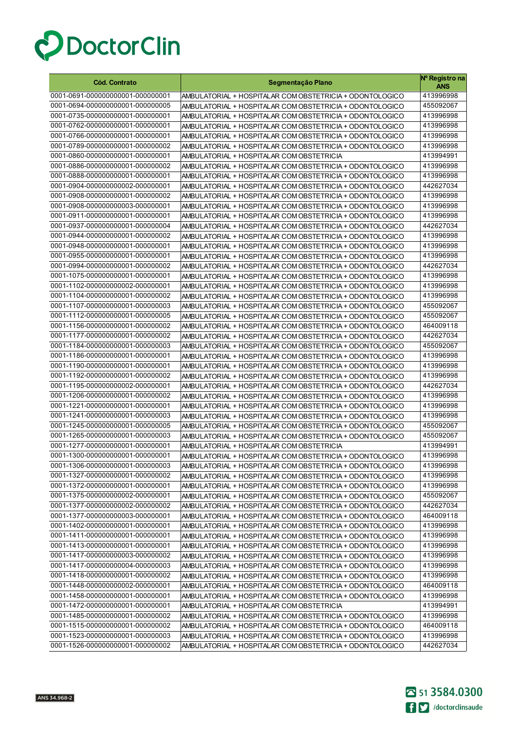| Cód. Contrato | Segmentação Plano | Nº Registro na ANS |
|---|---|---|
| 0001-0691-000000000001-000000001 | AMBULATORIAL + HOSPITALAR COM OBSTETRICIA + ODONTOLOGICO | 413996998 |
| 0001-0694-000000000001-000000005 | AMBULATORIAL + HOSPITALAR COM OBSTETRICIA + ODONTOLOGICO | 455092067 |
| 0001-0735-000000000001-000000001 | AMBULATORIAL + HOSPITALAR COM OBSTETRICIA + ODONTOLOGICO | 413996998 |
| 0001-0762-000000000001-000000001 | AMBULATORIAL + HOSPITALAR COM OBSTETRICIA + ODONTOLOGICO | 413996998 |
| 0001-0766-000000000001-000000001 | AMBULATORIAL + HOSPITALAR COM OBSTETRICIA + ODONTOLOGICO | 413996998 |
| 0001-0789-000000000001-000000002 | AMBULATORIAL + HOSPITALAR COM OBSTETRICIA + ODONTOLOGICO | 413996998 |
| 0001-0860-000000000001-000000001 | AMBULATORIAL + HOSPITALAR COM OBSTETRICIA | 413994991 |
| 0001-0886-000000000001-000000002 | AMBULATORIAL + HOSPITALAR COM OBSTETRICIA + ODONTOLOGICO | 413996998 |
| 0001-0888-000000000001-000000001 | AMBULATORIAL + HOSPITALAR COM OBSTETRICIA + ODONTOLOGICO | 413996998 |
| 0001-0904-000000000002-000000001 | AMBULATORIAL + HOSPITALAR COM OBSTETRICIA + ODONTOLOGICO | 442627034 |
| 0001-0908-000000000001-000000002 | AMBULATORIAL + HOSPITALAR COM OBSTETRICIA + ODONTOLOGICO | 413996998 |
| 0001-0908-000000000003-000000001 | AMBULATORIAL + HOSPITALAR COM OBSTETRICIA + ODONTOLOGICO | 413996998 |
| 0001-0911-000000000001-000000001 | AMBULATORIAL + HOSPITALAR COM OBSTETRICIA + ODONTOLOGICO | 413996998 |
| 0001-0937-000000000001-000000004 | AMBULATORIAL + HOSPITALAR COM OBSTETRICIA + ODONTOLOGICO | 442627034 |
| 0001-0944-000000000001-000000002 | AMBULATORIAL + HOSPITALAR COM OBSTETRICIA + ODONTOLOGICO | 413996998 |
| 0001-0948-000000000001-000000001 | AMBULATORIAL + HOSPITALAR COM OBSTETRICIA + ODONTOLOGICO | 413996998 |
| 0001-0955-000000000001-000000001 | AMBULATORIAL + HOSPITALAR COM OBSTETRICIA + ODONTOLOGICO | 413996998 |
| 0001-0994-000000000001-000000002 | AMBULATORIAL + HOSPITALAR COM OBSTETRICIA + ODONTOLOGICO | 442627034 |
| 0001-1075-000000000001-000000001 | AMBULATORIAL + HOSPITALAR COM OBSTETRICIA + ODONTOLOGICO | 413996998 |
| 0001-1102-000000000002-000000001 | AMBULATORIAL + HOSPITALAR COM OBSTETRICIA + ODONTOLOGICO | 413996998 |
| 0001-1104-000000000001-000000002 | AMBULATORIAL + HOSPITALAR COM OBSTETRICIA + ODONTOLOGICO | 413996998 |
| 0001-1107-000000000001-000000003 | AMBULATORIAL + HOSPITALAR COM OBSTETRICIA + ODONTOLOGICO | 455092067 |
| 0001-1112-000000000001-000000005 | AMBULATORIAL + HOSPITALAR COM OBSTETRICIA + ODONTOLOGICO | 455092067 |
| 0001-1156-000000000001-000000002 | AMBULATORIAL + HOSPITALAR COM OBSTETRICIA + ODONTOLOGICO | 464009118 |
| 0001-1177-000000000001-000000002 | AMBULATORIAL + HOSPITALAR COM OBSTETRICIA + ODONTOLOGICO | 442627034 |
| 0001-1184-000000000001-000000003 | AMBULATORIAL + HOSPITALAR COM OBSTETRICIA + ODONTOLOGICO | 455092067 |
| 0001-1186-000000000001-000000001 | AMBULATORIAL + HOSPITALAR COM OBSTETRICIA + ODONTOLOGICO | 413996998 |
| 0001-1190-000000000001-000000001 | AMBULATORIAL + HOSPITALAR COM OBSTETRICIA + ODONTOLOGICO | 413996998 |
| 0001-1192-000000000001-000000002 | AMBULATORIAL + HOSPITALAR COM OBSTETRICIA + ODONTOLOGICO | 413996998 |
| 0001-1195-000000000002-000000001 | AMBULATORIAL + HOSPITALAR COM OBSTETRICIA + ODONTOLOGICO | 442627034 |
| 0001-1206-000000000001-000000002 | AMBULATORIAL + HOSPITALAR COM OBSTETRICIA + ODONTOLOGICO | 413996998 |
| 0001-1221-000000000001-000000001 | AMBULATORIAL + HOSPITALAR COM OBSTETRICIA + ODONTOLOGICO | 413996998 |
| 0001-1241-000000000001-000000003 | AMBULATORIAL + HOSPITALAR COM OBSTETRICIA + ODONTOLOGICO | 413996998 |
| 0001-1245-000000000001-000000005 | AMBULATORIAL + HOSPITALAR COM OBSTETRICIA + ODONTOLOGICO | 455092067 |
| 0001-1265-000000000001-000000003 | AMBULATORIAL + HOSPITALAR COM OBSTETRICIA + ODONTOLOGICO | 455092067 |
| 0001-1277-000000000001-000000001 | AMBULATORIAL + HOSPITALAR COM OBSTETRICIA | 413994991 |
| 0001-1300-000000000001-000000001 | AMBULATORIAL + HOSPITALAR COM OBSTETRICIA + ODONTOLOGICO | 413996998 |
| 0001-1306-000000000001-000000003 | AMBULATORIAL + HOSPITALAR COM OBSTETRICIA + ODONTOLOGICO | 413996998 |
| 0001-1327-000000000001-000000002 | AMBULATORIAL + HOSPITALAR COM OBSTETRICIA + ODONTOLOGICO | 413996998 |
| 0001-1372-000000000001-000000001 | AMBULATORIAL + HOSPITALAR COM OBSTETRICIA + ODONTOLOGICO | 413996998 |
| 0001-1375-000000000002-000000001 | AMBULATORIAL + HOSPITALAR COM OBSTETRICIA + ODONTOLOGICO | 455092067 |
| 0001-1377-000000000002-000000002 | AMBULATORIAL + HOSPITALAR COM OBSTETRICIA + ODONTOLOGICO | 442627034 |
| 0001-1377-000000000003-000000001 | AMBULATORIAL + HOSPITALAR COM OBSTETRICIA + ODONTOLOGICO | 464009118 |
| 0001-1402-000000000001-000000001 | AMBULATORIAL + HOSPITALAR COM OBSTETRICIA + ODONTOLOGICO | 413996998 |
| 0001-1411-000000000001-000000001 | AMBULATORIAL + HOSPITALAR COM OBSTETRICIA + ODONTOLOGICO | 413996998 |
| 0001-1413-000000000001-000000001 | AMBULATORIAL + HOSPITALAR COM OBSTETRICIA + ODONTOLOGICO | 413996998 |
| 0001-1417-000000000003-000000002 | AMBULATORIAL + HOSPITALAR COM OBSTETRICIA + ODONTOLOGICO | 413996998 |
| 0001-1417-000000000004-000000003 | AMBULATORIAL + HOSPITALAR COM OBSTETRICIA + ODONTOLOGICO | 413996998 |
| 0001-1418-000000000001-000000002 | AMBULATORIAL + HOSPITALAR COM OBSTETRICIA + ODONTOLOGICO | 413996998 |
| 0001-1448-000000000002-000000001 | AMBULATORIAL + HOSPITALAR COM OBSTETRICIA + ODONTOLOGICO | 464009118 |
| 0001-1458-000000000001-000000001 | AMBULATORIAL + HOSPITALAR COM OBSTETRICIA + ODONTOLOGICO | 413996998 |
| 0001-1472-000000000001-000000001 | AMBULATORIAL + HOSPITALAR COM OBSTETRICIA | 413994991 |
| 0001-1485-000000000001-000000002 | AMBULATORIAL + HOSPITALAR COM OBSTETRICIA + ODONTOLOGICO | 413996998 |
| 0001-1515-000000000001-000000002 | AMBULATORIAL + HOSPITALAR COM OBSTETRICIA + ODONTOLOGICO | 464009118 |
| 0001-1523-000000000001-000000003 | AMBULATORIAL + HOSPITALAR COM OBSTETRICIA + ODONTOLOGICO | 413996998 |
| 0001-1526-000000000001-000000002 | AMBULATORIAL + HOSPITALAR COM OBSTETRICIA + ODONTOLOGICO | 442627034 |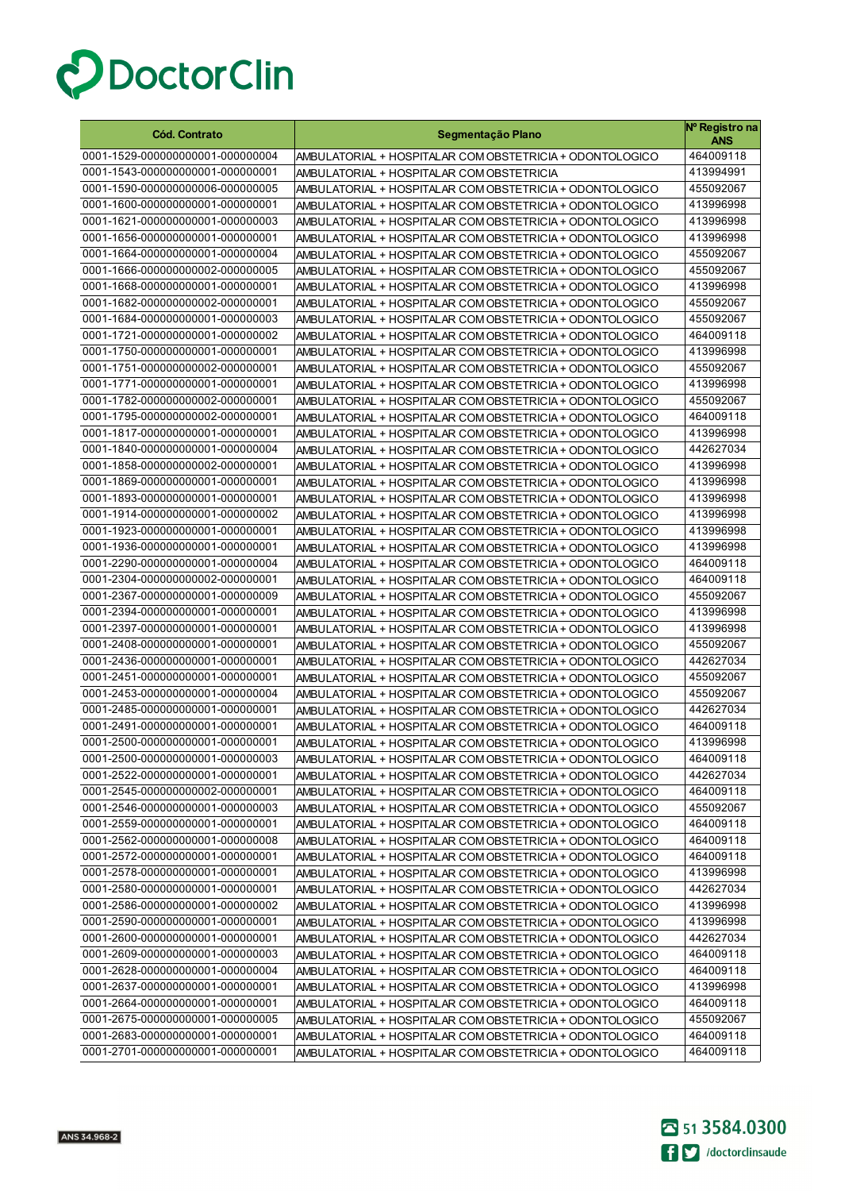# DoctorClin

| Cód. Contrato | Segmentação Plano | Nº Registro na ANS |
|---|---|---|
| 0001-1529-000000000001-000000004 | AMBULATORIAL + HOSPITALAR COM OBSTETRICIA + ODONTOLOGICO | 464009118 |
| 0001-1543-000000000001-000000001 | AMBULATORIAL + HOSPITALAR COM OBSTETRICIA | 413994991 |
| 0001-1590-000000000006-000000005 | AMBULATORIAL + HOSPITALAR COM OBSTETRICIA + ODONTOLOGICO | 455092067 |
| 0001-1600-000000000001-000000001 | AMBULATORIAL + HOSPITALAR COM OBSTETRICIA + ODONTOLOGICO | 413996998 |
| 0001-1621-000000000001-000000003 | AMBULATORIAL + HOSPITALAR COM OBSTETRICIA + ODONTOLOGICO | 413996998 |
| 0001-1656-000000000001-000000001 | AMBULATORIAL + HOSPITALAR COM OBSTETRICIA + ODONTOLOGICO | 413996998 |
| 0001-1664-000000000001-000000004 | AMBULATORIAL + HOSPITALAR COM OBSTETRICIA + ODONTOLOGICO | 455092067 |
| 0001-1666-000000000002-000000005 | AMBULATORIAL + HOSPITALAR COM OBSTETRICIA + ODONTOLOGICO | 455092067 |
| 0001-1668-000000000001-000000001 | AMBULATORIAL + HOSPITALAR COM OBSTETRICIA + ODONTOLOGICO | 413996998 |
| 0001-1682-000000000002-000000001 | AMBULATORIAL + HOSPITALAR COM OBSTETRICIA + ODONTOLOGICO | 455092067 |
| 0001-1684-000000000001-000000003 | AMBULATORIAL + HOSPITALAR COM OBSTETRICIA + ODONTOLOGICO | 455092067 |
| 0001-1721-000000000001-000000002 | AMBULATORIAL + HOSPITALAR COM OBSTETRICIA + ODONTOLOGICO | 464009118 |
| 0001-1750-000000000001-000000001 | AMBULATORIAL + HOSPITALAR COM OBSTETRICIA + ODONTOLOGICO | 413996998 |
| 0001-1751-000000000002-000000001 | AMBULATORIAL + HOSPITALAR COM OBSTETRICIA + ODONTOLOGICO | 455092067 |
| 0001-1771-000000000001-000000001 | AMBULATORIAL + HOSPITALAR COM OBSTETRICIA + ODONTOLOGICO | 413996998 |
| 0001-1782-000000000002-000000001 | AMBULATORIAL + HOSPITALAR COM OBSTETRICIA + ODONTOLOGICO | 455092067 |
| 0001-1795-000000000002-000000001 | AMBULATORIAL + HOSPITALAR COM OBSTETRICIA + ODONTOLOGICO | 464009118 |
| 0001-1817-000000000001-000000001 | AMBULATORIAL + HOSPITALAR COM OBSTETRICIA + ODONTOLOGICO | 413996998 |
| 0001-1840-000000000001-000000004 | AMBULATORIAL + HOSPITALAR COM OBSTETRICIA + ODONTOLOGICO | 442627034 |
| 0001-1858-000000000002-000000001 | AMBULATORIAL + HOSPITALAR COM OBSTETRICIA + ODONTOLOGICO | 413996998 |
| 0001-1869-000000000001-000000001 | AMBULATORIAL + HOSPITALAR COM OBSTETRICIA + ODONTOLOGICO | 413996998 |
| 0001-1893-000000000001-000000001 | AMBULATORIAL + HOSPITALAR COM OBSTETRICIA + ODONTOLOGICO | 413996998 |
| 0001-1914-000000000001-000000002 | AMBULATORIAL + HOSPITALAR COM OBSTETRICIA + ODONTOLOGICO | 413996998 |
| 0001-1923-000000000001-000000001 | AMBULATORIAL + HOSPITALAR COM OBSTETRICIA + ODONTOLOGICO | 413996998 |
| 0001-1936-000000000001-000000001 | AMBULATORIAL + HOSPITALAR COM OBSTETRICIA + ODONTOLOGICO | 413996998 |
| 0001-2290-000000000001-000000004 | AMBULATORIAL + HOSPITALAR COM OBSTETRICIA + ODONTOLOGICO | 464009118 |
| 0001-2304-000000000002-000000001 | AMBULATORIAL + HOSPITALAR COM OBSTETRICIA + ODONTOLOGICO | 464009118 |
| 0001-2367-000000000001-000000009 | AMBULATORIAL + HOSPITALAR COM OBSTETRICIA + ODONTOLOGICO | 455092067 |
| 0001-2394-000000000001-000000001 | AMBULATORIAL + HOSPITALAR COM OBSTETRICIA + ODONTOLOGICO | 413996998 |
| 0001-2397-000000000001-000000001 | AMBULATORIAL + HOSPITALAR COM OBSTETRICIA + ODONTOLOGICO | 413996998 |
| 0001-2408-000000000001-000000001 | AMBULATORIAL + HOSPITALAR COM OBSTETRICIA + ODONTOLOGICO | 455092067 |
| 0001-2436-000000000001-000000001 | AMBULATORIAL + HOSPITALAR COM OBSTETRICIA + ODONTOLOGICO | 442627034 |
| 0001-2451-000000000001-000000001 | AMBULATORIAL + HOSPITALAR COM OBSTETRICIA + ODONTOLOGICO | 455092067 |
| 0001-2453-000000000001-000000004 | AMBULATORIAL + HOSPITALAR COM OBSTETRICIA + ODONTOLOGICO | 455092067 |
| 0001-2485-000000000001-000000001 | AMBULATORIAL + HOSPITALAR COM OBSTETRICIA + ODONTOLOGICO | 442627034 |
| 0001-2491-000000000001-000000001 | AMBULATORIAL + HOSPITALAR COM OBSTETRICIA + ODONTOLOGICO | 464009118 |
| 0001-2500-000000000001-000000001 | AMBULATORIAL + HOSPITALAR COM OBSTETRICIA + ODONTOLOGICO | 413996998 |
| 0001-2500-000000000001-000000003 | AMBULATORIAL + HOSPITALAR COM OBSTETRICIA + ODONTOLOGICO | 464009118 |
| 0001-2522-000000000001-000000001 | AMBULATORIAL + HOSPITALAR COM OBSTETRICIA + ODONTOLOGICO | 442627034 |
| 0001-2545-000000000002-000000001 | AMBULATORIAL + HOSPITALAR COM OBSTETRICIA + ODONTOLOGICO | 464009118 |
| 0001-2546-000000000001-000000003 | AMBULATORIAL + HOSPITALAR COM OBSTETRICIA + ODONTOLOGICO | 455092067 |
| 0001-2559-000000000001-000000001 | AMBULATORIAL + HOSPITALAR COM OBSTETRICIA + ODONTOLOGICO | 464009118 |
| 0001-2562-000000000001-000000008 | AMBULATORIAL + HOSPITALAR COM OBSTETRICIA + ODONTOLOGICO | 464009118 |
| 0001-2572-000000000001-000000001 | AMBULATORIAL + HOSPITALAR COM OBSTETRICIA + ODONTOLOGICO | 464009118 |
| 0001-2578-000000000001-000000001 | AMBULATORIAL + HOSPITALAR COM OBSTETRICIA + ODONTOLOGICO | 413996998 |
| 0001-2580-000000000001-000000001 | AMBULATORIAL + HOSPITALAR COM OBSTETRICIA + ODONTOLOGICO | 442627034 |
| 0001-2586-000000000001-000000002 | AMBULATORIAL + HOSPITALAR COM OBSTETRICIA + ODONTOLOGICO | 413996998 |
| 0001-2590-000000000001-000000001 | AMBULATORIAL + HOSPITALAR COM OBSTETRICIA + ODONTOLOGICO | 413996998 |
| 0001-2600-000000000001-000000001 | AMBULATORIAL + HOSPITALAR COM OBSTETRICIA + ODONTOLOGICO | 442627034 |
| 0001-2609-000000000001-000000003 | AMBULATORIAL + HOSPITALAR COM OBSTETRICIA + ODONTOLOGICO | 464009118 |
| 0001-2628-000000000001-000000004 | AMBULATORIAL + HOSPITALAR COM OBSTETRICIA + ODONTOLOGICO | 464009118 |
| 0001-2637-000000000001-000000001 | AMBULATORIAL + HOSPITALAR COM OBSTETRICIA + ODONTOLOGICO | 413996998 |
| 0001-2664-000000000001-000000001 | AMBULATORIAL + HOSPITALAR COM OBSTETRICIA + ODONTOLOGICO | 464009118 |
| 0001-2675-000000000001-000000005 | AMBULATORIAL + HOSPITALAR COM OBSTETRICIA + ODONTOLOGICO | 455092067 |
| 0001-2683-000000000001-000000001 | AMBULATORIAL + HOSPITALAR COM OBSTETRICIA + ODONTOLOGICO | 464009118 |
| 0001-2701-000000000001-000000001 | AMBULATORIAL + HOSPITALAR COM OBSTETRICIA + ODONTOLOGICO | 464009118 |

ANS 34.968-2

51 3584.0300

/doctorclinsaude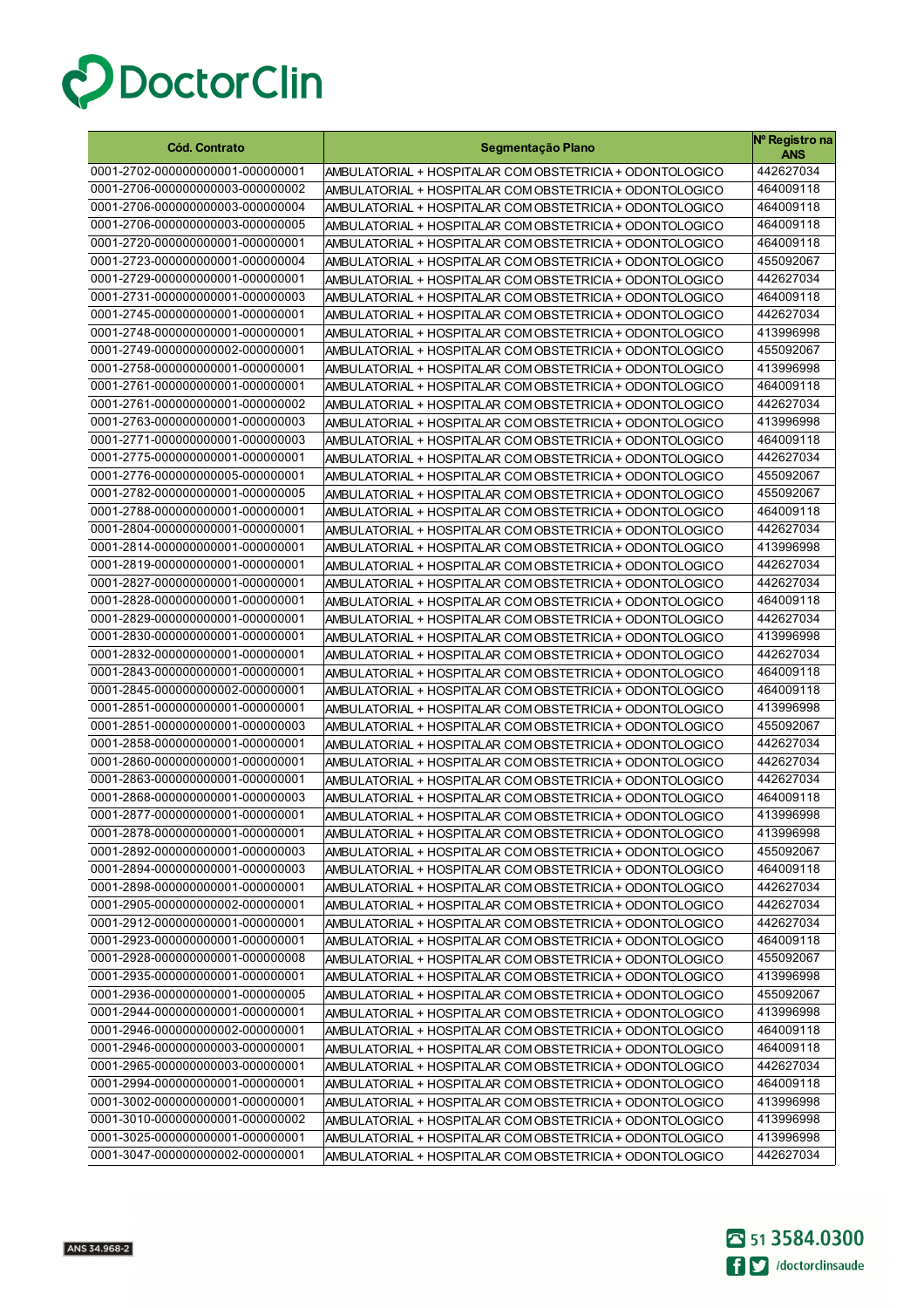| Cód. Contrato | Segmentação Plano | Nº Registro na ANS |
|---|---|---|
| 0001-2702-000000000001-000000001 | AMBULATORIAL + HOSPITALAR COM OBSTETRICIA + ODONTOLOGICO | 442627034 |
| 0001-2706-000000000003-000000002 | AMBULATORIAL + HOSPITALAR COM OBSTETRICIA + ODONTOLOGICO | 464009118 |
| 0001-2706-000000000003-000000004 | AMBULATORIAL + HOSPITALAR COM OBSTETRICIA + ODONTOLOGICO | 464009118 |
| 0001-2706-000000000003-000000005 | AMBULATORIAL + HOSPITALAR COM OBSTETRICIA + ODONTOLOGICO | 464009118 |
| 0001-2720-000000000001-000000001 | AMBULATORIAL + HOSPITALAR COM OBSTETRICIA + ODONTOLOGICO | 464009118 |
| 0001-2723-000000000001-000000004 | AMBULATORIAL + HOSPITALAR COM OBSTETRICIA + ODONTOLOGICO | 455092067 |
| 0001-2729-000000000001-000000001 | AMBULATORIAL + HOSPITALAR COM OBSTETRICIA + ODONTOLOGICO | 442627034 |
| 0001-2731-000000000001-000000003 | AMBULATORIAL + HOSPITALAR COM OBSTETRICIA + ODONTOLOGICO | 464009118 |
| 0001-2745-000000000001-000000001 | AMBULATORIAL + HOSPITALAR COM OBSTETRICIA + ODONTOLOGICO | 442627034 |
| 0001-2748-000000000001-000000001 | AMBULATORIAL + HOSPITALAR COM OBSTETRICIA + ODONTOLOGICO | 413996998 |
| 0001-2749-000000000002-000000001 | AMBULATORIAL + HOSPITALAR COM OBSTETRICIA + ODONTOLOGICO | 455092067 |
| 0001-2758-000000000001-000000001 | AMBULATORIAL + HOSPITALAR COM OBSTETRICIA + ODONTOLOGICO | 413996998 |
| 0001-2761-000000000001-000000001 | AMBULATORIAL + HOSPITALAR COM OBSTETRICIA + ODONTOLOGICO | 464009118 |
| 0001-2761-000000000001-000000002 | AMBULATORIAL + HOSPITALAR COM OBSTETRICIA + ODONTOLOGICO | 442627034 |
| 0001-2763-000000000001-000000003 | AMBULATORIAL + HOSPITALAR COM OBSTETRICIA + ODONTOLOGICO | 413996998 |
| 0001-2771-000000000001-000000003 | AMBULATORIAL + HOSPITALAR COM OBSTETRICIA + ODONTOLOGICO | 464009118 |
| 0001-2775-000000000001-000000001 | AMBULATORIAL + HOSPITALAR COM OBSTETRICIA + ODONTOLOGICO | 442627034 |
| 0001-2776-000000000005-000000001 | AMBULATORIAL + HOSPITALAR COM OBSTETRICIA + ODONTOLOGICO | 455092067 |
| 0001-2782-000000000001-000000005 | AMBULATORIAL + HOSPITALAR COM OBSTETRICIA + ODONTOLOGICO | 455092067 |
| 0001-2788-000000000001-000000001 | AMBULATORIAL + HOSPITALAR COM OBSTETRICIA + ODONTOLOGICO | 464009118 |
| 0001-2804-000000000001-000000001 | AMBULATORIAL + HOSPITALAR COM OBSTETRICIA + ODONTOLOGICO | 442627034 |
| 0001-2814-000000000001-000000001 | AMBULATORIAL + HOSPITALAR COM OBSTETRICIA + ODONTOLOGICO | 413996998 |
| 0001-2819-000000000001-000000001 | AMBULATORIAL + HOSPITALAR COM OBSTETRICIA + ODONTOLOGICO | 442627034 |
| 0001-2827-000000000001-000000001 | AMBULATORIAL + HOSPITALAR COM OBSTETRICIA + ODONTOLOGICO | 442627034 |
| 0001-2828-000000000001-000000001 | AMBULATORIAL + HOSPITALAR COM OBSTETRICIA + ODONTOLOGICO | 464009118 |
| 0001-2829-000000000001-000000001 | AMBULATORIAL + HOSPITALAR COM OBSTETRICIA + ODONTOLOGICO | 442627034 |
| 0001-2830-000000000001-000000001 | AMBULATORIAL + HOSPITALAR COM OBSTETRICIA + ODONTOLOGICO | 413996998 |
| 0001-2832-000000000001-000000001 | AMBULATORIAL + HOSPITALAR COM OBSTETRICIA + ODONTOLOGICO | 442627034 |
| 0001-2843-000000000001-000000001 | AMBULATORIAL + HOSPITALAR COM OBSTETRICIA + ODONTOLOGICO | 464009118 |
| 0001-2845-000000000002-000000001 | AMBULATORIAL + HOSPITALAR COM OBSTETRICIA + ODONTOLOGICO | 464009118 |
| 0001-2851-000000000001-000000001 | AMBULATORIAL + HOSPITALAR COM OBSTETRICIA + ODONTOLOGICO | 413996998 |
| 0001-2851-000000000001-000000003 | AMBULATORIAL + HOSPITALAR COM OBSTETRICIA + ODONTOLOGICO | 455092067 |
| 0001-2858-000000000001-000000001 | AMBULATORIAL + HOSPITALAR COM OBSTETRICIA + ODONTOLOGICO | 442627034 |
| 0001-2860-000000000001-000000001 | AMBULATORIAL + HOSPITALAR COM OBSTETRICIA + ODONTOLOGICO | 442627034 |
| 0001-2863-000000000001-000000001 | AMBULATORIAL + HOSPITALAR COM OBSTETRICIA + ODONTOLOGICO | 442627034 |
| 0001-2868-000000000001-000000003 | AMBULATORIAL + HOSPITALAR COM OBSTETRICIA + ODONTOLOGICO | 464009118 |
| 0001-2877-000000000001-000000001 | AMBULATORIAL + HOSPITALAR COM OBSTETRICIA + ODONTOLOGICO | 413996998 |
| 0001-2878-000000000001-000000001 | AMBULATORIAL + HOSPITALAR COM OBSTETRICIA + ODONTOLOGICO | 413996998 |
| 0001-2892-000000000001-000000003 | AMBULATORIAL + HOSPITALAR COM OBSTETRICIA + ODONTOLOGICO | 455092067 |
| 0001-2894-000000000001-000000003 | AMBULATORIAL + HOSPITALAR COM OBSTETRICIA + ODONTOLOGICO | 464009118 |
| 0001-2898-000000000001-000000001 | AMBULATORIAL + HOSPITALAR COM OBSTETRICIA + ODONTOLOGICO | 442627034 |
| 0001-2905-000000000002-000000001 | AMBULATORIAL + HOSPITALAR COM OBSTETRICIA + ODONTOLOGICO | 442627034 |
| 0001-2912-000000000001-000000001 | AMBULATORIAL + HOSPITALAR COM OBSTETRICIA + ODONTOLOGICO | 442627034 |
| 0001-2923-000000000001-000000001 | AMBULATORIAL + HOSPITALAR COM OBSTETRICIA + ODONTOLOGICO | 464009118 |
| 0001-2928-000000000001-000000008 | AMBULATORIAL + HOSPITALAR COM OBSTETRICIA + ODONTOLOGICO | 455092067 |
| 0001-2935-000000000001-000000001 | AMBULATORIAL + HOSPITALAR COM OBSTETRICIA + ODONTOLOGICO | 413996998 |
| 0001-2936-000000000001-000000005 | AMBULATORIAL + HOSPITALAR COM OBSTETRICIA + ODONTOLOGICO | 455092067 |
| 0001-2944-000000000001-000000001 | AMBULATORIAL + HOSPITALAR COM OBSTETRICIA + ODONTOLOGICO | 413996998 |
| 0001-2946-000000000002-000000001 | AMBULATORIAL + HOSPITALAR COM OBSTETRICIA + ODONTOLOGICO | 464009118 |
| 0001-2946-000000000003-000000001 | AMBULATORIAL + HOSPITALAR COM OBSTETRICIA + ODONTOLOGICO | 464009118 |
| 0001-2965-000000000003-000000001 | AMBULATORIAL + HOSPITALAR COM OBSTETRICIA + ODONTOLOGICO | 442627034 |
| 0001-2994-000000000001-000000001 | AMBULATORIAL + HOSPITALAR COM OBSTETRICIA + ODONTOLOGICO | 464009118 |
| 0001-3002-000000000001-000000001 | AMBULATORIAL + HOSPITALAR COM OBSTETRICIA + ODONTOLOGICO | 413996998 |
| 0001-3010-000000000001-000000002 | AMBULATORIAL + HOSPITALAR COM OBSTETRICIA + ODONTOLOGICO | 413996998 |
| 0001-3025-000000000001-000000001 | AMBULATORIAL + HOSPITALAR COM OBSTETRICIA + ODONTOLOGICO | 413996998 |
| 0001-3047-000000000002-000000001 | AMBULATORIAL + HOSPITALAR COM OBSTETRICIA + ODONTOLOGICO | 442627034 |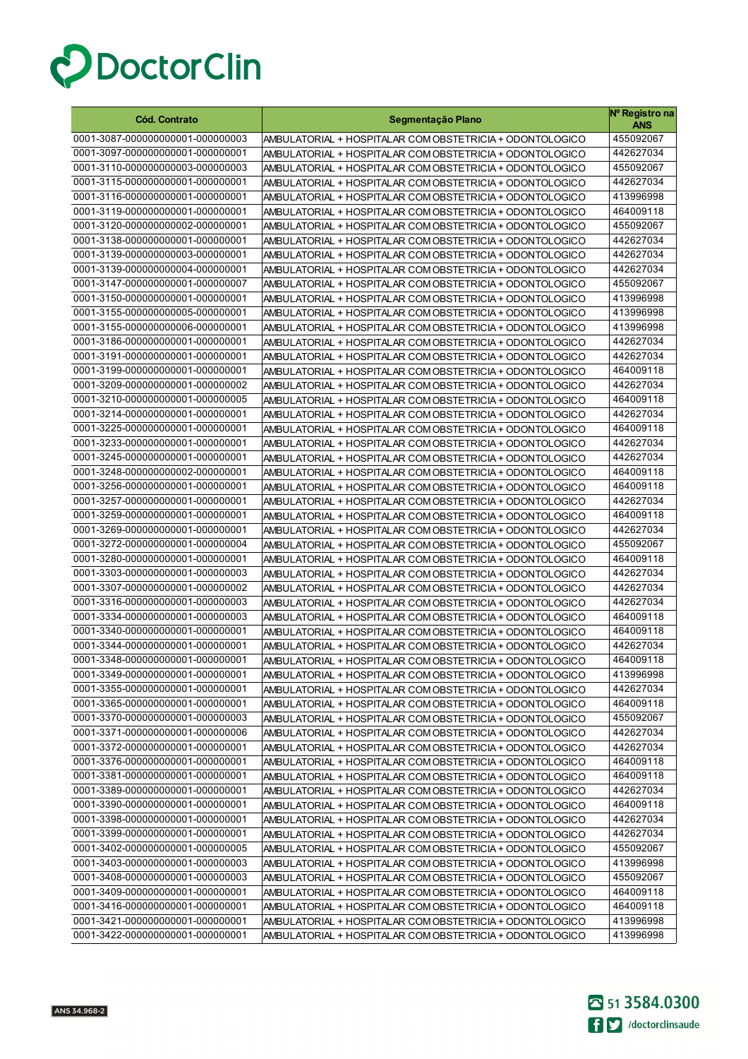# DoctorClin

| Cód. Contrato | Segmentação Plano | Nº Registro na ANS |
|---|---|---|
| 0001-3087-000000000001-000000003 | AMBULATORIAL + HOSPITALAR COM OBSTETRICIA + ODONTOLOGICO | 455092067 |
| 0001-3097-000000000001-000000001 | AMBULATORIAL + HOSPITALAR COM OBSTETRICIA + ODONTOLOGICO | 442627034 |
| 0001-3110-000000000003-000000003 | AMBULATORIAL + HOSPITALAR COM OBSTETRICIA + ODONTOLOGICO | 455092067 |
| 0001-3115-000000000001-000000001 | AMBULATORIAL + HOSPITALAR COM OBSTETRICIA + ODONTOLOGICO | 442627034 |
| 0001-3116-000000000001-000000001 | AMBULATORIAL + HOSPITALAR COM OBSTETRICIA + ODONTOLOGICO | 413996998 |
| 0001-3119-000000000001-000000001 | AMBULATORIAL + HOSPITALAR COM OBSTETRICIA + ODONTOLOGICO | 464009118 |
| 0001-3120-000000000002-000000001 | AMBULATORIAL + HOSPITALAR COM OBSTETRICIA + ODONTOLOGICO | 455092067 |
| 0001-3138-000000000001-000000001 | AMBULATORIAL + HOSPITALAR COM OBSTETRICIA + ODONTOLOGICO | 442627034 |
| 0001-3139-000000000003-000000001 | AMBULATORIAL + HOSPITALAR COM OBSTETRICIA + ODONTOLOGICO | 442627034 |
| 0001-3139-000000000004-000000001 | AMBULATORIAL + HOSPITALAR COM OBSTETRICIA + ODONTOLOGICO | 442627034 |
| 0001-3147-000000000001-000000007 | AMBULATORIAL + HOSPITALAR COM OBSTETRICIA + ODONTOLOGICO | 455092067 |
| 0001-3150-000000000001-000000001 | AMBULATORIAL + HOSPITALAR COM OBSTETRICIA + ODONTOLOGICO | 413996998 |
| 0001-3155-000000000005-000000001 | AMBULATORIAL + HOSPITALAR COM OBSTETRICIA + ODONTOLOGICO | 413996998 |
| 0001-3155-000000000006-000000001 | AMBULATORIAL + HOSPITALAR COM OBSTETRICIA + ODONTOLOGICO | 413996998 |
| 0001-3186-000000000001-000000001 | AMBULATORIAL + HOSPITALAR COM OBSTETRICIA + ODONTOLOGICO | 442627034 |
| 0001-3191-000000000001-000000001 | AMBULATORIAL + HOSPITALAR COM OBSTETRICIA + ODONTOLOGICO | 442627034 |
| 0001-3199-000000000001-000000001 | AMBULATORIAL + HOSPITALAR COM OBSTETRICIA + ODONTOLOGICO | 464009118 |
| 0001-3209-000000000001-000000002 | AMBULATORIAL + HOSPITALAR COM OBSTETRICIA + ODONTOLOGICO | 442627034 |
| 0001-3210-000000000001-000000005 | AMBULATORIAL + HOSPITALAR COM OBSTETRICIA + ODONTOLOGICO | 464009118 |
| 0001-3214-000000000001-000000001 | AMBULATORIAL + HOSPITALAR COM OBSTETRICIA + ODONTOLOGICO | 442627034 |
| 0001-3225-000000000001-000000001 | AMBULATORIAL + HOSPITALAR COM OBSTETRICIA + ODONTOLOGICO | 464009118 |
| 0001-3233-000000000001-000000001 | AMBULATORIAL + HOSPITALAR COM OBSTETRICIA + ODONTOLOGICO | 442627034 |
| 0001-3245-000000000001-000000001 | AMBULATORIAL + HOSPITALAR COM OBSTETRICIA + ODONTOLOGICO | 442627034 |
| 0001-3248-000000000002-000000001 | AMBULATORIAL + HOSPITALAR COM OBSTETRICIA + ODONTOLOGICO | 464009118 |
| 0001-3256-000000000001-000000001 | AMBULATORIAL + HOSPITALAR COM OBSTETRICIA + ODONTOLOGICO | 464009118 |
| 0001-3257-000000000001-000000001 | AMBULATORIAL + HOSPITALAR COM OBSTETRICIA + ODONTOLOGICO | 442627034 |
| 0001-3259-000000000001-000000001 | AMBULATORIAL + HOSPITALAR COM OBSTETRICIA + ODONTOLOGICO | 464009118 |
| 0001-3269-000000000001-000000001 | AMBULATORIAL + HOSPITALAR COM OBSTETRICIA + ODONTOLOGICO | 442627034 |
| 0001-3272-000000000001-000000004 | AMBULATORIAL + HOSPITALAR COM OBSTETRICIA + ODONTOLOGICO | 455092067 |
| 0001-3280-000000000001-000000001 | AMBULATORIAL + HOSPITALAR COM OBSTETRICIA + ODONTOLOGICO | 464009118 |
| 0001-3303-000000000001-000000003 | AMBULATORIAL + HOSPITALAR COM OBSTETRICIA + ODONTOLOGICO | 442627034 |
| 0001-3307-000000000001-000000002 | AMBULATORIAL + HOSPITALAR COM OBSTETRICIA + ODONTOLOGICO | 442627034 |
| 0001-3316-000000000001-000000003 | AMBULATORIAL + HOSPITALAR COM OBSTETRICIA + ODONTOLOGICO | 442627034 |
| 0001-3334-000000000001-000000003 | AMBULATORIAL + HOSPITALAR COM OBSTETRICIA + ODONTOLOGICO | 464009118 |
| 0001-3340-000000000001-000000001 | AMBULATORIAL + HOSPITALAR COM OBSTETRICIA + ODONTOLOGICO | 464009118 |
| 0001-3344-000000000001-000000001 | AMBULATORIAL + HOSPITALAR COM OBSTETRICIA + ODONTOLOGICO | 442627034 |
| 0001-3348-000000000001-000000001 | AMBULATORIAL + HOSPITALAR COM OBSTETRICIA + ODONTOLOGICO | 464009118 |
| 0001-3349-000000000001-000000001 | AMBULATORIAL + HOSPITALAR COM OBSTETRICIA + ODONTOLOGICO | 413996998 |
| 0001-3355-000000000001-000000001 | AMBULATORIAL + HOSPITALAR COM OBSTETRICIA + ODONTOLOGICO | 442627034 |
| 0001-3365-000000000001-000000001 | AMBULATORIAL + HOSPITALAR COM OBSTETRICIA + ODONTOLOGICO | 464009118 |
| 0001-3370-000000000001-000000003 | AMBULATORIAL + HOSPITALAR COM OBSTETRICIA + ODONTOLOGICO | 455092067 |
| 0001-3371-000000000001-000000006 | AMBULATORIAL + HOSPITALAR COM OBSTETRICIA + ODONTOLOGICO | 442627034 |
| 0001-3372-000000000001-000000001 | AMBULATORIAL + HOSPITALAR COM OBSTETRICIA + ODONTOLOGICO | 442627034 |
| 0001-3376-000000000001-000000001 | AMBULATORIAL + HOSPITALAR COM OBSTETRICIA + ODONTOLOGICO | 464009118 |
| 0001-3381-000000000001-000000001 | AMBULATORIAL + HOSPITALAR COM OBSTETRICIA + ODONTOLOGICO | 464009118 |
| 0001-3389-000000000001-000000001 | AMBULATORIAL + HOSPITALAR COM OBSTETRICIA + ODONTOLOGICO | 442627034 |
| 0001-3390-000000000001-000000001 | AMBULATORIAL + HOSPITALAR COM OBSTETRICIA + ODONTOLOGICO | 464009118 |
| 0001-3398-000000000001-000000001 | AMBULATORIAL + HOSPITALAR COM OBSTETRICIA + ODONTOLOGICO | 442627034 |
| 0001-3399-000000000001-000000001 | AMBULATORIAL + HOSPITALAR COM OBSTETRICIA + ODONTOLOGICO | 442627034 |
| 0001-3402-000000000001-000000005 | AMBULATORIAL + HOSPITALAR COM OBSTETRICIA + ODONTOLOGICO | 455092067 |
| 0001-3403-000000000001-000000003 | AMBULATORIAL + HOSPITALAR COM OBSTETRICIA + ODONTOLOGICO | 413996998 |
| 0001-3408-000000000001-000000003 | AMBULATORIAL + HOSPITALAR COM OBSTETRICIA + ODONTOLOGICO | 455092067 |
| 0001-3409-000000000001-000000001 | AMBULATORIAL + HOSPITALAR COM OBSTETRICIA + ODONTOLOGICO | 464009118 |
| 0001-3416-000000000001-000000001 | AMBULATORIAL + HOSPITALAR COM OBSTETRICIA + ODONTOLOGICO | 464009118 |
| 0001-3421-000000000001-000000001 | AMBULATORIAL + HOSPITALAR COM OBSTETRICIA + ODONTOLOGICO | 413996998 |
| 0001-3422-000000000001-000000001 | AMBULATORIAL + HOSPITALAR COM OBSTETRICIA + ODONTOLOGICO | 413996998 |

ANS 34.968-2

51 3584.0300

/doctorclinsaude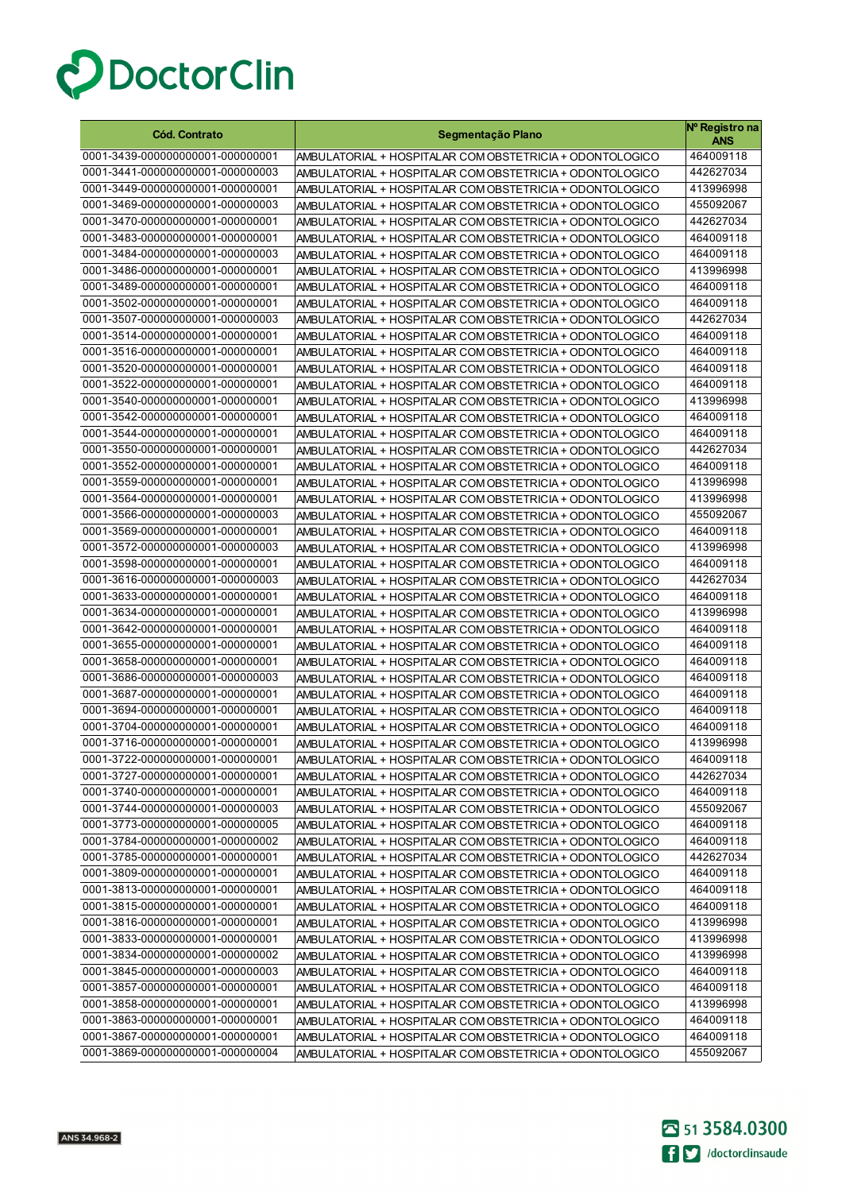# DoctorClin

| Cód. Contrato | Segmentação Plano | Nº Registro na ANS |
|---|---|---|
| 0001-3439-000000000001-000000001 | AMBULATORIAL + HOSPITALAR COM OBSTETRICIA + ODONTOLOGICO | 464009118 |
| 0001-3441-000000000001-000000003 | AMBULATORIAL + HOSPITALAR COM OBSTETRICIA + ODONTOLOGICO | 442627034 |
| 0001-3449-000000000001-000000001 | AMBULATORIAL + HOSPITALAR COM OBSTETRICIA + ODONTOLOGICO | 413996998 |
| 0001-3469-000000000001-000000003 | AMBULATORIAL + HOSPITALAR COM OBSTETRICIA + ODONTOLOGICO | 455092067 |
| 0001-3470-000000000001-000000001 | AMBULATORIAL + HOSPITALAR COM OBSTETRICIA + ODONTOLOGICO | 442627034 |
| 0001-3483-000000000001-000000001 | AMBULATORIAL + HOSPITALAR COM OBSTETRICIA + ODONTOLOGICO | 464009118 |
| 0001-3484-000000000001-000000003 | AMBULATORIAL + HOSPITALAR COM OBSTETRICIA + ODONTOLOGICO | 464009118 |
| 0001-3486-000000000001-000000001 | AMBULATORIAL + HOSPITALAR COM OBSTETRICIA + ODONTOLOGICO | 413996998 |
| 0001-3489-000000000001-000000001 | AMBULATORIAL + HOSPITALAR COM OBSTETRICIA + ODONTOLOGICO | 464009118 |
| 0001-3502-000000000001-000000001 | AMBULATORIAL + HOSPITALAR COM OBSTETRICIA + ODONTOLOGICO | 464009118 |
| 0001-3507-000000000001-000000003 | AMBULATORIAL + HOSPITALAR COM OBSTETRICIA + ODONTOLOGICO | 442627034 |
| 0001-3514-000000000001-000000001 | AMBULATORIAL + HOSPITALAR COM OBSTETRICIA + ODONTOLOGICO | 464009118 |
| 0001-3516-000000000001-000000001 | AMBULATORIAL + HOSPITALAR COM OBSTETRICIA + ODONTOLOGICO | 464009118 |
| 0001-3520-000000000001-000000001 | AMBULATORIAL + HOSPITALAR COM OBSTETRICIA + ODONTOLOGICO | 464009118 |
| 0001-3522-000000000001-000000001 | AMBULATORIAL + HOSPITALAR COM OBSTETRICIA + ODONTOLOGICO | 464009118 |
| 0001-3540-000000000001-000000001 | AMBULATORIAL + HOSPITALAR COM OBSTETRICIA + ODONTOLOGICO | 413996998 |
| 0001-3542-000000000001-000000001 | AMBULATORIAL + HOSPITALAR COM OBSTETRICIA + ODONTOLOGICO | 464009118 |
| 0001-3544-000000000001-000000001 | AMBULATORIAL + HOSPITALAR COM OBSTETRICIA + ODONTOLOGICO | 464009118 |
| 0001-3550-000000000001-000000001 | AMBULATORIAL + HOSPITALAR COM OBSTETRICIA + ODONTOLOGICO | 442627034 |
| 0001-3552-000000000001-000000001 | AMBULATORIAL + HOSPITALAR COM OBSTETRICIA + ODONTOLOGICO | 464009118 |
| 0001-3559-000000000001-000000001 | AMBULATORIAL + HOSPITALAR COM OBSTETRICIA + ODONTOLOGICO | 413996998 |
| 0001-3564-000000000001-000000001 | AMBULATORIAL + HOSPITALAR COM OBSTETRICIA + ODONTOLOGICO | 413996998 |
| 0001-3566-000000000001-000000003 | AMBULATORIAL + HOSPITALAR COM OBSTETRICIA + ODONTOLOGICO | 455092067 |
| 0001-3569-000000000001-000000001 | AMBULATORIAL + HOSPITALAR COM OBSTETRICIA + ODONTOLOGICO | 464009118 |
| 0001-3572-000000000001-000000003 | AMBULATORIAL + HOSPITALAR COM OBSTETRICIA + ODONTOLOGICO | 413996998 |
| 0001-3598-000000000001-000000001 | AMBULATORIAL + HOSPITALAR COM OBSTETRICIA + ODONTOLOGICO | 464009118 |
| 0001-3616-000000000001-000000003 | AMBULATORIAL + HOSPITALAR COM OBSTETRICIA + ODONTOLOGICO | 442627034 |
| 0001-3633-000000000001-000000001 | AMBULATORIAL + HOSPITALAR COM OBSTETRICIA + ODONTOLOGICO | 464009118 |
| 0001-3634-000000000001-000000001 | AMBULATORIAL + HOSPITALAR COM OBSTETRICIA + ODONTOLOGICO | 413996998 |
| 0001-3642-000000000001-000000001 | AMBULATORIAL + HOSPITALAR COM OBSTETRICIA + ODONTOLOGICO | 464009118 |
| 0001-3655-000000000001-000000001 | AMBULATORIAL + HOSPITALAR COM OBSTETRICIA + ODONTOLOGICO | 464009118 |
| 0001-3658-000000000001-000000001 | AMBULATORIAL + HOSPITALAR COM OBSTETRICIA + ODONTOLOGICO | 464009118 |
| 0001-3686-000000000001-000000003 | AMBULATORIAL + HOSPITALAR COM OBSTETRICIA + ODONTOLOGICO | 464009118 |
| 0001-3687-000000000001-000000001 | AMBULATORIAL + HOSPITALAR COM OBSTETRICIA + ODONTOLOGICO | 464009118 |
| 0001-3694-000000000001-000000001 | AMBULATORIAL + HOSPITALAR COM OBSTETRICIA + ODONTOLOGICO | 464009118 |
| 0001-3704-000000000001-000000001 | AMBULATORIAL + HOSPITALAR COM OBSTETRICIA + ODONTOLOGICO | 464009118 |
| 0001-3716-000000000001-000000001 | AMBULATORIAL + HOSPITALAR COM OBSTETRICIA + ODONTOLOGICO | 413996998 |
| 0001-3722-000000000001-000000001 | AMBULATORIAL + HOSPITALAR COM OBSTETRICIA + ODONTOLOGICO | 464009118 |
| 0001-3727-000000000001-000000001 | AMBULATORIAL + HOSPITALAR COM OBSTETRICIA + ODONTOLOGICO | 442627034 |
| 0001-3740-000000000001-000000001 | AMBULATORIAL + HOSPITALAR COM OBSTETRICIA + ODONTOLOGICO | 464009118 |
| 0001-3744-000000000001-000000003 | AMBULATORIAL + HOSPITALAR COM OBSTETRICIA + ODONTOLOGICO | 455092067 |
| 0001-3773-000000000001-000000005 | AMBULATORIAL + HOSPITALAR COM OBSTETRICIA + ODONTOLOGICO | 464009118 |
| 0001-3784-000000000001-000000002 | AMBULATORIAL + HOSPITALAR COM OBSTETRICIA + ODONTOLOGICO | 464009118 |
| 0001-3785-000000000001-000000001 | AMBULATORIAL + HOSPITALAR COM OBSTETRICIA + ODONTOLOGICO | 442627034 |
| 0001-3809-000000000001-000000001 | AMBULATORIAL + HOSPITALAR COM OBSTETRICIA + ODONTOLOGICO | 464009118 |
| 0001-3813-000000000001-000000001 | AMBULATORIAL + HOSPITALAR COM OBSTETRICIA + ODONTOLOGICO | 464009118 |
| 0001-3815-000000000001-000000001 | AMBULATORIAL + HOSPITALAR COM OBSTETRICIA + ODONTOLOGICO | 464009118 |
| 0001-3816-000000000001-000000001 | AMBULATORIAL + HOSPITALAR COM OBSTETRICIA + ODONTOLOGICO | 413996998 |
| 0001-3833-000000000001-000000001 | AMBULATORIAL + HOSPITALAR COM OBSTETRICIA + ODONTOLOGICO | 413996998 |
| 0001-3834-000000000001-000000002 | AMBULATORIAL + HOSPITALAR COM OBSTETRICIA + ODONTOLOGICO | 413996998 |
| 0001-3845-000000000001-000000003 | AMBULATORIAL + HOSPITALAR COM OBSTETRICIA + ODONTOLOGICO | 464009118 |
| 0001-3857-000000000001-000000001 | AMBULATORIAL + HOSPITALAR COM OBSTETRICIA + ODONTOLOGICO | 464009118 |
| 0001-3858-000000000001-000000001 | AMBULATORIAL + HOSPITALAR COM OBSTETRICIA + ODONTOLOGICO | 413996998 |
| 0001-3863-000000000001-000000001 | AMBULATORIAL + HOSPITALAR COM OBSTETRICIA + ODONTOLOGICO | 464009118 |
| 0001-3867-000000000001-000000001 | AMBULATORIAL + HOSPITALAR COM OBSTETRICIA + ODONTOLOGICO | 464009118 |
| 0001-3869-000000000001-000000004 | AMBULATORIAL + HOSPITALAR COM OBSTETRICIA + ODONTOLOGICO | 455092067 |

ANS 34.968-2

51 3584.0300

/doctorclinsaude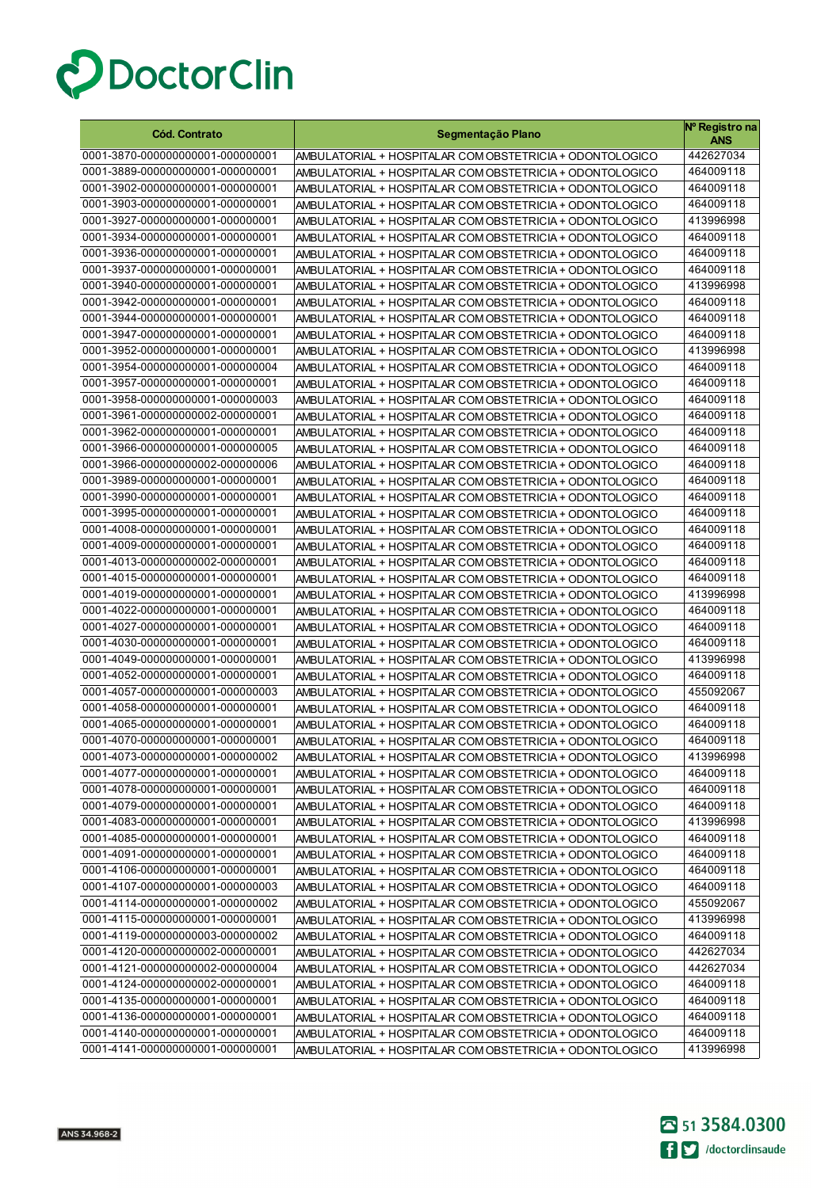DoctorClin

| Cód. Contrato | Segmentação Plano | Nº Registro na ANS |
|---|---|---|
| 0001-3870-000000000001-000000001 | AMBULATORIAL + HOSPITALAR COM OBSTETRICIA + ODONTOLOGICO | 442627034 |
| 0001-3889-000000000001-000000001 | AMBULATORIAL + HOSPITALAR COM OBSTETRICIA + ODONTOLOGICO | 464009118 |
| 0001-3902-000000000001-000000001 | AMBULATORIAL + HOSPITALAR COM OBSTETRICIA + ODONTOLOGICO | 464009118 |
| 0001-3903-000000000001-000000001 | AMBULATORIAL + HOSPITALAR COM OBSTETRICIA + ODONTOLOGICO | 464009118 |
| 0001-3927-000000000001-000000001 | AMBULATORIAL + HOSPITALAR COM OBSTETRICIA + ODONTOLOGICO | 413996998 |
| 0001-3934-000000000001-000000001 | AMBULATORIAL + HOSPITALAR COM OBSTETRICIA + ODONTOLOGICO | 464009118 |
| 0001-3936-000000000001-000000001 | AMBULATORIAL + HOSPITALAR COM OBSTETRICIA + ODONTOLOGICO | 464009118 |
| 0001-3937-000000000001-000000001 | AMBULATORIAL + HOSPITALAR COM OBSTETRICIA + ODONTOLOGICO | 464009118 |
| 0001-3940-000000000001-000000001 | AMBULATORIAL + HOSPITALAR COM OBSTETRICIA + ODONTOLOGICO | 413996998 |
| 0001-3942-000000000001-000000001 | AMBULATORIAL + HOSPITALAR COM OBSTETRICIA + ODONTOLOGICO | 464009118 |
| 0001-3944-000000000001-000000001 | AMBULATORIAL + HOSPITALAR COM OBSTETRICIA + ODONTOLOGICO | 464009118 |
| 0001-3947-000000000001-000000001 | AMBULATORIAL + HOSPITALAR COM OBSTETRICIA + ODONTOLOGICO | 464009118 |
| 0001-3952-000000000001-000000001 | AMBULATORIAL + HOSPITALAR COM OBSTETRICIA + ODONTOLOGICO | 413996998 |
| 0001-3954-000000000001-000000004 | AMBULATORIAL + HOSPITALAR COM OBSTETRICIA + ODONTOLOGICO | 464009118 |
| 0001-3957-000000000001-000000001 | AMBULATORIAL + HOSPITALAR COM OBSTETRICIA + ODONTOLOGICO | 464009118 |
| 0001-3958-000000000001-000000003 | AMBULATORIAL + HOSPITALAR COM OBSTETRICIA + ODONTOLOGICO | 464009118 |
| 0001-3961-000000000002-000000001 | AMBULATORIAL + HOSPITALAR COM OBSTETRICIA + ODONTOLOGICO | 464009118 |
| 0001-3962-000000000001-000000001 | AMBULATORIAL + HOSPITALAR COM OBSTETRICIA + ODONTOLOGICO | 464009118 |
| 0001-3966-000000000001-000000005 | AMBULATORIAL + HOSPITALAR COM OBSTETRICIA + ODONTOLOGICO | 464009118 |
| 0001-3966-000000000002-000000006 | AMBULATORIAL + HOSPITALAR COM OBSTETRICIA + ODONTOLOGICO | 464009118 |
| 0001-3989-000000000001-000000001 | AMBULATORIAL + HOSPITALAR COM OBSTETRICIA + ODONTOLOGICO | 464009118 |
| 0001-3990-000000000001-000000001 | AMBULATORIAL + HOSPITALAR COM OBSTETRICIA + ODONTOLOGICO | 464009118 |
| 0001-3995-000000000001-000000001 | AMBULATORIAL + HOSPITALAR COM OBSTETRICIA + ODONTOLOGICO | 464009118 |
| 0001-4008-000000000001-000000001 | AMBULATORIAL + HOSPITALAR COM OBSTETRICIA + ODONTOLOGICO | 464009118 |
| 0001-4009-000000000001-000000001 | AMBULATORIAL + HOSPITALAR COM OBSTETRICIA + ODONTOLOGICO | 464009118 |
| 0001-4013-000000000002-000000001 | AMBULATORIAL + HOSPITALAR COM OBSTETRICIA + ODONTOLOGICO | 464009118 |
| 0001-4015-000000000001-000000001 | AMBULATORIAL + HOSPITALAR COM OBSTETRICIA + ODONTOLOGICO | 464009118 |
| 0001-4019-000000000001-000000001 | AMBULATORIAL + HOSPITALAR COM OBSTETRICIA + ODONTOLOGICO | 413996998 |
| 0001-4022-000000000001-000000001 | AMBULATORIAL + HOSPITALAR COM OBSTETRICIA + ODONTOLOGICO | 464009118 |
| 0001-4027-000000000001-000000001 | AMBULATORIAL + HOSPITALAR COM OBSTETRICIA + ODONTOLOGICO | 464009118 |
| 0001-4030-000000000001-000000001 | AMBULATORIAL + HOSPITALAR COM OBSTETRICIA + ODONTOLOGICO | 464009118 |
| 0001-4049-000000000001-000000001 | AMBULATORIAL + HOSPITALAR COM OBSTETRICIA + ODONTOLOGICO | 413996998 |
| 0001-4052-000000000001-000000001 | AMBULATORIAL + HOSPITALAR COM OBSTETRICIA + ODONTOLOGICO | 464009118 |
| 0001-4057-000000000001-000000003 | AMBULATORIAL + HOSPITALAR COM OBSTETRICIA + ODONTOLOGICO | 455092067 |
| 0001-4058-000000000001-000000001 | AMBULATORIAL + HOSPITALAR COM OBSTETRICIA + ODONTOLOGICO | 464009118 |
| 0001-4065-000000000001-000000001 | AMBULATORIAL + HOSPITALAR COM OBSTETRICIA + ODONTOLOGICO | 464009118 |
| 0001-4070-000000000001-000000001 | AMBULATORIAL + HOSPITALAR COM OBSTETRICIA + ODONTOLOGICO | 464009118 |
| 0001-4073-000000000001-000000002 | AMBULATORIAL + HOSPITALAR COM OBSTETRICIA + ODONTOLOGICO | 413996998 |
| 0001-4077-000000000001-000000001 | AMBULATORIAL + HOSPITALAR COM OBSTETRICIA + ODONTOLOGICO | 464009118 |
| 0001-4078-000000000001-000000001 | AMBULATORIAL + HOSPITALAR COM OBSTETRICIA + ODONTOLOGICO | 464009118 |
| 0001-4079-000000000001-000000001 | AMBULATORIAL + HOSPITALAR COM OBSTETRICIA + ODONTOLOGICO | 464009118 |
| 0001-4083-000000000001-000000001 | AMBULATORIAL + HOSPITALAR COM OBSTETRICIA + ODONTOLOGICO | 413996998 |
| 0001-4085-000000000001-000000001 | AMBULATORIAL + HOSPITALAR COM OBSTETRICIA + ODONTOLOGICO | 464009118 |
| 0001-4091-000000000001-000000001 | AMBULATORIAL + HOSPITALAR COM OBSTETRICIA + ODONTOLOGICO | 464009118 |
| 0001-4106-000000000001-000000001 | AMBULATORIAL + HOSPITALAR COM OBSTETRICIA + ODONTOLOGICO | 464009118 |
| 0001-4107-000000000001-000000003 | AMBULATORIAL + HOSPITALAR COM OBSTETRICIA + ODONTOLOGICO | 464009118 |
| 0001-4114-000000000001-000000002 | AMBULATORIAL + HOSPITALAR COM OBSTETRICIA + ODONTOLOGICO | 455092067 |
| 0001-4115-000000000001-000000001 | AMBULATORIAL + HOSPITALAR COM OBSTETRICIA + ODONTOLOGICO | 413996998 |
| 0001-4119-000000000003-000000002 | AMBULATORIAL + HOSPITALAR COM OBSTETRICIA + ODONTOLOGICO | 464009118 |
| 0001-4120-000000000002-000000001 | AMBULATORIAL + HOSPITALAR COM OBSTETRICIA + ODONTOLOGICO | 442627034 |
| 0001-4121-000000000002-000000004 | AMBULATORIAL + HOSPITALAR COM OBSTETRICIA + ODONTOLOGICO | 442627034 |
| 0001-4124-000000000002-000000001 | AMBULATORIAL + HOSPITALAR COM OBSTETRICIA + ODONTOLOGICO | 464009118 |
| 0001-4135-000000000001-000000001 | AMBULATORIAL + HOSPITALAR COM OBSTETRICIA + ODONTOLOGICO | 464009118 |
| 0001-4136-000000000001-000000001 | AMBULATORIAL + HOSPITALAR COM OBSTETRICIA + ODONTOLOGICO | 464009118 |
| 0001-4140-000000000001-000000001 | AMBULATORIAL + HOSPITALAR COM OBSTETRICIA + ODONTOLOGICO | 464009118 |
| 0001-4141-000000000001-000000001 | AMBULATORIAL + HOSPITALAR COM OBSTETRICIA + ODONTOLOGICO | 413996998 |

ANS 34.968-2

51 3584.0300

/doctorclinsaude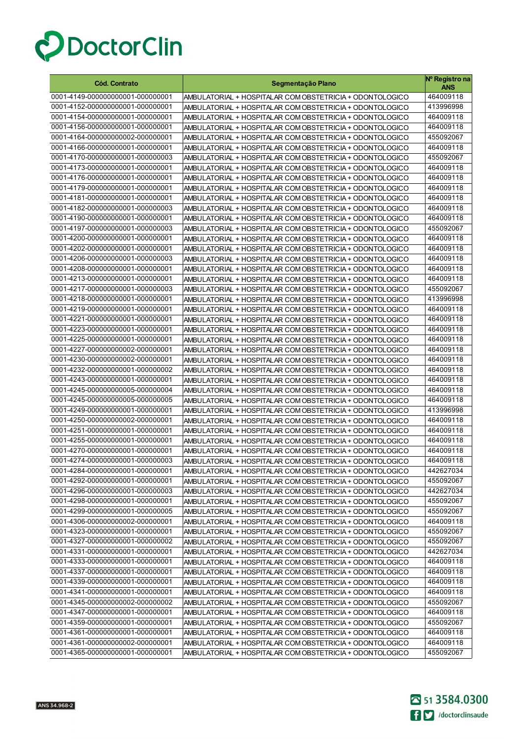DoctorClin

| Cód. Contrato | Segmentação Plano | Nº Registro na ANS |
|---|---|---|
| 0001-4149-000000000001-000000001 | AMBULATORIAL + HOSPITALAR COM OBSTETRICIA + ODONTOLOGICO | 464009118 |
| 0001-4152-000000000001-000000001 | AMBULATORIAL + HOSPITALAR COM OBSTETRICIA + ODONTOLOGICO | 413996998 |
| 0001-4154-000000000001-000000001 | AMBULATORIAL + HOSPITALAR COM OBSTETRICIA + ODONTOLOGICO | 464009118 |
| 0001-4156-000000000001-000000001 | AMBULATORIAL + HOSPITALAR COM OBSTETRICIA + ODONTOLOGICO | 464009118 |
| 0001-4164-000000000002-000000001 | AMBULATORIAL + HOSPITALAR COM OBSTETRICIA + ODONTOLOGICO | 455092067 |
| 0001-4166-000000000001-000000001 | AMBULATORIAL + HOSPITALAR COM OBSTETRICIA + ODONTOLOGICO | 464009118 |
| 0001-4170-000000000001-000000003 | AMBULATORIAL + HOSPITALAR COM OBSTETRICIA + ODONTOLOGICO | 455092067 |
| 0001-4173-000000000001-000000001 | AMBULATORIAL + HOSPITALAR COM OBSTETRICIA + ODONTOLOGICO | 464009118 |
| 0001-4176-000000000001-000000001 | AMBULATORIAL + HOSPITALAR COM OBSTETRICIA + ODONTOLOGICO | 464009118 |
| 0001-4179-000000000001-000000001 | AMBULATORIAL + HOSPITALAR COM OBSTETRICIA + ODONTOLOGICO | 464009118 |
| 0001-4181-000000000001-000000001 | AMBULATORIAL + HOSPITALAR COM OBSTETRICIA + ODONTOLOGICO | 464009118 |
| 0001-4182-000000000001-000000003 | AMBULATORIAL + HOSPITALAR COM OBSTETRICIA + ODONTOLOGICO | 464009118 |
| 0001-4190-000000000001-000000001 | AMBULATORIAL + HOSPITALAR COM OBSTETRICIA + ODONTOLOGICO | 464009118 |
| 0001-4197-000000000001-000000003 | AMBULATORIAL + HOSPITALAR COM OBSTETRICIA + ODONTOLOGICO | 455092067 |
| 0001-4200-000000000001-000000001 | AMBULATORIAL + HOSPITALAR COM OBSTETRICIA + ODONTOLOGICO | 464009118 |
| 0001-4202-000000000001-000000001 | AMBULATORIAL + HOSPITALAR COM OBSTETRICIA + ODONTOLOGICO | 464009118 |
| 0001-4206-000000000001-000000003 | AMBULATORIAL + HOSPITALAR COM OBSTETRICIA + ODONTOLOGICO | 464009118 |
| 0001-4208-000000000001-000000001 | AMBULATORIAL + HOSPITALAR COM OBSTETRICIA + ODONTOLOGICO | 464009118 |
| 0001-4213-000000000001-000000001 | AMBULATORIAL + HOSPITALAR COM OBSTETRICIA + ODONTOLOGICO | 464009118 |
| 0001-4217-000000000001-000000003 | AMBULATORIAL + HOSPITALAR COM OBSTETRICIA + ODONTOLOGICO | 455092067 |
| 0001-4218-000000000001-000000001 | AMBULATORIAL + HOSPITALAR COM OBSTETRICIA + ODONTOLOGICO | 413996998 |
| 0001-4219-000000000001-000000001 | AMBULATORIAL + HOSPITALAR COM OBSTETRICIA + ODONTOLOGICO | 464009118 |
| 0001-4221-000000000001-000000001 | AMBULATORIAL + HOSPITALAR COM OBSTETRICIA + ODONTOLOGICO | 464009118 |
| 0001-4223-000000000001-000000001 | AMBULATORIAL + HOSPITALAR COM OBSTETRICIA + ODONTOLOGICO | 464009118 |
| 0001-4225-000000000001-000000001 | AMBULATORIAL + HOSPITALAR COM OBSTETRICIA + ODONTOLOGICO | 464009118 |
| 0001-4227-000000000002-000000001 | AMBULATORIAL + HOSPITALAR COM OBSTETRICIA + ODONTOLOGICO | 464009118 |
| 0001-4230-000000000002-000000001 | AMBULATORIAL + HOSPITALAR COM OBSTETRICIA + ODONTOLOGICO | 464009118 |
| 0001-4232-000000000001-000000002 | AMBULATORIAL + HOSPITALAR COM OBSTETRICIA + ODONTOLOGICO | 464009118 |
| 0001-4243-000000000001-000000001 | AMBULATORIAL + HOSPITALAR COM OBSTETRICIA + ODONTOLOGICO | 464009118 |
| 0001-4245-000000000005-000000004 | AMBULATORIAL + HOSPITALAR COM OBSTETRICIA + ODONTOLOGICO | 464009118 |
| 0001-4245-000000000005-000000005 | AMBULATORIAL + HOSPITALAR COM OBSTETRICIA + ODONTOLOGICO | 464009118 |
| 0001-4249-000000000001-000000001 | AMBULATORIAL + HOSPITALAR COM OBSTETRICIA + ODONTOLOGICO | 413996998 |
| 0001-4250-000000000002-000000001 | AMBULATORIAL + HOSPITALAR COM OBSTETRICIA + ODONTOLOGICO | 464009118 |
| 0001-4251-000000000001-000000001 | AMBULATORIAL + HOSPITALAR COM OBSTETRICIA + ODONTOLOGICO | 464009118 |
| 0001-4255-000000000001-000000001 | AMBULATORIAL + HOSPITALAR COM OBSTETRICIA + ODONTOLOGICO | 464009118 |
| 0001-4270-000000000001-000000001 | AMBULATORIAL + HOSPITALAR COM OBSTETRICIA + ODONTOLOGICO | 464009118 |
| 0001-4274-000000000001-000000003 | AMBULATORIAL + HOSPITALAR COM OBSTETRICIA + ODONTOLOGICO | 464009118 |
| 0001-4284-000000000001-000000001 | AMBULATORIAL + HOSPITALAR COM OBSTETRICIA + ODONTOLOGICO | 442627034 |
| 0001-4292-000000000001-000000001 | AMBULATORIAL + HOSPITALAR COM OBSTETRICIA + ODONTOLOGICO | 455092067 |
| 0001-4296-000000000001-000000003 | AMBULATORIAL + HOSPITALAR COM OBSTETRICIA + ODONTOLOGICO | 442627034 |
| 0001-4298-000000000001-000000001 | AMBULATORIAL + HOSPITALAR COM OBSTETRICIA + ODONTOLOGICO | 455092067 |
| 0001-4299-000000000001-000000005 | AMBULATORIAL + HOSPITALAR COM OBSTETRICIA + ODONTOLOGICO | 455092067 |
| 0001-4306-000000000002-000000001 | AMBULATORIAL + HOSPITALAR COM OBSTETRICIA + ODONTOLOGICO | 464009118 |
| 0001-4323-000000000001-000000001 | AMBULATORIAL + HOSPITALAR COM OBSTETRICIA + ODONTOLOGICO | 455092067 |
| 0001-4327-000000000001-000000002 | AMBULATORIAL + HOSPITALAR COM OBSTETRICIA + ODONTOLOGICO | 455092067 |
| 0001-4331-000000000001-000000001 | AMBULATORIAL + HOSPITALAR COM OBSTETRICIA + ODONTOLOGICO | 442627034 |
| 0001-4333-000000000001-000000001 | AMBULATORIAL + HOSPITALAR COM OBSTETRICIA + ODONTOLOGICO | 464009118 |
| 0001-4337-000000000001-000000001 | AMBULATORIAL + HOSPITALAR COM OBSTETRICIA + ODONTOLOGICO | 464009118 |
| 0001-4339-000000000001-000000001 | AMBULATORIAL + HOSPITALAR COM OBSTETRICIA + ODONTOLOGICO | 464009118 |
| 0001-4341-000000000001-000000001 | AMBULATORIAL + HOSPITALAR COM OBSTETRICIA + ODONTOLOGICO | 464009118 |
| 0001-4345-000000000002-000000002 | AMBULATORIAL + HOSPITALAR COM OBSTETRICIA + ODONTOLOGICO | 455092067 |
| 0001-4347-000000000001-000000001 | AMBULATORIAL + HOSPITALAR COM OBSTETRICIA + ODONTOLOGICO | 464009118 |
| 0001-4359-000000000001-000000001 | AMBULATORIAL + HOSPITALAR COM OBSTETRICIA + ODONTOLOGICO | 455092067 |
| 0001-4361-000000000001-000000001 | AMBULATORIAL + HOSPITALAR COM OBSTETRICIA + ODONTOLOGICO | 464009118 |
| 0001-4361-000000000002-000000001 | AMBULATORIAL + HOSPITALAR COM OBSTETRICIA + ODONTOLOGICO | 464009118 |
| 0001-4365-000000000001-000000001 | AMBULATORIAL + HOSPITALAR COM OBSTETRICIA + ODONTOLOGICO | 455092067 |

ANS 34.968-2

51 3584.0300

/doctorclinsaude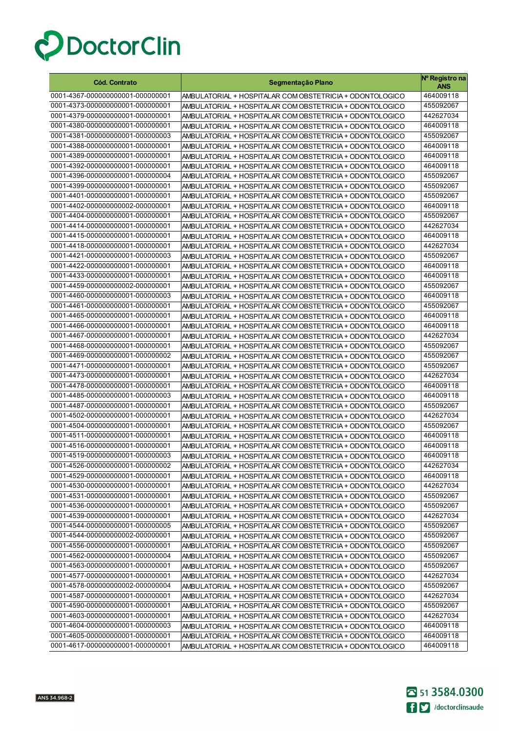| Cód. Contrato | Segmentação Plano | Nº Registro na ANS |
|---|---|---|
| 0001-4367-000000000001-000000001 | AMBULATORIAL + HOSPITALAR COM OBSTETRICIA + ODONTOLOGICO | 464009118 |
| 0001-4373-000000000001-000000001 | AMBULATORIAL + HOSPITALAR COM OBSTETRICIA + ODONTOLOGICO | 455092067 |
| 0001-4379-000000000001-000000001 | AMBULATORIAL + HOSPITALAR COM OBSTETRICIA + ODONTOLOGICO | 442627034 |
| 0001-4380-000000000001-000000001 | AMBULATORIAL + HOSPITALAR COM OBSTETRICIA + ODONTOLOGICO | 464009118 |
| 0001-4381-000000000001-000000003 | AMBULATORIAL + HOSPITALAR COM OBSTETRICIA + ODONTOLOGICO | 455092067 |
| 0001-4388-000000000001-000000001 | AMBULATORIAL + HOSPITALAR COM OBSTETRICIA + ODONTOLOGICO | 464009118 |
| 0001-4389-000000000001-000000001 | AMBULATORIAL + HOSPITALAR COM OBSTETRICIA + ODONTOLOGICO | 464009118 |
| 0001-4392-000000000001-000000001 | AMBULATORIAL + HOSPITALAR COM OBSTETRICIA + ODONTOLOGICO | 464009118 |
| 0001-4396-000000000001-000000004 | AMBULATORIAL + HOSPITALAR COM OBSTETRICIA + ODONTOLOGICO | 455092067 |
| 0001-4399-000000000001-000000001 | AMBULATORIAL + HOSPITALAR COM OBSTETRICIA + ODONTOLOGICO | 455092067 |
| 0001-4401-000000000001-000000001 | AMBULATORIAL + HOSPITALAR COM OBSTETRICIA + ODONTOLOGICO | 455092067 |
| 0001-4402-000000000002-000000001 | AMBULATORIAL + HOSPITALAR COM OBSTETRICIA + ODONTOLOGICO | 464009118 |
| 0001-4404-000000000001-000000001 | AMBULATORIAL + HOSPITALAR COM OBSTETRICIA + ODONTOLOGICO | 455092067 |
| 0001-4414-000000000001-000000001 | AMBULATORIAL + HOSPITALAR COM OBSTETRICIA + ODONTOLOGICO | 442627034 |
| 0001-4415-000000000001-000000001 | AMBULATORIAL + HOSPITALAR COM OBSTETRICIA + ODONTOLOGICO | 464009118 |
| 0001-4418-000000000001-000000001 | AMBULATORIAL + HOSPITALAR COM OBSTETRICIA + ODONTOLOGICO | 442627034 |
| 0001-4421-000000000001-000000003 | AMBULATORIAL + HOSPITALAR COM OBSTETRICIA + ODONTOLOGICO | 455092067 |
| 0001-4422-000000000001-000000001 | AMBULATORIAL + HOSPITALAR COM OBSTETRICIA + ODONTOLOGICO | 464009118 |
| 0001-4433-000000000001-000000001 | AMBULATORIAL + HOSPITALAR COM OBSTETRICIA + ODONTOLOGICO | 464009118 |
| 0001-4459-000000000002-000000001 | AMBULATORIAL + HOSPITALAR COM OBSTETRICIA + ODONTOLOGICO | 455092067 |
| 0001-4460-000000000001-000000003 | AMBULATORIAL + HOSPITALAR COM OBSTETRICIA + ODONTOLOGICO | 464009118 |
| 0001-4461-000000000001-000000001 | AMBULATORIAL + HOSPITALAR COM OBSTETRICIA + ODONTOLOGICO | 455092067 |
| 0001-4465-000000000001-000000001 | AMBULATORIAL + HOSPITALAR COM OBSTETRICIA + ODONTOLOGICO | 464009118 |
| 0001-4466-000000000001-000000001 | AMBULATORIAL + HOSPITALAR COM OBSTETRICIA + ODONTOLOGICO | 464009118 |
| 0001-4467-000000000001-000000001 | AMBULATORIAL + HOSPITALAR COM OBSTETRICIA + ODONTOLOGICO | 442627034 |
| 0001-4468-000000000001-000000001 | AMBULATORIAL + HOSPITALAR COM OBSTETRICIA + ODONTOLOGICO | 455092067 |
| 0001-4469-000000000001-000000002 | AMBULATORIAL + HOSPITALAR COM OBSTETRICIA + ODONTOLOGICO | 455092067 |
| 0001-4471-000000000001-000000001 | AMBULATORIAL + HOSPITALAR COM OBSTETRICIA + ODONTOLOGICO | 455092067 |
| 0001-4473-000000000001-000000001 | AMBULATORIAL + HOSPITALAR COM OBSTETRICIA + ODONTOLOGICO | 442627034 |
| 0001-4478-000000000001-000000001 | AMBULATORIAL + HOSPITALAR COM OBSTETRICIA + ODONTOLOGICO | 464009118 |
| 0001-4485-000000000001-000000003 | AMBULATORIAL + HOSPITALAR COM OBSTETRICIA + ODONTOLOGICO | 464009118 |
| 0001-4487-000000000001-000000001 | AMBULATORIAL + HOSPITALAR COM OBSTETRICIA + ODONTOLOGICO | 455092067 |
| 0001-4502-000000000001-000000001 | AMBULATORIAL + HOSPITALAR COM OBSTETRICIA + ODONTOLOGICO | 442627034 |
| 0001-4504-000000000001-000000001 | AMBULATORIAL + HOSPITALAR COM OBSTETRICIA + ODONTOLOGICO | 455092067 |
| 0001-4511-000000000001-000000001 | AMBULATORIAL + HOSPITALAR COM OBSTETRICIA + ODONTOLOGICO | 464009118 |
| 0001-4516-000000000001-000000001 | AMBULATORIAL + HOSPITALAR COM OBSTETRICIA + ODONTOLOGICO | 464009118 |
| 0001-4519-000000000001-000000003 | AMBULATORIAL + HOSPITALAR COM OBSTETRICIA + ODONTOLOGICO | 464009118 |
| 0001-4526-000000000001-000000002 | AMBULATORIAL + HOSPITALAR COM OBSTETRICIA + ODONTOLOGICO | 442627034 |
| 0001-4529-000000000001-000000001 | AMBULATORIAL + HOSPITALAR COM OBSTETRICIA + ODONTOLOGICO | 464009118 |
| 0001-4530-000000000001-000000001 | AMBULATORIAL + HOSPITALAR COM OBSTETRICIA + ODONTOLOGICO | 442627034 |
| 0001-4531-000000000001-000000001 | AMBULATORIAL + HOSPITALAR COM OBSTETRICIA + ODONTOLOGICO | 455092067 |
| 0001-4536-000000000001-000000001 | AMBULATORIAL + HOSPITALAR COM OBSTETRICIA + ODONTOLOGICO | 455092067 |
| 0001-4539-000000000001-000000001 | AMBULATORIAL + HOSPITALAR COM OBSTETRICIA + ODONTOLOGICO | 442627034 |
| 0001-4544-000000000001-000000005 | AMBULATORIAL + HOSPITALAR COM OBSTETRICIA + ODONTOLOGICO | 455092067 |
| 0001-4544-000000000002-000000001 | AMBULATORIAL + HOSPITALAR COM OBSTETRICIA + ODONTOLOGICO | 455092067 |
| 0001-4556-000000000001-000000001 | AMBULATORIAL + HOSPITALAR COM OBSTETRICIA + ODONTOLOGICO | 455092067 |
| 0001-4562-000000000001-000000004 | AMBULATORIAL + HOSPITALAR COM OBSTETRICIA + ODONTOLOGICO | 455092067 |
| 0001-4563-000000000001-000000001 | AMBULATORIAL + HOSPITALAR COM OBSTETRICIA + ODONTOLOGICO | 455092067 |
| 0001-4577-000000000001-000000001 | AMBULATORIAL + HOSPITALAR COM OBSTETRICIA + ODONTOLOGICO | 442627034 |
| 0001-4578-000000000002-000000004 | AMBULATORIAL + HOSPITALAR COM OBSTETRICIA + ODONTOLOGICO | 455092067 |
| 0001-4587-000000000001-000000001 | AMBULATORIAL + HOSPITALAR COM OBSTETRICIA + ODONTOLOGICO | 442627034 |
| 0001-4590-000000000001-000000001 | AMBULATORIAL + HOSPITALAR COM OBSTETRICIA + ODONTOLOGICO | 455092067 |
| 0001-4603-000000000001-000000001 | AMBULATORIAL + HOSPITALAR COM OBSTETRICIA + ODONTOLOGICO | 442627034 |
| 0001-4604-000000000001-000000003 | AMBULATORIAL + HOSPITALAR COM OBSTETRICIA + ODONTOLOGICO | 464009118 |
| 0001-4605-000000000001-000000001 | AMBULATORIAL + HOSPITALAR COM OBSTETRICIA + ODONTOLOGICO | 464009118 |
| 0001-4617-000000000001-000000001 | AMBULATORIAL + HOSPITALAR COM OBSTETRICIA + ODONTOLOGICO | 464009118 |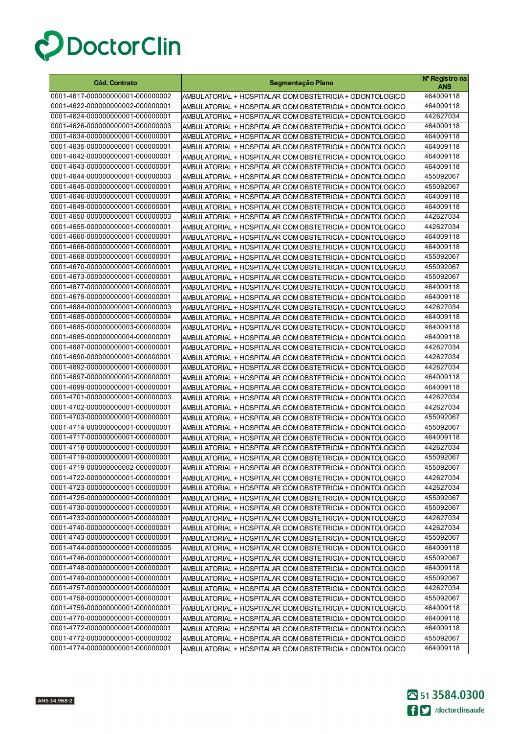| Cód. Contrato | Segmentação Plano | Nº Registro na ANS |
|---|---|---|
| 0001-4617-000000000001-000000002 | AMBULATORIAL + HOSPITALAR COM OBSTETRICIA + ODONTOLOGICO | 464009118 |
| 0001-4622-000000000002-000000001 | AMBULATORIAL + HOSPITALAR COM OBSTETRICIA + ODONTOLOGICO | 464009118 |
| 0001-4624-000000000001-000000001 | AMBULATORIAL + HOSPITALAR COM OBSTETRICIA + ODONTOLOGICO | 442627034 |
| 0001-4626-000000000001-000000003 | AMBULATORIAL + HOSPITALAR COM OBSTETRICIA + ODONTOLOGICO | 464009118 |
| 0001-4634-000000000001-000000001 | AMBULATORIAL + HOSPITALAR COM OBSTETRICIA + ODONTOLOGICO | 464009118 |
| 0001-4635-000000000001-000000001 | AMBULATORIAL + HOSPITALAR COM OBSTETRICIA + ODONTOLOGICO | 464009118 |
| 0001-4642-000000000001-000000001 | AMBULATORIAL + HOSPITALAR COM OBSTETRICIA + ODONTOLOGICO | 464009118 |
| 0001-4643-000000000001-000000001 | AMBULATORIAL + HOSPITALAR COM OBSTETRICIA + ODONTOLOGICO | 464009118 |
| 0001-4644-000000000001-000000003 | AMBULATORIAL + HOSPITALAR COM OBSTETRICIA + ODONTOLOGICO | 455092067 |
| 0001-4645-000000000001-000000001 | AMBULATORIAL + HOSPITALAR COM OBSTETRICIA + ODONTOLOGICO | 455092067 |
| 0001-4646-000000000001-000000001 | AMBULATORIAL + HOSPITALAR COM OBSTETRICIA + ODONTOLOGICO | 464009118 |
| 0001-4649-000000000001-000000001 | AMBULATORIAL + HOSPITALAR COM OBSTETRICIA + ODONTOLOGICO | 464009118 |
| 0001-4650-000000000001-000000003 | AMBULATORIAL + HOSPITALAR COM OBSTETRICIA + ODONTOLOGICO | 442627034 |
| 0001-4655-000000000001-000000001 | AMBULATORIAL + HOSPITALAR COM OBSTETRICIA + ODONTOLOGICO | 442627034 |
| 0001-4660-000000000001-000000001 | AMBULATORIAL + HOSPITALAR COM OBSTETRICIA + ODONTOLOGICO | 464009118 |
| 0001-4666-000000000001-000000001 | AMBULATORIAL + HOSPITALAR COM OBSTETRICIA + ODONTOLOGICO | 464009118 |
| 0001-4668-000000000001-000000001 | AMBULATORIAL + HOSPITALAR COM OBSTETRICIA + ODONTOLOGICO | 455092067 |
| 0001-4670-000000000001-000000001 | AMBULATORIAL + HOSPITALAR COM OBSTETRICIA + ODONTOLOGICO | 455092067 |
| 0001-4673-000000000001-000000001 | AMBULATORIAL + HOSPITALAR COM OBSTETRICIA + ODONTOLOGICO | 455092067 |
| 0001-4677-000000000001-000000001 | AMBULATORIAL + HOSPITALAR COM OBSTETRICIA + ODONTOLOGICO | 464009118 |
| 0001-4679-000000000001-000000001 | AMBULATORIAL + HOSPITALAR COM OBSTETRICIA + ODONTOLOGICO | 464009118 |
| 0001-4684-000000000001-000000003 | AMBULATORIAL + HOSPITALAR COM OBSTETRICIA + ODONTOLOGICO | 442627034 |
| 0001-4685-000000000001-000000004 | AMBULATORIAL + HOSPITALAR COM OBSTETRICIA + ODONTOLOGICO | 464009118 |
| 0001-4685-000000000003-000000004 | AMBULATORIAL + HOSPITALAR COM OBSTETRICIA + ODONTOLOGICO | 464009118 |
| 0001-4685-000000000004-000000001 | AMBULATORIAL + HOSPITALAR COM OBSTETRICIA + ODONTOLOGICO | 464009118 |
| 0001-4687-000000000001-000000001 | AMBULATORIAL + HOSPITALAR COM OBSTETRICIA + ODONTOLOGICO | 442627034 |
| 0001-4690-000000000001-000000001 | AMBULATORIAL + HOSPITALAR COM OBSTETRICIA + ODONTOLOGICO | 442627034 |
| 0001-4692-000000000001-000000001 | AMBULATORIAL + HOSPITALAR COM OBSTETRICIA + ODONTOLOGICO | 442627034 |
| 0001-4697-000000000001-000000001 | AMBULATORIAL + HOSPITALAR COM OBSTETRICIA + ODONTOLOGICO | 464009118 |
| 0001-4699-000000000001-000000001 | AMBULATORIAL + HOSPITALAR COM OBSTETRICIA + ODONTOLOGICO | 464009118 |
| 0001-4701-000000000001-000000003 | AMBULATORIAL + HOSPITALAR COM OBSTETRICIA + ODONTOLOGICO | 442627034 |
| 0001-4702-000000000001-000000001 | AMBULATORIAL + HOSPITALAR COM OBSTETRICIA + ODONTOLOGICO | 442627034 |
| 0001-4703-000000000001-000000001 | AMBULATORIAL + HOSPITALAR COM OBSTETRICIA + ODONTOLOGICO | 455092067 |
| 0001-4714-000000000001-000000001 | AMBULATORIAL + HOSPITALAR COM OBSTETRICIA + ODONTOLOGICO | 455092067 |
| 0001-4717-000000000001-000000001 | AMBULATORIAL + HOSPITALAR COM OBSTETRICIA + ODONTOLOGICO | 464009118 |
| 0001-4718-000000000001-000000001 | AMBULATORIAL + HOSPITALAR COM OBSTETRICIA + ODONTOLOGICO | 442627034 |
| 0001-4719-000000000001-000000001 | AMBULATORIAL + HOSPITALAR COM OBSTETRICIA + ODONTOLOGICO | 455092067 |
| 0001-4719-000000000002-000000001 | AMBULATORIAL + HOSPITALAR COM OBSTETRICIA + ODONTOLOGICO | 455092067 |
| 0001-4722-000000000001-000000001 | AMBULATORIAL + HOSPITALAR COM OBSTETRICIA + ODONTOLOGICO | 442627034 |
| 0001-4723-000000000001-000000001 | AMBULATORIAL + HOSPITALAR COM OBSTETRICIA + ODONTOLOGICO | 442627034 |
| 0001-4725-000000000001-000000001 | AMBULATORIAL + HOSPITALAR COM OBSTETRICIA + ODONTOLOGICO | 455092067 |
| 0001-4730-000000000001-000000001 | AMBULATORIAL + HOSPITALAR COM OBSTETRICIA + ODONTOLOGICO | 455092067 |
| 0001-4732-000000000001-000000001 | AMBULATORIAL + HOSPITALAR COM OBSTETRICIA + ODONTOLOGICO | 442627034 |
| 0001-4740-000000000001-000000001 | AMBULATORIAL + HOSPITALAR COM OBSTETRICIA + ODONTOLOGICO | 442627034 |
| 0001-4743-000000000001-000000001 | AMBULATORIAL + HOSPITALAR COM OBSTETRICIA + ODONTOLOGICO | 455092067 |
| 0001-4744-000000000001-000000005 | AMBULATORIAL + HOSPITALAR COM OBSTETRICIA + ODONTOLOGICO | 464009118 |
| 0001-4746-000000000001-000000001 | AMBULATORIAL + HOSPITALAR COM OBSTETRICIA + ODONTOLOGICO | 455092067 |
| 0001-4748-000000000001-000000001 | AMBULATORIAL + HOSPITALAR COM OBSTETRICIA + ODONTOLOGICO | 464009118 |
| 0001-4749-000000000001-000000001 | AMBULATORIAL + HOSPITALAR COM OBSTETRICIA + ODONTOLOGICO | 455092067 |
| 0001-4757-000000000001-000000001 | AMBULATORIAL + HOSPITALAR COM OBSTETRICIA + ODONTOLOGICO | 442627034 |
| 0001-4758-000000000001-000000001 | AMBULATORIAL + HOSPITALAR COM OBSTETRICIA + ODONTOLOGICO | 455092067 |
| 0001-4759-000000000001-000000001 | AMBULATORIAL + HOSPITALAR COM OBSTETRICIA + ODONTOLOGICO | 464009118 |
| 0001-4770-000000000001-000000001 | AMBULATORIAL + HOSPITALAR COM OBSTETRICIA + ODONTOLOGICO | 464009118 |
| 0001-4772-000000000001-000000001 | AMBULATORIAL + HOSPITALAR COM OBSTETRICIA + ODONTOLOGICO | 464009118 |
| 0001-4772-000000000001-000000002 | AMBULATORIAL + HOSPITALAR COM OBSTETRICIA + ODONTOLOGICO | 455092067 |
| 0001-4774-000000000001-000000001 | AMBULATORIAL + HOSPITALAR COM OBSTETRICIA + ODONTOLOGICO | 464009118 |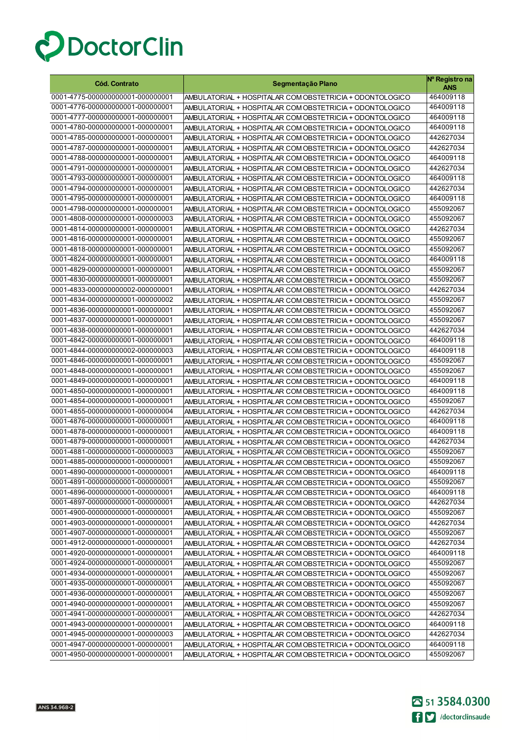| Cód. Contrato | Segmentação Plano | Nº Registro na ANS |
|---|---|---|
| 0001-4775-000000000001-000000001 | AMBULATORIAL + HOSPITALAR COM OBSTETRICIA + ODONTOLOGICO | 464009118 |
| 0001-4776-000000000001-000000001 | AMBULATORIAL + HOSPITALAR COM OBSTETRICIA + ODONTOLOGICO | 464009118 |
| 0001-4777-000000000001-000000001 | AMBULATORIAL + HOSPITALAR COM OBSTETRICIA + ODONTOLOGICO | 464009118 |
| 0001-4780-000000000001-000000001 | AMBULATORIAL + HOSPITALAR COM OBSTETRICIA + ODONTOLOGICO | 464009118 |
| 0001-4785-000000000001-000000001 | AMBULATORIAL + HOSPITALAR COM OBSTETRICIA + ODONTOLOGICO | 442627034 |
| 0001-4787-000000000001-000000001 | AMBULATORIAL + HOSPITALAR COM OBSTETRICIA + ODONTOLOGICO | 442627034 |
| 0001-4788-000000000001-000000001 | AMBULATORIAL + HOSPITALAR COM OBSTETRICIA + ODONTOLOGICO | 464009118 |
| 0001-4791-000000000001-000000001 | AMBULATORIAL + HOSPITALAR COM OBSTETRICIA + ODONTOLOGICO | 442627034 |
| 0001-4793-000000000001-000000001 | AMBULATORIAL + HOSPITALAR COM OBSTETRICIA + ODONTOLOGICO | 464009118 |
| 0001-4794-000000000001-000000001 | AMBULATORIAL + HOSPITALAR COM OBSTETRICIA + ODONTOLOGICO | 442627034 |
| 0001-4795-000000000001-000000001 | AMBULATORIAL + HOSPITALAR COM OBSTETRICIA + ODONTOLOGICO | 464009118 |
| 0001-4798-000000000001-000000001 | AMBULATORIAL + HOSPITALAR COM OBSTETRICIA + ODONTOLOGICO | 455092067 |
| 0001-4808-000000000001-000000003 | AMBULATORIAL + HOSPITALAR COM OBSTETRICIA + ODONTOLOGICO | 455092067 |
| 0001-4814-000000000001-000000001 | AMBULATORIAL + HOSPITALAR COM OBSTETRICIA + ODONTOLOGICO | 442627034 |
| 0001-4816-000000000001-000000001 | AMBULATORIAL + HOSPITALAR COM OBSTETRICIA + ODONTOLOGICO | 455092067 |
| 0001-4818-000000000001-000000001 | AMBULATORIAL + HOSPITALAR COM OBSTETRICIA + ODONTOLOGICO | 455092067 |
| 0001-4824-000000000001-000000001 | AMBULATORIAL + HOSPITALAR COM OBSTETRICIA + ODONTOLOGICO | 464009118 |
| 0001-4829-000000000001-000000001 | AMBULATORIAL + HOSPITALAR COM OBSTETRICIA + ODONTOLOGICO | 455092067 |
| 0001-4830-000000000001-000000001 | AMBULATORIAL + HOSPITALAR COM OBSTETRICIA + ODONTOLOGICO | 455092067 |
| 0001-4833-000000000002-000000001 | AMBULATORIAL + HOSPITALAR COM OBSTETRICIA + ODONTOLOGICO | 442627034 |
| 0001-4834-000000000001-000000002 | AMBULATORIAL + HOSPITALAR COM OBSTETRICIA + ODONTOLOGICO | 455092067 |
| 0001-4836-000000000001-000000001 | AMBULATORIAL + HOSPITALAR COM OBSTETRICIA + ODONTOLOGICO | 455092067 |
| 0001-4837-000000000001-000000001 | AMBULATORIAL + HOSPITALAR COM OBSTETRICIA + ODONTOLOGICO | 455092067 |
| 0001-4838-000000000001-000000001 | AMBULATORIAL + HOSPITALAR COM OBSTETRICIA + ODONTOLOGICO | 442627034 |
| 0001-4842-000000000001-000000001 | AMBULATORIAL + HOSPITALAR COM OBSTETRICIA + ODONTOLOGICO | 464009118 |
| 0001-4844-000000000002-000000003 | AMBULATORIAL + HOSPITALAR COM OBSTETRICIA + ODONTOLOGICO | 464009118 |
| 0001-4846-000000000001-000000001 | AMBULATORIAL + HOSPITALAR COM OBSTETRICIA + ODONTOLOGICO | 455092067 |
| 0001-4848-000000000001-000000001 | AMBULATORIAL + HOSPITALAR COM OBSTETRICIA + ODONTOLOGICO | 455092067 |
| 0001-4849-000000000001-000000001 | AMBULATORIAL + HOSPITALAR COM OBSTETRICIA + ODONTOLOGICO | 464009118 |
| 0001-4850-000000000001-000000001 | AMBULATORIAL + HOSPITALAR COM OBSTETRICIA + ODONTOLOGICO | 464009118 |
| 0001-4854-000000000001-000000001 | AMBULATORIAL + HOSPITALAR COM OBSTETRICIA + ODONTOLOGICO | 455092067 |
| 0001-4855-000000000001-000000004 | AMBULATORIAL + HOSPITALAR COM OBSTETRICIA + ODONTOLOGICO | 442627034 |
| 0001-4876-000000000001-000000001 | AMBULATORIAL + HOSPITALAR COM OBSTETRICIA + ODONTOLOGICO | 464009118 |
| 0001-4878-000000000001-000000001 | AMBULATORIAL + HOSPITALAR COM OBSTETRICIA + ODONTOLOGICO | 464009118 |
| 0001-4879-000000000001-000000001 | AMBULATORIAL + HOSPITALAR COM OBSTETRICIA + ODONTOLOGICO | 442627034 |
| 0001-4881-000000000001-000000003 | AMBULATORIAL + HOSPITALAR COM OBSTETRICIA + ODONTOLOGICO | 455092067 |
| 0001-4885-000000000001-000000001 | AMBULATORIAL + HOSPITALAR COM OBSTETRICIA + ODONTOLOGICO | 455092067 |
| 0001-4890-000000000001-000000001 | AMBULATORIAL + HOSPITALAR COM OBSTETRICIA + ODONTOLOGICO | 464009118 |
| 0001-4891-000000000001-000000001 | AMBULATORIAL + HOSPITALAR COM OBSTETRICIA + ODONTOLOGICO | 455092067 |
| 0001-4896-000000000001-000000001 | AMBULATORIAL + HOSPITALAR COM OBSTETRICIA + ODONTOLOGICO | 464009118 |
| 0001-4897-000000000001-000000001 | AMBULATORIAL + HOSPITALAR COM OBSTETRICIA + ODONTOLOGICO | 442627034 |
| 0001-4900-000000000001-000000001 | AMBULATORIAL + HOSPITALAR COM OBSTETRICIA + ODONTOLOGICO | 455092067 |
| 0001-4903-000000000001-000000001 | AMBULATORIAL + HOSPITALAR COM OBSTETRICIA + ODONTOLOGICO | 442627034 |
| 0001-4907-000000000001-000000001 | AMBULATORIAL + HOSPITALAR COM OBSTETRICIA + ODONTOLOGICO | 455092067 |
| 0001-4912-000000000001-000000001 | AMBULATORIAL + HOSPITALAR COM OBSTETRICIA + ODONTOLOGICO | 442627034 |
| 0001-4920-000000000001-000000001 | AMBULATORIAL + HOSPITALAR COM OBSTETRICIA + ODONTOLOGICO | 464009118 |
| 0001-4924-000000000001-000000001 | AMBULATORIAL + HOSPITALAR COM OBSTETRICIA + ODONTOLOGICO | 455092067 |
| 0001-4934-000000000001-000000001 | AMBULATORIAL + HOSPITALAR COM OBSTETRICIA + ODONTOLOGICO | 455092067 |
| 0001-4935-000000000001-000000001 | AMBULATORIAL + HOSPITALAR COM OBSTETRICIA + ODONTOLOGICO | 455092067 |
| 0001-4936-000000000001-000000001 | AMBULATORIAL + HOSPITALAR COM OBSTETRICIA + ODONTOLOGICO | 455092067 |
| 0001-4940-000000000001-000000001 | AMBULATORIAL + HOSPITALAR COM OBSTETRICIA + ODONTOLOGICO | 455092067 |
| 0001-4941-000000000001-000000001 | AMBULATORIAL + HOSPITALAR COM OBSTETRICIA + ODONTOLOGICO | 442627034 |
| 0001-4943-000000000001-000000001 | AMBULATORIAL + HOSPITALAR COM OBSTETRICIA + ODONTOLOGICO | 464009118 |
| 0001-4945-000000000001-000000003 | AMBULATORIAL + HOSPITALAR COM OBSTETRICIA + ODONTOLOGICO | 442627034 |
| 0001-4947-000000000001-000000001 | AMBULATORIAL + HOSPITALAR COM OBSTETRICIA + ODONTOLOGICO | 464009118 |
| 0001-4950-000000000001-000000001 | AMBULATORIAL + HOSPITALAR COM OBSTETRICIA + ODONTOLOGICO | 455092067 |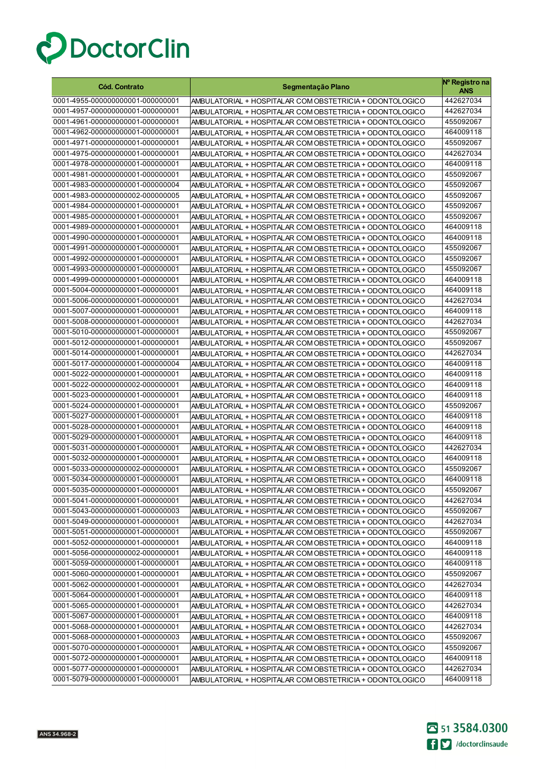DoctorClin

| Cód. Contrato | Segmentação Plano | Nº Registro na ANS |
|---|---|---|
| 0001-4955-000000000001-000000001 | AMBULATORIAL + HOSPITALAR COM OBSTETRICIA + ODONTOLOGICO | 442627034 |
| 0001-4957-000000000001-000000001 | AMBULATORIAL + HOSPITALAR COM OBSTETRICIA + ODONTOLOGICO | 442627034 |
| 0001-4961-000000000001-000000001 | AMBULATORIAL + HOSPITALAR COM OBSTETRICIA + ODONTOLOGICO | 455092067 |
| 0001-4962-000000000001-000000001 | AMBULATORIAL + HOSPITALAR COM OBSTETRICIA + ODONTOLOGICO | 464009118 |
| 0001-4971-000000000001-000000001 | AMBULATORIAL + HOSPITALAR COM OBSTETRICIA + ODONTOLOGICO | 455092067 |
| 0001-4975-000000000001-000000001 | AMBULATORIAL + HOSPITALAR COM OBSTETRICIA + ODONTOLOGICO | 442627034 |
| 0001-4978-000000000001-000000001 | AMBULATORIAL + HOSPITALAR COM OBSTETRICIA + ODONTOLOGICO | 464009118 |
| 0001-4981-000000000001-000000001 | AMBULATORIAL + HOSPITALAR COM OBSTETRICIA + ODONTOLOGICO | 455092067 |
| 0001-4983-000000000001-000000004 | AMBULATORIAL + HOSPITALAR COM OBSTETRICIA + ODONTOLOGICO | 455092067 |
| 0001-4983-000000000002-000000005 | AMBULATORIAL + HOSPITALAR COM OBSTETRICIA + ODONTOLOGICO | 455092067 |
| 0001-4984-000000000001-000000001 | AMBULATORIAL + HOSPITALAR COM OBSTETRICIA + ODONTOLOGICO | 455092067 |
| 0001-4985-000000000001-000000001 | AMBULATORIAL + HOSPITALAR COM OBSTETRICIA + ODONTOLOGICO | 455092067 |
| 0001-4989-000000000001-000000001 | AMBULATORIAL + HOSPITALAR COM OBSTETRICIA + ODONTOLOGICO | 464009118 |
| 0001-4990-000000000001-000000001 | AMBULATORIAL + HOSPITALAR COM OBSTETRICIA + ODONTOLOGICO | 464009118 |
| 0001-4991-000000000001-000000001 | AMBULATORIAL + HOSPITALAR COM OBSTETRICIA + ODONTOLOGICO | 455092067 |
| 0001-4992-000000000001-000000001 | AMBULATORIAL + HOSPITALAR COM OBSTETRICIA + ODONTOLOGICO | 455092067 |
| 0001-4993-000000000001-000000001 | AMBULATORIAL + HOSPITALAR COM OBSTETRICIA + ODONTOLOGICO | 455092067 |
| 0001-4999-000000000001-000000001 | AMBULATORIAL + HOSPITALAR COM OBSTETRICIA + ODONTOLOGICO | 464009118 |
| 0001-5004-000000000001-000000001 | AMBULATORIAL + HOSPITALAR COM OBSTETRICIA + ODONTOLOGICO | 464009118 |
| 0001-5006-000000000001-000000001 | AMBULATORIAL + HOSPITALAR COM OBSTETRICIA + ODONTOLOGICO | 442627034 |
| 0001-5007-000000000001-000000001 | AMBULATORIAL + HOSPITALAR COM OBSTETRICIA + ODONTOLOGICO | 464009118 |
| 0001-5008-000000000001-000000001 | AMBULATORIAL + HOSPITALAR COM OBSTETRICIA + ODONTOLOGICO | 442627034 |
| 0001-5010-000000000001-000000001 | AMBULATORIAL + HOSPITALAR COM OBSTETRICIA + ODONTOLOGICO | 455092067 |
| 0001-5012-000000000001-000000001 | AMBULATORIAL + HOSPITALAR COM OBSTETRICIA + ODONTOLOGICO | 455092067 |
| 0001-5014-000000000001-000000001 | AMBULATORIAL + HOSPITALAR COM OBSTETRICIA + ODONTOLOGICO | 442627034 |
| 0001-5017-000000000001-000000004 | AMBULATORIAL + HOSPITALAR COM OBSTETRICIA + ODONTOLOGICO | 464009118 |
| 0001-5022-000000000001-000000001 | AMBULATORIAL + HOSPITALAR COM OBSTETRICIA + ODONTOLOGICO | 464009118 |
| 0001-5022-000000000002-000000001 | AMBULATORIAL + HOSPITALAR COM OBSTETRICIA + ODONTOLOGICO | 464009118 |
| 0001-5023-000000000001-000000001 | AMBULATORIAL + HOSPITALAR COM OBSTETRICIA + ODONTOLOGICO | 464009118 |
| 0001-5024-000000000001-000000001 | AMBULATORIAL + HOSPITALAR COM OBSTETRICIA + ODONTOLOGICO | 455092067 |
| 0001-5027-000000000001-000000001 | AMBULATORIAL + HOSPITALAR COM OBSTETRICIA + ODONTOLOGICO | 464009118 |
| 0001-5028-000000000001-000000001 | AMBULATORIAL + HOSPITALAR COM OBSTETRICIA + ODONTOLOGICO | 464009118 |
| 0001-5029-000000000001-000000001 | AMBULATORIAL + HOSPITALAR COM OBSTETRICIA + ODONTOLOGICO | 464009118 |
| 0001-5031-000000000001-000000001 | AMBULATORIAL + HOSPITALAR COM OBSTETRICIA + ODONTOLOGICO | 442627034 |
| 0001-5032-000000000001-000000001 | AMBULATORIAL + HOSPITALAR COM OBSTETRICIA + ODONTOLOGICO | 464009118 |
| 0001-5033-000000000002-000000001 | AMBULATORIAL + HOSPITALAR COM OBSTETRICIA + ODONTOLOGICO | 455092067 |
| 0001-5034-000000000001-000000001 | AMBULATORIAL + HOSPITALAR COM OBSTETRICIA + ODONTOLOGICO | 464009118 |
| 0001-5035-000000000001-000000001 | AMBULATORIAL + HOSPITALAR COM OBSTETRICIA + ODONTOLOGICO | 455092067 |
| 0001-5041-000000000001-000000001 | AMBULATORIAL + HOSPITALAR COM OBSTETRICIA + ODONTOLOGICO | 442627034 |
| 0001-5043-000000000001-000000003 | AMBULATORIAL + HOSPITALAR COM OBSTETRICIA + ODONTOLOGICO | 455092067 |
| 0001-5049-000000000001-000000001 | AMBULATORIAL + HOSPITALAR COM OBSTETRICIA + ODONTOLOGICO | 442627034 |
| 0001-5051-000000000001-000000001 | AMBULATORIAL + HOSPITALAR COM OBSTETRICIA + ODONTOLOGICO | 455092067 |
| 0001-5052-000000000001-000000001 | AMBULATORIAL + HOSPITALAR COM OBSTETRICIA + ODONTOLOGICO | 464009118 |
| 0001-5056-000000000002-000000001 | AMBULATORIAL + HOSPITALAR COM OBSTETRICIA + ODONTOLOGICO | 464009118 |
| 0001-5059-000000000001-000000001 | AMBULATORIAL + HOSPITALAR COM OBSTETRICIA + ODONTOLOGICO | 464009118 |
| 0001-5060-000000000001-000000001 | AMBULATORIAL + HOSPITALAR COM OBSTETRICIA + ODONTOLOGICO | 455092067 |
| 0001-5062-000000000001-000000001 | AMBULATORIAL + HOSPITALAR COM OBSTETRICIA + ODONTOLOGICO | 442627034 |
| 0001-5064-000000000001-000000001 | AMBULATORIAL + HOSPITALAR COM OBSTETRICIA + ODONTOLOGICO | 464009118 |
| 0001-5065-000000000001-000000001 | AMBULATORIAL + HOSPITALAR COM OBSTETRICIA + ODONTOLOGICO | 442627034 |
| 0001-5067-000000000001-000000001 | AMBULATORIAL + HOSPITALAR COM OBSTETRICIA + ODONTOLOGICO | 464009118 |
| 0001-5068-000000000001-000000001 | AMBULATORIAL + HOSPITALAR COM OBSTETRICIA + ODONTOLOGICO | 442627034 |
| 0001-5068-000000000001-000000003 | AMBULATORIAL + HOSPITALAR COM OBSTETRICIA + ODONTOLOGICO | 455092067 |
| 0001-5070-000000000001-000000001 | AMBULATORIAL + HOSPITALAR COM OBSTETRICIA + ODONTOLOGICO | 455092067 |
| 0001-5072-000000000001-000000001 | AMBULATORIAL + HOSPITALAR COM OBSTETRICIA + ODONTOLOGICO | 464009118 |
| 0001-5077-000000000001-000000001 | AMBULATORIAL + HOSPITALAR COM OBSTETRICIA + ODONTOLOGICO | 442627034 |
| 0001-5079-000000000001-000000001 | AMBULATORIAL + HOSPITALAR COM OBSTETRICIA + ODONTOLOGICO | 464009118 |

ANS 34.968-2

51 3584.0300

/doctorclinsaude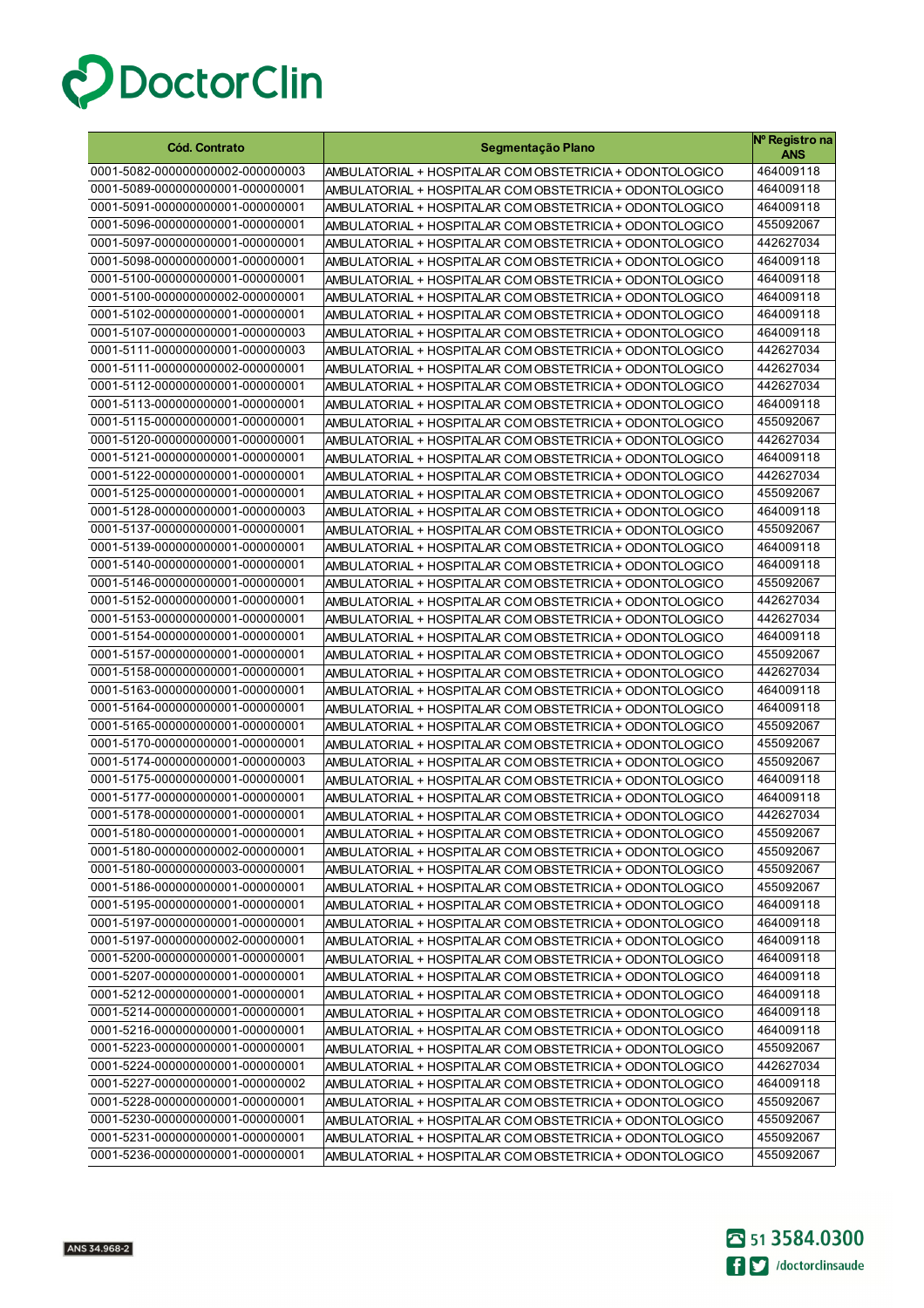# DoctorClin

| Cód. Contrato | Segmentação Plano | Nº Registro na ANS |
|---|---|---|
| 0001-5082-000000000002-000000003 | AMBULATORIAL + HOSPITALAR COM OBSTETRICIA + ODONTOLOGICO | 464009118 |
| 0001-5089-000000000001-000000001 | AMBULATORIAL + HOSPITALAR COM OBSTETRICIA + ODONTOLOGICO | 464009118 |
| 0001-5091-000000000001-000000001 | AMBULATORIAL + HOSPITALAR COM OBSTETRICIA + ODONTOLOGICO | 464009118 |
| 0001-5096-000000000001-000000001 | AMBULATORIAL + HOSPITALAR COM OBSTETRICIA + ODONTOLOGICO | 455092067 |
| 0001-5097-000000000001-000000001 | AMBULATORIAL + HOSPITALAR COM OBSTETRICIA + ODONTOLOGICO | 442627034 |
| 0001-5098-000000000001-000000001 | AMBULATORIAL + HOSPITALAR COM OBSTETRICIA + ODONTOLOGICO | 464009118 |
| 0001-5100-000000000001-000000001 | AMBULATORIAL + HOSPITALAR COM OBSTETRICIA + ODONTOLOGICO | 464009118 |
| 0001-5100-000000000002-000000001 | AMBULATORIAL + HOSPITALAR COM OBSTETRICIA + ODONTOLOGICO | 464009118 |
| 0001-5102-000000000001-000000001 | AMBULATORIAL + HOSPITALAR COM OBSTETRICIA + ODONTOLOGICO | 464009118 |
| 0001-5107-000000000001-000000003 | AMBULATORIAL + HOSPITALAR COM OBSTETRICIA + ODONTOLOGICO | 464009118 |
| 0001-5111-000000000001-000000003 | AMBULATORIAL + HOSPITALAR COM OBSTETRICIA + ODONTOLOGICO | 442627034 |
| 0001-5111-000000000002-000000001 | AMBULATORIAL + HOSPITALAR COM OBSTETRICIA + ODONTOLOGICO | 442627034 |
| 0001-5112-000000000001-000000001 | AMBULATORIAL + HOSPITALAR COM OBSTETRICIA + ODONTOLOGICO | 442627034 |
| 0001-5113-000000000001-000000001 | AMBULATORIAL + HOSPITALAR COM OBSTETRICIA + ODONTOLOGICO | 464009118 |
| 0001-5115-000000000001-000000001 | AMBULATORIAL + HOSPITALAR COM OBSTETRICIA + ODONTOLOGICO | 455092067 |
| 0001-5120-000000000001-000000001 | AMBULATORIAL + HOSPITALAR COM OBSTETRICIA + ODONTOLOGICO | 442627034 |
| 0001-5121-000000000001-000000001 | AMBULATORIAL + HOSPITALAR COM OBSTETRICIA + ODONTOLOGICO | 464009118 |
| 0001-5122-000000000001-000000001 | AMBULATORIAL + HOSPITALAR COM OBSTETRICIA + ODONTOLOGICO | 442627034 |
| 0001-5125-000000000001-000000001 | AMBULATORIAL + HOSPITALAR COM OBSTETRICIA + ODONTOLOGICO | 455092067 |
| 0001-5128-000000000001-000000003 | AMBULATORIAL + HOSPITALAR COM OBSTETRICIA + ODONTOLOGICO | 464009118 |
| 0001-5137-000000000001-000000001 | AMBULATORIAL + HOSPITALAR COM OBSTETRICIA + ODONTOLOGICO | 455092067 |
| 0001-5139-000000000001-000000001 | AMBULATORIAL + HOSPITALAR COM OBSTETRICIA + ODONTOLOGICO | 464009118 |
| 0001-5140-000000000001-000000001 | AMBULATORIAL + HOSPITALAR COM OBSTETRICIA + ODONTOLOGICO | 464009118 |
| 0001-5146-000000000001-000000001 | AMBULATORIAL + HOSPITALAR COM OBSTETRICIA + ODONTOLOGICO | 455092067 |
| 0001-5152-000000000001-000000001 | AMBULATORIAL + HOSPITALAR COM OBSTETRICIA + ODONTOLOGICO | 442627034 |
| 0001-5153-000000000001-000000001 | AMBULATORIAL + HOSPITALAR COM OBSTETRICIA + ODONTOLOGICO | 442627034 |
| 0001-5154-000000000001-000000001 | AMBULATORIAL + HOSPITALAR COM OBSTETRICIA + ODONTOLOGICO | 464009118 |
| 0001-5157-000000000001-000000001 | AMBULATORIAL + HOSPITALAR COM OBSTETRICIA + ODONTOLOGICO | 455092067 |
| 0001-5158-000000000001-000000001 | AMBULATORIAL + HOSPITALAR COM OBSTETRICIA + ODONTOLOGICO | 442627034 |
| 0001-5163-000000000001-000000001 | AMBULATORIAL + HOSPITALAR COM OBSTETRICIA + ODONTOLOGICO | 464009118 |
| 0001-5164-000000000001-000000001 | AMBULATORIAL + HOSPITALAR COM OBSTETRICIA + ODONTOLOGICO | 464009118 |
| 0001-5165-000000000001-000000001 | AMBULATORIAL + HOSPITALAR COM OBSTETRICIA + ODONTOLOGICO | 455092067 |
| 0001-5170-000000000001-000000001 | AMBULATORIAL + HOSPITALAR COM OBSTETRICIA + ODONTOLOGICO | 455092067 |
| 0001-5174-000000000001-000000003 | AMBULATORIAL + HOSPITALAR COM OBSTETRICIA + ODONTOLOGICO | 455092067 |
| 0001-5175-000000000001-000000001 | AMBULATORIAL + HOSPITALAR COM OBSTETRICIA + ODONTOLOGICO | 464009118 |
| 0001-5177-000000000001-000000001 | AMBULATORIAL + HOSPITALAR COM OBSTETRICIA + ODONTOLOGICO | 464009118 |
| 0001-5178-000000000001-000000001 | AMBULATORIAL + HOSPITALAR COM OBSTETRICIA + ODONTOLOGICO | 442627034 |
| 0001-5180-000000000001-000000001 | AMBULATORIAL + HOSPITALAR COM OBSTETRICIA + ODONTOLOGICO | 455092067 |
| 0001-5180-000000000002-000000001 | AMBULATORIAL + HOSPITALAR COM OBSTETRICIA + ODONTOLOGICO | 455092067 |
| 0001-5180-000000000003-000000001 | AMBULATORIAL + HOSPITALAR COM OBSTETRICIA + ODONTOLOGICO | 455092067 |
| 0001-5186-000000000001-000000001 | AMBULATORIAL + HOSPITALAR COM OBSTETRICIA + ODONTOLOGICO | 455092067 |
| 0001-5195-000000000001-000000001 | AMBULATORIAL + HOSPITALAR COM OBSTETRICIA + ODONTOLOGICO | 464009118 |
| 0001-5197-000000000001-000000001 | AMBULATORIAL + HOSPITALAR COM OBSTETRICIA + ODONTOLOGICO | 464009118 |
| 0001-5197-000000000002-000000001 | AMBULATORIAL + HOSPITALAR COM OBSTETRICIA + ODONTOLOGICO | 464009118 |
| 0001-5200-000000000001-000000001 | AMBULATORIAL + HOSPITALAR COM OBSTETRICIA + ODONTOLOGICO | 464009118 |
| 0001-5207-000000000001-000000001 | AMBULATORIAL + HOSPITALAR COM OBSTETRICIA + ODONTOLOGICO | 464009118 |
| 0001-5212-000000000001-000000001 | AMBULATORIAL + HOSPITALAR COM OBSTETRICIA + ODONTOLOGICO | 464009118 |
| 0001-5214-000000000001-000000001 | AMBULATORIAL + HOSPITALAR COM OBSTETRICIA + ODONTOLOGICO | 464009118 |
| 0001-5216-000000000001-000000001 | AMBULATORIAL + HOSPITALAR COM OBSTETRICIA + ODONTOLOGICO | 464009118 |
| 0001-5223-000000000001-000000001 | AMBULATORIAL + HOSPITALAR COM OBSTETRICIA + ODONTOLOGICO | 455092067 |
| 0001-5224-000000000001-000000001 | AMBULATORIAL + HOSPITALAR COM OBSTETRICIA + ODONTOLOGICO | 442627034 |
| 0001-5227-000000000001-000000002 | AMBULATORIAL + HOSPITALAR COM OBSTETRICIA + ODONTOLOGICO | 464009118 |
| 0001-5228-000000000001-000000001 | AMBULATORIAL + HOSPITALAR COM OBSTETRICIA + ODONTOLOGICO | 455092067 |
| 0001-5230-000000000001-000000001 | AMBULATORIAL + HOSPITALAR COM OBSTETRICIA + ODONTOLOGICO | 455092067 |
| 0001-5231-000000000001-000000001 | AMBULATORIAL + HOSPITALAR COM OBSTETRICIA + ODONTOLOGICO | 455092067 |
| 0001-5236-000000000001-000000001 | AMBULATORIAL + HOSPITALAR COM OBSTETRICIA + ODONTOLOGICO | 455092067 |

ANS 34.968-2

51 3584.0300

/doctorclinsaude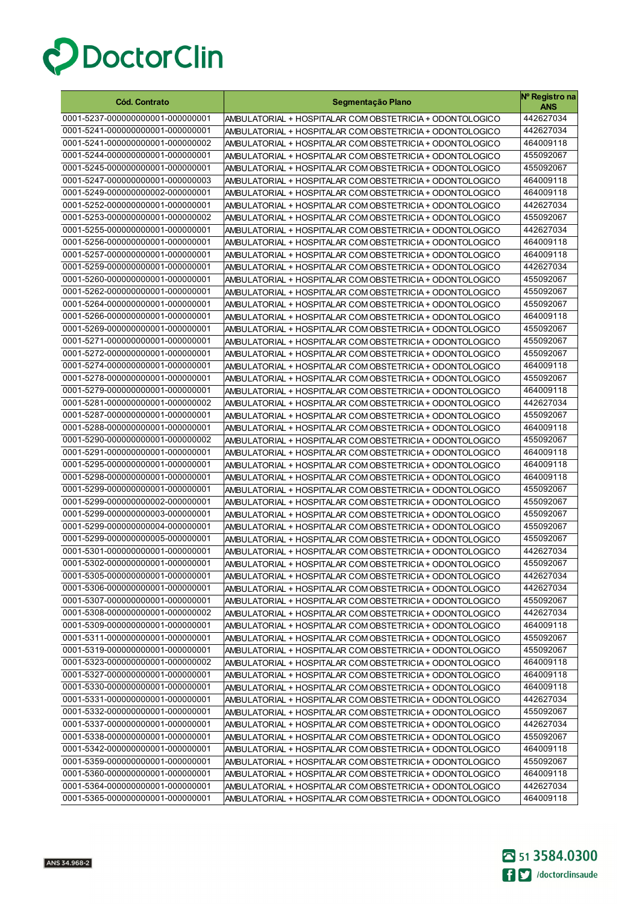DoctorClin

| Cód. Contrato | Segmentação Plano | Nº Registro na ANS |
|---|---|---|
| 0001-5237-000000000001-000000001 | AMBULATORIAL + HOSPITALAR COM OBSTETRICIA + ODONTOLOGICO | 442627034 |
| 0001-5241-000000000001-000000001 | AMBULATORIAL + HOSPITALAR COM OBSTETRICIA + ODONTOLOGICO | 442627034 |
| 0001-5241-000000000001-000000002 | AMBULATORIAL + HOSPITALAR COM OBSTETRICIA + ODONTOLOGICO | 464009118 |
| 0001-5244-000000000001-000000001 | AMBULATORIAL + HOSPITALAR COM OBSTETRICIA + ODONTOLOGICO | 455092067 |
| 0001-5245-000000000001-000000001 | AMBULATORIAL + HOSPITALAR COM OBSTETRICIA + ODONTOLOGICO | 455092067 |
| 0001-5247-000000000001-000000003 | AMBULATORIAL + HOSPITALAR COM OBSTETRICIA + ODONTOLOGICO | 464009118 |
| 0001-5249-000000000002-000000001 | AMBULATORIAL + HOSPITALAR COM OBSTETRICIA + ODONTOLOGICO | 464009118 |
| 0001-5252-000000000001-000000001 | AMBULATORIAL + HOSPITALAR COM OBSTETRICIA + ODONTOLOGICO | 442627034 |
| 0001-5253-000000000001-000000002 | AMBULATORIAL + HOSPITALAR COM OBSTETRICIA + ODONTOLOGICO | 455092067 |
| 0001-5255-000000000001-000000001 | AMBULATORIAL + HOSPITALAR COM OBSTETRICIA + ODONTOLOGICO | 442627034 |
| 0001-5256-000000000001-000000001 | AMBULATORIAL + HOSPITALAR COM OBSTETRICIA + ODONTOLOGICO | 464009118 |
| 0001-5257-000000000001-000000001 | AMBULATORIAL + HOSPITALAR COM OBSTETRICIA + ODONTOLOGICO | 464009118 |
| 0001-5259-000000000001-000000001 | AMBULATORIAL + HOSPITALAR COM OBSTETRICIA + ODONTOLOGICO | 442627034 |
| 0001-5260-000000000001-000000001 | AMBULATORIAL + HOSPITALAR COM OBSTETRICIA + ODONTOLOGICO | 455092067 |
| 0001-5262-000000000001-000000001 | AMBULATORIAL + HOSPITALAR COM OBSTETRICIA + ODONTOLOGICO | 455092067 |
| 0001-5264-000000000001-000000001 | AMBULATORIAL + HOSPITALAR COM OBSTETRICIA + ODONTOLOGICO | 455092067 |
| 0001-5266-000000000001-000000001 | AMBULATORIAL + HOSPITALAR COM OBSTETRICIA + ODONTOLOGICO | 464009118 |
| 0001-5269-000000000001-000000001 | AMBULATORIAL + HOSPITALAR COM OBSTETRICIA + ODONTOLOGICO | 455092067 |
| 0001-5271-000000000001-000000001 | AMBULATORIAL + HOSPITALAR COM OBSTETRICIA + ODONTOLOGICO | 455092067 |
| 0001-5272-000000000001-000000001 | AMBULATORIAL + HOSPITALAR COM OBSTETRICIA + ODONTOLOGICO | 455092067 |
| 0001-5274-000000000001-000000001 | AMBULATORIAL + HOSPITALAR COM OBSTETRICIA + ODONTOLOGICO | 464009118 |
| 0001-5278-000000000001-000000001 | AMBULATORIAL + HOSPITALAR COM OBSTETRICIA + ODONTOLOGICO | 455092067 |
| 0001-5279-000000000001-000000001 | AMBULATORIAL + HOSPITALAR COM OBSTETRICIA + ODONTOLOGICO | 464009118 |
| 0001-5281-000000000001-000000002 | AMBULATORIAL + HOSPITALAR COM OBSTETRICIA + ODONTOLOGICO | 442627034 |
| 0001-5287-000000000001-000000001 | AMBULATORIAL + HOSPITALAR COM OBSTETRICIA + ODONTOLOGICO | 455092067 |
| 0001-5288-000000000001-000000001 | AMBULATORIAL + HOSPITALAR COM OBSTETRICIA + ODONTOLOGICO | 464009118 |
| 0001-5290-000000000001-000000002 | AMBULATORIAL + HOSPITALAR COM OBSTETRICIA + ODONTOLOGICO | 455092067 |
| 0001-5291-000000000001-000000001 | AMBULATORIAL + HOSPITALAR COM OBSTETRICIA + ODONTOLOGICO | 464009118 |
| 0001-5295-000000000001-000000001 | AMBULATORIAL + HOSPITALAR COM OBSTETRICIA + ODONTOLOGICO | 464009118 |
| 0001-5298-000000000001-000000001 | AMBULATORIAL + HOSPITALAR COM OBSTETRICIA + ODONTOLOGICO | 464009118 |
| 0001-5299-000000000001-000000001 | AMBULATORIAL + HOSPITALAR COM OBSTETRICIA + ODONTOLOGICO | 455092067 |
| 0001-5299-000000000002-000000001 | AMBULATORIAL + HOSPITALAR COM OBSTETRICIA + ODONTOLOGICO | 455092067 |
| 0001-5299-000000000003-000000001 | AMBULATORIAL + HOSPITALAR COM OBSTETRICIA + ODONTOLOGICO | 455092067 |
| 0001-5299-000000000004-000000001 | AMBULATORIAL + HOSPITALAR COM OBSTETRICIA + ODONTOLOGICO | 455092067 |
| 0001-5299-000000000005-000000001 | AMBULATORIAL + HOSPITALAR COM OBSTETRICIA + ODONTOLOGICO | 455092067 |
| 0001-5301-000000000001-000000001 | AMBULATORIAL + HOSPITALAR COM OBSTETRICIA + ODONTOLOGICO | 442627034 |
| 0001-5302-000000000001-000000001 | AMBULATORIAL + HOSPITALAR COM OBSTETRICIA + ODONTOLOGICO | 455092067 |
| 0001-5305-000000000001-000000001 | AMBULATORIAL + HOSPITALAR COM OBSTETRICIA + ODONTOLOGICO | 442627034 |
| 0001-5306-000000000001-000000001 | AMBULATORIAL + HOSPITALAR COM OBSTETRICIA + ODONTOLOGICO | 442627034 |
| 0001-5307-000000000001-000000001 | AMBULATORIAL + HOSPITALAR COM OBSTETRICIA + ODONTOLOGICO | 455092067 |
| 0001-5308-000000000001-000000002 | AMBULATORIAL + HOSPITALAR COM OBSTETRICIA + ODONTOLOGICO | 442627034 |
| 0001-5309-000000000001-000000001 | AMBULATORIAL + HOSPITALAR COM OBSTETRICIA + ODONTOLOGICO | 464009118 |
| 0001-5311-000000000001-000000001 | AMBULATORIAL + HOSPITALAR COM OBSTETRICIA + ODONTOLOGICO | 455092067 |
| 0001-5319-000000000001-000000001 | AMBULATORIAL + HOSPITALAR COM OBSTETRICIA + ODONTOLOGICO | 455092067 |
| 0001-5323-000000000001-000000002 | AMBULATORIAL + HOSPITALAR COM OBSTETRICIA + ODONTOLOGICO | 464009118 |
| 0001-5327-000000000001-000000001 | AMBULATORIAL + HOSPITALAR COM OBSTETRICIA + ODONTOLOGICO | 464009118 |
| 0001-5330-000000000001-000000001 | AMBULATORIAL + HOSPITALAR COM OBSTETRICIA + ODONTOLOGICO | 464009118 |
| 0001-5331-000000000001-000000001 | AMBULATORIAL + HOSPITALAR COM OBSTETRICIA + ODONTOLOGICO | 442627034 |
| 0001-5332-000000000001-000000001 | AMBULATORIAL + HOSPITALAR COM OBSTETRICIA + ODONTOLOGICO | 455092067 |
| 0001-5337-000000000001-000000001 | AMBULATORIAL + HOSPITALAR COM OBSTETRICIA + ODONTOLOGICO | 442627034 |
| 0001-5338-000000000001-000000001 | AMBULATORIAL + HOSPITALAR COM OBSTETRICIA + ODONTOLOGICO | 455092067 |
| 0001-5342-000000000001-000000001 | AMBULATORIAL + HOSPITALAR COM OBSTETRICIA + ODONTOLOGICO | 464009118 |
| 0001-5359-000000000001-000000001 | AMBULATORIAL + HOSPITALAR COM OBSTETRICIA + ODONTOLOGICO | 455092067 |
| 0001-5360-000000000001-000000001 | AMBULATORIAL + HOSPITALAR COM OBSTETRICIA + ODONTOLOGICO | 464009118 |
| 0001-5364-000000000001-000000001 | AMBULATORIAL + HOSPITALAR COM OBSTETRICIA + ODONTOLOGICO | 442627034 |
| 0001-5365-000000000001-000000001 | AMBULATORIAL + HOSPITALAR COM OBSTETRICIA + ODONTOLOGICO | 464009118 |

ANS 34.968-2

51 3584.0300

/doctorclinsaude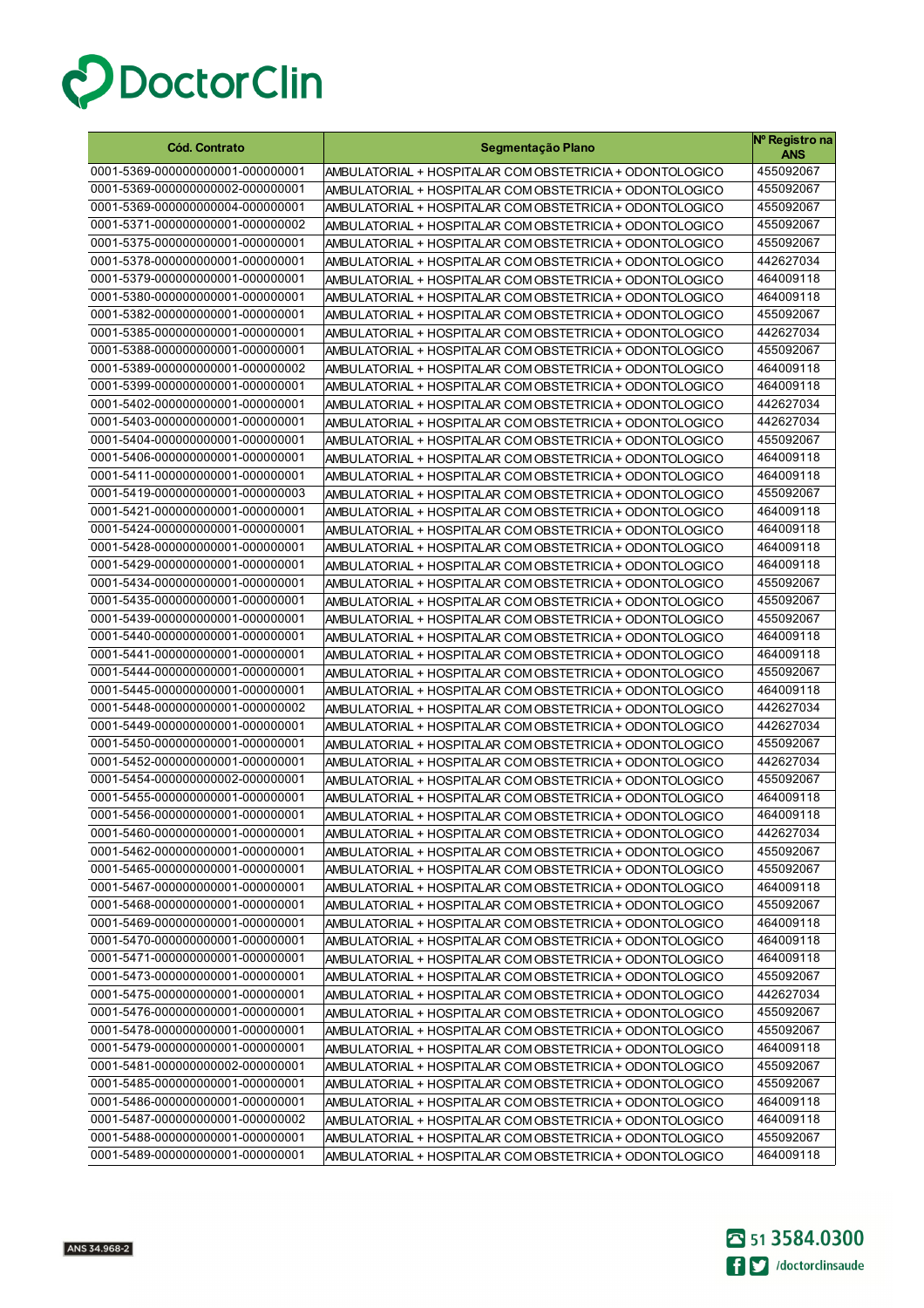DoctorClin

| Cód. Contrato | Segmentação Plano | Nº Registro na ANS |
|---|---|---|
| 0001-5369-000000000001-000000001 | AMBULATORIAL + HOSPITALAR COM OBSTETRICIA + ODONTOLOGICO | 455092067 |
| 0001-5369-000000000002-000000001 | AMBULATORIAL + HOSPITALAR COM OBSTETRICIA + ODONTOLOGICO | 455092067 |
| 0001-5369-000000000004-000000001 | AMBULATORIAL + HOSPITALAR COM OBSTETRICIA + ODONTOLOGICO | 455092067 |
| 0001-5371-000000000001-000000002 | AMBULATORIAL + HOSPITALAR COM OBSTETRICIA + ODONTOLOGICO | 455092067 |
| 0001-5375-000000000001-000000001 | AMBULATORIAL + HOSPITALAR COM OBSTETRICIA + ODONTOLOGICO | 455092067 |
| 0001-5378-000000000001-000000001 | AMBULATORIAL + HOSPITALAR COM OBSTETRICIA + ODONTOLOGICO | 442627034 |
| 0001-5379-000000000001-000000001 | AMBULATORIAL + HOSPITALAR COM OBSTETRICIA + ODONTOLOGICO | 464009118 |
| 0001-5380-000000000001-000000001 | AMBULATORIAL + HOSPITALAR COM OBSTETRICIA + ODONTOLOGICO | 464009118 |
| 0001-5382-000000000001-000000001 | AMBULATORIAL + HOSPITALAR COM OBSTETRICIA + ODONTOLOGICO | 455092067 |
| 0001-5385-000000000001-000000001 | AMBULATORIAL + HOSPITALAR COM OBSTETRICIA + ODONTOLOGICO | 442627034 |
| 0001-5388-000000000001-000000001 | AMBULATORIAL + HOSPITALAR COM OBSTETRICIA + ODONTOLOGICO | 455092067 |
| 0001-5389-000000000001-000000002 | AMBULATORIAL + HOSPITALAR COM OBSTETRICIA + ODONTOLOGICO | 464009118 |
| 0001-5399-000000000001-000000001 | AMBULATORIAL + HOSPITALAR COM OBSTETRICIA + ODONTOLOGICO | 464009118 |
| 0001-5402-000000000001-000000001 | AMBULATORIAL + HOSPITALAR COM OBSTETRICIA + ODONTOLOGICO | 442627034 |
| 0001-5403-000000000001-000000001 | AMBULATORIAL + HOSPITALAR COM OBSTETRICIA + ODONTOLOGICO | 442627034 |
| 0001-5404-000000000001-000000001 | AMBULATORIAL + HOSPITALAR COM OBSTETRICIA + ODONTOLOGICO | 455092067 |
| 0001-5406-000000000001-000000001 | AMBULATORIAL + HOSPITALAR COM OBSTETRICIA + ODONTOLOGICO | 464009118 |
| 0001-5411-000000000001-000000001 | AMBULATORIAL + HOSPITALAR COM OBSTETRICIA + ODONTOLOGICO | 464009118 |
| 0001-5419-000000000001-000000003 | AMBULATORIAL + HOSPITALAR COM OBSTETRICIA + ODONTOLOGICO | 455092067 |
| 0001-5421-000000000001-000000001 | AMBULATORIAL + HOSPITALAR COM OBSTETRICIA + ODONTOLOGICO | 464009118 |
| 0001-5424-000000000001-000000001 | AMBULATORIAL + HOSPITALAR COM OBSTETRICIA + ODONTOLOGICO | 464009118 |
| 0001-5428-000000000001-000000001 | AMBULATORIAL + HOSPITALAR COM OBSTETRICIA + ODONTOLOGICO | 464009118 |
| 0001-5429-000000000001-000000001 | AMBULATORIAL + HOSPITALAR COM OBSTETRICIA + ODONTOLOGICO | 464009118 |
| 0001-5434-000000000001-000000001 | AMBULATORIAL + HOSPITALAR COM OBSTETRICIA + ODONTOLOGICO | 455092067 |
| 0001-5435-000000000001-000000001 | AMBULATORIAL + HOSPITALAR COM OBSTETRICIA + ODONTOLOGICO | 455092067 |
| 0001-5439-000000000001-000000001 | AMBULATORIAL + HOSPITALAR COM OBSTETRICIA + ODONTOLOGICO | 455092067 |
| 0001-5440-000000000001-000000001 | AMBULATORIAL + HOSPITALAR COM OBSTETRICIA + ODONTOLOGICO | 464009118 |
| 0001-5441-000000000001-000000001 | AMBULATORIAL + HOSPITALAR COM OBSTETRICIA + ODONTOLOGICO | 464009118 |
| 0001-5444-000000000001-000000001 | AMBULATORIAL + HOSPITALAR COM OBSTETRICIA + ODONTOLOGICO | 455092067 |
| 0001-5445-000000000001-000000001 | AMBULATORIAL + HOSPITALAR COM OBSTETRICIA + ODONTOLOGICO | 464009118 |
| 0001-5448-000000000001-000000002 | AMBULATORIAL + HOSPITALAR COM OBSTETRICIA + ODONTOLOGICO | 442627034 |
| 0001-5449-000000000001-000000001 | AMBULATORIAL + HOSPITALAR COM OBSTETRICIA + ODONTOLOGICO | 442627034 |
| 0001-5450-000000000001-000000001 | AMBULATORIAL + HOSPITALAR COM OBSTETRICIA + ODONTOLOGICO | 455092067 |
| 0001-5452-000000000001-000000001 | AMBULATORIAL + HOSPITALAR COM OBSTETRICIA + ODONTOLOGICO | 442627034 |
| 0001-5454-000000000002-000000001 | AMBULATORIAL + HOSPITALAR COM OBSTETRICIA + ODONTOLOGICO | 455092067 |
| 0001-5455-000000000001-000000001 | AMBULATORIAL + HOSPITALAR COM OBSTETRICIA + ODONTOLOGICO | 464009118 |
| 0001-5456-000000000001-000000001 | AMBULATORIAL + HOSPITALAR COM OBSTETRICIA + ODONTOLOGICO | 464009118 |
| 0001-5460-000000000001-000000001 | AMBULATORIAL + HOSPITALAR COM OBSTETRICIA + ODONTOLOGICO | 442627034 |
| 0001-5462-000000000001-000000001 | AMBULATORIAL + HOSPITALAR COM OBSTETRICIA + ODONTOLOGICO | 455092067 |
| 0001-5465-000000000001-000000001 | AMBULATORIAL + HOSPITALAR COM OBSTETRICIA + ODONTOLOGICO | 455092067 |
| 0001-5467-000000000001-000000001 | AMBULATORIAL + HOSPITALAR COM OBSTETRICIA + ODONTOLOGICO | 464009118 |
| 0001-5468-000000000001-000000001 | AMBULATORIAL + HOSPITALAR COM OBSTETRICIA + ODONTOLOGICO | 455092067 |
| 0001-5469-000000000001-000000001 | AMBULATORIAL + HOSPITALAR COM OBSTETRICIA + ODONTOLOGICO | 464009118 |
| 0001-5470-000000000001-000000001 | AMBULATORIAL + HOSPITALAR COM OBSTETRICIA + ODONTOLOGICO | 464009118 |
| 0001-5471-000000000001-000000001 | AMBULATORIAL + HOSPITALAR COM OBSTETRICIA + ODONTOLOGICO | 464009118 |
| 0001-5473-000000000001-000000001 | AMBULATORIAL + HOSPITALAR COM OBSTETRICIA + ODONTOLOGICO | 455092067 |
| 0001-5475-000000000001-000000001 | AMBULATORIAL + HOSPITALAR COM OBSTETRICIA + ODONTOLOGICO | 442627034 |
| 0001-5476-000000000001-000000001 | AMBULATORIAL + HOSPITALAR COM OBSTETRICIA + ODONTOLOGICO | 455092067 |
| 0001-5478-000000000001-000000001 | AMBULATORIAL + HOSPITALAR COM OBSTETRICIA + ODONTOLOGICO | 455092067 |
| 0001-5479-000000000001-000000001 | AMBULATORIAL + HOSPITALAR COM OBSTETRICIA + ODONTOLOGICO | 464009118 |
| 0001-5481-000000000002-000000001 | AMBULATORIAL + HOSPITALAR COM OBSTETRICIA + ODONTOLOGICO | 455092067 |
| 0001-5485-000000000001-000000001 | AMBULATORIAL + HOSPITALAR COM OBSTETRICIA + ODONTOLOGICO | 455092067 |
| 0001-5486-000000000001-000000001 | AMBULATORIAL + HOSPITALAR COM OBSTETRICIA + ODONTOLOGICO | 464009118 |
| 0001-5487-000000000001-000000002 | AMBULATORIAL + HOSPITALAR COM OBSTETRICIA + ODONTOLOGICO | 464009118 |
| 0001-5488-000000000001-000000001 | AMBULATORIAL + HOSPITALAR COM OBSTETRICIA + ODONTOLOGICO | 455092067 |
| 0001-5489-000000000001-000000001 | AMBULATORIAL + HOSPITALAR COM OBSTETRICIA + ODONTOLOGICO | 464009118 |

ANS 34.968-2

51 3584.0300

/doctorclinsaude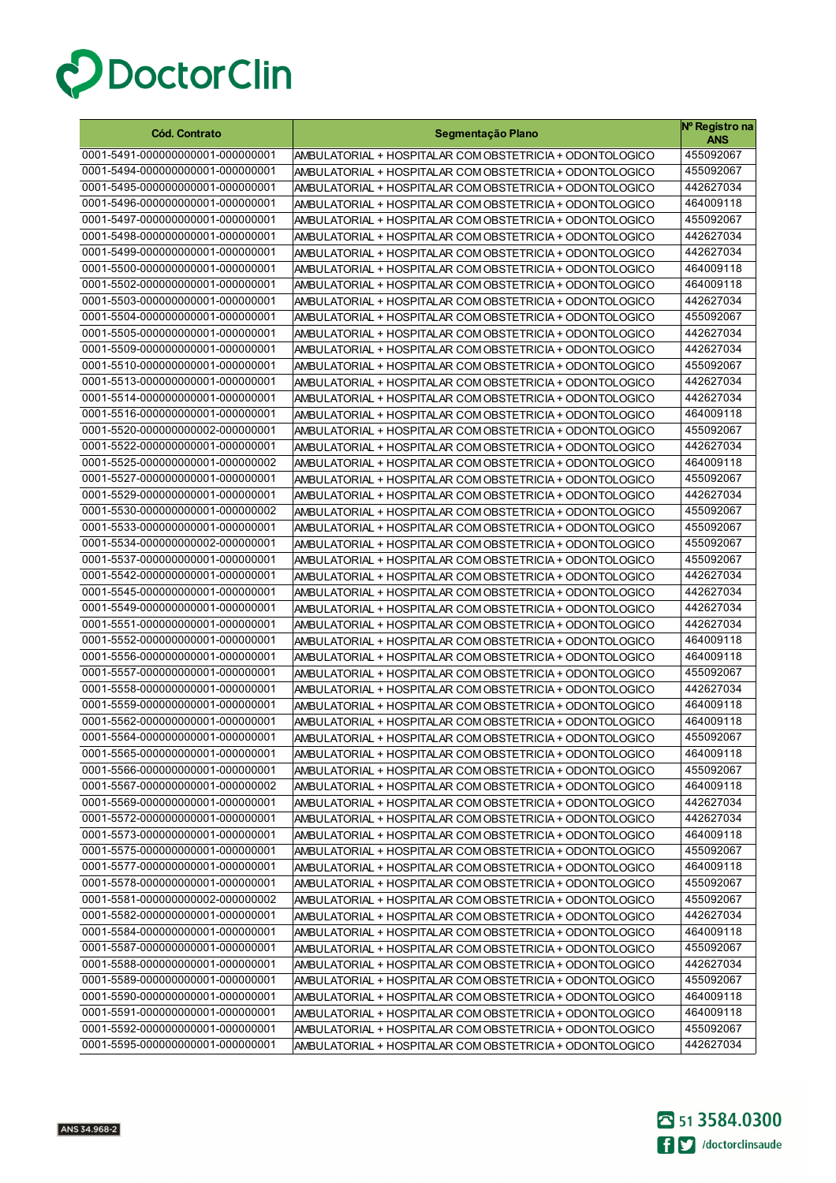| Cód. Contrato | Segmentação Plano | Nº Registro na ANS |
|---|---|---|
| 0001-5491-000000000001-000000001 | AMBULATORIAL + HOSPITALAR COM OBSTETRICIA + ODONTOLOGICO | 455092067 |
| 0001-5494-000000000001-000000001 | AMBULATORIAL + HOSPITALAR COM OBSTETRICIA + ODONTOLOGICO | 455092067 |
| 0001-5495-000000000001-000000001 | AMBULATORIAL + HOSPITALAR COM OBSTETRICIA + ODONTOLOGICO | 442627034 |
| 0001-5496-000000000001-000000001 | AMBULATORIAL + HOSPITALAR COM OBSTETRICIA + ODONTOLOGICO | 464009118 |
| 0001-5497-000000000001-000000001 | AMBULATORIAL + HOSPITALAR COM OBSTETRICIA + ODONTOLOGICO | 455092067 |
| 0001-5498-000000000001-000000001 | AMBULATORIAL + HOSPITALAR COM OBSTETRICIA + ODONTOLOGICO | 442627034 |
| 0001-5499-000000000001-000000001 | AMBULATORIAL + HOSPITALAR COM OBSTETRICIA + ODONTOLOGICO | 442627034 |
| 0001-5500-000000000001-000000001 | AMBULATORIAL + HOSPITALAR COM OBSTETRICIA + ODONTOLOGICO | 464009118 |
| 0001-5502-000000000001-000000001 | AMBULATORIAL + HOSPITALAR COM OBSTETRICIA + ODONTOLOGICO | 464009118 |
| 0001-5503-000000000001-000000001 | AMBULATORIAL + HOSPITALAR COM OBSTETRICIA + ODONTOLOGICO | 442627034 |
| 0001-5504-000000000001-000000001 | AMBULATORIAL + HOSPITALAR COM OBSTETRICIA + ODONTOLOGICO | 455092067 |
| 0001-5505-000000000001-000000001 | AMBULATORIAL + HOSPITALAR COM OBSTETRICIA + ODONTOLOGICO | 442627034 |
| 0001-5509-000000000001-000000001 | AMBULATORIAL + HOSPITALAR COM OBSTETRICIA + ODONTOLOGICO | 442627034 |
| 0001-5510-000000000001-000000001 | AMBULATORIAL + HOSPITALAR COM OBSTETRICIA + ODONTOLOGICO | 455092067 |
| 0001-5513-000000000001-000000001 | AMBULATORIAL + HOSPITALAR COM OBSTETRICIA + ODONTOLOGICO | 442627034 |
| 0001-5514-000000000001-000000001 | AMBULATORIAL + HOSPITALAR COM OBSTETRICIA + ODONTOLOGICO | 442627034 |
| 0001-5516-000000000001-000000001 | AMBULATORIAL + HOSPITALAR COM OBSTETRICIA + ODONTOLOGICO | 464009118 |
| 0001-5520-000000000002-000000001 | AMBULATORIAL + HOSPITALAR COM OBSTETRICIA + ODONTOLOGICO | 455092067 |
| 0001-5522-000000000001-000000001 | AMBULATORIAL + HOSPITALAR COM OBSTETRICIA + ODONTOLOGICO | 442627034 |
| 0001-5525-000000000001-000000002 | AMBULATORIAL + HOSPITALAR COM OBSTETRICIA + ODONTOLOGICO | 464009118 |
| 0001-5527-000000000001-000000001 | AMBULATORIAL + HOSPITALAR COM OBSTETRICIA + ODONTOLOGICO | 455092067 |
| 0001-5529-000000000001-000000001 | AMBULATORIAL + HOSPITALAR COM OBSTETRICIA + ODONTOLOGICO | 442627034 |
| 0001-5530-000000000001-000000002 | AMBULATORIAL + HOSPITALAR COM OBSTETRICIA + ODONTOLOGICO | 455092067 |
| 0001-5533-000000000001-000000001 | AMBULATORIAL + HOSPITALAR COM OBSTETRICIA + ODONTOLOGICO | 455092067 |
| 0001-5534-000000000002-000000001 | AMBULATORIAL + HOSPITALAR COM OBSTETRICIA + ODONTOLOGICO | 455092067 |
| 0001-5537-000000000001-000000001 | AMBULATORIAL + HOSPITALAR COM OBSTETRICIA + ODONTOLOGICO | 455092067 |
| 0001-5542-000000000001-000000001 | AMBULATORIAL + HOSPITALAR COM OBSTETRICIA + ODONTOLOGICO | 442627034 |
| 0001-5545-000000000001-000000001 | AMBULATORIAL + HOSPITALAR COM OBSTETRICIA + ODONTOLOGICO | 442627034 |
| 0001-5549-000000000001-000000001 | AMBULATORIAL + HOSPITALAR COM OBSTETRICIA + ODONTOLOGICO | 442627034 |
| 0001-5551-000000000001-000000001 | AMBULATORIAL + HOSPITALAR COM OBSTETRICIA + ODONTOLOGICO | 442627034 |
| 0001-5552-000000000001-000000001 | AMBULATORIAL + HOSPITALAR COM OBSTETRICIA + ODONTOLOGICO | 464009118 |
| 0001-5556-000000000001-000000001 | AMBULATORIAL + HOSPITALAR COM OBSTETRICIA + ODONTOLOGICO | 464009118 |
| 0001-5557-000000000001-000000001 | AMBULATORIAL + HOSPITALAR COM OBSTETRICIA + ODONTOLOGICO | 455092067 |
| 0001-5558-000000000001-000000001 | AMBULATORIAL + HOSPITALAR COM OBSTETRICIA + ODONTOLOGICO | 442627034 |
| 0001-5559-000000000001-000000001 | AMBULATORIAL + HOSPITALAR COM OBSTETRICIA + ODONTOLOGICO | 464009118 |
| 0001-5562-000000000001-000000001 | AMBULATORIAL + HOSPITALAR COM OBSTETRICIA + ODONTOLOGICO | 464009118 |
| 0001-5564-000000000001-000000001 | AMBULATORIAL + HOSPITALAR COM OBSTETRICIA + ODONTOLOGICO | 455092067 |
| 0001-5565-000000000001-000000001 | AMBULATORIAL + HOSPITALAR COM OBSTETRICIA + ODONTOLOGICO | 464009118 |
| 0001-5566-000000000001-000000001 | AMBULATORIAL + HOSPITALAR COM OBSTETRICIA + ODONTOLOGICO | 455092067 |
| 0001-5567-000000000001-000000002 | AMBULATORIAL + HOSPITALAR COM OBSTETRICIA + ODONTOLOGICO | 464009118 |
| 0001-5569-000000000001-000000001 | AMBULATORIAL + HOSPITALAR COM OBSTETRICIA + ODONTOLOGICO | 442627034 |
| 0001-5572-000000000001-000000001 | AMBULATORIAL + HOSPITALAR COM OBSTETRICIA + ODONTOLOGICO | 442627034 |
| 0001-5573-000000000001-000000001 | AMBULATORIAL + HOSPITALAR COM OBSTETRICIA + ODONTOLOGICO | 464009118 |
| 0001-5575-000000000001-000000001 | AMBULATORIAL + HOSPITALAR COM OBSTETRICIA + ODONTOLOGICO | 455092067 |
| 0001-5577-000000000001-000000001 | AMBULATORIAL + HOSPITALAR COM OBSTETRICIA + ODONTOLOGICO | 464009118 |
| 0001-5578-000000000001-000000001 | AMBULATORIAL + HOSPITALAR COM OBSTETRICIA + ODONTOLOGICO | 455092067 |
| 0001-5581-000000000002-000000002 | AMBULATORIAL + HOSPITALAR COM OBSTETRICIA + ODONTOLOGICO | 455092067 |
| 0001-5582-000000000001-000000001 | AMBULATORIAL + HOSPITALAR COM OBSTETRICIA + ODONTOLOGICO | 442627034 |
| 0001-5584-000000000001-000000001 | AMBULATORIAL + HOSPITALAR COM OBSTETRICIA + ODONTOLOGICO | 464009118 |
| 0001-5587-000000000001-000000001 | AMBULATORIAL + HOSPITALAR COM OBSTETRICIA + ODONTOLOGICO | 455092067 |
| 0001-5588-000000000001-000000001 | AMBULATORIAL + HOSPITALAR COM OBSTETRICIA + ODONTOLOGICO | 442627034 |
| 0001-5589-000000000001-000000001 | AMBULATORIAL + HOSPITALAR COM OBSTETRICIA + ODONTOLOGICO | 455092067 |
| 0001-5590-000000000001-000000001 | AMBULATORIAL + HOSPITALAR COM OBSTETRICIA + ODONTOLOGICO | 464009118 |
| 0001-5591-000000000001-000000001 | AMBULATORIAL + HOSPITALAR COM OBSTETRICIA + ODONTOLOGICO | 464009118 |
| 0001-5592-000000000001-000000001 | AMBULATORIAL + HOSPITALAR COM OBSTETRICIA + ODONTOLOGICO | 455092067 |
| 0001-5595-000000000001-000000001 | AMBULATORIAL + HOSPITALAR COM OBSTETRICIA + ODONTOLOGICO | 442627034 |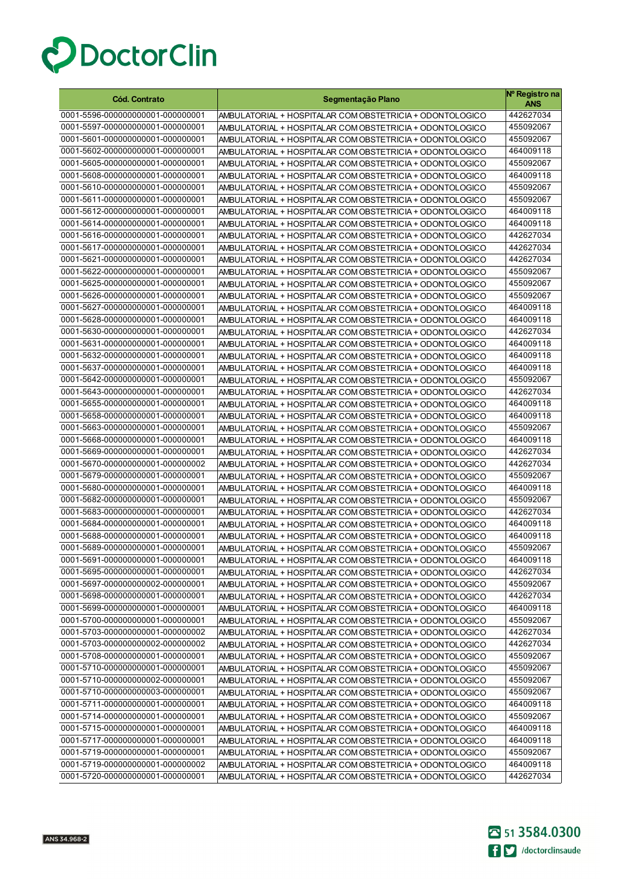| Cód. Contrato | Segmentação Plano | Nº Registro na ANS |
|---|---|---|
| 0001-5596-000000000001-000000001 | AMBULATORIAL + HOSPITALAR COM OBSTETRICIA + ODONTOLOGICO | 442627034 |
| 0001-5597-000000000001-000000001 | AMBULATORIAL + HOSPITALAR COM OBSTETRICIA + ODONTOLOGICO | 455092067 |
| 0001-5601-000000000001-000000001 | AMBULATORIAL + HOSPITALAR COM OBSTETRICIA + ODONTOLOGICO | 455092067 |
| 0001-5602-000000000001-000000001 | AMBULATORIAL + HOSPITALAR COM OBSTETRICIA + ODONTOLOGICO | 464009118 |
| 0001-5605-000000000001-000000001 | AMBULATORIAL + HOSPITALAR COM OBSTETRICIA + ODONTOLOGICO | 455092067 |
| 0001-5608-000000000001-000000001 | AMBULATORIAL + HOSPITALAR COM OBSTETRICIA + ODONTOLOGICO | 464009118 |
| 0001-5610-000000000001-000000001 | AMBULATORIAL + HOSPITALAR COM OBSTETRICIA + ODONTOLOGICO | 455092067 |
| 0001-5611-000000000001-000000001 | AMBULATORIAL + HOSPITALAR COM OBSTETRICIA + ODONTOLOGICO | 455092067 |
| 0001-5612-000000000001-000000001 | AMBULATORIAL + HOSPITALAR COM OBSTETRICIA + ODONTOLOGICO | 464009118 |
| 0001-5614-000000000001-000000001 | AMBULATORIAL + HOSPITALAR COM OBSTETRICIA + ODONTOLOGICO | 464009118 |
| 0001-5616-000000000001-000000001 | AMBULATORIAL + HOSPITALAR COM OBSTETRICIA + ODONTOLOGICO | 442627034 |
| 0001-5617-000000000001-000000001 | AMBULATORIAL + HOSPITALAR COM OBSTETRICIA + ODONTOLOGICO | 442627034 |
| 0001-5621-000000000001-000000001 | AMBULATORIAL + HOSPITALAR COM OBSTETRICIA + ODONTOLOGICO | 442627034 |
| 0001-5622-000000000001-000000001 | AMBULATORIAL + HOSPITALAR COM OBSTETRICIA + ODONTOLOGICO | 455092067 |
| 0001-5625-000000000001-000000001 | AMBULATORIAL + HOSPITALAR COM OBSTETRICIA + ODONTOLOGICO | 455092067 |
| 0001-5626-000000000001-000000001 | AMBULATORIAL + HOSPITALAR COM OBSTETRICIA + ODONTOLOGICO | 455092067 |
| 0001-5627-000000000001-000000001 | AMBULATORIAL + HOSPITALAR COM OBSTETRICIA + ODONTOLOGICO | 464009118 |
| 0001-5628-000000000001-000000001 | AMBULATORIAL + HOSPITALAR COM OBSTETRICIA + ODONTOLOGICO | 464009118 |
| 0001-5630-000000000001-000000001 | AMBULATORIAL + HOSPITALAR COM OBSTETRICIA + ODONTOLOGICO | 442627034 |
| 0001-5631-000000000001-000000001 | AMBULATORIAL + HOSPITALAR COM OBSTETRICIA + ODONTOLOGICO | 464009118 |
| 0001-5632-000000000001-000000001 | AMBULATORIAL + HOSPITALAR COM OBSTETRICIA + ODONTOLOGICO | 464009118 |
| 0001-5637-000000000001-000000001 | AMBULATORIAL + HOSPITALAR COM OBSTETRICIA + ODONTOLOGICO | 464009118 |
| 0001-5642-000000000001-000000001 | AMBULATORIAL + HOSPITALAR COM OBSTETRICIA + ODONTOLOGICO | 455092067 |
| 0001-5643-000000000001-000000001 | AMBULATORIAL + HOSPITALAR COM OBSTETRICIA + ODONTOLOGICO | 442627034 |
| 0001-5655-000000000001-000000001 | AMBULATORIAL + HOSPITALAR COM OBSTETRICIA + ODONTOLOGICO | 464009118 |
| 0001-5658-000000000001-000000001 | AMBULATORIAL + HOSPITALAR COM OBSTETRICIA + ODONTOLOGICO | 464009118 |
| 0001-5663-000000000001-000000001 | AMBULATORIAL + HOSPITALAR COM OBSTETRICIA + ODONTOLOGICO | 455092067 |
| 0001-5668-000000000001-000000001 | AMBULATORIAL + HOSPITALAR COM OBSTETRICIA + ODONTOLOGICO | 464009118 |
| 0001-5669-000000000001-000000001 | AMBULATORIAL + HOSPITALAR COM OBSTETRICIA + ODONTOLOGICO | 442627034 |
| 0001-5670-000000000001-000000002 | AMBULATORIAL + HOSPITALAR COM OBSTETRICIA + ODONTOLOGICO | 442627034 |
| 0001-5679-000000000001-000000001 | AMBULATORIAL + HOSPITALAR COM OBSTETRICIA + ODONTOLOGICO | 455092067 |
| 0001-5680-000000000001-000000001 | AMBULATORIAL + HOSPITALAR COM OBSTETRICIA + ODONTOLOGICO | 464009118 |
| 0001-5682-000000000001-000000001 | AMBULATORIAL + HOSPITALAR COM OBSTETRICIA + ODONTOLOGICO | 455092067 |
| 0001-5683-000000000001-000000001 | AMBULATORIAL + HOSPITALAR COM OBSTETRICIA + ODONTOLOGICO | 442627034 |
| 0001-5684-000000000001-000000001 | AMBULATORIAL + HOSPITALAR COM OBSTETRICIA + ODONTOLOGICO | 464009118 |
| 0001-5688-000000000001-000000001 | AMBULATORIAL + HOSPITALAR COM OBSTETRICIA + ODONTOLOGICO | 464009118 |
| 0001-5689-000000000001-000000001 | AMBULATORIAL + HOSPITALAR COM OBSTETRICIA + ODONTOLOGICO | 455092067 |
| 0001-5691-000000000001-000000001 | AMBULATORIAL + HOSPITALAR COM OBSTETRICIA + ODONTOLOGICO | 464009118 |
| 0001-5695-000000000001-000000001 | AMBULATORIAL + HOSPITALAR COM OBSTETRICIA + ODONTOLOGICO | 442627034 |
| 0001-5697-000000000002-000000001 | AMBULATORIAL + HOSPITALAR COM OBSTETRICIA + ODONTOLOGICO | 455092067 |
| 0001-5698-000000000001-000000001 | AMBULATORIAL + HOSPITALAR COM OBSTETRICIA + ODONTOLOGICO | 442627034 |
| 0001-5699-000000000001-000000001 | AMBULATORIAL + HOSPITALAR COM OBSTETRICIA + ODONTOLOGICO | 464009118 |
| 0001-5700-000000000001-000000001 | AMBULATORIAL + HOSPITALAR COM OBSTETRICIA + ODONTOLOGICO | 455092067 |
| 0001-5703-000000000001-000000002 | AMBULATORIAL + HOSPITALAR COM OBSTETRICIA + ODONTOLOGICO | 442627034 |
| 0001-5703-000000000002-000000002 | AMBULATORIAL + HOSPITALAR COM OBSTETRICIA + ODONTOLOGICO | 442627034 |
| 0001-5708-000000000001-000000001 | AMBULATORIAL + HOSPITALAR COM OBSTETRICIA + ODONTOLOGICO | 455092067 |
| 0001-5710-000000000001-000000001 | AMBULATORIAL + HOSPITALAR COM OBSTETRICIA + ODONTOLOGICO | 455092067 |
| 0001-5710-000000000002-000000001 | AMBULATORIAL + HOSPITALAR COM OBSTETRICIA + ODONTOLOGICO | 455092067 |
| 0001-5710-000000000003-000000001 | AMBULATORIAL + HOSPITALAR COM OBSTETRICIA + ODONTOLOGICO | 455092067 |
| 0001-5711-000000000001-000000001 | AMBULATORIAL + HOSPITALAR COM OBSTETRICIA + ODONTOLOGICO | 464009118 |
| 0001-5714-000000000001-000000001 | AMBULATORIAL + HOSPITALAR COM OBSTETRICIA + ODONTOLOGICO | 455092067 |
| 0001-5715-000000000001-000000001 | AMBULATORIAL + HOSPITALAR COM OBSTETRICIA + ODONTOLOGICO | 464009118 |
| 0001-5717-000000000001-000000001 | AMBULATORIAL + HOSPITALAR COM OBSTETRICIA + ODONTOLOGICO | 464009118 |
| 0001-5719-000000000001-000000001 | AMBULATORIAL + HOSPITALAR COM OBSTETRICIA + ODONTOLOGICO | 455092067 |
| 0001-5719-000000000001-000000002 | AMBULATORIAL + HOSPITALAR COM OBSTETRICIA + ODONTOLOGICO | 464009118 |
| 0001-5720-000000000001-000000001 | AMBULATORIAL + HOSPITALAR COM OBSTETRICIA + ODONTOLOGICO | 442627034 |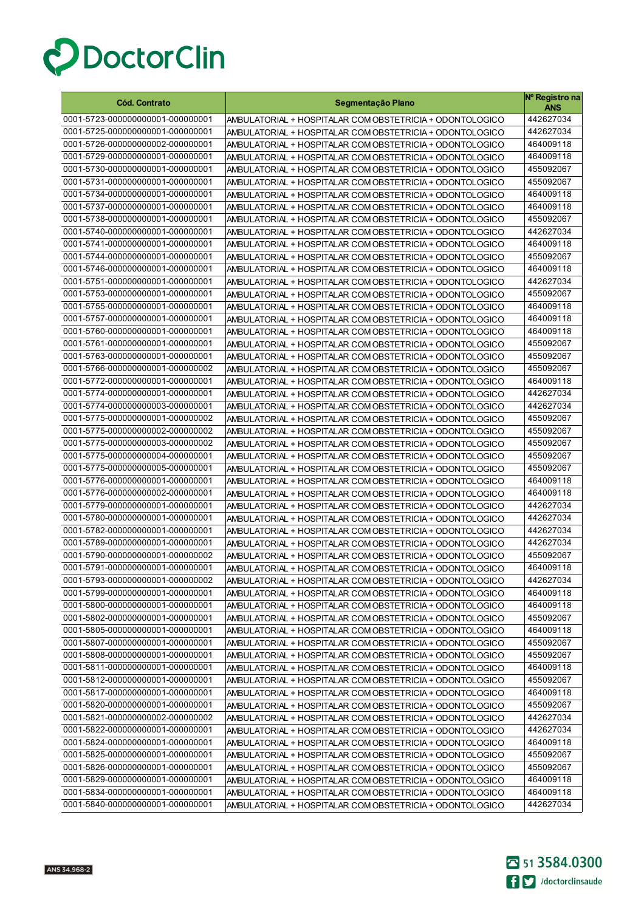DoctorClin

| Cód. Contrato | Segmentação Plano | Nº Registro na ANS |
|---|---|---|
| 0001-5723-000000000001-000000001 | AMBULATORIAL + HOSPITALAR COM OBSTETRICIA + ODONTOLOGICO | 442627034 |
| 0001-5725-000000000001-000000001 | AMBULATORIAL + HOSPITALAR COM OBSTETRICIA + ODONTOLOGICO | 442627034 |
| 0001-5726-000000000002-000000001 | AMBULATORIAL + HOSPITALAR COM OBSTETRICIA + ODONTOLOGICO | 464009118 |
| 0001-5729-000000000001-000000001 | AMBULATORIAL + HOSPITALAR COM OBSTETRICIA + ODONTOLOGICO | 464009118 |
| 0001-5730-000000000001-000000001 | AMBULATORIAL + HOSPITALAR COM OBSTETRICIA + ODONTOLOGICO | 455092067 |
| 0001-5731-000000000001-000000001 | AMBULATORIAL + HOSPITALAR COM OBSTETRICIA + ODONTOLOGICO | 455092067 |
| 0001-5734-000000000001-000000001 | AMBULATORIAL + HOSPITALAR COM OBSTETRICIA + ODONTOLOGICO | 464009118 |
| 0001-5737-000000000001-000000001 | AMBULATORIAL + HOSPITALAR COM OBSTETRICIA + ODONTOLOGICO | 464009118 |
| 0001-5738-000000000001-000000001 | AMBULATORIAL + HOSPITALAR COM OBSTETRICIA + ODONTOLOGICO | 455092067 |
| 0001-5740-000000000001-000000001 | AMBULATORIAL + HOSPITALAR COM OBSTETRICIA + ODONTOLOGICO | 442627034 |
| 0001-5741-000000000001-000000001 | AMBULATORIAL + HOSPITALAR COM OBSTETRICIA + ODONTOLOGICO | 464009118 |
| 0001-5744-000000000001-000000001 | AMBULATORIAL + HOSPITALAR COM OBSTETRICIA + ODONTOLOGICO | 455092067 |
| 0001-5746-000000000001-000000001 | AMBULATORIAL + HOSPITALAR COM OBSTETRICIA + ODONTOLOGICO | 464009118 |
| 0001-5751-000000000001-000000001 | AMBULATORIAL + HOSPITALAR COM OBSTETRICIA + ODONTOLOGICO | 442627034 |
| 0001-5753-000000000001-000000001 | AMBULATORIAL + HOSPITALAR COM OBSTETRICIA + ODONTOLOGICO | 455092067 |
| 0001-5755-000000000001-000000001 | AMBULATORIAL + HOSPITALAR COM OBSTETRICIA + ODONTOLOGICO | 464009118 |
| 0001-5757-000000000001-000000001 | AMBULATORIAL + HOSPITALAR COM OBSTETRICIA + ODONTOLOGICO | 464009118 |
| 0001-5760-000000000001-000000001 | AMBULATORIAL + HOSPITALAR COM OBSTETRICIA + ODONTOLOGICO | 464009118 |
| 0001-5761-000000000001-000000001 | AMBULATORIAL + HOSPITALAR COM OBSTETRICIA + ODONTOLOGICO | 455092067 |
| 0001-5763-000000000001-000000001 | AMBULATORIAL + HOSPITALAR COM OBSTETRICIA + ODONTOLOGICO | 455092067 |
| 0001-5766-000000000001-000000002 | AMBULATORIAL + HOSPITALAR COM OBSTETRICIA + ODONTOLOGICO | 455092067 |
| 0001-5772-000000000001-000000001 | AMBULATORIAL + HOSPITALAR COM OBSTETRICIA + ODONTOLOGICO | 464009118 |
| 0001-5774-000000000001-000000001 | AMBULATORIAL + HOSPITALAR COM OBSTETRICIA + ODONTOLOGICO | 442627034 |
| 0001-5774-000000000003-000000001 | AMBULATORIAL + HOSPITALAR COM OBSTETRICIA + ODONTOLOGICO | 442627034 |
| 0001-5775-000000000001-000000002 | AMBULATORIAL + HOSPITALAR COM OBSTETRICIA + ODONTOLOGICO | 455092067 |
| 0001-5775-000000000002-000000002 | AMBULATORIAL + HOSPITALAR COM OBSTETRICIA + ODONTOLOGICO | 455092067 |
| 0001-5775-000000000003-000000002 | AMBULATORIAL + HOSPITALAR COM OBSTETRICIA + ODONTOLOGICO | 455092067 |
| 0001-5775-000000000004-000000001 | AMBULATORIAL + HOSPITALAR COM OBSTETRICIA + ODONTOLOGICO | 455092067 |
| 0001-5775-000000000005-000000001 | AMBULATORIAL + HOSPITALAR COM OBSTETRICIA + ODONTOLOGICO | 455092067 |
| 0001-5776-000000000001-000000001 | AMBULATORIAL + HOSPITALAR COM OBSTETRICIA + ODONTOLOGICO | 464009118 |
| 0001-5776-000000000002-000000001 | AMBULATORIAL + HOSPITALAR COM OBSTETRICIA + ODONTOLOGICO | 464009118 |
| 0001-5779-000000000001-000000001 | AMBULATORIAL + HOSPITALAR COM OBSTETRICIA + ODONTOLOGICO | 442627034 |
| 0001-5780-000000000001-000000001 | AMBULATORIAL + HOSPITALAR COM OBSTETRICIA + ODONTOLOGICO | 442627034 |
| 0001-5782-000000000001-000000001 | AMBULATORIAL + HOSPITALAR COM OBSTETRICIA + ODONTOLOGICO | 442627034 |
| 0001-5789-000000000001-000000001 | AMBULATORIAL + HOSPITALAR COM OBSTETRICIA + ODONTOLOGICO | 442627034 |
| 0001-5790-000000000001-000000002 | AMBULATORIAL + HOSPITALAR COM OBSTETRICIA + ODONTOLOGICO | 455092067 |
| 0001-5791-000000000001-000000001 | AMBULATORIAL + HOSPITALAR COM OBSTETRICIA + ODONTOLOGICO | 464009118 |
| 0001-5793-000000000001-000000002 | AMBULATORIAL + HOSPITALAR COM OBSTETRICIA + ODONTOLOGICO | 442627034 |
| 0001-5799-000000000001-000000001 | AMBULATORIAL + HOSPITALAR COM OBSTETRICIA + ODONTOLOGICO | 464009118 |
| 0001-5800-000000000001-000000001 | AMBULATORIAL + HOSPITALAR COM OBSTETRICIA + ODONTOLOGICO | 464009118 |
| 0001-5802-000000000001-000000001 | AMBULATORIAL + HOSPITALAR COM OBSTETRICIA + ODONTOLOGICO | 455092067 |
| 0001-5805-000000000001-000000001 | AMBULATORIAL + HOSPITALAR COM OBSTETRICIA + ODONTOLOGICO | 464009118 |
| 0001-5807-000000000001-000000001 | AMBULATORIAL + HOSPITALAR COM OBSTETRICIA + ODONTOLOGICO | 455092067 |
| 0001-5808-000000000001-000000001 | AMBULATORIAL + HOSPITALAR COM OBSTETRICIA + ODONTOLOGICO | 455092067 |
| 0001-5811-000000000001-000000001 | AMBULATORIAL + HOSPITALAR COM OBSTETRICIA + ODONTOLOGICO | 464009118 |
| 0001-5812-000000000001-000000001 | AMBULATORIAL + HOSPITALAR COM OBSTETRICIA + ODONTOLOGICO | 455092067 |
| 0001-5817-000000000001-000000001 | AMBULATORIAL + HOSPITALAR COM OBSTETRICIA + ODONTOLOGICO | 464009118 |
| 0001-5820-000000000001-000000001 | AMBULATORIAL + HOSPITALAR COM OBSTETRICIA + ODONTOLOGICO | 455092067 |
| 0001-5821-000000000002-000000002 | AMBULATORIAL + HOSPITALAR COM OBSTETRICIA + ODONTOLOGICO | 442627034 |
| 0001-5822-000000000001-000000001 | AMBULATORIAL + HOSPITALAR COM OBSTETRICIA + ODONTOLOGICO | 442627034 |
| 0001-5824-000000000001-000000001 | AMBULATORIAL + HOSPITALAR COM OBSTETRICIA + ODONTOLOGICO | 464009118 |
| 0001-5825-000000000001-000000001 | AMBULATORIAL + HOSPITALAR COM OBSTETRICIA + ODONTOLOGICO | 455092067 |
| 0001-5826-000000000001-000000001 | AMBULATORIAL + HOSPITALAR COM OBSTETRICIA + ODONTOLOGICO | 455092067 |
| 0001-5829-000000000001-000000001 | AMBULATORIAL + HOSPITALAR COM OBSTETRICIA + ODONTOLOGICO | 464009118 |
| 0001-5834-000000000001-000000001 | AMBULATORIAL + HOSPITALAR COM OBSTETRICIA + ODONTOLOGICO | 464009118 |
| 0001-5840-000000000001-000000001 | AMBULATORIAL + HOSPITALAR COM OBSTETRICIA + ODONTOLOGICO | 442627034 |

ANS 34.968-2

51 3584.0300

/doctorclinsaude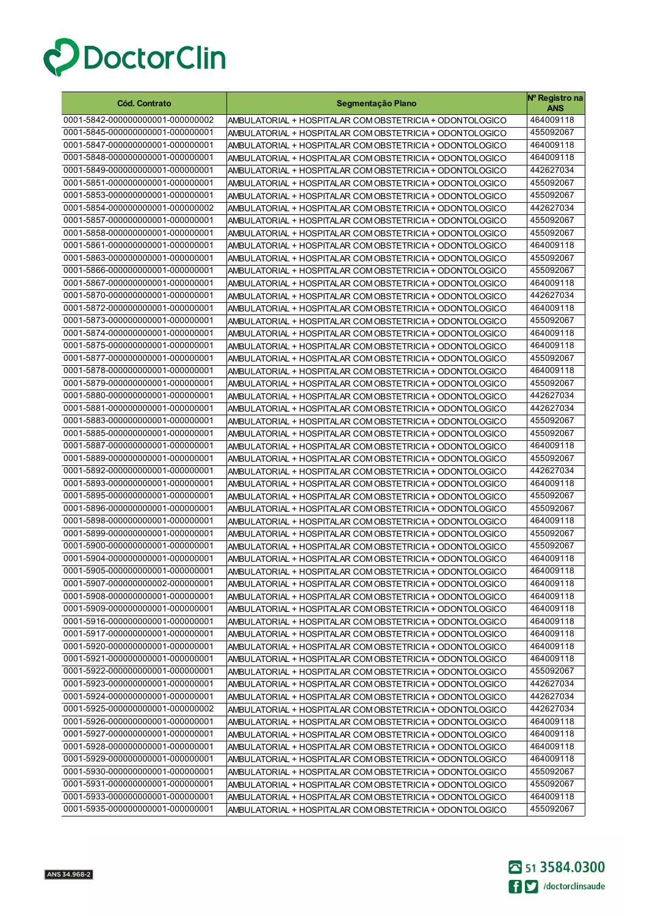| Cód. Contrato | Segmentação Plano | Nº Registro na ANS |
|---|---|---|
| 0001-5842-000000000001-000000002 | AMBULATORIAL + HOSPITALAR COM OBSTETRICIA + ODONTOLOGICO | 464009118 |
| 0001-5845-000000000001-000000001 | AMBULATORIAL + HOSPITALAR COM OBSTETRICIA + ODONTOLOGICO | 455092067 |
| 0001-5847-000000000001-000000001 | AMBULATORIAL + HOSPITALAR COM OBSTETRICIA + ODONTOLOGICO | 464009118 |
| 0001-5848-000000000001-000000001 | AMBULATORIAL + HOSPITALAR COM OBSTETRICIA + ODONTOLOGICO | 464009118 |
| 0001-5849-000000000001-000000001 | AMBULATORIAL + HOSPITALAR COM OBSTETRICIA + ODONTOLOGICO | 442627034 |
| 0001-5851-000000000001-000000001 | AMBULATORIAL + HOSPITALAR COM OBSTETRICIA + ODONTOLOGICO | 455092067 |
| 0001-5853-000000000001-000000001 | AMBULATORIAL + HOSPITALAR COM OBSTETRICIA + ODONTOLOGICO | 455092067 |
| 0001-5854-000000000001-000000002 | AMBULATORIAL + HOSPITALAR COM OBSTETRICIA + ODONTOLOGICO | 442627034 |
| 0001-5857-000000000001-000000001 | AMBULATORIAL + HOSPITALAR COM OBSTETRICIA + ODONTOLOGICO | 455092067 |
| 0001-5858-000000000001-000000001 | AMBULATORIAL + HOSPITALAR COM OBSTETRICIA + ODONTOLOGICO | 455092067 |
| 0001-5861-000000000001-000000001 | AMBULATORIAL + HOSPITALAR COM OBSTETRICIA + ODONTOLOGICO | 464009118 |
| 0001-5863-000000000001-000000001 | AMBULATORIAL + HOSPITALAR COM OBSTETRICIA + ODONTOLOGICO | 455092067 |
| 0001-5866-000000000001-000000001 | AMBULATORIAL + HOSPITALAR COM OBSTETRICIA + ODONTOLOGICO | 455092067 |
| 0001-5867-000000000001-000000001 | AMBULATORIAL + HOSPITALAR COM OBSTETRICIA + ODONTOLOGICO | 464009118 |
| 0001-5870-000000000001-000000001 | AMBULATORIAL + HOSPITALAR COM OBSTETRICIA + ODONTOLOGICO | 442627034 |
| 0001-5872-000000000001-000000001 | AMBULATORIAL + HOSPITALAR COM OBSTETRICIA + ODONTOLOGICO | 464009118 |
| 0001-5873-000000000001-000000001 | AMBULATORIAL + HOSPITALAR COM OBSTETRICIA + ODONTOLOGICO | 455092067 |
| 0001-5874-000000000001-000000001 | AMBULATORIAL + HOSPITALAR COM OBSTETRICIA + ODONTOLOGICO | 464009118 |
| 0001-5875-000000000001-000000001 | AMBULATORIAL + HOSPITALAR COM OBSTETRICIA + ODONTOLOGICO | 464009118 |
| 0001-5877-000000000001-000000001 | AMBULATORIAL + HOSPITALAR COM OBSTETRICIA + ODONTOLOGICO | 455092067 |
| 0001-5878-000000000001-000000001 | AMBULATORIAL + HOSPITALAR COM OBSTETRICIA + ODONTOLOGICO | 464009118 |
| 0001-5879-000000000001-000000001 | AMBULATORIAL + HOSPITALAR COM OBSTETRICIA + ODONTOLOGICO | 455092067 |
| 0001-5880-000000000001-000000001 | AMBULATORIAL + HOSPITALAR COM OBSTETRICIA + ODONTOLOGICO | 442627034 |
| 0001-5881-000000000001-000000001 | AMBULATORIAL + HOSPITALAR COM OBSTETRICIA + ODONTOLOGICO | 442627034 |
| 0001-5883-000000000001-000000001 | AMBULATORIAL + HOSPITALAR COM OBSTETRICIA + ODONTOLOGICO | 455092067 |
| 0001-5885-000000000001-000000001 | AMBULATORIAL + HOSPITALAR COM OBSTETRICIA + ODONTOLOGICO | 455092067 |
| 0001-5887-000000000001-000000001 | AMBULATORIAL + HOSPITALAR COM OBSTETRICIA + ODONTOLOGICO | 464009118 |
| 0001-5889-000000000001-000000001 | AMBULATORIAL + HOSPITALAR COM OBSTETRICIA + ODONTOLOGICO | 455092067 |
| 0001-5892-000000000001-000000001 | AMBULATORIAL + HOSPITALAR COM OBSTETRICIA + ODONTOLOGICO | 442627034 |
| 0001-5893-000000000001-000000001 | AMBULATORIAL + HOSPITALAR COM OBSTETRICIA + ODONTOLOGICO | 464009118 |
| 0001-5895-000000000001-000000001 | AMBULATORIAL + HOSPITALAR COM OBSTETRICIA + ODONTOLOGICO | 455092067 |
| 0001-5896-000000000001-000000001 | AMBULATORIAL + HOSPITALAR COM OBSTETRICIA + ODONTOLOGICO | 455092067 |
| 0001-5898-000000000001-000000001 | AMBULATORIAL + HOSPITALAR COM OBSTETRICIA + ODONTOLOGICO | 464009118 |
| 0001-5899-000000000001-000000001 | AMBULATORIAL + HOSPITALAR COM OBSTETRICIA + ODONTOLOGICO | 455092067 |
| 0001-5900-000000000001-000000001 | AMBULATORIAL + HOSPITALAR COM OBSTETRICIA + ODONTOLOGICO | 455092067 |
| 0001-5904-000000000001-000000001 | AMBULATORIAL + HOSPITALAR COM OBSTETRICIA + ODONTOLOGICO | 464009118 |
| 0001-5905-000000000001-000000001 | AMBULATORIAL + HOSPITALAR COM OBSTETRICIA + ODONTOLOGICO | 464009118 |
| 0001-5907-000000000002-000000001 | AMBULATORIAL + HOSPITALAR COM OBSTETRICIA + ODONTOLOGICO | 464009118 |
| 0001-5908-000000000001-000000001 | AMBULATORIAL + HOSPITALAR COM OBSTETRICIA + ODONTOLOGICO | 464009118 |
| 0001-5909-000000000001-000000001 | AMBULATORIAL + HOSPITALAR COM OBSTETRICIA + ODONTOLOGICO | 464009118 |
| 0001-5916-000000000001-000000001 | AMBULATORIAL + HOSPITALAR COM OBSTETRICIA + ODONTOLOGICO | 464009118 |
| 0001-5917-000000000001-000000001 | AMBULATORIAL + HOSPITALAR COM OBSTETRICIA + ODONTOLOGICO | 464009118 |
| 0001-5920-000000000001-000000001 | AMBULATORIAL + HOSPITALAR COM OBSTETRICIA + ODONTOLOGICO | 464009118 |
| 0001-5921-000000000001-000000001 | AMBULATORIAL + HOSPITALAR COM OBSTETRICIA + ODONTOLOGICO | 464009118 |
| 0001-5922-000000000001-000000001 | AMBULATORIAL + HOSPITALAR COM OBSTETRICIA + ODONTOLOGICO | 455092067 |
| 0001-5923-000000000001-000000001 | AMBULATORIAL + HOSPITALAR COM OBSTETRICIA + ODONTOLOGICO | 442627034 |
| 0001-5924-000000000001-000000001 | AMBULATORIAL + HOSPITALAR COM OBSTETRICIA + ODONTOLOGICO | 442627034 |
| 0001-5925-000000000001-000000002 | AMBULATORIAL + HOSPITALAR COM OBSTETRICIA + ODONTOLOGICO | 442627034 |
| 0001-5926-000000000001-000000001 | AMBULATORIAL + HOSPITALAR COM OBSTETRICIA + ODONTOLOGICO | 464009118 |
| 0001-5927-000000000001-000000001 | AMBULATORIAL + HOSPITALAR COM OBSTETRICIA + ODONTOLOGICO | 464009118 |
| 0001-5928-000000000001-000000001 | AMBULATORIAL + HOSPITALAR COM OBSTETRICIA + ODONTOLOGICO | 464009118 |
| 0001-5929-000000000001-000000001 | AMBULATORIAL + HOSPITALAR COM OBSTETRICIA + ODONTOLOGICO | 464009118 |
| 0001-5930-000000000001-000000001 | AMBULATORIAL + HOSPITALAR COM OBSTETRICIA + ODONTOLOGICO | 455092067 |
| 0001-5931-000000000001-000000001 | AMBULATORIAL + HOSPITALAR COM OBSTETRICIA + ODONTOLOGICO | 455092067 |
| 0001-5933-000000000001-000000001 | AMBULATORIAL + HOSPITALAR COM OBSTETRICIA + ODONTOLOGICO | 464009118 |
| 0001-5935-000000000001-000000001 | AMBULATORIAL + HOSPITALAR COM OBSTETRICIA + ODONTOLOGICO | 455092067 |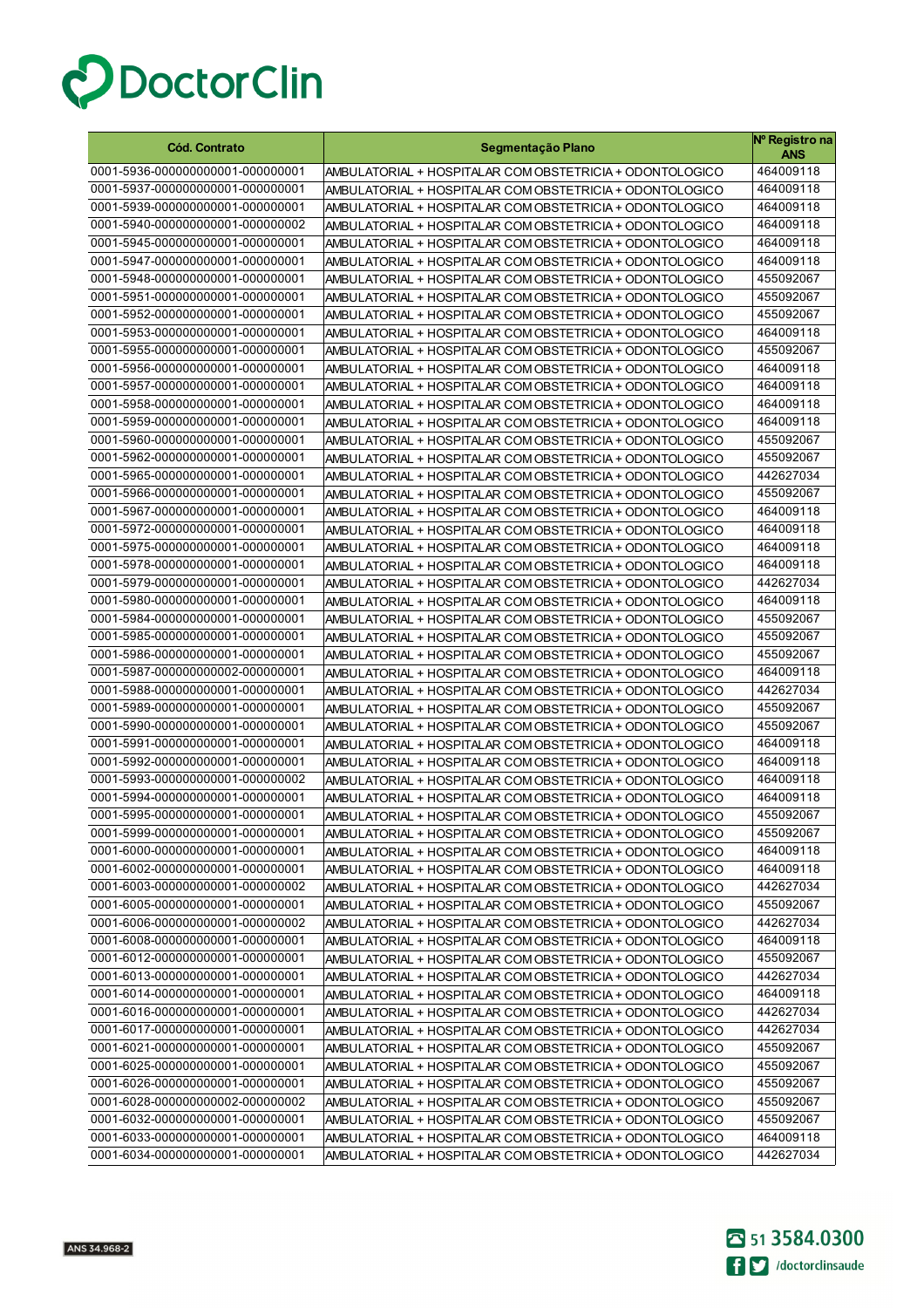# DoctorClin

| Cód. Contrato | Segmentação Plano | Nº Registro na ANS |
|---|---|---|
| 0001-5936-000000000001-000000001 | AMBULATORIAL + HOSPITALAR COM OBSTETRICIA + ODONTOLOGICO | 464009118 |
| 0001-5937-000000000001-000000001 | AMBULATORIAL + HOSPITALAR COM OBSTETRICIA + ODONTOLOGICO | 464009118 |
| 0001-5939-000000000001-000000001 | AMBULATORIAL + HOSPITALAR COM OBSTETRICIA + ODONTOLOGICO | 464009118 |
| 0001-5940-000000000001-000000002 | AMBULATORIAL + HOSPITALAR COM OBSTETRICIA + ODONTOLOGICO | 464009118 |
| 0001-5945-000000000001-000000001 | AMBULATORIAL + HOSPITALAR COM OBSTETRICIA + ODONTOLOGICO | 464009118 |
| 0001-5947-000000000001-000000001 | AMBULATORIAL + HOSPITALAR COM OBSTETRICIA + ODONTOLOGICO | 464009118 |
| 0001-5948-000000000001-000000001 | AMBULATORIAL + HOSPITALAR COM OBSTETRICIA + ODONTOLOGICO | 455092067 |
| 0001-5951-000000000001-000000001 | AMBULATORIAL + HOSPITALAR COM OBSTETRICIA + ODONTOLOGICO | 455092067 |
| 0001-5952-000000000001-000000001 | AMBULATORIAL + HOSPITALAR COM OBSTETRICIA + ODONTOLOGICO | 455092067 |
| 0001-5953-000000000001-000000001 | AMBULATORIAL + HOSPITALAR COM OBSTETRICIA + ODONTOLOGICO | 464009118 |
| 0001-5955-000000000001-000000001 | AMBULATORIAL + HOSPITALAR COM OBSTETRICIA + ODONTOLOGICO | 455092067 |
| 0001-5956-000000000001-000000001 | AMBULATORIAL + HOSPITALAR COM OBSTETRICIA + ODONTOLOGICO | 464009118 |
| 0001-5957-000000000001-000000001 | AMBULATORIAL + HOSPITALAR COM OBSTETRICIA + ODONTOLOGICO | 464009118 |
| 0001-5958-000000000001-000000001 | AMBULATORIAL + HOSPITALAR COM OBSTETRICIA + ODONTOLOGICO | 464009118 |
| 0001-5959-000000000001-000000001 | AMBULATORIAL + HOSPITALAR COM OBSTETRICIA + ODONTOLOGICO | 464009118 |
| 0001-5960-000000000001-000000001 | AMBULATORIAL + HOSPITALAR COM OBSTETRICIA + ODONTOLOGICO | 455092067 |
| 0001-5962-000000000001-000000001 | AMBULATORIAL + HOSPITALAR COM OBSTETRICIA + ODONTOLOGICO | 455092067 |
| 0001-5965-000000000001-000000001 | AMBULATORIAL + HOSPITALAR COM OBSTETRICIA + ODONTOLOGICO | 442627034 |
| 0001-5966-000000000001-000000001 | AMBULATORIAL + HOSPITALAR COM OBSTETRICIA + ODONTOLOGICO | 455092067 |
| 0001-5967-000000000001-000000001 | AMBULATORIAL + HOSPITALAR COM OBSTETRICIA + ODONTOLOGICO | 464009118 |
| 0001-5972-000000000001-000000001 | AMBULATORIAL + HOSPITALAR COM OBSTETRICIA + ODONTOLOGICO | 464009118 |
| 0001-5975-000000000001-000000001 | AMBULATORIAL + HOSPITALAR COM OBSTETRICIA + ODONTOLOGICO | 464009118 |
| 0001-5978-000000000001-000000001 | AMBULATORIAL + HOSPITALAR COM OBSTETRICIA + ODONTOLOGICO | 464009118 |
| 0001-5979-000000000001-000000001 | AMBULATORIAL + HOSPITALAR COM OBSTETRICIA + ODONTOLOGICO | 442627034 |
| 0001-5980-000000000001-000000001 | AMBULATORIAL + HOSPITALAR COM OBSTETRICIA + ODONTOLOGICO | 464009118 |
| 0001-5984-000000000001-000000001 | AMBULATORIAL + HOSPITALAR COM OBSTETRICIA + ODONTOLOGICO | 455092067 |
| 0001-5985-000000000001-000000001 | AMBULATORIAL + HOSPITALAR COM OBSTETRICIA + ODONTOLOGICO | 455092067 |
| 0001-5986-000000000001-000000001 | AMBULATORIAL + HOSPITALAR COM OBSTETRICIA + ODONTOLOGICO | 455092067 |
| 0001-5987-000000000002-000000001 | AMBULATORIAL + HOSPITALAR COM OBSTETRICIA + ODONTOLOGICO | 464009118 |
| 0001-5988-000000000001-000000001 | AMBULATORIAL + HOSPITALAR COM OBSTETRICIA + ODONTOLOGICO | 442627034 |
| 0001-5989-000000000001-000000001 | AMBULATORIAL + HOSPITALAR COM OBSTETRICIA + ODONTOLOGICO | 455092067 |
| 0001-5990-000000000001-000000001 | AMBULATORIAL + HOSPITALAR COM OBSTETRICIA + ODONTOLOGICO | 455092067 |
| 0001-5991-000000000001-000000001 | AMBULATORIAL + HOSPITALAR COM OBSTETRICIA + ODONTOLOGICO | 464009118 |
| 0001-5992-000000000001-000000001 | AMBULATORIAL + HOSPITALAR COM OBSTETRICIA + ODONTOLOGICO | 464009118 |
| 0001-5993-000000000001-000000002 | AMBULATORIAL + HOSPITALAR COM OBSTETRICIA + ODONTOLOGICO | 464009118 |
| 0001-5994-000000000001-000000001 | AMBULATORIAL + HOSPITALAR COM OBSTETRICIA + ODONTOLOGICO | 464009118 |
| 0001-5995-000000000001-000000001 | AMBULATORIAL + HOSPITALAR COM OBSTETRICIA + ODONTOLOGICO | 455092067 |
| 0001-5999-000000000001-000000001 | AMBULATORIAL + HOSPITALAR COM OBSTETRICIA + ODONTOLOGICO | 455092067 |
| 0001-6000-000000000001-000000001 | AMBULATORIAL + HOSPITALAR COM OBSTETRICIA + ODONTOLOGICO | 464009118 |
| 0001-6002-000000000001-000000001 | AMBULATORIAL + HOSPITALAR COM OBSTETRICIA + ODONTOLOGICO | 464009118 |
| 0001-6003-000000000001-000000002 | AMBULATORIAL + HOSPITALAR COM OBSTETRICIA + ODONTOLOGICO | 442627034 |
| 0001-6005-000000000001-000000001 | AMBULATORIAL + HOSPITALAR COM OBSTETRICIA + ODONTOLOGICO | 455092067 |
| 0001-6006-000000000001-000000002 | AMBULATORIAL + HOSPITALAR COM OBSTETRICIA + ODONTOLOGICO | 442627034 |
| 0001-6008-000000000001-000000001 | AMBULATORIAL + HOSPITALAR COM OBSTETRICIA + ODONTOLOGICO | 464009118 |
| 0001-6012-000000000001-000000001 | AMBULATORIAL + HOSPITALAR COM OBSTETRICIA + ODONTOLOGICO | 455092067 |
| 0001-6013-000000000001-000000001 | AMBULATORIAL + HOSPITALAR COM OBSTETRICIA + ODONTOLOGICO | 442627034 |
| 0001-6014-000000000001-000000001 | AMBULATORIAL + HOSPITALAR COM OBSTETRICIA + ODONTOLOGICO | 464009118 |
| 0001-6016-000000000001-000000001 | AMBULATORIAL + HOSPITALAR COM OBSTETRICIA + ODONTOLOGICO | 442627034 |
| 0001-6017-000000000001-000000001 | AMBULATORIAL + HOSPITALAR COM OBSTETRICIA + ODONTOLOGICO | 442627034 |
| 0001-6021-000000000001-000000001 | AMBULATORIAL + HOSPITALAR COM OBSTETRICIA + ODONTOLOGICO | 455092067 |
| 0001-6025-000000000001-000000001 | AMBULATORIAL + HOSPITALAR COM OBSTETRICIA + ODONTOLOGICO | 455092067 |
| 0001-6026-000000000001-000000001 | AMBULATORIAL + HOSPITALAR COM OBSTETRICIA + ODONTOLOGICO | 455092067 |
| 0001-6028-000000000002-000000002 | AMBULATORIAL + HOSPITALAR COM OBSTETRICIA + ODONTOLOGICO | 455092067 |
| 0001-6032-000000000001-000000001 | AMBULATORIAL + HOSPITALAR COM OBSTETRICIA + ODONTOLOGICO | 455092067 |
| 0001-6033-000000000001-000000001 | AMBULATORIAL + HOSPITALAR COM OBSTETRICIA + ODONTOLOGICO | 464009118 |
| 0001-6034-000000000001-000000001 | AMBULATORIAL + HOSPITALAR COM OBSTETRICIA + ODONTOLOGICO | 442627034 |

ANS 34.968-2

51 3584.0300
/doctorclinsaude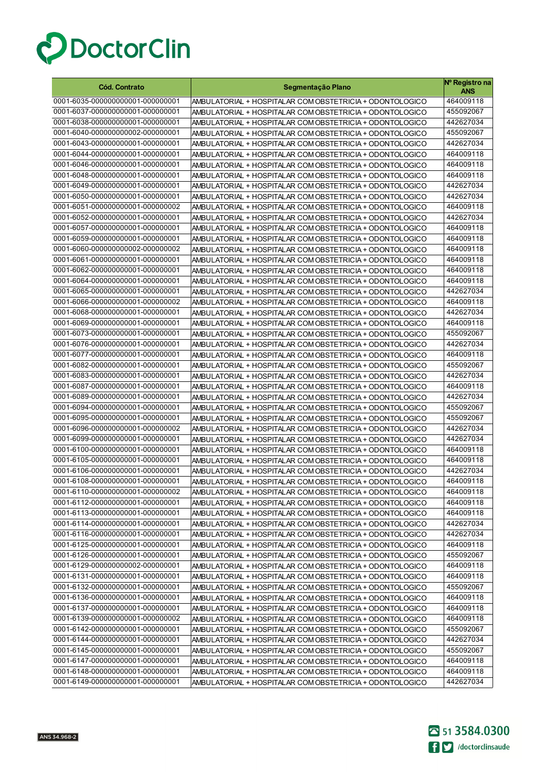| Cód. Contrato | Segmentação Plano | Nº Registro na ANS |
|---|---|---|
| 0001-6035-000000000001-000000001 | AMBULATORIAL + HOSPITALAR COM OBSTETRICIA + ODONTOLOGICO | 464009118 |
| 0001-6037-000000000001-000000001 | AMBULATORIAL + HOSPITALAR COM OBSTETRICIA + ODONTOLOGICO | 455092067 |
| 0001-6038-000000000001-000000001 | AMBULATORIAL + HOSPITALAR COM OBSTETRICIA + ODONTOLOGICO | 442627034 |
| 0001-6040-000000000002-000000001 | AMBULATORIAL + HOSPITALAR COM OBSTETRICIA + ODONTOLOGICO | 455092067 |
| 0001-6043-000000000001-000000001 | AMBULATORIAL + HOSPITALAR COM OBSTETRICIA + ODONTOLOGICO | 442627034 |
| 0001-6044-000000000001-000000001 | AMBULATORIAL + HOSPITALAR COM OBSTETRICIA + ODONTOLOGICO | 464009118 |
| 0001-6046-000000000001-000000001 | AMBULATORIAL + HOSPITALAR COM OBSTETRICIA + ODONTOLOGICO | 464009118 |
| 0001-6048-000000000001-000000001 | AMBULATORIAL + HOSPITALAR COM OBSTETRICIA + ODONTOLOGICO | 464009118 |
| 0001-6049-000000000001-000000001 | AMBULATORIAL + HOSPITALAR COM OBSTETRICIA + ODONTOLOGICO | 442627034 |
| 0001-6050-000000000001-000000001 | AMBULATORIAL + HOSPITALAR COM OBSTETRICIA + ODONTOLOGICO | 442627034 |
| 0001-6051-000000000001-000000002 | AMBULATORIAL + HOSPITALAR COM OBSTETRICIA + ODONTOLOGICO | 464009118 |
| 0001-6052-000000000001-000000001 | AMBULATORIAL + HOSPITALAR COM OBSTETRICIA + ODONTOLOGICO | 442627034 |
| 0001-6057-000000000001-000000001 | AMBULATORIAL + HOSPITALAR COM OBSTETRICIA + ODONTOLOGICO | 464009118 |
| 0001-6059-000000000001-000000001 | AMBULATORIAL + HOSPITALAR COM OBSTETRICIA + ODONTOLOGICO | 464009118 |
| 0001-6060-000000000002-000000002 | AMBULATORIAL + HOSPITALAR COM OBSTETRICIA + ODONTOLOGICO | 464009118 |
| 0001-6061-000000000001-000000001 | AMBULATORIAL + HOSPITALAR COM OBSTETRICIA + ODONTOLOGICO | 464009118 |
| 0001-6062-000000000001-000000001 | AMBULATORIAL + HOSPITALAR COM OBSTETRICIA + ODONTOLOGICO | 464009118 |
| 0001-6064-000000000001-000000001 | AMBULATORIAL + HOSPITALAR COM OBSTETRICIA + ODONTOLOGICO | 464009118 |
| 0001-6065-000000000001-000000001 | AMBULATORIAL + HOSPITALAR COM OBSTETRICIA + ODONTOLOGICO | 442627034 |
| 0001-6066-000000000001-000000002 | AMBULATORIAL + HOSPITALAR COM OBSTETRICIA + ODONTOLOGICO | 464009118 |
| 0001-6068-000000000001-000000001 | AMBULATORIAL + HOSPITALAR COM OBSTETRICIA + ODONTOLOGICO | 442627034 |
| 0001-6069-000000000001-000000001 | AMBULATORIAL + HOSPITALAR COM OBSTETRICIA + ODONTOLOGICO | 464009118 |
| 0001-6073-000000000001-000000001 | AMBULATORIAL + HOSPITALAR COM OBSTETRICIA + ODONTOLOGICO | 455092067 |
| 0001-6076-000000000001-000000001 | AMBULATORIAL + HOSPITALAR COM OBSTETRICIA + ODONTOLOGICO | 442627034 |
| 0001-6077-000000000001-000000001 | AMBULATORIAL + HOSPITALAR COM OBSTETRICIA + ODONTOLOGICO | 464009118 |
| 0001-6082-000000000001-000000001 | AMBULATORIAL + HOSPITALAR COM OBSTETRICIA + ODONTOLOGICO | 455092067 |
| 0001-6083-000000000001-000000001 | AMBULATORIAL + HOSPITALAR COM OBSTETRICIA + ODONTOLOGICO | 442627034 |
| 0001-6087-000000000001-000000001 | AMBULATORIAL + HOSPITALAR COM OBSTETRICIA + ODONTOLOGICO | 464009118 |
| 0001-6089-000000000001-000000001 | AMBULATORIAL + HOSPITALAR COM OBSTETRICIA + ODONTOLOGICO | 442627034 |
| 0001-6094-000000000001-000000001 | AMBULATORIAL + HOSPITALAR COM OBSTETRICIA + ODONTOLOGICO | 455092067 |
| 0001-6095-000000000001-000000001 | AMBULATORIAL + HOSPITALAR COM OBSTETRICIA + ODONTOLOGICO | 455092067 |
| 0001-6096-000000000001-000000002 | AMBULATORIAL + HOSPITALAR COM OBSTETRICIA + ODONTOLOGICO | 442627034 |
| 0001-6099-000000000001-000000001 | AMBULATORIAL + HOSPITALAR COM OBSTETRICIA + ODONTOLOGICO | 442627034 |
| 0001-6100-000000000001-000000001 | AMBULATORIAL + HOSPITALAR COM OBSTETRICIA + ODONTOLOGICO | 464009118 |
| 0001-6105-000000000001-000000001 | AMBULATORIAL + HOSPITALAR COM OBSTETRICIA + ODONTOLOGICO | 464009118 |
| 0001-6106-000000000001-000000001 | AMBULATORIAL + HOSPITALAR COM OBSTETRICIA + ODONTOLOGICO | 442627034 |
| 0001-6108-000000000001-000000001 | AMBULATORIAL + HOSPITALAR COM OBSTETRICIA + ODONTOLOGICO | 464009118 |
| 0001-6110-000000000001-000000002 | AMBULATORIAL + HOSPITALAR COM OBSTETRICIA + ODONTOLOGICO | 464009118 |
| 0001-6112-000000000001-000000001 | AMBULATORIAL + HOSPITALAR COM OBSTETRICIA + ODONTOLOGICO | 464009118 |
| 0001-6113-000000000001-000000001 | AMBULATORIAL + HOSPITALAR COM OBSTETRICIA + ODONTOLOGICO | 464009118 |
| 0001-6114-000000000001-000000001 | AMBULATORIAL + HOSPITALAR COM OBSTETRICIA + ODONTOLOGICO | 442627034 |
| 0001-6116-000000000001-000000001 | AMBULATORIAL + HOSPITALAR COM OBSTETRICIA + ODONTOLOGICO | 442627034 |
| 0001-6125-000000000001-000000001 | AMBULATORIAL + HOSPITALAR COM OBSTETRICIA + ODONTOLOGICO | 464009118 |
| 0001-6126-000000000001-000000001 | AMBULATORIAL + HOSPITALAR COM OBSTETRICIA + ODONTOLOGICO | 455092067 |
| 0001-6129-000000000002-000000001 | AMBULATORIAL + HOSPITALAR COM OBSTETRICIA + ODONTOLOGICO | 464009118 |
| 0001-6131-000000000001-000000001 | AMBULATORIAL + HOSPITALAR COM OBSTETRICIA + ODONTOLOGICO | 464009118 |
| 0001-6132-000000000001-000000001 | AMBULATORIAL + HOSPITALAR COM OBSTETRICIA + ODONTOLOGICO | 455092067 |
| 0001-6136-000000000001-000000001 | AMBULATORIAL + HOSPITALAR COM OBSTETRICIA + ODONTOLOGICO | 464009118 |
| 0001-6137-000000000001-000000001 | AMBULATORIAL + HOSPITALAR COM OBSTETRICIA + ODONTOLOGICO | 464009118 |
| 0001-6139-000000000001-000000002 | AMBULATORIAL + HOSPITALAR COM OBSTETRICIA + ODONTOLOGICO | 464009118 |
| 0001-6142-000000000001-000000001 | AMBULATORIAL + HOSPITALAR COM OBSTETRICIA + ODONTOLOGICO | 455092067 |
| 0001-6144-000000000001-000000001 | AMBULATORIAL + HOSPITALAR COM OBSTETRICIA + ODONTOLOGICO | 442627034 |
| 0001-6145-000000000001-000000001 | AMBULATORIAL + HOSPITALAR COM OBSTETRICIA + ODONTOLOGICO | 455092067 |
| 0001-6147-000000000001-000000001 | AMBULATORIAL + HOSPITALAR COM OBSTETRICIA + ODONTOLOGICO | 464009118 |
| 0001-6148-000000000001-000000001 | AMBULATORIAL + HOSPITALAR COM OBSTETRICIA + ODONTOLOGICO | 464009118 |
| 0001-6149-000000000001-000000001 | AMBULATORIAL + HOSPITALAR COM OBSTETRICIA + ODONTOLOGICO | 442627034 |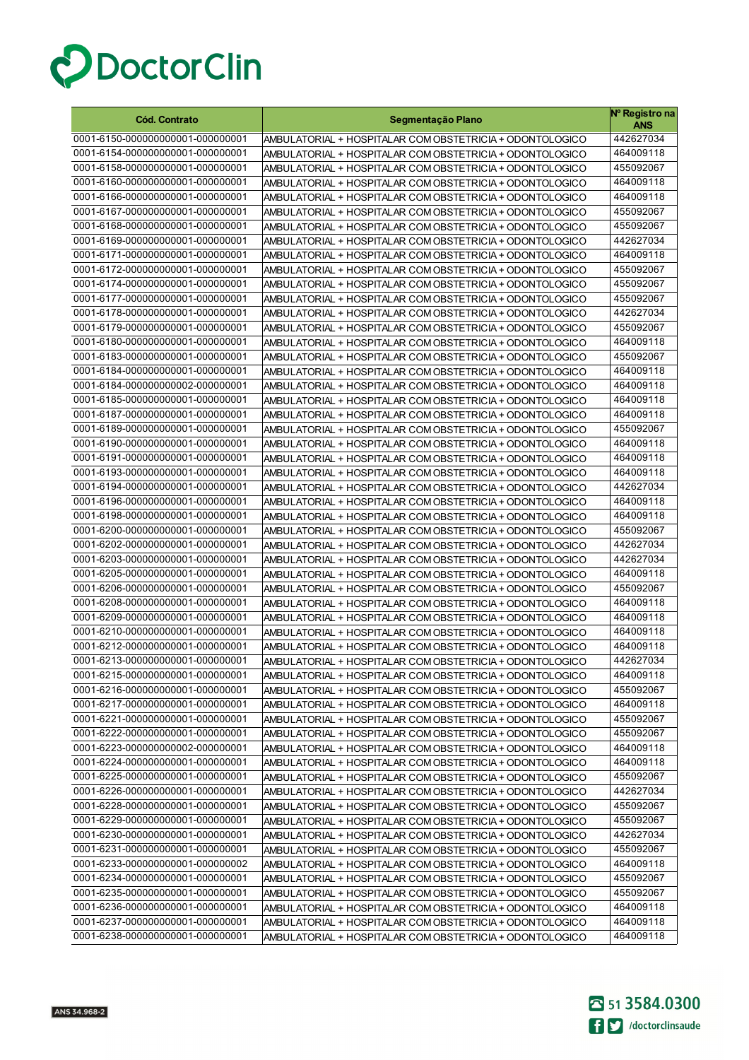DoctorClin

| Cód. Contrato | Segmentação Plano | Nº Registro na ANS |
|---|---|---|
| 0001-6150-000000000001-000000001 | AMBULATORIAL + HOSPITALAR COM OBSTETRICIA + ODONTOLOGICO | 442627034 |
| 0001-6154-000000000001-000000001 | AMBULATORIAL + HOSPITALAR COM OBSTETRICIA + ODONTOLOGICO | 464009118 |
| 0001-6158-000000000001-000000001 | AMBULATORIAL + HOSPITALAR COM OBSTETRICIA + ODONTOLOGICO | 455092067 |
| 0001-6160-000000000001-000000001 | AMBULATORIAL + HOSPITALAR COM OBSTETRICIA + ODONTOLOGICO | 464009118 |
| 0001-6166-000000000001-000000001 | AMBULATORIAL + HOSPITALAR COM OBSTETRICIA + ODONTOLOGICO | 464009118 |
| 0001-6167-000000000001-000000001 | AMBULATORIAL + HOSPITALAR COM OBSTETRICIA + ODONTOLOGICO | 455092067 |
| 0001-6168-000000000001-000000001 | AMBULATORIAL + HOSPITALAR COM OBSTETRICIA + ODONTOLOGICO | 455092067 |
| 0001-6169-000000000001-000000001 | AMBULATORIAL + HOSPITALAR COM OBSTETRICIA + ODONTOLOGICO | 442627034 |
| 0001-6171-000000000001-000000001 | AMBULATORIAL + HOSPITALAR COM OBSTETRICIA + ODONTOLOGICO | 464009118 |
| 0001-6172-000000000001-000000001 | AMBULATORIAL + HOSPITALAR COM OBSTETRICIA + ODONTOLOGICO | 455092067 |
| 0001-6174-000000000001-000000001 | AMBULATORIAL + HOSPITALAR COM OBSTETRICIA + ODONTOLOGICO | 455092067 |
| 0001-6177-000000000001-000000001 | AMBULATORIAL + HOSPITALAR COM OBSTETRICIA + ODONTOLOGICO | 455092067 |
| 0001-6178-000000000001-000000001 | AMBULATORIAL + HOSPITALAR COM OBSTETRICIA + ODONTOLOGICO | 442627034 |
| 0001-6179-000000000001-000000001 | AMBULATORIAL + HOSPITALAR COM OBSTETRICIA + ODONTOLOGICO | 455092067 |
| 0001-6180-000000000001-000000001 | AMBULATORIAL + HOSPITALAR COM OBSTETRICIA + ODONTOLOGICO | 464009118 |
| 0001-6183-000000000001-000000001 | AMBULATORIAL + HOSPITALAR COM OBSTETRICIA + ODONTOLOGICO | 455092067 |
| 0001-6184-000000000001-000000001 | AMBULATORIAL + HOSPITALAR COM OBSTETRICIA + ODONTOLOGICO | 464009118 |
| 0001-6184-000000000002-000000001 | AMBULATORIAL + HOSPITALAR COM OBSTETRICIA + ODONTOLOGICO | 464009118 |
| 0001-6185-000000000001-000000001 | AMBULATORIAL + HOSPITALAR COM OBSTETRICIA + ODONTOLOGICO | 464009118 |
| 0001-6187-000000000001-000000001 | AMBULATORIAL + HOSPITALAR COM OBSTETRICIA + ODONTOLOGICO | 464009118 |
| 0001-6189-000000000001-000000001 | AMBULATORIAL + HOSPITALAR COM OBSTETRICIA + ODONTOLOGICO | 455092067 |
| 0001-6190-000000000001-000000001 | AMBULATORIAL + HOSPITALAR COM OBSTETRICIA + ODONTOLOGICO | 464009118 |
| 0001-6191-000000000001-000000001 | AMBULATORIAL + HOSPITALAR COM OBSTETRICIA + ODONTOLOGICO | 464009118 |
| 0001-6193-000000000001-000000001 | AMBULATORIAL + HOSPITALAR COM OBSTETRICIA + ODONTOLOGICO | 464009118 |
| 0001-6194-000000000001-000000001 | AMBULATORIAL + HOSPITALAR COM OBSTETRICIA + ODONTOLOGICO | 442627034 |
| 0001-6196-000000000001-000000001 | AMBULATORIAL + HOSPITALAR COM OBSTETRICIA + ODONTOLOGICO | 464009118 |
| 0001-6198-000000000001-000000001 | AMBULATORIAL + HOSPITALAR COM OBSTETRICIA + ODONTOLOGICO | 464009118 |
| 0001-6200-000000000001-000000001 | AMBULATORIAL + HOSPITALAR COM OBSTETRICIA + ODONTOLOGICO | 455092067 |
| 0001-6202-000000000001-000000001 | AMBULATORIAL + HOSPITALAR COM OBSTETRICIA + ODONTOLOGICO | 442627034 |
| 0001-6203-000000000001-000000001 | AMBULATORIAL + HOSPITALAR COM OBSTETRICIA + ODONTOLOGICO | 442627034 |
| 0001-6205-000000000001-000000001 | AMBULATORIAL + HOSPITALAR COM OBSTETRICIA + ODONTOLOGICO | 464009118 |
| 0001-6206-000000000001-000000001 | AMBULATORIAL + HOSPITALAR COM OBSTETRICIA + ODONTOLOGICO | 455092067 |
| 0001-6208-000000000001-000000001 | AMBULATORIAL + HOSPITALAR COM OBSTETRICIA + ODONTOLOGICO | 464009118 |
| 0001-6209-000000000001-000000001 | AMBULATORIAL + HOSPITALAR COM OBSTETRICIA + ODONTOLOGICO | 464009118 |
| 0001-6210-000000000001-000000001 | AMBULATORIAL + HOSPITALAR COM OBSTETRICIA + ODONTOLOGICO | 464009118 |
| 0001-6212-000000000001-000000001 | AMBULATORIAL + HOSPITALAR COM OBSTETRICIA + ODONTOLOGICO | 464009118 |
| 0001-6213-000000000001-000000001 | AMBULATORIAL + HOSPITALAR COM OBSTETRICIA + ODONTOLOGICO | 442627034 |
| 0001-6215-000000000001-000000001 | AMBULATORIAL + HOSPITALAR COM OBSTETRICIA + ODONTOLOGICO | 464009118 |
| 0001-6216-000000000001-000000001 | AMBULATORIAL + HOSPITALAR COM OBSTETRICIA + ODONTOLOGICO | 455092067 |
| 0001-6217-000000000001-000000001 | AMBULATORIAL + HOSPITALAR COM OBSTETRICIA + ODONTOLOGICO | 464009118 |
| 0001-6221-000000000001-000000001 | AMBULATORIAL + HOSPITALAR COM OBSTETRICIA + ODONTOLOGICO | 455092067 |
| 0001-6222-000000000001-000000001 | AMBULATORIAL + HOSPITALAR COM OBSTETRICIA + ODONTOLOGICO | 455092067 |
| 0001-6223-000000000002-000000001 | AMBULATORIAL + HOSPITALAR COM OBSTETRICIA + ODONTOLOGICO | 464009118 |
| 0001-6224-000000000001-000000001 | AMBULATORIAL + HOSPITALAR COM OBSTETRICIA + ODONTOLOGICO | 464009118 |
| 0001-6225-000000000001-000000001 | AMBULATORIAL + HOSPITALAR COM OBSTETRICIA + ODONTOLOGICO | 455092067 |
| 0001-6226-000000000001-000000001 | AMBULATORIAL + HOSPITALAR COM OBSTETRICIA + ODONTOLOGICO | 442627034 |
| 0001-6228-000000000001-000000001 | AMBULATORIAL + HOSPITALAR COM OBSTETRICIA + ODONTOLOGICO | 455092067 |
| 0001-6229-000000000001-000000001 | AMBULATORIAL + HOSPITALAR COM OBSTETRICIA + ODONTOLOGICO | 455092067 |
| 0001-6230-000000000001-000000001 | AMBULATORIAL + HOSPITALAR COM OBSTETRICIA + ODONTOLOGICO | 442627034 |
| 0001-6231-000000000001-000000001 | AMBULATORIAL + HOSPITALAR COM OBSTETRICIA + ODONTOLOGICO | 455092067 |
| 0001-6233-000000000001-000000002 | AMBULATORIAL + HOSPITALAR COM OBSTETRICIA + ODONTOLOGICO | 464009118 |
| 0001-6234-000000000001-000000001 | AMBULATORIAL + HOSPITALAR COM OBSTETRICIA + ODONTOLOGICO | 455092067 |
| 0001-6235-000000000001-000000001 | AMBULATORIAL + HOSPITALAR COM OBSTETRICIA + ODONTOLOGICO | 455092067 |
| 0001-6236-000000000001-000000001 | AMBULATORIAL + HOSPITALAR COM OBSTETRICIA + ODONTOLOGICO | 464009118 |
| 0001-6237-000000000001-000000001 | AMBULATORIAL + HOSPITALAR COM OBSTETRICIA + ODONTOLOGICO | 464009118 |
| 0001-6238-000000000001-000000001 | AMBULATORIAL + HOSPITALAR COM OBSTETRICIA + ODONTOLOGICO | 464009118 |

ANS 34.968-2

51 3584.0300

/doctorclinsaude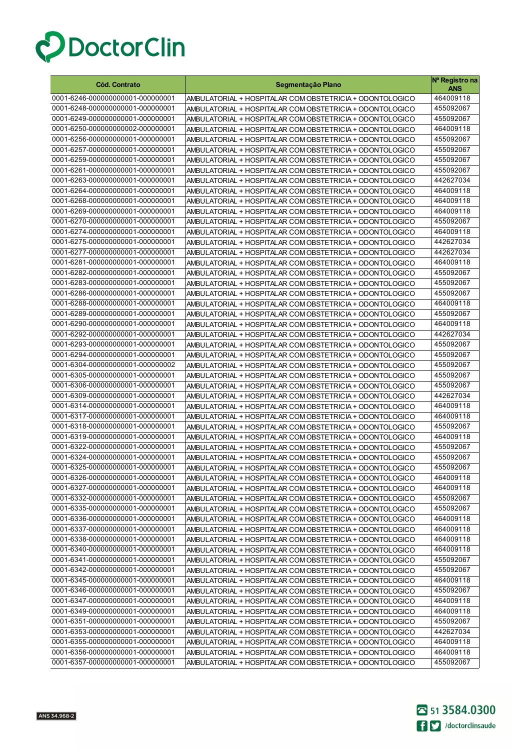DoctorClin

| Cód. Contrato | Segmentação Plano | Nº Registro na ANS |
|---|---|---|
| 0001-6246-000000000001-000000001 | AMBULATORIAL + HOSPITALAR COM OBSTETRICIA + ODONTOLOGICO | 464009118 |
| 0001-6248-000000000001-000000001 | AMBULATORIAL + HOSPITALAR COM OBSTETRICIA + ODONTOLOGICO | 455092067 |
| 0001-6249-000000000001-000000001 | AMBULATORIAL + HOSPITALAR COM OBSTETRICIA + ODONTOLOGICO | 455092067 |
| 0001-6250-000000000002-000000001 | AMBULATORIAL + HOSPITALAR COM OBSTETRICIA + ODONTOLOGICO | 464009118 |
| 0001-6256-000000000001-000000001 | AMBULATORIAL + HOSPITALAR COM OBSTETRICIA + ODONTOLOGICO | 455092067 |
| 0001-6257-000000000001-000000001 | AMBULATORIAL + HOSPITALAR COM OBSTETRICIA + ODONTOLOGICO | 455092067 |
| 0001-6259-000000000001-000000001 | AMBULATORIAL + HOSPITALAR COM OBSTETRICIA + ODONTOLOGICO | 455092067 |
| 0001-6261-000000000001-000000001 | AMBULATORIAL + HOSPITALAR COM OBSTETRICIA + ODONTOLOGICO | 455092067 |
| 0001-6263-000000000001-000000001 | AMBULATORIAL + HOSPITALAR COM OBSTETRICIA + ODONTOLOGICO | 442627034 |
| 0001-6264-000000000001-000000001 | AMBULATORIAL + HOSPITALAR COM OBSTETRICIA + ODONTOLOGICO | 464009118 |
| 0001-6268-000000000001-000000001 | AMBULATORIAL + HOSPITALAR COM OBSTETRICIA + ODONTOLOGICO | 464009118 |
| 0001-6269-000000000001-000000001 | AMBULATORIAL + HOSPITALAR COM OBSTETRICIA + ODONTOLOGICO | 464009118 |
| 0001-6270-000000000001-000000001 | AMBULATORIAL + HOSPITALAR COM OBSTETRICIA + ODONTOLOGICO | 455092067 |
| 0001-6274-000000000001-000000001 | AMBULATORIAL + HOSPITALAR COM OBSTETRICIA + ODONTOLOGICO | 464009118 |
| 0001-6275-000000000001-000000001 | AMBULATORIAL + HOSPITALAR COM OBSTETRICIA + ODONTOLOGICO | 442627034 |
| 0001-6277-000000000001-000000001 | AMBULATORIAL + HOSPITALAR COM OBSTETRICIA + ODONTOLOGICO | 442627034 |
| 0001-6281-000000000001-000000001 | AMBULATORIAL + HOSPITALAR COM OBSTETRICIA + ODONTOLOGICO | 464009118 |
| 0001-6282-000000000001-000000001 | AMBULATORIAL + HOSPITALAR COM OBSTETRICIA + ODONTOLOGICO | 455092067 |
| 0001-6283-000000000001-000000001 | AMBULATORIAL + HOSPITALAR COM OBSTETRICIA + ODONTOLOGICO | 455092067 |
| 0001-6286-000000000001-000000001 | AMBULATORIAL + HOSPITALAR COM OBSTETRICIA + ODONTOLOGICO | 455092067 |
| 0001-6288-000000000001-000000001 | AMBULATORIAL + HOSPITALAR COM OBSTETRICIA + ODONTOLOGICO | 464009118 |
| 0001-6289-000000000001-000000001 | AMBULATORIAL + HOSPITALAR COM OBSTETRICIA + ODONTOLOGICO | 455092067 |
| 0001-6290-000000000001-000000001 | AMBULATORIAL + HOSPITALAR COM OBSTETRICIA + ODONTOLOGICO | 464009118 |
| 0001-6292-000000000001-000000001 | AMBULATORIAL + HOSPITALAR COM OBSTETRICIA + ODONTOLOGICO | 442627034 |
| 0001-6293-000000000001-000000001 | AMBULATORIAL + HOSPITALAR COM OBSTETRICIA + ODONTOLOGICO | 455092067 |
| 0001-6294-000000000001-000000001 | AMBULATORIAL + HOSPITALAR COM OBSTETRICIA + ODONTOLOGICO | 455092067 |
| 0001-6304-000000000001-000000002 | AMBULATORIAL + HOSPITALAR COM OBSTETRICIA + ODONTOLOGICO | 455092067 |
| 0001-6305-000000000001-000000001 | AMBULATORIAL + HOSPITALAR COM OBSTETRICIA + ODONTOLOGICO | 455092067 |
| 0001-6306-000000000001-000000001 | AMBULATORIAL + HOSPITALAR COM OBSTETRICIA + ODONTOLOGICO | 455092067 |
| 0001-6309-000000000001-000000001 | AMBULATORIAL + HOSPITALAR COM OBSTETRICIA + ODONTOLOGICO | 442627034 |
| 0001-6314-000000000001-000000001 | AMBULATORIAL + HOSPITALAR COM OBSTETRICIA + ODONTOLOGICO | 464009118 |
| 0001-6317-000000000001-000000001 | AMBULATORIAL + HOSPITALAR COM OBSTETRICIA + ODONTOLOGICO | 464009118 |
| 0001-6318-000000000001-000000001 | AMBULATORIAL + HOSPITALAR COM OBSTETRICIA + ODONTOLOGICO | 455092067 |
| 0001-6319-000000000001-000000001 | AMBULATORIAL + HOSPITALAR COM OBSTETRICIA + ODONTOLOGICO | 464009118 |
| 0001-6322-000000000001-000000001 | AMBULATORIAL + HOSPITALAR COM OBSTETRICIA + ODONTOLOGICO | 455092067 |
| 0001-6324-000000000001-000000001 | AMBULATORIAL + HOSPITALAR COM OBSTETRICIA + ODONTOLOGICO | 455092067 |
| 0001-6325-000000000001-000000001 | AMBULATORIAL + HOSPITALAR COM OBSTETRICIA + ODONTOLOGICO | 455092067 |
| 0001-6326-000000000001-000000001 | AMBULATORIAL + HOSPITALAR COM OBSTETRICIA + ODONTOLOGICO | 464009118 |
| 0001-6327-000000000001-000000001 | AMBULATORIAL + HOSPITALAR COM OBSTETRICIA + ODONTOLOGICO | 464009118 |
| 0001-6332-000000000001-000000001 | AMBULATORIAL + HOSPITALAR COM OBSTETRICIA + ODONTOLOGICO | 455092067 |
| 0001-6335-000000000001-000000001 | AMBULATORIAL + HOSPITALAR COM OBSTETRICIA + ODONTOLOGICO | 455092067 |
| 0001-6336-000000000001-000000001 | AMBULATORIAL + HOSPITALAR COM OBSTETRICIA + ODONTOLOGICO | 464009118 |
| 0001-6337-000000000001-000000001 | AMBULATORIAL + HOSPITALAR COM OBSTETRICIA + ODONTOLOGICO | 464009118 |
| 0001-6338-000000000001-000000001 | AMBULATORIAL + HOSPITALAR COM OBSTETRICIA + ODONTOLOGICO | 464009118 |
| 0001-6340-000000000001-000000001 | AMBULATORIAL + HOSPITALAR COM OBSTETRICIA + ODONTOLOGICO | 464009118 |
| 0001-6341-000000000001-000000001 | AMBULATORIAL + HOSPITALAR COM OBSTETRICIA + ODONTOLOGICO | 455092067 |
| 0001-6342-000000000001-000000001 | AMBULATORIAL + HOSPITALAR COM OBSTETRICIA + ODONTOLOGICO | 455092067 |
| 0001-6345-000000000001-000000001 | AMBULATORIAL + HOSPITALAR COM OBSTETRICIA + ODONTOLOGICO | 464009118 |
| 0001-6346-000000000001-000000001 | AMBULATORIAL + HOSPITALAR COM OBSTETRICIA + ODONTOLOGICO | 455092067 |
| 0001-6347-000000000001-000000001 | AMBULATORIAL + HOSPITALAR COM OBSTETRICIA + ODONTOLOGICO | 464009118 |
| 0001-6349-000000000001-000000001 | AMBULATORIAL + HOSPITALAR COM OBSTETRICIA + ODONTOLOGICO | 464009118 |
| 0001-6351-000000000001-000000001 | AMBULATORIAL + HOSPITALAR COM OBSTETRICIA + ODONTOLOGICO | 455092067 |
| 0001-6353-000000000001-000000001 | AMBULATORIAL + HOSPITALAR COM OBSTETRICIA + ODONTOLOGICO | 442627034 |
| 0001-6355-000000000001-000000001 | AMBULATORIAL + HOSPITALAR COM OBSTETRICIA + ODONTOLOGICO | 464009118 |
| 0001-6356-000000000001-000000001 | AMBULATORIAL + HOSPITALAR COM OBSTETRICIA + ODONTOLOGICO | 464009118 |
| 0001-6357-000000000001-000000001 | AMBULATORIAL + HOSPITALAR COM OBSTETRICIA + ODONTOLOGICO | 455092067 |

ANS 34.968-2

51 3584.0300

/doctorclinsaude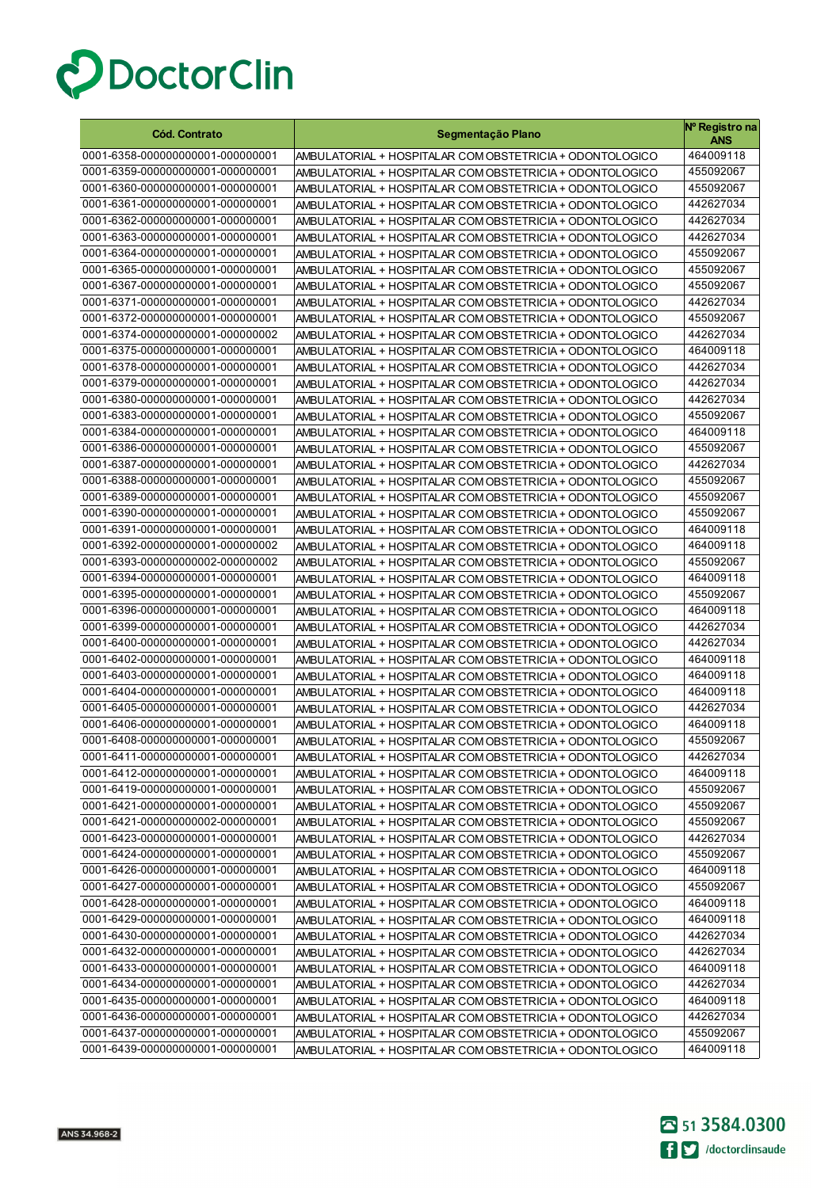DoctorClin

| Cód. Contrato | Segmentação Plano | Nº Registro na ANS |
|---|---|---|
| 0001-6358-000000000001-000000001 | AMBULATORIAL + HOSPITALAR COM OBSTETRICIA + ODONTOLOGICO | 464009118 |
| 0001-6359-000000000001-000000001 | AMBULATORIAL + HOSPITALAR COM OBSTETRICIA + ODONTOLOGICO | 455092067 |
| 0001-6360-000000000001-000000001 | AMBULATORIAL + HOSPITALAR COM OBSTETRICIA + ODONTOLOGICO | 455092067 |
| 0001-6361-000000000001-000000001 | AMBULATORIAL + HOSPITALAR COM OBSTETRICIA + ODONTOLOGICO | 442627034 |
| 0001-6362-000000000001-000000001 | AMBULATORIAL + HOSPITALAR COM OBSTETRICIA + ODONTOLOGICO | 442627034 |
| 0001-6363-000000000001-000000001 | AMBULATORIAL + HOSPITALAR COM OBSTETRICIA + ODONTOLOGICO | 442627034 |
| 0001-6364-000000000001-000000001 | AMBULATORIAL + HOSPITALAR COM OBSTETRICIA + ODONTOLOGICO | 455092067 |
| 0001-6365-000000000001-000000001 | AMBULATORIAL + HOSPITALAR COM OBSTETRICIA + ODONTOLOGICO | 455092067 |
| 0001-6367-000000000001-000000001 | AMBULATORIAL + HOSPITALAR COM OBSTETRICIA + ODONTOLOGICO | 455092067 |
| 0001-6371-000000000001-000000001 | AMBULATORIAL + HOSPITALAR COM OBSTETRICIA + ODONTOLOGICO | 442627034 |
| 0001-6372-000000000001-000000001 | AMBULATORIAL + HOSPITALAR COM OBSTETRICIA + ODONTOLOGICO | 455092067 |
| 0001-6374-000000000001-000000002 | AMBULATORIAL + HOSPITALAR COM OBSTETRICIA + ODONTOLOGICO | 442627034 |
| 0001-6375-000000000001-000000001 | AMBULATORIAL + HOSPITALAR COM OBSTETRICIA + ODONTOLOGICO | 464009118 |
| 0001-6378-000000000001-000000001 | AMBULATORIAL + HOSPITALAR COM OBSTETRICIA + ODONTOLOGICO | 442627034 |
| 0001-6379-000000000001-000000001 | AMBULATORIAL + HOSPITALAR COM OBSTETRICIA + ODONTOLOGICO | 442627034 |
| 0001-6380-000000000001-000000001 | AMBULATORIAL + HOSPITALAR COM OBSTETRICIA + ODONTOLOGICO | 442627034 |
| 0001-6383-000000000001-000000001 | AMBULATORIAL + HOSPITALAR COM OBSTETRICIA + ODONTOLOGICO | 455092067 |
| 0001-6384-000000000001-000000001 | AMBULATORIAL + HOSPITALAR COM OBSTETRICIA + ODONTOLOGICO | 464009118 |
| 0001-6386-000000000001-000000001 | AMBULATORIAL + HOSPITALAR COM OBSTETRICIA + ODONTOLOGICO | 455092067 |
| 0001-6387-000000000001-000000001 | AMBULATORIAL + HOSPITALAR COM OBSTETRICIA + ODONTOLOGICO | 442627034 |
| 0001-6388-000000000001-000000001 | AMBULATORIAL + HOSPITALAR COM OBSTETRICIA + ODONTOLOGICO | 455092067 |
| 0001-6389-000000000001-000000001 | AMBULATORIAL + HOSPITALAR COM OBSTETRICIA + ODONTOLOGICO | 455092067 |
| 0001-6390-000000000001-000000001 | AMBULATORIAL + HOSPITALAR COM OBSTETRICIA + ODONTOLOGICO | 455092067 |
| 0001-6391-000000000001-000000001 | AMBULATORIAL + HOSPITALAR COM OBSTETRICIA + ODONTOLOGICO | 464009118 |
| 0001-6392-000000000001-000000002 | AMBULATORIAL + HOSPITALAR COM OBSTETRICIA + ODONTOLOGICO | 464009118 |
| 0001-6393-000000000002-000000002 | AMBULATORIAL + HOSPITALAR COM OBSTETRICIA + ODONTOLOGICO | 455092067 |
| 0001-6394-000000000001-000000001 | AMBULATORIAL + HOSPITALAR COM OBSTETRICIA + ODONTOLOGICO | 464009118 |
| 0001-6395-000000000001-000000001 | AMBULATORIAL + HOSPITALAR COM OBSTETRICIA + ODONTOLOGICO | 455092067 |
| 0001-6396-000000000001-000000001 | AMBULATORIAL + HOSPITALAR COM OBSTETRICIA + ODONTOLOGICO | 464009118 |
| 0001-6399-000000000001-000000001 | AMBULATORIAL + HOSPITALAR COM OBSTETRICIA + ODONTOLOGICO | 442627034 |
| 0001-6400-000000000001-000000001 | AMBULATORIAL + HOSPITALAR COM OBSTETRICIA + ODONTOLOGICO | 442627034 |
| 0001-6402-000000000001-000000001 | AMBULATORIAL + HOSPITALAR COM OBSTETRICIA + ODONTOLOGICO | 464009118 |
| 0001-6403-000000000001-000000001 | AMBULATORIAL + HOSPITALAR COM OBSTETRICIA + ODONTOLOGICO | 464009118 |
| 0001-6404-000000000001-000000001 | AMBULATORIAL + HOSPITALAR COM OBSTETRICIA + ODONTOLOGICO | 464009118 |
| 0001-6405-000000000001-000000001 | AMBULATORIAL + HOSPITALAR COM OBSTETRICIA + ODONTOLOGICO | 442627034 |
| 0001-6406-000000000001-000000001 | AMBULATORIAL + HOSPITALAR COM OBSTETRICIA + ODONTOLOGICO | 464009118 |
| 0001-6408-000000000001-000000001 | AMBULATORIAL + HOSPITALAR COM OBSTETRICIA + ODONTOLOGICO | 455092067 |
| 0001-6411-000000000001-000000001 | AMBULATORIAL + HOSPITALAR COM OBSTETRICIA + ODONTOLOGICO | 442627034 |
| 0001-6412-000000000001-000000001 | AMBULATORIAL + HOSPITALAR COM OBSTETRICIA + ODONTOLOGICO | 464009118 |
| 0001-6419-000000000001-000000001 | AMBULATORIAL + HOSPITALAR COM OBSTETRICIA + ODONTOLOGICO | 455092067 |
| 0001-6421-000000000001-000000001 | AMBULATORIAL + HOSPITALAR COM OBSTETRICIA + ODONTOLOGICO | 455092067 |
| 0001-6421-000000000002-000000001 | AMBULATORIAL + HOSPITALAR COM OBSTETRICIA + ODONTOLOGICO | 455092067 |
| 0001-6423-000000000001-000000001 | AMBULATORIAL + HOSPITALAR COM OBSTETRICIA + ODONTOLOGICO | 442627034 |
| 0001-6424-000000000001-000000001 | AMBULATORIAL + HOSPITALAR COM OBSTETRICIA + ODONTOLOGICO | 455092067 |
| 0001-6426-000000000001-000000001 | AMBULATORIAL + HOSPITALAR COM OBSTETRICIA + ODONTOLOGICO | 464009118 |
| 0001-6427-000000000001-000000001 | AMBULATORIAL + HOSPITALAR COM OBSTETRICIA + ODONTOLOGICO | 455092067 |
| 0001-6428-000000000001-000000001 | AMBULATORIAL + HOSPITALAR COM OBSTETRICIA + ODONTOLOGICO | 464009118 |
| 0001-6429-000000000001-000000001 | AMBULATORIAL + HOSPITALAR COM OBSTETRICIA + ODONTOLOGICO | 464009118 |
| 0001-6430-000000000001-000000001 | AMBULATORIAL + HOSPITALAR COM OBSTETRICIA + ODONTOLOGICO | 442627034 |
| 0001-6432-000000000001-000000001 | AMBULATORIAL + HOSPITALAR COM OBSTETRICIA + ODONTOLOGICO | 442627034 |
| 0001-6433-000000000001-000000001 | AMBULATORIAL + HOSPITALAR COM OBSTETRICIA + ODONTOLOGICO | 464009118 |
| 0001-6434-000000000001-000000001 | AMBULATORIAL + HOSPITALAR COM OBSTETRICIA + ODONTOLOGICO | 442627034 |
| 0001-6435-000000000001-000000001 | AMBULATORIAL + HOSPITALAR COM OBSTETRICIA + ODONTOLOGICO | 464009118 |
| 0001-6436-000000000001-000000001 | AMBULATORIAL + HOSPITALAR COM OBSTETRICIA + ODONTOLOGICO | 442627034 |
| 0001-6437-000000000001-000000001 | AMBULATORIAL + HOSPITALAR COM OBSTETRICIA + ODONTOLOGICO | 455092067 |
| 0001-6439-000000000001-000000001 | AMBULATORIAL + HOSPITALAR COM OBSTETRICIA + ODONTOLOGICO | 464009118 |

ANS 34.968-2

51 3584.0300
/doctorclinsaude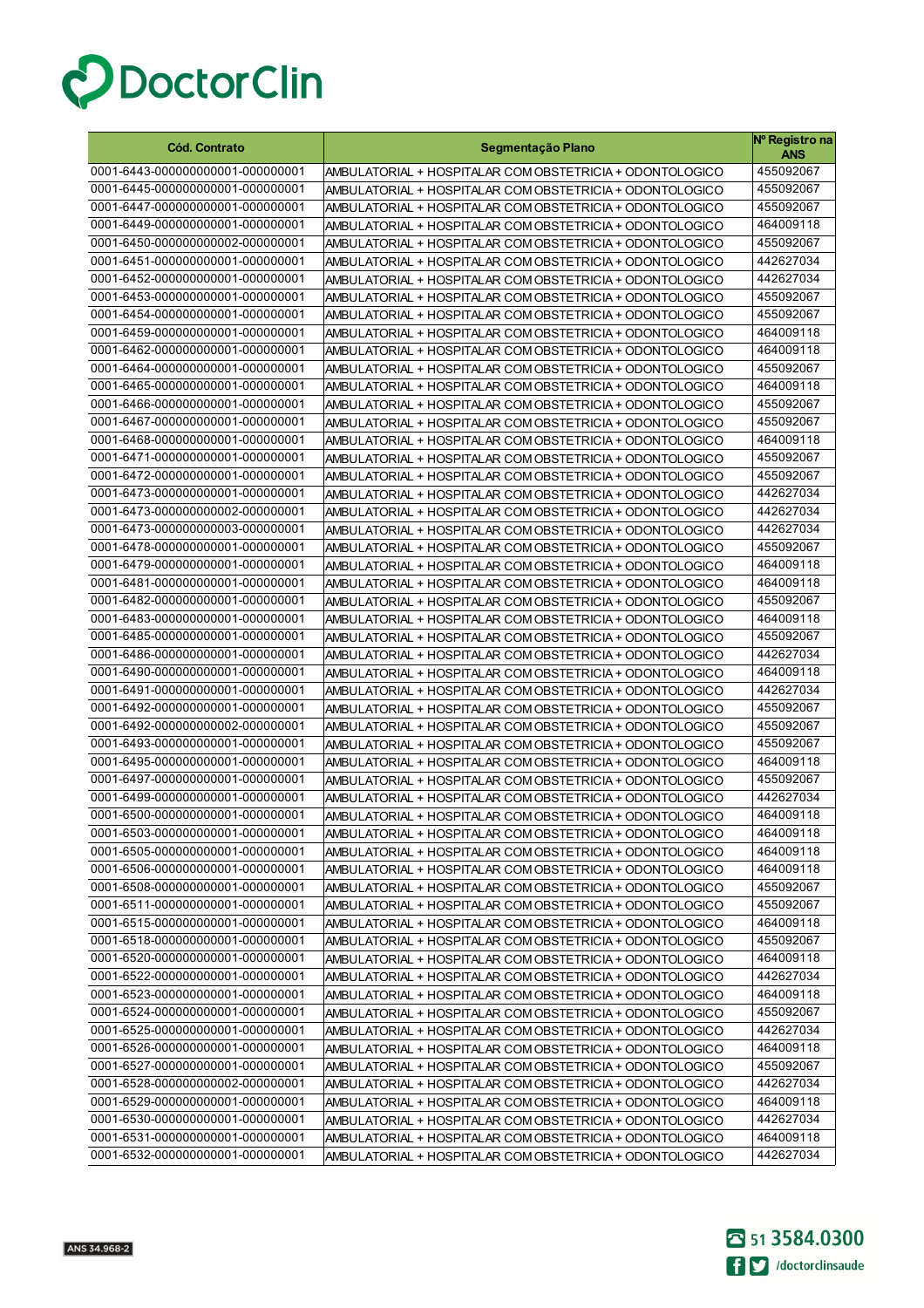DoctorClin

| Cód. Contrato | Segmentação Plano | Nº Registro na ANS |
|---|---|---|
| 0001-6443-000000000001-000000001 | AMBULATORIAL + HOSPITALAR COM OBSTETRICIA + ODONTOLOGICO | 455092067 |
| 0001-6445-000000000001-000000001 | AMBULATORIAL + HOSPITALAR COM OBSTETRICIA + ODONTOLOGICO | 455092067 |
| 0001-6447-000000000001-000000001 | AMBULATORIAL + HOSPITALAR COM OBSTETRICIA + ODONTOLOGICO | 455092067 |
| 0001-6449-000000000001-000000001 | AMBULATORIAL + HOSPITALAR COM OBSTETRICIA + ODONTOLOGICO | 464009118 |
| 0001-6450-000000000002-000000001 | AMBULATORIAL + HOSPITALAR COM OBSTETRICIA + ODONTOLOGICO | 455092067 |
| 0001-6451-000000000001-000000001 | AMBULATORIAL + HOSPITALAR COM OBSTETRICIA + ODONTOLOGICO | 442627034 |
| 0001-6452-000000000001-000000001 | AMBULATORIAL + HOSPITALAR COM OBSTETRICIA + ODONTOLOGICO | 442627034 |
| 0001-6453-000000000001-000000001 | AMBULATORIAL + HOSPITALAR COM OBSTETRICIA + ODONTOLOGICO | 455092067 |
| 0001-6454-000000000001-000000001 | AMBULATORIAL + HOSPITALAR COM OBSTETRICIA + ODONTOLOGICO | 455092067 |
| 0001-6459-000000000001-000000001 | AMBULATORIAL + HOSPITALAR COM OBSTETRICIA + ODONTOLOGICO | 464009118 |
| 0001-6462-000000000001-000000001 | AMBULATORIAL + HOSPITALAR COM OBSTETRICIA + ODONTOLOGICO | 464009118 |
| 0001-6464-000000000001-000000001 | AMBULATORIAL + HOSPITALAR COM OBSTETRICIA + ODONTOLOGICO | 455092067 |
| 0001-6465-000000000001-000000001 | AMBULATORIAL + HOSPITALAR COM OBSTETRICIA + ODONTOLOGICO | 464009118 |
| 0001-6466-000000000001-000000001 | AMBULATORIAL + HOSPITALAR COM OBSTETRICIA + ODONTOLOGICO | 455092067 |
| 0001-6467-000000000001-000000001 | AMBULATORIAL + HOSPITALAR COM OBSTETRICIA + ODONTOLOGICO | 455092067 |
| 0001-6468-000000000001-000000001 | AMBULATORIAL + HOSPITALAR COM OBSTETRICIA + ODONTOLOGICO | 464009118 |
| 0001-6471-000000000001-000000001 | AMBULATORIAL + HOSPITALAR COM OBSTETRICIA + ODONTOLOGICO | 455092067 |
| 0001-6472-000000000001-000000001 | AMBULATORIAL + HOSPITALAR COM OBSTETRICIA + ODONTOLOGICO | 455092067 |
| 0001-6473-000000000001-000000001 | AMBULATORIAL + HOSPITALAR COM OBSTETRICIA + ODONTOLOGICO | 442627034 |
| 0001-6473-000000000002-000000001 | AMBULATORIAL + HOSPITALAR COM OBSTETRICIA + ODONTOLOGICO | 442627034 |
| 0001-6473-000000000003-000000001 | AMBULATORIAL + HOSPITALAR COM OBSTETRICIA + ODONTOLOGICO | 442627034 |
| 0001-6478-000000000001-000000001 | AMBULATORIAL + HOSPITALAR COM OBSTETRICIA + ODONTOLOGICO | 455092067 |
| 0001-6479-000000000001-000000001 | AMBULATORIAL + HOSPITALAR COM OBSTETRICIA + ODONTOLOGICO | 464009118 |
| 0001-6481-000000000001-000000001 | AMBULATORIAL + HOSPITALAR COM OBSTETRICIA + ODONTOLOGICO | 464009118 |
| 0001-6482-000000000001-000000001 | AMBULATORIAL + HOSPITALAR COM OBSTETRICIA + ODONTOLOGICO | 455092067 |
| 0001-6483-000000000001-000000001 | AMBULATORIAL + HOSPITALAR COM OBSTETRICIA + ODONTOLOGICO | 464009118 |
| 0001-6485-000000000001-000000001 | AMBULATORIAL + HOSPITALAR COM OBSTETRICIA + ODONTOLOGICO | 455092067 |
| 0001-6486-000000000001-000000001 | AMBULATORIAL + HOSPITALAR COM OBSTETRICIA + ODONTOLOGICO | 442627034 |
| 0001-6490-000000000001-000000001 | AMBULATORIAL + HOSPITALAR COM OBSTETRICIA + ODONTOLOGICO | 464009118 |
| 0001-6491-000000000001-000000001 | AMBULATORIAL + HOSPITALAR COM OBSTETRICIA + ODONTOLOGICO | 442627034 |
| 0001-6492-000000000001-000000001 | AMBULATORIAL + HOSPITALAR COM OBSTETRICIA + ODONTOLOGICO | 455092067 |
| 0001-6492-000000000002-000000001 | AMBULATORIAL + HOSPITALAR COM OBSTETRICIA + ODONTOLOGICO | 455092067 |
| 0001-6493-000000000001-000000001 | AMBULATORIAL + HOSPITALAR COM OBSTETRICIA + ODONTOLOGICO | 455092067 |
| 0001-6495-000000000001-000000001 | AMBULATORIAL + HOSPITALAR COM OBSTETRICIA + ODONTOLOGICO | 464009118 |
| 0001-6497-000000000001-000000001 | AMBULATORIAL + HOSPITALAR COM OBSTETRICIA + ODONTOLOGICO | 455092067 |
| 0001-6499-000000000001-000000001 | AMBULATORIAL + HOSPITALAR COM OBSTETRICIA + ODONTOLOGICO | 442627034 |
| 0001-6500-000000000001-000000001 | AMBULATORIAL + HOSPITALAR COM OBSTETRICIA + ODONTOLOGICO | 464009118 |
| 0001-6503-000000000001-000000001 | AMBULATORIAL + HOSPITALAR COM OBSTETRICIA + ODONTOLOGICO | 464009118 |
| 0001-6505-000000000001-000000001 | AMBULATORIAL + HOSPITALAR COM OBSTETRICIA + ODONTOLOGICO | 464009118 |
| 0001-6506-000000000001-000000001 | AMBULATORIAL + HOSPITALAR COM OBSTETRICIA + ODONTOLOGICO | 464009118 |
| 0001-6508-000000000001-000000001 | AMBULATORIAL + HOSPITALAR COM OBSTETRICIA + ODONTOLOGICO | 455092067 |
| 0001-6511-000000000001-000000001 | AMBULATORIAL + HOSPITALAR COM OBSTETRICIA + ODONTOLOGICO | 455092067 |
| 0001-6515-000000000001-000000001 | AMBULATORIAL + HOSPITALAR COM OBSTETRICIA + ODONTOLOGICO | 464009118 |
| 0001-6518-000000000001-000000001 | AMBULATORIAL + HOSPITALAR COM OBSTETRICIA + ODONTOLOGICO | 455092067 |
| 0001-6520-000000000001-000000001 | AMBULATORIAL + HOSPITALAR COM OBSTETRICIA + ODONTOLOGICO | 464009118 |
| 0001-6522-000000000001-000000001 | AMBULATORIAL + HOSPITALAR COM OBSTETRICIA + ODONTOLOGICO | 442627034 |
| 0001-6523-000000000001-000000001 | AMBULATORIAL + HOSPITALAR COM OBSTETRICIA + ODONTOLOGICO | 464009118 |
| 0001-6524-000000000001-000000001 | AMBULATORIAL + HOSPITALAR COM OBSTETRICIA + ODONTOLOGICO | 455092067 |
| 0001-6525-000000000001-000000001 | AMBULATORIAL + HOSPITALAR COM OBSTETRICIA + ODONTOLOGICO | 442627034 |
| 0001-6526-000000000001-000000001 | AMBULATORIAL + HOSPITALAR COM OBSTETRICIA + ODONTOLOGICO | 464009118 |
| 0001-6527-000000000001-000000001 | AMBULATORIAL + HOSPITALAR COM OBSTETRICIA + ODONTOLOGICO | 455092067 |
| 0001-6528-000000000002-000000001 | AMBULATORIAL + HOSPITALAR COM OBSTETRICIA + ODONTOLOGICO | 442627034 |
| 0001-6529-000000000001-000000001 | AMBULATORIAL + HOSPITALAR COM OBSTETRICIA + ODONTOLOGICO | 464009118 |
| 0001-6530-000000000001-000000001 | AMBULATORIAL + HOSPITALAR COM OBSTETRICIA + ODONTOLOGICO | 442627034 |
| 0001-6531-000000000001-000000001 | AMBULATORIAL + HOSPITALAR COM OBSTETRICIA + ODONTOLOGICO | 464009118 |
| 0001-6532-000000000001-000000001 | AMBULATORIAL + HOSPITALAR COM OBSTETRICIA + ODONTOLOGICO | 442627034 |

ANS 34.968-2

51 3584.0300

/doctorclinsaude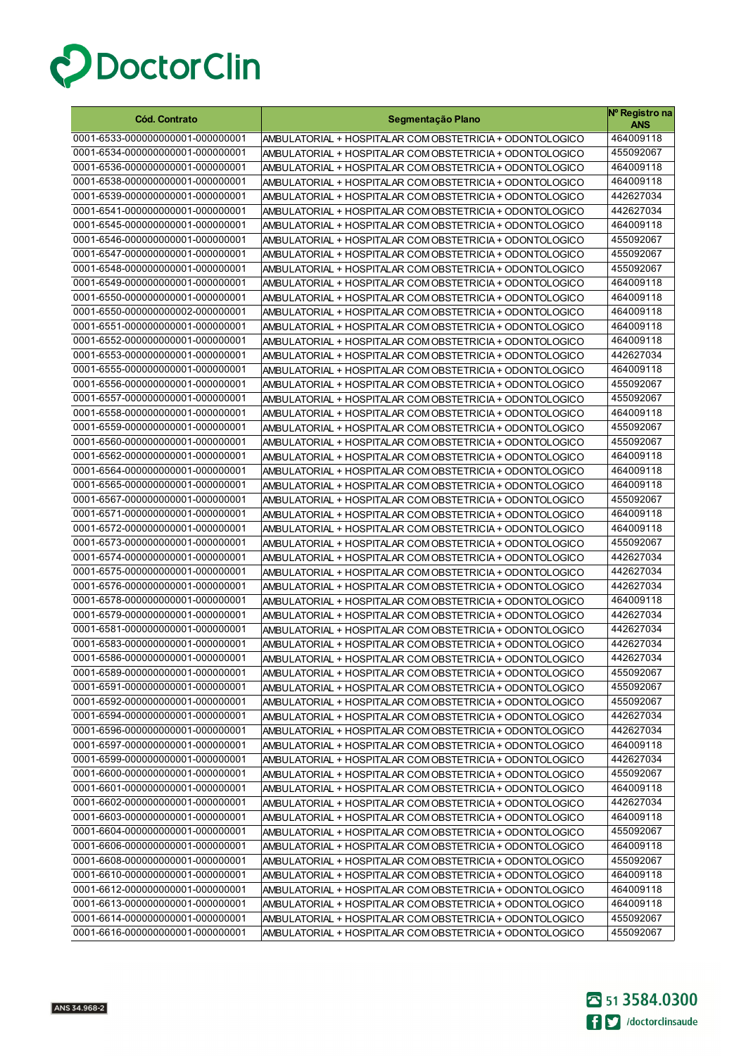# DoctorClin

| Cód. Contrato | Segmentação Plano | Nº Registro na ANS |
|---|---|---|
| 0001-6533-000000000001-000000001 | AMBULATORIAL + HOSPITALAR COM OBSTETRICIA + ODONTOLOGICO | 464009118 |
| 0001-6534-000000000001-000000001 | AMBULATORIAL + HOSPITALAR COM OBSTETRICIA + ODONTOLOGICO | 455092067 |
| 0001-6536-000000000001-000000001 | AMBULATORIAL + HOSPITALAR COM OBSTETRICIA + ODONTOLOGICO | 464009118 |
| 0001-6538-000000000001-000000001 | AMBULATORIAL + HOSPITALAR COM OBSTETRICIA + ODONTOLOGICO | 464009118 |
| 0001-6539-000000000001-000000001 | AMBULATORIAL + HOSPITALAR COM OBSTETRICIA + ODONTOLOGICO | 442627034 |
| 0001-6541-000000000001-000000001 | AMBULATORIAL + HOSPITALAR COM OBSTETRICIA + ODONTOLOGICO | 442627034 |
| 0001-6545-000000000001-000000001 | AMBULATORIAL + HOSPITALAR COM OBSTETRICIA + ODONTOLOGICO | 464009118 |
| 0001-6546-000000000001-000000001 | AMBULATORIAL + HOSPITALAR COM OBSTETRICIA + ODONTOLOGICO | 455092067 |
| 0001-6547-000000000001-000000001 | AMBULATORIAL + HOSPITALAR COM OBSTETRICIA + ODONTOLOGICO | 455092067 |
| 0001-6548-000000000001-000000001 | AMBULATORIAL + HOSPITALAR COM OBSTETRICIA + ODONTOLOGICO | 455092067 |
| 0001-6549-000000000001-000000001 | AMBULATORIAL + HOSPITALAR COM OBSTETRICIA + ODONTOLOGICO | 464009118 |
| 0001-6550-000000000001-000000001 | AMBULATORIAL + HOSPITALAR COM OBSTETRICIA + ODONTOLOGICO | 464009118 |
| 0001-6550-000000000002-000000001 | AMBULATORIAL + HOSPITALAR COM OBSTETRICIA + ODONTOLOGICO | 464009118 |
| 0001-6551-000000000001-000000001 | AMBULATORIAL + HOSPITALAR COM OBSTETRICIA + ODONTOLOGICO | 464009118 |
| 0001-6552-000000000001-000000001 | AMBULATORIAL + HOSPITALAR COM OBSTETRICIA + ODONTOLOGICO | 464009118 |
| 0001-6553-000000000001-000000001 | AMBULATORIAL + HOSPITALAR COM OBSTETRICIA + ODONTOLOGICO | 442627034 |
| 0001-6555-000000000001-000000001 | AMBULATORIAL + HOSPITALAR COM OBSTETRICIA + ODONTOLOGICO | 464009118 |
| 0001-6556-000000000001-000000001 | AMBULATORIAL + HOSPITALAR COM OBSTETRICIA + ODONTOLOGICO | 455092067 |
| 0001-6557-000000000001-000000001 | AMBULATORIAL + HOSPITALAR COM OBSTETRICIA + ODONTOLOGICO | 455092067 |
| 0001-6558-000000000001-000000001 | AMBULATORIAL + HOSPITALAR COM OBSTETRICIA + ODONTOLOGICO | 464009118 |
| 0001-6559-000000000001-000000001 | AMBULATORIAL + HOSPITALAR COM OBSTETRICIA + ODONTOLOGICO | 455092067 |
| 0001-6560-000000000001-000000001 | AMBULATORIAL + HOSPITALAR COM OBSTETRICIA + ODONTOLOGICO | 455092067 |
| 0001-6562-000000000001-000000001 | AMBULATORIAL + HOSPITALAR COM OBSTETRICIA + ODONTOLOGICO | 464009118 |
| 0001-6564-000000000001-000000001 | AMBULATORIAL + HOSPITALAR COM OBSTETRICIA + ODONTOLOGICO | 464009118 |
| 0001-6565-000000000001-000000001 | AMBULATORIAL + HOSPITALAR COM OBSTETRICIA + ODONTOLOGICO | 464009118 |
| 0001-6567-000000000001-000000001 | AMBULATORIAL + HOSPITALAR COM OBSTETRICIA + ODONTOLOGICO | 455092067 |
| 0001-6571-000000000001-000000001 | AMBULATORIAL + HOSPITALAR COM OBSTETRICIA + ODONTOLOGICO | 464009118 |
| 0001-6572-000000000001-000000001 | AMBULATORIAL + HOSPITALAR COM OBSTETRICIA + ODONTOLOGICO | 464009118 |
| 0001-6573-000000000001-000000001 | AMBULATORIAL + HOSPITALAR COM OBSTETRICIA + ODONTOLOGICO | 455092067 |
| 0001-6574-000000000001-000000001 | AMBULATORIAL + HOSPITALAR COM OBSTETRICIA + ODONTOLOGICO | 442627034 |
| 0001-6575-000000000001-000000001 | AMBULATORIAL + HOSPITALAR COM OBSTETRICIA + ODONTOLOGICO | 442627034 |
| 0001-6576-000000000001-000000001 | AMBULATORIAL + HOSPITALAR COM OBSTETRICIA + ODONTOLOGICO | 442627034 |
| 0001-6578-000000000001-000000001 | AMBULATORIAL + HOSPITALAR COM OBSTETRICIA + ODONTOLOGICO | 464009118 |
| 0001-6579-000000000001-000000001 | AMBULATORIAL + HOSPITALAR COM OBSTETRICIA + ODONTOLOGICO | 442627034 |
| 0001-6581-000000000001-000000001 | AMBULATORIAL + HOSPITALAR COM OBSTETRICIA + ODONTOLOGICO | 442627034 |
| 0001-6583-000000000001-000000001 | AMBULATORIAL + HOSPITALAR COM OBSTETRICIA + ODONTOLOGICO | 442627034 |
| 0001-6586-000000000001-000000001 | AMBULATORIAL + HOSPITALAR COM OBSTETRICIA + ODONTOLOGICO | 442627034 |
| 0001-6589-000000000001-000000001 | AMBULATORIAL + HOSPITALAR COM OBSTETRICIA + ODONTOLOGICO | 455092067 |
| 0001-6591-000000000001-000000001 | AMBULATORIAL + HOSPITALAR COM OBSTETRICIA + ODONTOLOGICO | 455092067 |
| 0001-6592-000000000001-000000001 | AMBULATORIAL + HOSPITALAR COM OBSTETRICIA + ODONTOLOGICO | 455092067 |
| 0001-6594-000000000001-000000001 | AMBULATORIAL + HOSPITALAR COM OBSTETRICIA + ODONTOLOGICO | 442627034 |
| 0001-6596-000000000001-000000001 | AMBULATORIAL + HOSPITALAR COM OBSTETRICIA + ODONTOLOGICO | 442627034 |
| 0001-6597-000000000001-000000001 | AMBULATORIAL + HOSPITALAR COM OBSTETRICIA + ODONTOLOGICO | 464009118 |
| 0001-6599-000000000001-000000001 | AMBULATORIAL + HOSPITALAR COM OBSTETRICIA + ODONTOLOGICO | 442627034 |
| 0001-6600-000000000001-000000001 | AMBULATORIAL + HOSPITALAR COM OBSTETRICIA + ODONTOLOGICO | 455092067 |
| 0001-6601-000000000001-000000001 | AMBULATORIAL + HOSPITALAR COM OBSTETRICIA + ODONTOLOGICO | 464009118 |
| 0001-6602-000000000001-000000001 | AMBULATORIAL + HOSPITALAR COM OBSTETRICIA + ODONTOLOGICO | 442627034 |
| 0001-6603-000000000001-000000001 | AMBULATORIAL + HOSPITALAR COM OBSTETRICIA + ODONTOLOGICO | 464009118 |
| 0001-6604-000000000001-000000001 | AMBULATORIAL + HOSPITALAR COM OBSTETRICIA + ODONTOLOGICO | 455092067 |
| 0001-6606-000000000001-000000001 | AMBULATORIAL + HOSPITALAR COM OBSTETRICIA + ODONTOLOGICO | 464009118 |
| 0001-6608-000000000001-000000001 | AMBULATORIAL + HOSPITALAR COM OBSTETRICIA + ODONTOLOGICO | 455092067 |
| 0001-6610-000000000001-000000001 | AMBULATORIAL + HOSPITALAR COM OBSTETRICIA + ODONTOLOGICO | 464009118 |
| 0001-6612-000000000001-000000001 | AMBULATORIAL + HOSPITALAR COM OBSTETRICIA + ODONTOLOGICO | 464009118 |
| 0001-6613-000000000001-000000001 | AMBULATORIAL + HOSPITALAR COM OBSTETRICIA + ODONTOLOGICO | 464009118 |
| 0001-6614-000000000001-000000001 | AMBULATORIAL + HOSPITALAR COM OBSTETRICIA + ODONTOLOGICO | 455092067 |
| 0001-6616-000000000001-000000001 | AMBULATORIAL + HOSPITALAR COM OBSTETRICIA + ODONTOLOGICO | 455092067 |

ANS 34.968-2

51 3584.0300

/doctorclinsaude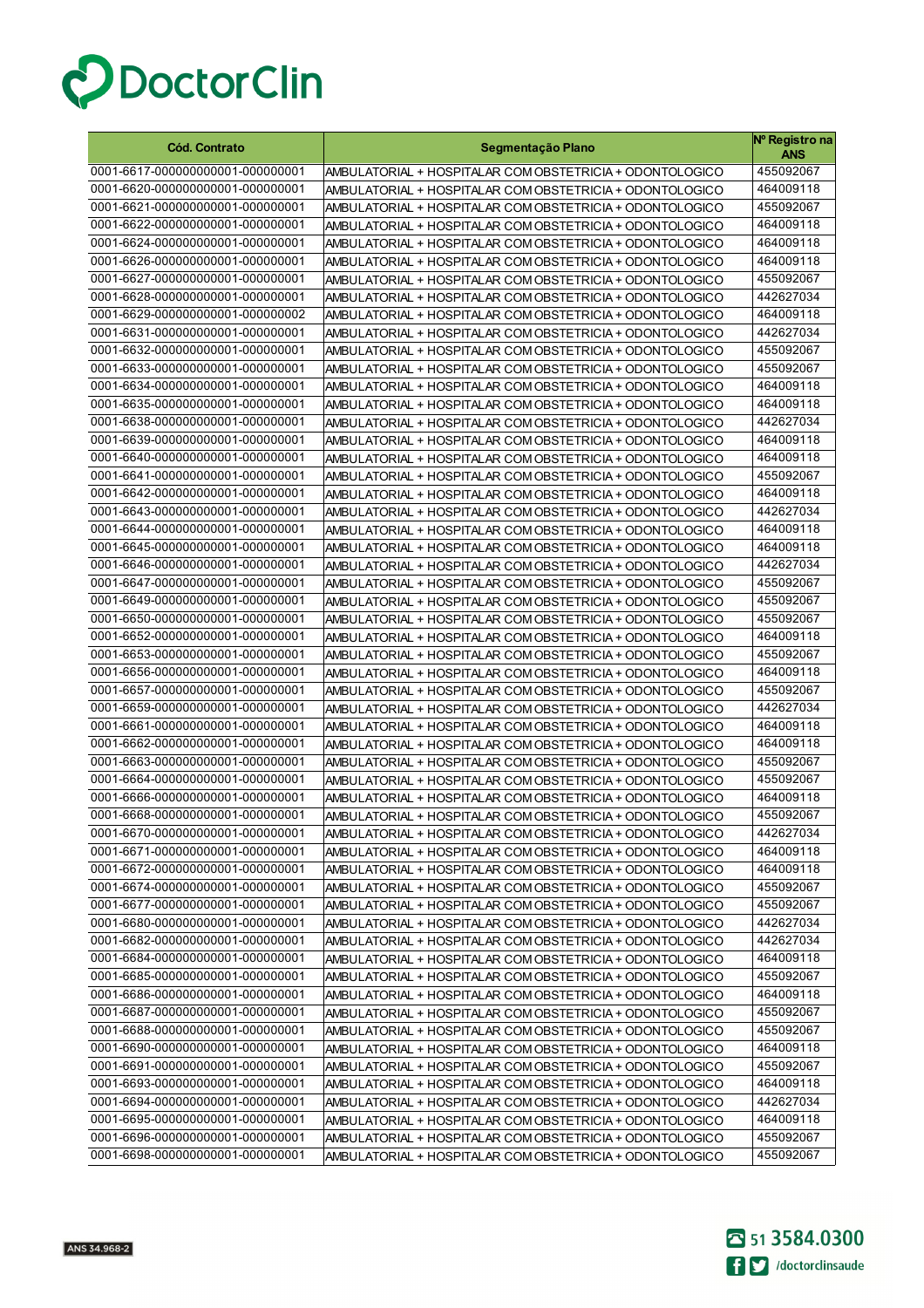| Cód. Contrato | Segmentação Plano | Nº Registro na ANS |
|---|---|---|
| 0001-6617-000000000001-000000001 | AMBULATORIAL + HOSPITALAR COM OBSTETRICIA + ODONTOLOGICO | 455092067 |
| 0001-6620-000000000001-000000001 | AMBULATORIAL + HOSPITALAR COM OBSTETRICIA + ODONTOLOGICO | 464009118 |
| 0001-6621-000000000001-000000001 | AMBULATORIAL + HOSPITALAR COM OBSTETRICIA + ODONTOLOGICO | 455092067 |
| 0001-6622-000000000001-000000001 | AMBULATORIAL + HOSPITALAR COM OBSTETRICIA + ODONTOLOGICO | 464009118 |
| 0001-6624-000000000001-000000001 | AMBULATORIAL + HOSPITALAR COM OBSTETRICIA + ODONTOLOGICO | 464009118 |
| 0001-6626-000000000001-000000001 | AMBULATORIAL + HOSPITALAR COM OBSTETRICIA + ODONTOLOGICO | 464009118 |
| 0001-6627-000000000001-000000001 | AMBULATORIAL + HOSPITALAR COM OBSTETRICIA + ODONTOLOGICO | 455092067 |
| 0001-6628-000000000001-000000001 | AMBULATORIAL + HOSPITALAR COM OBSTETRICIA + ODONTOLOGICO | 442627034 |
| 0001-6629-000000000001-000000002 | AMBULATORIAL + HOSPITALAR COM OBSTETRICIA + ODONTOLOGICO | 464009118 |
| 0001-6631-000000000001-000000001 | AMBULATORIAL + HOSPITALAR COM OBSTETRICIA + ODONTOLOGICO | 442627034 |
| 0001-6632-000000000001-000000001 | AMBULATORIAL + HOSPITALAR COM OBSTETRICIA + ODONTOLOGICO | 455092067 |
| 0001-6633-000000000001-000000001 | AMBULATORIAL + HOSPITALAR COM OBSTETRICIA + ODONTOLOGICO | 455092067 |
| 0001-6634-000000000001-000000001 | AMBULATORIAL + HOSPITALAR COM OBSTETRICIA + ODONTOLOGICO | 464009118 |
| 0001-6635-000000000001-000000001 | AMBULATORIAL + HOSPITALAR COM OBSTETRICIA + ODONTOLOGICO | 464009118 |
| 0001-6638-000000000001-000000001 | AMBULATORIAL + HOSPITALAR COM OBSTETRICIA + ODONTOLOGICO | 442627034 |
| 0001-6639-000000000001-000000001 | AMBULATORIAL + HOSPITALAR COM OBSTETRICIA + ODONTOLOGICO | 464009118 |
| 0001-6640-000000000001-000000001 | AMBULATORIAL + HOSPITALAR COM OBSTETRICIA + ODONTOLOGICO | 464009118 |
| 0001-6641-000000000001-000000001 | AMBULATORIAL + HOSPITALAR COM OBSTETRICIA + ODONTOLOGICO | 455092067 |
| 0001-6642-000000000001-000000001 | AMBULATORIAL + HOSPITALAR COM OBSTETRICIA + ODONTOLOGICO | 464009118 |
| 0001-6643-000000000001-000000001 | AMBULATORIAL + HOSPITALAR COM OBSTETRICIA + ODONTOLOGICO | 442627034 |
| 0001-6644-000000000001-000000001 | AMBULATORIAL + HOSPITALAR COM OBSTETRICIA + ODONTOLOGICO | 464009118 |
| 0001-6645-000000000001-000000001 | AMBULATORIAL + HOSPITALAR COM OBSTETRICIA + ODONTOLOGICO | 464009118 |
| 0001-6646-000000000001-000000001 | AMBULATORIAL + HOSPITALAR COM OBSTETRICIA + ODONTOLOGICO | 442627034 |
| 0001-6647-000000000001-000000001 | AMBULATORIAL + HOSPITALAR COM OBSTETRICIA + ODONTOLOGICO | 455092067 |
| 0001-6649-000000000001-000000001 | AMBULATORIAL + HOSPITALAR COM OBSTETRICIA + ODONTOLOGICO | 455092067 |
| 0001-6650-000000000001-000000001 | AMBULATORIAL + HOSPITALAR COM OBSTETRICIA + ODONTOLOGICO | 455092067 |
| 0001-6652-000000000001-000000001 | AMBULATORIAL + HOSPITALAR COM OBSTETRICIA + ODONTOLOGICO | 464009118 |
| 0001-6653-000000000001-000000001 | AMBULATORIAL + HOSPITALAR COM OBSTETRICIA + ODONTOLOGICO | 455092067 |
| 0001-6656-000000000001-000000001 | AMBULATORIAL + HOSPITALAR COM OBSTETRICIA + ODONTOLOGICO | 464009118 |
| 0001-6657-000000000001-000000001 | AMBULATORIAL + HOSPITALAR COM OBSTETRICIA + ODONTOLOGICO | 455092067 |
| 0001-6659-000000000001-000000001 | AMBULATORIAL + HOSPITALAR COM OBSTETRICIA + ODONTOLOGICO | 442627034 |
| 0001-6661-000000000001-000000001 | AMBULATORIAL + HOSPITALAR COM OBSTETRICIA + ODONTOLOGICO | 464009118 |
| 0001-6662-000000000001-000000001 | AMBULATORIAL + HOSPITALAR COM OBSTETRICIA + ODONTOLOGICO | 464009118 |
| 0001-6663-000000000001-000000001 | AMBULATORIAL + HOSPITALAR COM OBSTETRICIA + ODONTOLOGICO | 455092067 |
| 0001-6664-000000000001-000000001 | AMBULATORIAL + HOSPITALAR COM OBSTETRICIA + ODONTOLOGICO | 455092067 |
| 0001-6666-000000000001-000000001 | AMBULATORIAL + HOSPITALAR COM OBSTETRICIA + ODONTOLOGICO | 464009118 |
| 0001-6668-000000000001-000000001 | AMBULATORIAL + HOSPITALAR COM OBSTETRICIA + ODONTOLOGICO | 455092067 |
| 0001-6670-000000000001-000000001 | AMBULATORIAL + HOSPITALAR COM OBSTETRICIA + ODONTOLOGICO | 442627034 |
| 0001-6671-000000000001-000000001 | AMBULATORIAL + HOSPITALAR COM OBSTETRICIA + ODONTOLOGICO | 464009118 |
| 0001-6672-000000000001-000000001 | AMBULATORIAL + HOSPITALAR COM OBSTETRICIA + ODONTOLOGICO | 464009118 |
| 0001-6674-000000000001-000000001 | AMBULATORIAL + HOSPITALAR COM OBSTETRICIA + ODONTOLOGICO | 455092067 |
| 0001-6677-000000000001-000000001 | AMBULATORIAL + HOSPITALAR COM OBSTETRICIA + ODONTOLOGICO | 455092067 |
| 0001-6680-000000000001-000000001 | AMBULATORIAL + HOSPITALAR COM OBSTETRICIA + ODONTOLOGICO | 442627034 |
| 0001-6682-000000000001-000000001 | AMBULATORIAL + HOSPITALAR COM OBSTETRICIA + ODONTOLOGICO | 442627034 |
| 0001-6684-000000000001-000000001 | AMBULATORIAL + HOSPITALAR COM OBSTETRICIA + ODONTOLOGICO | 464009118 |
| 0001-6685-000000000001-000000001 | AMBULATORIAL + HOSPITALAR COM OBSTETRICIA + ODONTOLOGICO | 455092067 |
| 0001-6686-000000000001-000000001 | AMBULATORIAL + HOSPITALAR COM OBSTETRICIA + ODONTOLOGICO | 464009118 |
| 0001-6687-000000000001-000000001 | AMBULATORIAL + HOSPITALAR COM OBSTETRICIA + ODONTOLOGICO | 455092067 |
| 0001-6688-000000000001-000000001 | AMBULATORIAL + HOSPITALAR COM OBSTETRICIA + ODONTOLOGICO | 455092067 |
| 0001-6690-000000000001-000000001 | AMBULATORIAL + HOSPITALAR COM OBSTETRICIA + ODONTOLOGICO | 464009118 |
| 0001-6691-000000000001-000000001 | AMBULATORIAL + HOSPITALAR COM OBSTETRICIA + ODONTOLOGICO | 455092067 |
| 0001-6693-000000000001-000000001 | AMBULATORIAL + HOSPITALAR COM OBSTETRICIA + ODONTOLOGICO | 464009118 |
| 0001-6694-000000000001-000000001 | AMBULATORIAL + HOSPITALAR COM OBSTETRICIA + ODONTOLOGICO | 442627034 |
| 0001-6695-000000000001-000000001 | AMBULATORIAL + HOSPITALAR COM OBSTETRICIA + ODONTOLOGICO | 464009118 |
| 0001-6696-000000000001-000000001 | AMBULATORIAL + HOSPITALAR COM OBSTETRICIA + ODONTOLOGICO | 455092067 |
| 0001-6698-000000000001-000000001 | AMBULATORIAL + HOSPITALAR COM OBSTETRICIA + ODONTOLOGICO | 455092067 |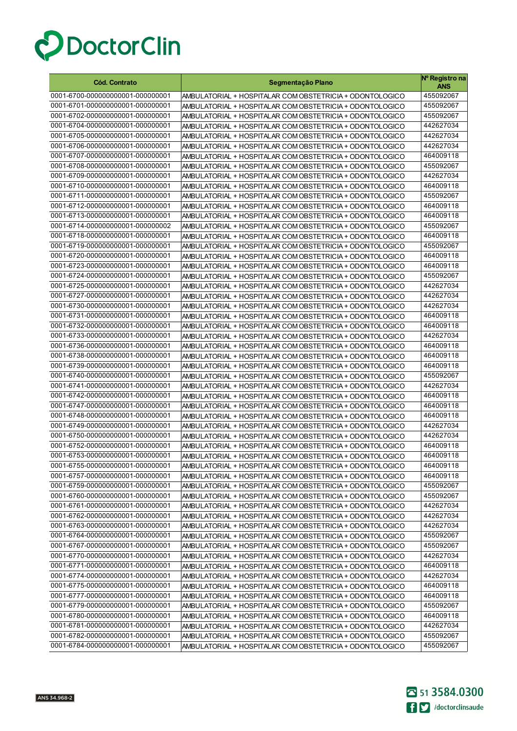# DoctorClin

| Cód. Contrato | Segmentação Plano | Nº Registro na ANS |
|---|---|---|
| 0001-6700-000000000001-000000001 | AMBULATORIAL + HOSPITALAR COM OBSTETRICIA + ODONTOLOGICO | 455092067 |
| 0001-6701-000000000001-000000001 | AMBULATORIAL + HOSPITALAR COM OBSTETRICIA + ODONTOLOGICO | 455092067 |
| 0001-6702-000000000001-000000001 | AMBULATORIAL + HOSPITALAR COM OBSTETRICIA + ODONTOLOGICO | 455092067 |
| 0001-6704-000000000001-000000001 | AMBULATORIAL + HOSPITALAR COM OBSTETRICIA + ODONTOLOGICO | 442627034 |
| 0001-6705-000000000001-000000001 | AMBULATORIAL + HOSPITALAR COM OBSTETRICIA + ODONTOLOGICO | 442627034 |
| 0001-6706-000000000001-000000001 | AMBULATORIAL + HOSPITALAR COM OBSTETRICIA + ODONTOLOGICO | 442627034 |
| 0001-6707-000000000001-000000001 | AMBULATORIAL + HOSPITALAR COM OBSTETRICIA + ODONTOLOGICO | 464009118 |
| 0001-6708-000000000001-000000001 | AMBULATORIAL + HOSPITALAR COM OBSTETRICIA + ODONTOLOGICO | 455092067 |
| 0001-6709-000000000001-000000001 | AMBULATORIAL + HOSPITALAR COM OBSTETRICIA + ODONTOLOGICO | 442627034 |
| 0001-6710-000000000001-000000001 | AMBULATORIAL + HOSPITALAR COM OBSTETRICIA + ODONTOLOGICO | 464009118 |
| 0001-6711-000000000001-000000001 | AMBULATORIAL + HOSPITALAR COM OBSTETRICIA + ODONTOLOGICO | 455092067 |
| 0001-6712-000000000001-000000001 | AMBULATORIAL + HOSPITALAR COM OBSTETRICIA + ODONTOLOGICO | 464009118 |
| 0001-6713-000000000001-000000001 | AMBULATORIAL + HOSPITALAR COM OBSTETRICIA + ODONTOLOGICO | 464009118 |
| 0001-6714-000000000001-000000002 | AMBULATORIAL + HOSPITALAR COM OBSTETRICIA + ODONTOLOGICO | 455092067 |
| 0001-6718-000000000001-000000001 | AMBULATORIAL + HOSPITALAR COM OBSTETRICIA + ODONTOLOGICO | 464009118 |
| 0001-6719-000000000001-000000001 | AMBULATORIAL + HOSPITALAR COM OBSTETRICIA + ODONTOLOGICO | 455092067 |
| 0001-6720-000000000001-000000001 | AMBULATORIAL + HOSPITALAR COM OBSTETRICIA + ODONTOLOGICO | 464009118 |
| 0001-6723-000000000001-000000001 | AMBULATORIAL + HOSPITALAR COM OBSTETRICIA + ODONTOLOGICO | 464009118 |
| 0001-6724-000000000001-000000001 | AMBULATORIAL + HOSPITALAR COM OBSTETRICIA + ODONTOLOGICO | 455092067 |
| 0001-6725-000000000001-000000001 | AMBULATORIAL + HOSPITALAR COM OBSTETRICIA + ODONTOLOGICO | 442627034 |
| 0001-6727-000000000001-000000001 | AMBULATORIAL + HOSPITALAR COM OBSTETRICIA + ODONTOLOGICO | 442627034 |
| 0001-6730-000000000001-000000001 | AMBULATORIAL + HOSPITALAR COM OBSTETRICIA + ODONTOLOGICO | 442627034 |
| 0001-6731-000000000001-000000001 | AMBULATORIAL + HOSPITALAR COM OBSTETRICIA + ODONTOLOGICO | 464009118 |
| 0001-6732-000000000001-000000001 | AMBULATORIAL + HOSPITALAR COM OBSTETRICIA + ODONTOLOGICO | 464009118 |
| 0001-6733-000000000001-000000001 | AMBULATORIAL + HOSPITALAR COM OBSTETRICIA + ODONTOLOGICO | 442627034 |
| 0001-6736-000000000001-000000001 | AMBULATORIAL + HOSPITALAR COM OBSTETRICIA + ODONTOLOGICO | 464009118 |
| 0001-6738-000000000001-000000001 | AMBULATORIAL + HOSPITALAR COM OBSTETRICIA + ODONTOLOGICO | 464009118 |
| 0001-6739-000000000001-000000001 | AMBULATORIAL + HOSPITALAR COM OBSTETRICIA + ODONTOLOGICO | 464009118 |
| 0001-6740-000000000001-000000001 | AMBULATORIAL + HOSPITALAR COM OBSTETRICIA + ODONTOLOGICO | 455092067 |
| 0001-6741-000000000001-000000001 | AMBULATORIAL + HOSPITALAR COM OBSTETRICIA + ODONTOLOGICO | 442627034 |
| 0001-6742-000000000001-000000001 | AMBULATORIAL + HOSPITALAR COM OBSTETRICIA + ODONTOLOGICO | 464009118 |
| 0001-6747-000000000001-000000001 | AMBULATORIAL + HOSPITALAR COM OBSTETRICIA + ODONTOLOGICO | 464009118 |
| 0001-6748-000000000001-000000001 | AMBULATORIAL + HOSPITALAR COM OBSTETRICIA + ODONTOLOGICO | 464009118 |
| 0001-6749-000000000001-000000001 | AMBULATORIAL + HOSPITALAR COM OBSTETRICIA + ODONTOLOGICO | 442627034 |
| 0001-6750-000000000001-000000001 | AMBULATORIAL + HOSPITALAR COM OBSTETRICIA + ODONTOLOGICO | 442627034 |
| 0001-6752-000000000001-000000001 | AMBULATORIAL + HOSPITALAR COM OBSTETRICIA + ODONTOLOGICO | 464009118 |
| 0001-6753-000000000001-000000001 | AMBULATORIAL + HOSPITALAR COM OBSTETRICIA + ODONTOLOGICO | 464009118 |
| 0001-6755-000000000001-000000001 | AMBULATORIAL + HOSPITALAR COM OBSTETRICIA + ODONTOLOGICO | 464009118 |
| 0001-6757-000000000001-000000001 | AMBULATORIAL + HOSPITALAR COM OBSTETRICIA + ODONTOLOGICO | 464009118 |
| 0001-6759-000000000001-000000001 | AMBULATORIAL + HOSPITALAR COM OBSTETRICIA + ODONTOLOGICO | 455092067 |
| 0001-6760-000000000001-000000001 | AMBULATORIAL + HOSPITALAR COM OBSTETRICIA + ODONTOLOGICO | 455092067 |
| 0001-6761-000000000001-000000001 | AMBULATORIAL + HOSPITALAR COM OBSTETRICIA + ODONTOLOGICO | 442627034 |
| 0001-6762-000000000001-000000001 | AMBULATORIAL + HOSPITALAR COM OBSTETRICIA + ODONTOLOGICO | 442627034 |
| 0001-6763-000000000001-000000001 | AMBULATORIAL + HOSPITALAR COM OBSTETRICIA + ODONTOLOGICO | 442627034 |
| 0001-6764-000000000001-000000001 | AMBULATORIAL + HOSPITALAR COM OBSTETRICIA + ODONTOLOGICO | 455092067 |
| 0001-6767-000000000001-000000001 | AMBULATORIAL + HOSPITALAR COM OBSTETRICIA + ODONTOLOGICO | 455092067 |
| 0001-6770-000000000001-000000001 | AMBULATORIAL + HOSPITALAR COM OBSTETRICIA + ODONTOLOGICO | 442627034 |
| 0001-6771-000000000001-000000001 | AMBULATORIAL + HOSPITALAR COM OBSTETRICIA + ODONTOLOGICO | 464009118 |
| 0001-6774-000000000001-000000001 | AMBULATORIAL + HOSPITALAR COM OBSTETRICIA + ODONTOLOGICO | 442627034 |
| 0001-6775-000000000001-000000001 | AMBULATORIAL + HOSPITALAR COM OBSTETRICIA + ODONTOLOGICO | 464009118 |
| 0001-6777-000000000001-000000001 | AMBULATORIAL + HOSPITALAR COM OBSTETRICIA + ODONTOLOGICO | 464009118 |
| 0001-6779-000000000001-000000001 | AMBULATORIAL + HOSPITALAR COM OBSTETRICIA + ODONTOLOGICO | 455092067 |
| 0001-6780-000000000001-000000001 | AMBULATORIAL + HOSPITALAR COM OBSTETRICIA + ODONTOLOGICO | 464009118 |
| 0001-6781-000000000001-000000001 | AMBULATORIAL + HOSPITALAR COM OBSTETRICIA + ODONTOLOGICO | 442627034 |
| 0001-6782-000000000001-000000001 | AMBULATORIAL + HOSPITALAR COM OBSTETRICIA + ODONTOLOGICO | 455092067 |
| 0001-6784-000000000001-000000001 | AMBULATORIAL + HOSPITALAR COM OBSTETRICIA + ODONTOLOGICO | 455092067 |

ANS 34.968-2

51 3584.0300

/doctorclinsaude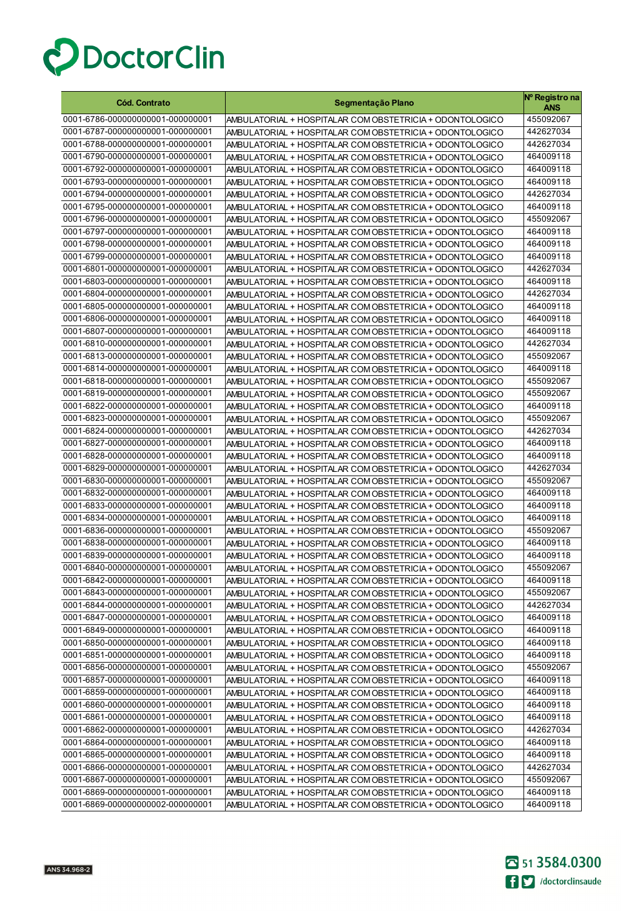| Cód. Contrato | Segmentação Plano | Nº Registro na ANS |
|---|---|---|
| 0001-6786-000000000001-000000001 | AMBULATORIAL + HOSPITALAR COM OBSTETRICIA + ODONTOLOGICO | 455092067 |
| 0001-6787-000000000001-000000001 | AMBULATORIAL + HOSPITALAR COM OBSTETRICIA + ODONTOLOGICO | 442627034 |
| 0001-6788-000000000001-000000001 | AMBULATORIAL + HOSPITALAR COM OBSTETRICIA + ODONTOLOGICO | 442627034 |
| 0001-6790-000000000001-000000001 | AMBULATORIAL + HOSPITALAR COM OBSTETRICIA + ODONTOLOGICO | 464009118 |
| 0001-6792-000000000001-000000001 | AMBULATORIAL + HOSPITALAR COM OBSTETRICIA + ODONTOLOGICO | 464009118 |
| 0001-6793-000000000001-000000001 | AMBULATORIAL + HOSPITALAR COM OBSTETRICIA + ODONTOLOGICO | 464009118 |
| 0001-6794-000000000001-000000001 | AMBULATORIAL + HOSPITALAR COM OBSTETRICIA + ODONTOLOGICO | 442627034 |
| 0001-6795-000000000001-000000001 | AMBULATORIAL + HOSPITALAR COM OBSTETRICIA + ODONTOLOGICO | 464009118 |
| 0001-6796-000000000001-000000001 | AMBULATORIAL + HOSPITALAR COM OBSTETRICIA + ODONTOLOGICO | 455092067 |
| 0001-6797-000000000001-000000001 | AMBULATORIAL + HOSPITALAR COM OBSTETRICIA + ODONTOLOGICO | 464009118 |
| 0001-6798-000000000001-000000001 | AMBULATORIAL + HOSPITALAR COM OBSTETRICIA + ODONTOLOGICO | 464009118 |
| 0001-6799-000000000001-000000001 | AMBULATORIAL + HOSPITALAR COM OBSTETRICIA + ODONTOLOGICO | 464009118 |
| 0001-6801-000000000001-000000001 | AMBULATORIAL + HOSPITALAR COM OBSTETRICIA + ODONTOLOGICO | 442627034 |
| 0001-6803-000000000001-000000001 | AMBULATORIAL + HOSPITALAR COM OBSTETRICIA + ODONTOLOGICO | 464009118 |
| 0001-6804-000000000001-000000001 | AMBULATORIAL + HOSPITALAR COM OBSTETRICIA + ODONTOLOGICO | 442627034 |
| 0001-6805-000000000001-000000001 | AMBULATORIAL + HOSPITALAR COM OBSTETRICIA + ODONTOLOGICO | 464009118 |
| 0001-6806-000000000001-000000001 | AMBULATORIAL + HOSPITALAR COM OBSTETRICIA + ODONTOLOGICO | 464009118 |
| 0001-6807-000000000001-000000001 | AMBULATORIAL + HOSPITALAR COM OBSTETRICIA + ODONTOLOGICO | 464009118 |
| 0001-6810-000000000001-000000001 | AMBULATORIAL + HOSPITALAR COM OBSTETRICIA + ODONTOLOGICO | 442627034 |
| 0001-6813-000000000001-000000001 | AMBULATORIAL + HOSPITALAR COM OBSTETRICIA + ODONTOLOGICO | 455092067 |
| 0001-6814-000000000001-000000001 | AMBULATORIAL + HOSPITALAR COM OBSTETRICIA + ODONTOLOGICO | 464009118 |
| 0001-6818-000000000001-000000001 | AMBULATORIAL + HOSPITALAR COM OBSTETRICIA + ODONTOLOGICO | 455092067 |
| 0001-6819-000000000001-000000001 | AMBULATORIAL + HOSPITALAR COM OBSTETRICIA + ODONTOLOGICO | 455092067 |
| 0001-6822-000000000001-000000001 | AMBULATORIAL + HOSPITALAR COM OBSTETRICIA + ODONTOLOGICO | 464009118 |
| 0001-6823-000000000001-000000001 | AMBULATORIAL + HOSPITALAR COM OBSTETRICIA + ODONTOLOGICO | 455092067 |
| 0001-6824-000000000001-000000001 | AMBULATORIAL + HOSPITALAR COM OBSTETRICIA + ODONTOLOGICO | 442627034 |
| 0001-6827-000000000001-000000001 | AMBULATORIAL + HOSPITALAR COM OBSTETRICIA + ODONTOLOGICO | 464009118 |
| 0001-6828-000000000001-000000001 | AMBULATORIAL + HOSPITALAR COM OBSTETRICIA + ODONTOLOGICO | 464009118 |
| 0001-6829-000000000001-000000001 | AMBULATORIAL + HOSPITALAR COM OBSTETRICIA + ODONTOLOGICO | 442627034 |
| 0001-6830-000000000001-000000001 | AMBULATORIAL + HOSPITALAR COM OBSTETRICIA + ODONTOLOGICO | 455092067 |
| 0001-6832-000000000001-000000001 | AMBULATORIAL + HOSPITALAR COM OBSTETRICIA + ODONTOLOGICO | 464009118 |
| 0001-6833-000000000001-000000001 | AMBULATORIAL + HOSPITALAR COM OBSTETRICIA + ODONTOLOGICO | 464009118 |
| 0001-6834-000000000001-000000001 | AMBULATORIAL + HOSPITALAR COM OBSTETRICIA + ODONTOLOGICO | 464009118 |
| 0001-6836-000000000001-000000001 | AMBULATORIAL + HOSPITALAR COM OBSTETRICIA + ODONTOLOGICO | 455092067 |
| 0001-6838-000000000001-000000001 | AMBULATORIAL + HOSPITALAR COM OBSTETRICIA + ODONTOLOGICO | 464009118 |
| 0001-6839-000000000001-000000001 | AMBULATORIAL + HOSPITALAR COM OBSTETRICIA + ODONTOLOGICO | 464009118 |
| 0001-6840-000000000001-000000001 | AMBULATORIAL + HOSPITALAR COM OBSTETRICIA + ODONTOLOGICO | 455092067 |
| 0001-6842-000000000001-000000001 | AMBULATORIAL + HOSPITALAR COM OBSTETRICIA + ODONTOLOGICO | 464009118 |
| 0001-6843-000000000001-000000001 | AMBULATORIAL + HOSPITALAR COM OBSTETRICIA + ODONTOLOGICO | 455092067 |
| 0001-6844-000000000001-000000001 | AMBULATORIAL + HOSPITALAR COM OBSTETRICIA + ODONTOLOGICO | 442627034 |
| 0001-6847-000000000001-000000001 | AMBULATORIAL + HOSPITALAR COM OBSTETRICIA + ODONTOLOGICO | 464009118 |
| 0001-6849-000000000001-000000001 | AMBULATORIAL + HOSPITALAR COM OBSTETRICIA + ODONTOLOGICO | 464009118 |
| 0001-6850-000000000001-000000001 | AMBULATORIAL + HOSPITALAR COM OBSTETRICIA + ODONTOLOGICO | 464009118 |
| 0001-6851-000000000001-000000001 | AMBULATORIAL + HOSPITALAR COM OBSTETRICIA + ODONTOLOGICO | 464009118 |
| 0001-6856-000000000001-000000001 | AMBULATORIAL + HOSPITALAR COM OBSTETRICIA + ODONTOLOGICO | 455092067 |
| 0001-6857-000000000001-000000001 | AMBULATORIAL + HOSPITALAR COM OBSTETRICIA + ODONTOLOGICO | 464009118 |
| 0001-6859-000000000001-000000001 | AMBULATORIAL + HOSPITALAR COM OBSTETRICIA + ODONTOLOGICO | 464009118 |
| 0001-6860-000000000001-000000001 | AMBULATORIAL + HOSPITALAR COM OBSTETRICIA + ODONTOLOGICO | 464009118 |
| 0001-6861-000000000001-000000001 | AMBULATORIAL + HOSPITALAR COM OBSTETRICIA + ODONTOLOGICO | 464009118 |
| 0001-6862-000000000001-000000001 | AMBULATORIAL + HOSPITALAR COM OBSTETRICIA + ODONTOLOGICO | 442627034 |
| 0001-6864-000000000001-000000001 | AMBULATORIAL + HOSPITALAR COM OBSTETRICIA + ODONTOLOGICO | 464009118 |
| 0001-6865-000000000001-000000001 | AMBULATORIAL + HOSPITALAR COM OBSTETRICIA + ODONTOLOGICO | 464009118 |
| 0001-6866-000000000001-000000001 | AMBULATORIAL + HOSPITALAR COM OBSTETRICIA + ODONTOLOGICO | 442627034 |
| 0001-6867-000000000001-000000001 | AMBULATORIAL + HOSPITALAR COM OBSTETRICIA + ODONTOLOGICO | 455092067 |
| 0001-6869-000000000001-000000001 | AMBULATORIAL + HOSPITALAR COM OBSTETRICIA + ODONTOLOGICO | 464009118 |
| 0001-6869-000000000002-000000001 | AMBULATORIAL + HOSPITALAR COM OBSTETRICIA + ODONTOLOGICO | 464009118 |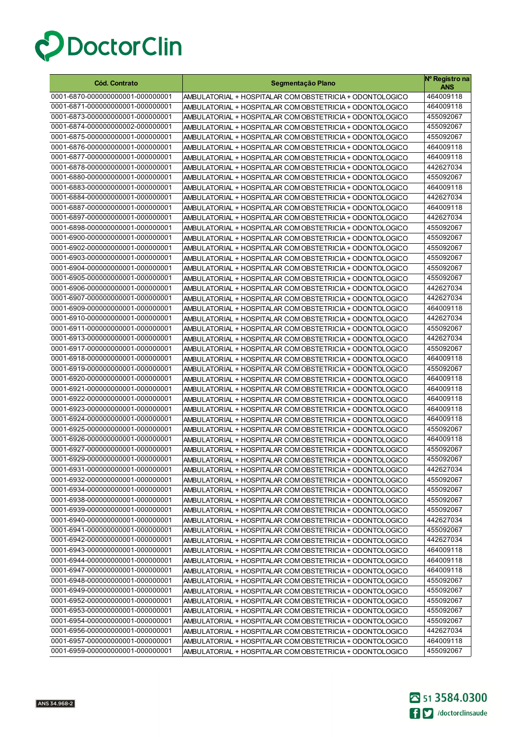DoctorClin

| Cód. Contrato | Segmentação Plano | Nº Registro na ANS |
|---|---|---|
| 0001-6870-000000000001-000000001 | AMBULATORIAL + HOSPITALAR COM OBSTETRICIA + ODONTOLOGICO | 464009118 |
| 0001-6871-000000000001-000000001 | AMBULATORIAL + HOSPITALAR COM OBSTETRICIA + ODONTOLOGICO | 464009118 |
| 0001-6873-000000000001-000000001 | AMBULATORIAL + HOSPITALAR COM OBSTETRICIA + ODONTOLOGICO | 455092067 |
| 0001-6874-000000000002-000000001 | AMBULATORIAL + HOSPITALAR COM OBSTETRICIA + ODONTOLOGICO | 455092067 |
| 0001-6875-000000000001-000000001 | AMBULATORIAL + HOSPITALAR COM OBSTETRICIA + ODONTOLOGICO | 455092067 |
| 0001-6876-000000000001-000000001 | AMBULATORIAL + HOSPITALAR COM OBSTETRICIA + ODONTOLOGICO | 464009118 |
| 0001-6877-000000000001-000000001 | AMBULATORIAL + HOSPITALAR COM OBSTETRICIA + ODONTOLOGICO | 464009118 |
| 0001-6878-000000000001-000000001 | AMBULATORIAL + HOSPITALAR COM OBSTETRICIA + ODONTOLOGICO | 442627034 |
| 0001-6880-000000000001-000000001 | AMBULATORIAL + HOSPITALAR COM OBSTETRICIA + ODONTOLOGICO | 455092067 |
| 0001-6883-000000000001-000000001 | AMBULATORIAL + HOSPITALAR COM OBSTETRICIA + ODONTOLOGICO | 464009118 |
| 0001-6884-000000000001-000000001 | AMBULATORIAL + HOSPITALAR COM OBSTETRICIA + ODONTOLOGICO | 442627034 |
| 0001-6887-000000000001-000000001 | AMBULATORIAL + HOSPITALAR COM OBSTETRICIA + ODONTOLOGICO | 464009118 |
| 0001-6897-000000000001-000000001 | AMBULATORIAL + HOSPITALAR COM OBSTETRICIA + ODONTOLOGICO | 442627034 |
| 0001-6898-000000000001-000000001 | AMBULATORIAL + HOSPITALAR COM OBSTETRICIA + ODONTOLOGICO | 455092067 |
| 0001-6900-000000000001-000000001 | AMBULATORIAL + HOSPITALAR COM OBSTETRICIA + ODONTOLOGICO | 455092067 |
| 0001-6902-000000000001-000000001 | AMBULATORIAL + HOSPITALAR COM OBSTETRICIA + ODONTOLOGICO | 455092067 |
| 0001-6903-000000000001-000000001 | AMBULATORIAL + HOSPITALAR COM OBSTETRICIA + ODONTOLOGICO | 455092067 |
| 0001-6904-000000000001-000000001 | AMBULATORIAL + HOSPITALAR COM OBSTETRICIA + ODONTOLOGICO | 455092067 |
| 0001-6905-000000000001-000000001 | AMBULATORIAL + HOSPITALAR COM OBSTETRICIA + ODONTOLOGICO | 455092067 |
| 0001-6906-000000000001-000000001 | AMBULATORIAL + HOSPITALAR COM OBSTETRICIA + ODONTOLOGICO | 442627034 |
| 0001-6907-000000000001-000000001 | AMBULATORIAL + HOSPITALAR COM OBSTETRICIA + ODONTOLOGICO | 442627034 |
| 0001-6909-000000000001-000000001 | AMBULATORIAL + HOSPITALAR COM OBSTETRICIA + ODONTOLOGICO | 464009118 |
| 0001-6910-000000000001-000000001 | AMBULATORIAL + HOSPITALAR COM OBSTETRICIA + ODONTOLOGICO | 442627034 |
| 0001-6911-000000000001-000000001 | AMBULATORIAL + HOSPITALAR COM OBSTETRICIA + ODONTOLOGICO | 455092067 |
| 0001-6913-000000000001-000000001 | AMBULATORIAL + HOSPITALAR COM OBSTETRICIA + ODONTOLOGICO | 442627034 |
| 0001-6917-000000000001-000000001 | AMBULATORIAL + HOSPITALAR COM OBSTETRICIA + ODONTOLOGICO | 455092067 |
| 0001-6918-000000000001-000000001 | AMBULATORIAL + HOSPITALAR COM OBSTETRICIA + ODONTOLOGICO | 464009118 |
| 0001-6919-000000000001-000000001 | AMBULATORIAL + HOSPITALAR COM OBSTETRICIA + ODONTOLOGICO | 455092067 |
| 0001-6920-000000000001-000000001 | AMBULATORIAL + HOSPITALAR COM OBSTETRICIA + ODONTOLOGICO | 464009118 |
| 0001-6921-000000000001-000000001 | AMBULATORIAL + HOSPITALAR COM OBSTETRICIA + ODONTOLOGICO | 464009118 |
| 0001-6922-000000000001-000000001 | AMBULATORIAL + HOSPITALAR COM OBSTETRICIA + ODONTOLOGICO | 464009118 |
| 0001-6923-000000000001-000000001 | AMBULATORIAL + HOSPITALAR COM OBSTETRICIA + ODONTOLOGICO | 464009118 |
| 0001-6924-000000000001-000000001 | AMBULATORIAL + HOSPITALAR COM OBSTETRICIA + ODONTOLOGICO | 464009118 |
| 0001-6925-000000000001-000000001 | AMBULATORIAL + HOSPITALAR COM OBSTETRICIA + ODONTOLOGICO | 455092067 |
| 0001-6926-000000000001-000000001 | AMBULATORIAL + HOSPITALAR COM OBSTETRICIA + ODONTOLOGICO | 464009118 |
| 0001-6927-000000000001-000000001 | AMBULATORIAL + HOSPITALAR COM OBSTETRICIA + ODONTOLOGICO | 455092067 |
| 0001-6929-000000000001-000000001 | AMBULATORIAL + HOSPITALAR COM OBSTETRICIA + ODONTOLOGICO | 455092067 |
| 0001-6931-000000000001-000000001 | AMBULATORIAL + HOSPITALAR COM OBSTETRICIA + ODONTOLOGICO | 442627034 |
| 0001-6932-000000000001-000000001 | AMBULATORIAL + HOSPITALAR COM OBSTETRICIA + ODONTOLOGICO | 455092067 |
| 0001-6934-000000000001-000000001 | AMBULATORIAL + HOSPITALAR COM OBSTETRICIA + ODONTOLOGICO | 455092067 |
| 0001-6938-000000000001-000000001 | AMBULATORIAL + HOSPITALAR COM OBSTETRICIA + ODONTOLOGICO | 455092067 |
| 0001-6939-000000000001-000000001 | AMBULATORIAL + HOSPITALAR COM OBSTETRICIA + ODONTOLOGICO | 455092067 |
| 0001-6940-000000000001-000000001 | AMBULATORIAL + HOSPITALAR COM OBSTETRICIA + ODONTOLOGICO | 442627034 |
| 0001-6941-000000000001-000000001 | AMBULATORIAL + HOSPITALAR COM OBSTETRICIA + ODONTOLOGICO | 455092067 |
| 0001-6942-000000000001-000000001 | AMBULATORIAL + HOSPITALAR COM OBSTETRICIA + ODONTOLOGICO | 442627034 |
| 0001-6943-000000000001-000000001 | AMBULATORIAL + HOSPITALAR COM OBSTETRICIA + ODONTOLOGICO | 464009118 |
| 0001-6944-000000000001-000000001 | AMBULATORIAL + HOSPITALAR COM OBSTETRICIA + ODONTOLOGICO | 464009118 |
| 0001-6947-000000000001-000000001 | AMBULATORIAL + HOSPITALAR COM OBSTETRICIA + ODONTOLOGICO | 464009118 |
| 0001-6948-000000000001-000000001 | AMBULATORIAL + HOSPITALAR COM OBSTETRICIA + ODONTOLOGICO | 455092067 |
| 0001-6949-000000000001-000000001 | AMBULATORIAL + HOSPITALAR COM OBSTETRICIA + ODONTOLOGICO | 455092067 |
| 0001-6952-000000000001-000000001 | AMBULATORIAL + HOSPITALAR COM OBSTETRICIA + ODONTOLOGICO | 455092067 |
| 0001-6953-000000000001-000000001 | AMBULATORIAL + HOSPITALAR COM OBSTETRICIA + ODONTOLOGICO | 455092067 |
| 0001-6954-000000000001-000000001 | AMBULATORIAL + HOSPITALAR COM OBSTETRICIA + ODONTOLOGICO | 455092067 |
| 0001-6956-000000000001-000000001 | AMBULATORIAL + HOSPITALAR COM OBSTETRICIA + ODONTOLOGICO | 442627034 |
| 0001-6957-000000000001-000000001 | AMBULATORIAL + HOSPITALAR COM OBSTETRICIA + ODONTOLOGICO | 464009118 |
| 0001-6959-000000000001-000000001 | AMBULATORIAL + HOSPITALAR COM OBSTETRICIA + ODONTOLOGICO | 455092067 |

ANS 34.968-2

51 3584.0300

/doctorclinsaude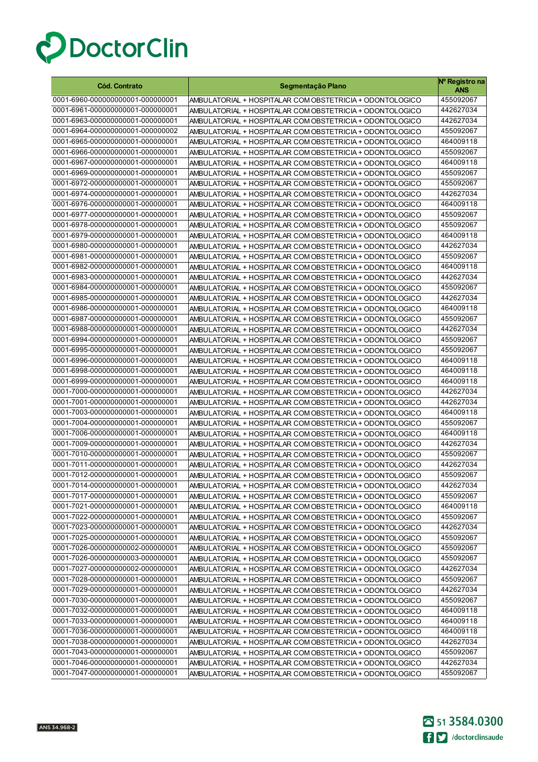DoctorClin

| Cód. Contrato | Segmentação Plano | Nº Registro na ANS |
|---|---|---|
| 0001-6960-000000000001-000000001 | AMBULATORIAL + HOSPITALAR COM OBSTETRICIA + ODONTOLOGICO | 455092067 |
| 0001-6961-000000000001-000000001 | AMBULATORIAL + HOSPITALAR COM OBSTETRICIA + ODONTOLOGICO | 442627034 |
| 0001-6963-000000000001-000000001 | AMBULATORIAL + HOSPITALAR COM OBSTETRICIA + ODONTOLOGICO | 442627034 |
| 0001-6964-000000000001-000000002 | AMBULATORIAL + HOSPITALAR COM OBSTETRICIA + ODONTOLOGICO | 455092067 |
| 0001-6965-000000000001-000000001 | AMBULATORIAL + HOSPITALAR COM OBSTETRICIA + ODONTOLOGICO | 464009118 |
| 0001-6966-000000000001-000000001 | AMBULATORIAL + HOSPITALAR COM OBSTETRICIA + ODONTOLOGICO | 455092067 |
| 0001-6967-000000000001-000000001 | AMBULATORIAL + HOSPITALAR COM OBSTETRICIA + ODONTOLOGICO | 464009118 |
| 0001-6969-000000000001-000000001 | AMBULATORIAL + HOSPITALAR COM OBSTETRICIA + ODONTOLOGICO | 455092067 |
| 0001-6972-000000000001-000000001 | AMBULATORIAL + HOSPITALAR COM OBSTETRICIA + ODONTOLOGICO | 455092067 |
| 0001-6974-000000000001-000000001 | AMBULATORIAL + HOSPITALAR COM OBSTETRICIA + ODONTOLOGICO | 442627034 |
| 0001-6976-000000000001-000000001 | AMBULATORIAL + HOSPITALAR COM OBSTETRICIA + ODONTOLOGICO | 464009118 |
| 0001-6977-000000000001-000000001 | AMBULATORIAL + HOSPITALAR COM OBSTETRICIA + ODONTOLOGICO | 455092067 |
| 0001-6978-000000000001-000000001 | AMBULATORIAL + HOSPITALAR COM OBSTETRICIA + ODONTOLOGICO | 455092067 |
| 0001-6979-000000000001-000000001 | AMBULATORIAL + HOSPITALAR COM OBSTETRICIA + ODONTOLOGICO | 464009118 |
| 0001-6980-000000000001-000000001 | AMBULATORIAL + HOSPITALAR COM OBSTETRICIA + ODONTOLOGICO | 442627034 |
| 0001-6981-000000000001-000000001 | AMBULATORIAL + HOSPITALAR COM OBSTETRICIA + ODONTOLOGICO | 455092067 |
| 0001-6982-000000000001-000000001 | AMBULATORIAL + HOSPITALAR COM OBSTETRICIA + ODONTOLOGICO | 464009118 |
| 0001-6983-000000000001-000000001 | AMBULATORIAL + HOSPITALAR COM OBSTETRICIA + ODONTOLOGICO | 442627034 |
| 0001-6984-000000000001-000000001 | AMBULATORIAL + HOSPITALAR COM OBSTETRICIA + ODONTOLOGICO | 455092067 |
| 0001-6985-000000000001-000000001 | AMBULATORIAL + HOSPITALAR COM OBSTETRICIA + ODONTOLOGICO | 442627034 |
| 0001-6986-000000000001-000000001 | AMBULATORIAL + HOSPITALAR COM OBSTETRICIA + ODONTOLOGICO | 464009118 |
| 0001-6987-000000000001-000000001 | AMBULATORIAL + HOSPITALAR COM OBSTETRICIA + ODONTOLOGICO | 455092067 |
| 0001-6988-000000000001-000000001 | AMBULATORIAL + HOSPITALAR COM OBSTETRICIA + ODONTOLOGICO | 442627034 |
| 0001-6994-000000000001-000000001 | AMBULATORIAL + HOSPITALAR COM OBSTETRICIA + ODONTOLOGICO | 455092067 |
| 0001-6995-000000000001-000000001 | AMBULATORIAL + HOSPITALAR COM OBSTETRICIA + ODONTOLOGICO | 455092067 |
| 0001-6996-000000000001-000000001 | AMBULATORIAL + HOSPITALAR COM OBSTETRICIA + ODONTOLOGICO | 464009118 |
| 0001-6998-000000000001-000000001 | AMBULATORIAL + HOSPITALAR COM OBSTETRICIA + ODONTOLOGICO | 464009118 |
| 0001-6999-000000000001-000000001 | AMBULATORIAL + HOSPITALAR COM OBSTETRICIA + ODONTOLOGICO | 464009118 |
| 0001-7000-000000000001-000000001 | AMBULATORIAL + HOSPITALAR COM OBSTETRICIA + ODONTOLOGICO | 442627034 |
| 0001-7001-000000000001-000000001 | AMBULATORIAL + HOSPITALAR COM OBSTETRICIA + ODONTOLOGICO | 442627034 |
| 0001-7003-000000000001-000000001 | AMBULATORIAL + HOSPITALAR COM OBSTETRICIA + ODONTOLOGICO | 464009118 |
| 0001-7004-000000000001-000000001 | AMBULATORIAL + HOSPITALAR COM OBSTETRICIA + ODONTOLOGICO | 455092067 |
| 0001-7006-000000000001-000000001 | AMBULATORIAL + HOSPITALAR COM OBSTETRICIA + ODONTOLOGICO | 464009118 |
| 0001-7009-000000000001-000000001 | AMBULATORIAL + HOSPITALAR COM OBSTETRICIA + ODONTOLOGICO | 442627034 |
| 0001-7010-000000000001-000000001 | AMBULATORIAL + HOSPITALAR COM OBSTETRICIA + ODONTOLOGICO | 455092067 |
| 0001-7011-000000000001-000000001 | AMBULATORIAL + HOSPITALAR COM OBSTETRICIA + ODONTOLOGICO | 442627034 |
| 0001-7012-000000000001-000000001 | AMBULATORIAL + HOSPITALAR COM OBSTETRICIA + ODONTOLOGICO | 455092067 |
| 0001-7014-000000000001-000000001 | AMBULATORIAL + HOSPITALAR COM OBSTETRICIA + ODONTOLOGICO | 442627034 |
| 0001-7017-000000000001-000000001 | AMBULATORIAL + HOSPITALAR COM OBSTETRICIA + ODONTOLOGICO | 455092067 |
| 0001-7021-000000000001-000000001 | AMBULATORIAL + HOSPITALAR COM OBSTETRICIA + ODONTOLOGICO | 464009118 |
| 0001-7022-000000000001-000000001 | AMBULATORIAL + HOSPITALAR COM OBSTETRICIA + ODONTOLOGICO | 455092067 |
| 0001-7023-000000000001-000000001 | AMBULATORIAL + HOSPITALAR COM OBSTETRICIA + ODONTOLOGICO | 442627034 |
| 0001-7025-000000000001-000000001 | AMBULATORIAL + HOSPITALAR COM OBSTETRICIA + ODONTOLOGICO | 455092067 |
| 0001-7026-000000000002-000000001 | AMBULATORIAL + HOSPITALAR COM OBSTETRICIA + ODONTOLOGICO | 455092067 |
| 0001-7026-000000000003-000000001 | AMBULATORIAL + HOSPITALAR COM OBSTETRICIA + ODONTOLOGICO | 455092067 |
| 0001-7027-000000000002-000000001 | AMBULATORIAL + HOSPITALAR COM OBSTETRICIA + ODONTOLOGICO | 442627034 |
| 0001-7028-000000000001-000000001 | AMBULATORIAL + HOSPITALAR COM OBSTETRICIA + ODONTOLOGICO | 455092067 |
| 0001-7029-000000000001-000000001 | AMBULATORIAL + HOSPITALAR COM OBSTETRICIA + ODONTOLOGICO | 442627034 |
| 0001-7030-000000000001-000000001 | AMBULATORIAL + HOSPITALAR COM OBSTETRICIA + ODONTOLOGICO | 455092067 |
| 0001-7032-000000000001-000000001 | AMBULATORIAL + HOSPITALAR COM OBSTETRICIA + ODONTOLOGICO | 464009118 |
| 0001-7033-000000000001-000000001 | AMBULATORIAL + HOSPITALAR COM OBSTETRICIA + ODONTOLOGICO | 464009118 |
| 0001-7036-000000000001-000000001 | AMBULATORIAL + HOSPITALAR COM OBSTETRICIA + ODONTOLOGICO | 464009118 |
| 0001-7038-000000000001-000000001 | AMBULATORIAL + HOSPITALAR COM OBSTETRICIA + ODONTOLOGICO | 442627034 |
| 0001-7043-000000000001-000000001 | AMBULATORIAL + HOSPITALAR COM OBSTETRICIA + ODONTOLOGICO | 455092067 |
| 0001-7046-000000000001-000000001 | AMBULATORIAL + HOSPITALAR COM OBSTETRICIA + ODONTOLOGICO | 442627034 |
| 0001-7047-000000000001-000000001 | AMBULATORIAL + HOSPITALAR COM OBSTETRICIA + ODONTOLOGICO | 455092067 |

ANS 34.968-2

51 3584.0300

/doctorclinsaude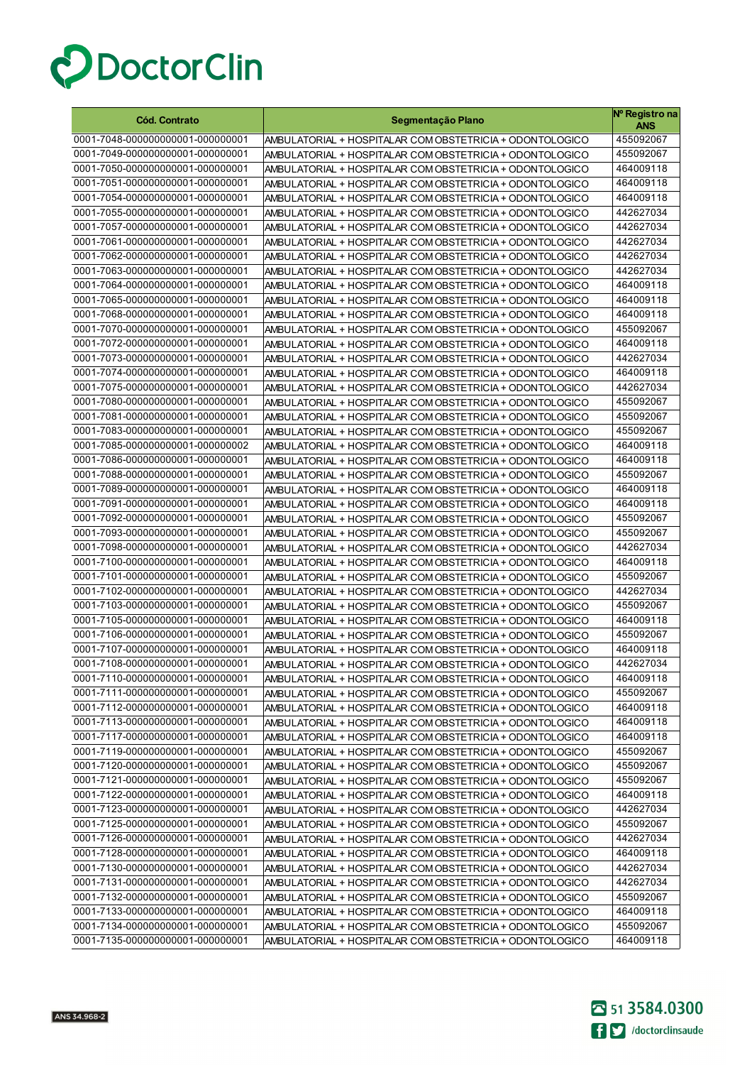# DoctorClin

| Cód. Contrato | Segmentação Plano | Nº Registro na ANS |
|---|---|---|
| 0001-7048-000000000001-000000001 | AMBULATORIAL + HOSPITALAR COM OBSTETRICIA + ODONTOLOGICO | 455092067 |
| 0001-7049-000000000001-000000001 | AMBULATORIAL + HOSPITALAR COM OBSTETRICIA + ODONTOLOGICO | 455092067 |
| 0001-7050-000000000001-000000001 | AMBULATORIAL + HOSPITALAR COM OBSTETRICIA + ODONTOLOGICO | 464009118 |
| 0001-7051-000000000001-000000001 | AMBULATORIAL + HOSPITALAR COM OBSTETRICIA + ODONTOLOGICO | 464009118 |
| 0001-7054-000000000001-000000001 | AMBULATORIAL + HOSPITALAR COM OBSTETRICIA + ODONTOLOGICO | 464009118 |
| 0001-7055-000000000001-000000001 | AMBULATORIAL + HOSPITALAR COM OBSTETRICIA + ODONTOLOGICO | 442627034 |
| 0001-7057-000000000001-000000001 | AMBULATORIAL + HOSPITALAR COM OBSTETRICIA + ODONTOLOGICO | 442627034 |
| 0001-7061-000000000001-000000001 | AMBULATORIAL + HOSPITALAR COM OBSTETRICIA + ODONTOLOGICO | 442627034 |
| 0001-7062-000000000001-000000001 | AMBULATORIAL + HOSPITALAR COM OBSTETRICIA + ODONTOLOGICO | 442627034 |
| 0001-7063-000000000001-000000001 | AMBULATORIAL + HOSPITALAR COM OBSTETRICIA + ODONTOLOGICO | 442627034 |
| 0001-7064-000000000001-000000001 | AMBULATORIAL + HOSPITALAR COM OBSTETRICIA + ODONTOLOGICO | 464009118 |
| 0001-7065-000000000001-000000001 | AMBULATORIAL + HOSPITALAR COM OBSTETRICIA + ODONTOLOGICO | 464009118 |
| 0001-7068-000000000001-000000001 | AMBULATORIAL + HOSPITALAR COM OBSTETRICIA + ODONTOLOGICO | 464009118 |
| 0001-7070-000000000001-000000001 | AMBULATORIAL + HOSPITALAR COM OBSTETRICIA + ODONTOLOGICO | 455092067 |
| 0001-7072-000000000001-000000001 | AMBULATORIAL + HOSPITALAR COM OBSTETRICIA + ODONTOLOGICO | 464009118 |
| 0001-7073-000000000001-000000001 | AMBULATORIAL + HOSPITALAR COM OBSTETRICIA + ODONTOLOGICO | 442627034 |
| 0001-7074-000000000001-000000001 | AMBULATORIAL + HOSPITALAR COM OBSTETRICIA + ODONTOLOGICO | 464009118 |
| 0001-7075-000000000001-000000001 | AMBULATORIAL + HOSPITALAR COM OBSTETRICIA + ODONTOLOGICO | 442627034 |
| 0001-7080-000000000001-000000001 | AMBULATORIAL + HOSPITALAR COM OBSTETRICIA + ODONTOLOGICO | 455092067 |
| 0001-7081-000000000001-000000001 | AMBULATORIAL + HOSPITALAR COM OBSTETRICIA + ODONTOLOGICO | 455092067 |
| 0001-7083-000000000001-000000001 | AMBULATORIAL + HOSPITALAR COM OBSTETRICIA + ODONTOLOGICO | 455092067 |
| 0001-7085-000000000001-000000002 | AMBULATORIAL + HOSPITALAR COM OBSTETRICIA + ODONTOLOGICO | 464009118 |
| 0001-7086-000000000001-000000001 | AMBULATORIAL + HOSPITALAR COM OBSTETRICIA + ODONTOLOGICO | 464009118 |
| 0001-7088-000000000001-000000001 | AMBULATORIAL + HOSPITALAR COM OBSTETRICIA + ODONTOLOGICO | 455092067 |
| 0001-7089-000000000001-000000001 | AMBULATORIAL + HOSPITALAR COM OBSTETRICIA + ODONTOLOGICO | 464009118 |
| 0001-7091-000000000001-000000001 | AMBULATORIAL + HOSPITALAR COM OBSTETRICIA + ODONTOLOGICO | 464009118 |
| 0001-7092-000000000001-000000001 | AMBULATORIAL + HOSPITALAR COM OBSTETRICIA + ODONTOLOGICO | 455092067 |
| 0001-7093-000000000001-000000001 | AMBULATORIAL + HOSPITALAR COM OBSTETRICIA + ODONTOLOGICO | 455092067 |
| 0001-7098-000000000001-000000001 | AMBULATORIAL + HOSPITALAR COM OBSTETRICIA + ODONTOLOGICO | 442627034 |
| 0001-7100-000000000001-000000001 | AMBULATORIAL + HOSPITALAR COM OBSTETRICIA + ODONTOLOGICO | 464009118 |
| 0001-7101-000000000001-000000001 | AMBULATORIAL + HOSPITALAR COM OBSTETRICIA + ODONTOLOGICO | 455092067 |
| 0001-7102-000000000001-000000001 | AMBULATORIAL + HOSPITALAR COM OBSTETRICIA + ODONTOLOGICO | 442627034 |
| 0001-7103-000000000001-000000001 | AMBULATORIAL + HOSPITALAR COM OBSTETRICIA + ODONTOLOGICO | 455092067 |
| 0001-7105-000000000001-000000001 | AMBULATORIAL + HOSPITALAR COM OBSTETRICIA + ODONTOLOGICO | 464009118 |
| 0001-7106-000000000001-000000001 | AMBULATORIAL + HOSPITALAR COM OBSTETRICIA + ODONTOLOGICO | 455092067 |
| 0001-7107-000000000001-000000001 | AMBULATORIAL + HOSPITALAR COM OBSTETRICIA + ODONTOLOGICO | 464009118 |
| 0001-7108-000000000001-000000001 | AMBULATORIAL + HOSPITALAR COM OBSTETRICIA + ODONTOLOGICO | 442627034 |
| 0001-7110-000000000001-000000001 | AMBULATORIAL + HOSPITALAR COM OBSTETRICIA + ODONTOLOGICO | 464009118 |
| 0001-7111-000000000001-000000001 | AMBULATORIAL + HOSPITALAR COM OBSTETRICIA + ODONTOLOGICO | 455092067 |
| 0001-7112-000000000001-000000001 | AMBULATORIAL + HOSPITALAR COM OBSTETRICIA + ODONTOLOGICO | 464009118 |
| 0001-7113-000000000001-000000001 | AMBULATORIAL + HOSPITALAR COM OBSTETRICIA + ODONTOLOGICO | 464009118 |
| 0001-7117-000000000001-000000001 | AMBULATORIAL + HOSPITALAR COM OBSTETRICIA + ODONTOLOGICO | 464009118 |
| 0001-7119-000000000001-000000001 | AMBULATORIAL + HOSPITALAR COM OBSTETRICIA + ODONTOLOGICO | 455092067 |
| 0001-7120-000000000001-000000001 | AMBULATORIAL + HOSPITALAR COM OBSTETRICIA + ODONTOLOGICO | 455092067 |
| 0001-7121-000000000001-000000001 | AMBULATORIAL + HOSPITALAR COM OBSTETRICIA + ODONTOLOGICO | 455092067 |
| 0001-7122-000000000001-000000001 | AMBULATORIAL + HOSPITALAR COM OBSTETRICIA + ODONTOLOGICO | 464009118 |
| 0001-7123-000000000001-000000001 | AMBULATORIAL + HOSPITALAR COM OBSTETRICIA + ODONTOLOGICO | 442627034 |
| 0001-7125-000000000001-000000001 | AMBULATORIAL + HOSPITALAR COM OBSTETRICIA + ODONTOLOGICO | 455092067 |
| 0001-7126-000000000001-000000001 | AMBULATORIAL + HOSPITALAR COM OBSTETRICIA + ODONTOLOGICO | 442627034 |
| 0001-7128-000000000001-000000001 | AMBULATORIAL + HOSPITALAR COM OBSTETRICIA + ODONTOLOGICO | 464009118 |
| 0001-7130-000000000001-000000001 | AMBULATORIAL + HOSPITALAR COM OBSTETRICIA + ODONTOLOGICO | 442627034 |
| 0001-7131-000000000001-000000001 | AMBULATORIAL + HOSPITALAR COM OBSTETRICIA + ODONTOLOGICO | 442627034 |
| 0001-7132-000000000001-000000001 | AMBULATORIAL + HOSPITALAR COM OBSTETRICIA + ODONTOLOGICO | 455092067 |
| 0001-7133-000000000001-000000001 | AMBULATORIAL + HOSPITALAR COM OBSTETRICIA + ODONTOLOGICO | 464009118 |
| 0001-7134-000000000001-000000001 | AMBULATORIAL + HOSPITALAR COM OBSTETRICIA + ODONTOLOGICO | 455092067 |
| 0001-7135-000000000001-000000001 | AMBULATORIAL + HOSPITALAR COM OBSTETRICIA + ODONTOLOGICO | 464009118 |

ANS 34.968-2

51 3584.0300

/doctorclinsaude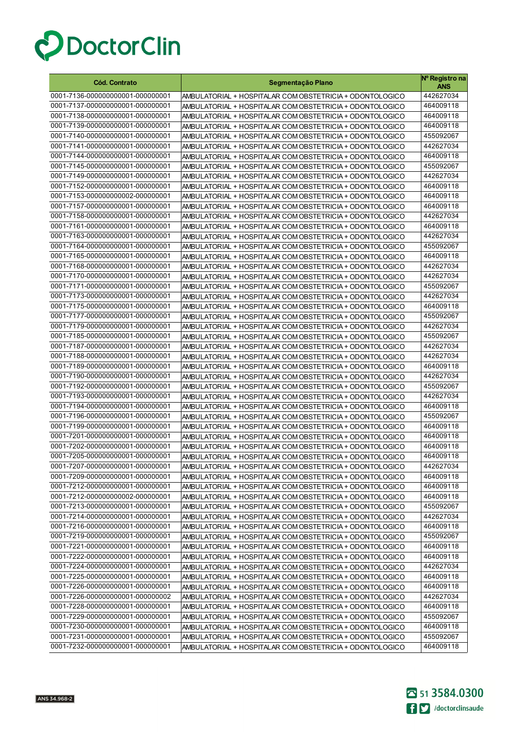| Cód. Contrato | Segmentação Plano | Nº Registro na ANS |
|---|---|---|
| 0001-7136-000000000001-000000001 | AMBULATORIAL + HOSPITALAR COM OBSTETRICIA + ODONTOLOGICO | 442627034 |
| 0001-7137-000000000001-000000001 | AMBULATORIAL + HOSPITALAR COM OBSTETRICIA + ODONTOLOGICO | 464009118 |
| 0001-7138-000000000001-000000001 | AMBULATORIAL + HOSPITALAR COM OBSTETRICIA + ODONTOLOGICO | 464009118 |
| 0001-7139-000000000001-000000001 | AMBULATORIAL + HOSPITALAR COM OBSTETRICIA + ODONTOLOGICO | 464009118 |
| 0001-7140-000000000001-000000001 | AMBULATORIAL + HOSPITALAR COM OBSTETRICIA + ODONTOLOGICO | 455092067 |
| 0001-7141-000000000001-000000001 | AMBULATORIAL + HOSPITALAR COM OBSTETRICIA + ODONTOLOGICO | 442627034 |
| 0001-7144-000000000001-000000001 | AMBULATORIAL + HOSPITALAR COM OBSTETRICIA + ODONTOLOGICO | 464009118 |
| 0001-7145-000000000001-000000001 | AMBULATORIAL + HOSPITALAR COM OBSTETRICIA + ODONTOLOGICO | 455092067 |
| 0001-7149-000000000001-000000001 | AMBULATORIAL + HOSPITALAR COM OBSTETRICIA + ODONTOLOGICO | 442627034 |
| 0001-7152-000000000001-000000001 | AMBULATORIAL + HOSPITALAR COM OBSTETRICIA + ODONTOLOGICO | 464009118 |
| 0001-7153-000000000002-000000001 | AMBULATORIAL + HOSPITALAR COM OBSTETRICIA + ODONTOLOGICO | 464009118 |
| 0001-7157-000000000001-000000001 | AMBULATORIAL + HOSPITALAR COM OBSTETRICIA + ODONTOLOGICO | 464009118 |
| 0001-7158-000000000001-000000001 | AMBULATORIAL + HOSPITALAR COM OBSTETRICIA + ODONTOLOGICO | 442627034 |
| 0001-7161-000000000001-000000001 | AMBULATORIAL + HOSPITALAR COM OBSTETRICIA + ODONTOLOGICO | 464009118 |
| 0001-7163-000000000001-000000001 | AMBULATORIAL + HOSPITALAR COM OBSTETRICIA + ODONTOLOGICO | 442627034 |
| 0001-7164-000000000001-000000001 | AMBULATORIAL + HOSPITALAR COM OBSTETRICIA + ODONTOLOGICO | 455092067 |
| 0001-7165-000000000001-000000001 | AMBULATORIAL + HOSPITALAR COM OBSTETRICIA + ODONTOLOGICO | 464009118 |
| 0001-7168-000000000001-000000001 | AMBULATORIAL + HOSPITALAR COM OBSTETRICIA + ODONTOLOGICO | 442627034 |
| 0001-7170-000000000001-000000001 | AMBULATORIAL + HOSPITALAR COM OBSTETRICIA + ODONTOLOGICO | 442627034 |
| 0001-7171-000000000001-000000001 | AMBULATORIAL + HOSPITALAR COM OBSTETRICIA + ODONTOLOGICO | 455092067 |
| 0001-7173-000000000001-000000001 | AMBULATORIAL + HOSPITALAR COM OBSTETRICIA + ODONTOLOGICO | 442627034 |
| 0001-7175-000000000001-000000001 | AMBULATORIAL + HOSPITALAR COM OBSTETRICIA + ODONTOLOGICO | 464009118 |
| 0001-7177-000000000001-000000001 | AMBULATORIAL + HOSPITALAR COM OBSTETRICIA + ODONTOLOGICO | 455092067 |
| 0001-7179-000000000001-000000001 | AMBULATORIAL + HOSPITALAR COM OBSTETRICIA + ODONTOLOGICO | 442627034 |
| 0001-7185-000000000001-000000001 | AMBULATORIAL + HOSPITALAR COM OBSTETRICIA + ODONTOLOGICO | 455092067 |
| 0001-7187-000000000001-000000001 | AMBULATORIAL + HOSPITALAR COM OBSTETRICIA + ODONTOLOGICO | 442627034 |
| 0001-7188-000000000001-000000001 | AMBULATORIAL + HOSPITALAR COM OBSTETRICIA + ODONTOLOGICO | 442627034 |
| 0001-7189-000000000001-000000001 | AMBULATORIAL + HOSPITALAR COM OBSTETRICIA + ODONTOLOGICO | 464009118 |
| 0001-7190-000000000001-000000001 | AMBULATORIAL + HOSPITALAR COM OBSTETRICIA + ODONTOLOGICO | 442627034 |
| 0001-7192-000000000001-000000001 | AMBULATORIAL + HOSPITALAR COM OBSTETRICIA + ODONTOLOGICO | 455092067 |
| 0001-7193-000000000001-000000001 | AMBULATORIAL + HOSPITALAR COM OBSTETRICIA + ODONTOLOGICO | 442627034 |
| 0001-7194-000000000001-000000001 | AMBULATORIAL + HOSPITALAR COM OBSTETRICIA + ODONTOLOGICO | 464009118 |
| 0001-7196-000000000001-000000001 | AMBULATORIAL + HOSPITALAR COM OBSTETRICIA + ODONTOLOGICO | 455092067 |
| 0001-7199-000000000001-000000001 | AMBULATORIAL + HOSPITALAR COM OBSTETRICIA + ODONTOLOGICO | 464009118 |
| 0001-7201-000000000001-000000001 | AMBULATORIAL + HOSPITALAR COM OBSTETRICIA + ODONTOLOGICO | 464009118 |
| 0001-7202-000000000001-000000001 | AMBULATORIAL + HOSPITALAR COM OBSTETRICIA + ODONTOLOGICO | 464009118 |
| 0001-7205-000000000001-000000001 | AMBULATORIAL + HOSPITALAR COM OBSTETRICIA + ODONTOLOGICO | 464009118 |
| 0001-7207-000000000001-000000001 | AMBULATORIAL + HOSPITALAR COM OBSTETRICIA + ODONTOLOGICO | 442627034 |
| 0001-7209-000000000001-000000001 | AMBULATORIAL + HOSPITALAR COM OBSTETRICIA + ODONTOLOGICO | 464009118 |
| 0001-7212-000000000001-000000001 | AMBULATORIAL + HOSPITALAR COM OBSTETRICIA + ODONTOLOGICO | 464009118 |
| 0001-7212-000000000002-000000001 | AMBULATORIAL + HOSPITALAR COM OBSTETRICIA + ODONTOLOGICO | 464009118 |
| 0001-7213-000000000001-000000001 | AMBULATORIAL + HOSPITALAR COM OBSTETRICIA + ODONTOLOGICO | 455092067 |
| 0001-7214-000000000001-000000001 | AMBULATORIAL + HOSPITALAR COM OBSTETRICIA + ODONTOLOGICO | 442627034 |
| 0001-7216-000000000001-000000001 | AMBULATORIAL + HOSPITALAR COM OBSTETRICIA + ODONTOLOGICO | 464009118 |
| 0001-7219-000000000001-000000001 | AMBULATORIAL + HOSPITALAR COM OBSTETRICIA + ODONTOLOGICO | 455092067 |
| 0001-7221-000000000001-000000001 | AMBULATORIAL + HOSPITALAR COM OBSTETRICIA + ODONTOLOGICO | 464009118 |
| 0001-7222-000000000001-000000001 | AMBULATORIAL + HOSPITALAR COM OBSTETRICIA + ODONTOLOGICO | 464009118 |
| 0001-7224-000000000001-000000001 | AMBULATORIAL + HOSPITALAR COM OBSTETRICIA + ODONTOLOGICO | 442627034 |
| 0001-7225-000000000001-000000001 | AMBULATORIAL + HOSPITALAR COM OBSTETRICIA + ODONTOLOGICO | 464009118 |
| 0001-7226-000000000001-000000001 | AMBULATORIAL + HOSPITALAR COM OBSTETRICIA + ODONTOLOGICO | 464009118 |
| 0001-7226-000000000001-000000002 | AMBULATORIAL + HOSPITALAR COM OBSTETRICIA + ODONTOLOGICO | 442627034 |
| 0001-7228-000000000001-000000001 | AMBULATORIAL + HOSPITALAR COM OBSTETRICIA + ODONTOLOGICO | 464009118 |
| 0001-7229-000000000001-000000001 | AMBULATORIAL + HOSPITALAR COM OBSTETRICIA + ODONTOLOGICO | 455092067 |
| 0001-7230-000000000001-000000001 | AMBULATORIAL + HOSPITALAR COM OBSTETRICIA + ODONTOLOGICO | 464009118 |
| 0001-7231-000000000001-000000001 | AMBULATORIAL + HOSPITALAR COM OBSTETRICIA + ODONTOLOGICO | 455092067 |
| 0001-7232-000000000001-000000001 | AMBULATORIAL + HOSPITALAR COM OBSTETRICIA + ODONTOLOGICO | 464009118 |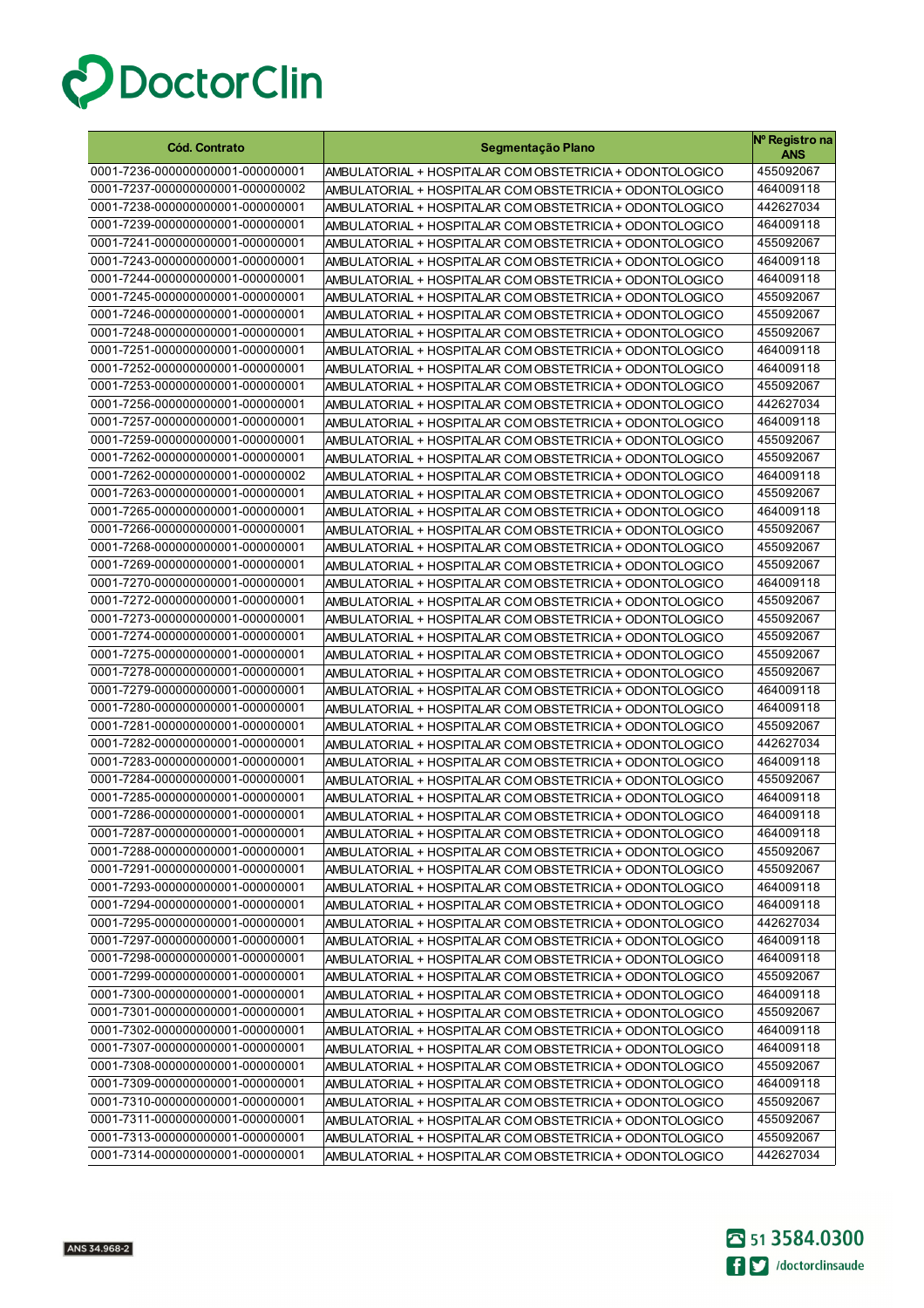DoctorClin

| Cód. Contrato | Segmentação Plano | Nº Registro na ANS |
|---|---|---|
| 0001-7236-000000000001-000000001 | AMBULATORIAL + HOSPITALAR COM OBSTETRICIA + ODONTOLOGICO | 455092067 |
| 0001-7237-000000000001-000000002 | AMBULATORIAL + HOSPITALAR COM OBSTETRICIA + ODONTOLOGICO | 464009118 |
| 0001-7238-000000000001-000000001 | AMBULATORIAL + HOSPITALAR COM OBSTETRICIA + ODONTOLOGICO | 442627034 |
| 0001-7239-000000000001-000000001 | AMBULATORIAL + HOSPITALAR COM OBSTETRICIA + ODONTOLOGICO | 464009118 |
| 0001-7241-000000000001-000000001 | AMBULATORIAL + HOSPITALAR COM OBSTETRICIA + ODONTOLOGICO | 455092067 |
| 0001-7243-000000000001-000000001 | AMBULATORIAL + HOSPITALAR COM OBSTETRICIA + ODONTOLOGICO | 464009118 |
| 0001-7244-000000000001-000000001 | AMBULATORIAL + HOSPITALAR COM OBSTETRICIA + ODONTOLOGICO | 464009118 |
| 0001-7245-000000000001-000000001 | AMBULATORIAL + HOSPITALAR COM OBSTETRICIA + ODONTOLOGICO | 455092067 |
| 0001-7246-000000000001-000000001 | AMBULATORIAL + HOSPITALAR COM OBSTETRICIA + ODONTOLOGICO | 455092067 |
| 0001-7248-000000000001-000000001 | AMBULATORIAL + HOSPITALAR COM OBSTETRICIA + ODONTOLOGICO | 455092067 |
| 0001-7251-000000000001-000000001 | AMBULATORIAL + HOSPITALAR COM OBSTETRICIA + ODONTOLOGICO | 464009118 |
| 0001-7252-000000000001-000000001 | AMBULATORIAL + HOSPITALAR COM OBSTETRICIA + ODONTOLOGICO | 464009118 |
| 0001-7253-000000000001-000000001 | AMBULATORIAL + HOSPITALAR COM OBSTETRICIA + ODONTOLOGICO | 455092067 |
| 0001-7256-000000000001-000000001 | AMBULATORIAL + HOSPITALAR COM OBSTETRICIA + ODONTOLOGICO | 442627034 |
| 0001-7257-000000000001-000000001 | AMBULATORIAL + HOSPITALAR COM OBSTETRICIA + ODONTOLOGICO | 464009118 |
| 0001-7259-000000000001-000000001 | AMBULATORIAL + HOSPITALAR COM OBSTETRICIA + ODONTOLOGICO | 455092067 |
| 0001-7262-000000000001-000000001 | AMBULATORIAL + HOSPITALAR COM OBSTETRICIA + ODONTOLOGICO | 455092067 |
| 0001-7262-000000000001-000000002 | AMBULATORIAL + HOSPITALAR COM OBSTETRICIA + ODONTOLOGICO | 464009118 |
| 0001-7263-000000000001-000000001 | AMBULATORIAL + HOSPITALAR COM OBSTETRICIA + ODONTOLOGICO | 455092067 |
| 0001-7265-000000000001-000000001 | AMBULATORIAL + HOSPITALAR COM OBSTETRICIA + ODONTOLOGICO | 464009118 |
| 0001-7266-000000000001-000000001 | AMBULATORIAL + HOSPITALAR COM OBSTETRICIA + ODONTOLOGICO | 455092067 |
| 0001-7268-000000000001-000000001 | AMBULATORIAL + HOSPITALAR COM OBSTETRICIA + ODONTOLOGICO | 455092067 |
| 0001-7269-000000000001-000000001 | AMBULATORIAL + HOSPITALAR COM OBSTETRICIA + ODONTOLOGICO | 455092067 |
| 0001-7270-000000000001-000000001 | AMBULATORIAL + HOSPITALAR COM OBSTETRICIA + ODONTOLOGICO | 464009118 |
| 0001-7272-000000000001-000000001 | AMBULATORIAL + HOSPITALAR COM OBSTETRICIA + ODONTOLOGICO | 455092067 |
| 0001-7273-000000000001-000000001 | AMBULATORIAL + HOSPITALAR COM OBSTETRICIA + ODONTOLOGICO | 455092067 |
| 0001-7274-000000000001-000000001 | AMBULATORIAL + HOSPITALAR COM OBSTETRICIA + ODONTOLOGICO | 455092067 |
| 0001-7275-000000000001-000000001 | AMBULATORIAL + HOSPITALAR COM OBSTETRICIA + ODONTOLOGICO | 455092067 |
| 0001-7278-000000000001-000000001 | AMBULATORIAL + HOSPITALAR COM OBSTETRICIA + ODONTOLOGICO | 455092067 |
| 0001-7279-000000000001-000000001 | AMBULATORIAL + HOSPITALAR COM OBSTETRICIA + ODONTOLOGICO | 464009118 |
| 0001-7280-000000000001-000000001 | AMBULATORIAL + HOSPITALAR COM OBSTETRICIA + ODONTOLOGICO | 464009118 |
| 0001-7281-000000000001-000000001 | AMBULATORIAL + HOSPITALAR COM OBSTETRICIA + ODONTOLOGICO | 455092067 |
| 0001-7282-000000000001-000000001 | AMBULATORIAL + HOSPITALAR COM OBSTETRICIA + ODONTOLOGICO | 442627034 |
| 0001-7283-000000000001-000000001 | AMBULATORIAL + HOSPITALAR COM OBSTETRICIA + ODONTOLOGICO | 464009118 |
| 0001-7284-000000000001-000000001 | AMBULATORIAL + HOSPITALAR COM OBSTETRICIA + ODONTOLOGICO | 455092067 |
| 0001-7285-000000000001-000000001 | AMBULATORIAL + HOSPITALAR COM OBSTETRICIA + ODONTOLOGICO | 464009118 |
| 0001-7286-000000000001-000000001 | AMBULATORIAL + HOSPITALAR COM OBSTETRICIA + ODONTOLOGICO | 464009118 |
| 0001-7287-000000000001-000000001 | AMBULATORIAL + HOSPITALAR COM OBSTETRICIA + ODONTOLOGICO | 464009118 |
| 0001-7288-000000000001-000000001 | AMBULATORIAL + HOSPITALAR COM OBSTETRICIA + ODONTOLOGICO | 455092067 |
| 0001-7291-000000000001-000000001 | AMBULATORIAL + HOSPITALAR COM OBSTETRICIA + ODONTOLOGICO | 455092067 |
| 0001-7293-000000000001-000000001 | AMBULATORIAL + HOSPITALAR COM OBSTETRICIA + ODONTOLOGICO | 464009118 |
| 0001-7294-000000000001-000000001 | AMBULATORIAL + HOSPITALAR COM OBSTETRICIA + ODONTOLOGICO | 464009118 |
| 0001-7295-000000000001-000000001 | AMBULATORIAL + HOSPITALAR COM OBSTETRICIA + ODONTOLOGICO | 442627034 |
| 0001-7297-000000000001-000000001 | AMBULATORIAL + HOSPITALAR COM OBSTETRICIA + ODONTOLOGICO | 464009118 |
| 0001-7298-000000000001-000000001 | AMBULATORIAL + HOSPITALAR COM OBSTETRICIA + ODONTOLOGICO | 464009118 |
| 0001-7299-000000000001-000000001 | AMBULATORIAL + HOSPITALAR COM OBSTETRICIA + ODONTOLOGICO | 455092067 |
| 0001-7300-000000000001-000000001 | AMBULATORIAL + HOSPITALAR COM OBSTETRICIA + ODONTOLOGICO | 464009118 |
| 0001-7301-000000000001-000000001 | AMBULATORIAL + HOSPITALAR COM OBSTETRICIA + ODONTOLOGICO | 455092067 |
| 0001-7302-000000000001-000000001 | AMBULATORIAL + HOSPITALAR COM OBSTETRICIA + ODONTOLOGICO | 464009118 |
| 0001-7307-000000000001-000000001 | AMBULATORIAL + HOSPITALAR COM OBSTETRICIA + ODONTOLOGICO | 464009118 |
| 0001-7308-000000000001-000000001 | AMBULATORIAL + HOSPITALAR COM OBSTETRICIA + ODONTOLOGICO | 455092067 |
| 0001-7309-000000000001-000000001 | AMBULATORIAL + HOSPITALAR COM OBSTETRICIA + ODONTOLOGICO | 464009118 |
| 0001-7310-000000000001-000000001 | AMBULATORIAL + HOSPITALAR COM OBSTETRICIA + ODONTOLOGICO | 455092067 |
| 0001-7311-000000000001-000000001 | AMBULATORIAL + HOSPITALAR COM OBSTETRICIA + ODONTOLOGICO | 455092067 |
| 0001-7313-000000000001-000000001 | AMBULATORIAL + HOSPITALAR COM OBSTETRICIA + ODONTOLOGICO | 455092067 |
| 0001-7314-000000000001-000000001 | AMBULATORIAL + HOSPITALAR COM OBSTETRICIA + ODONTOLOGICO | 442627034 |

ANS 34.968-2

51 3584.0300

/doctorclinsaude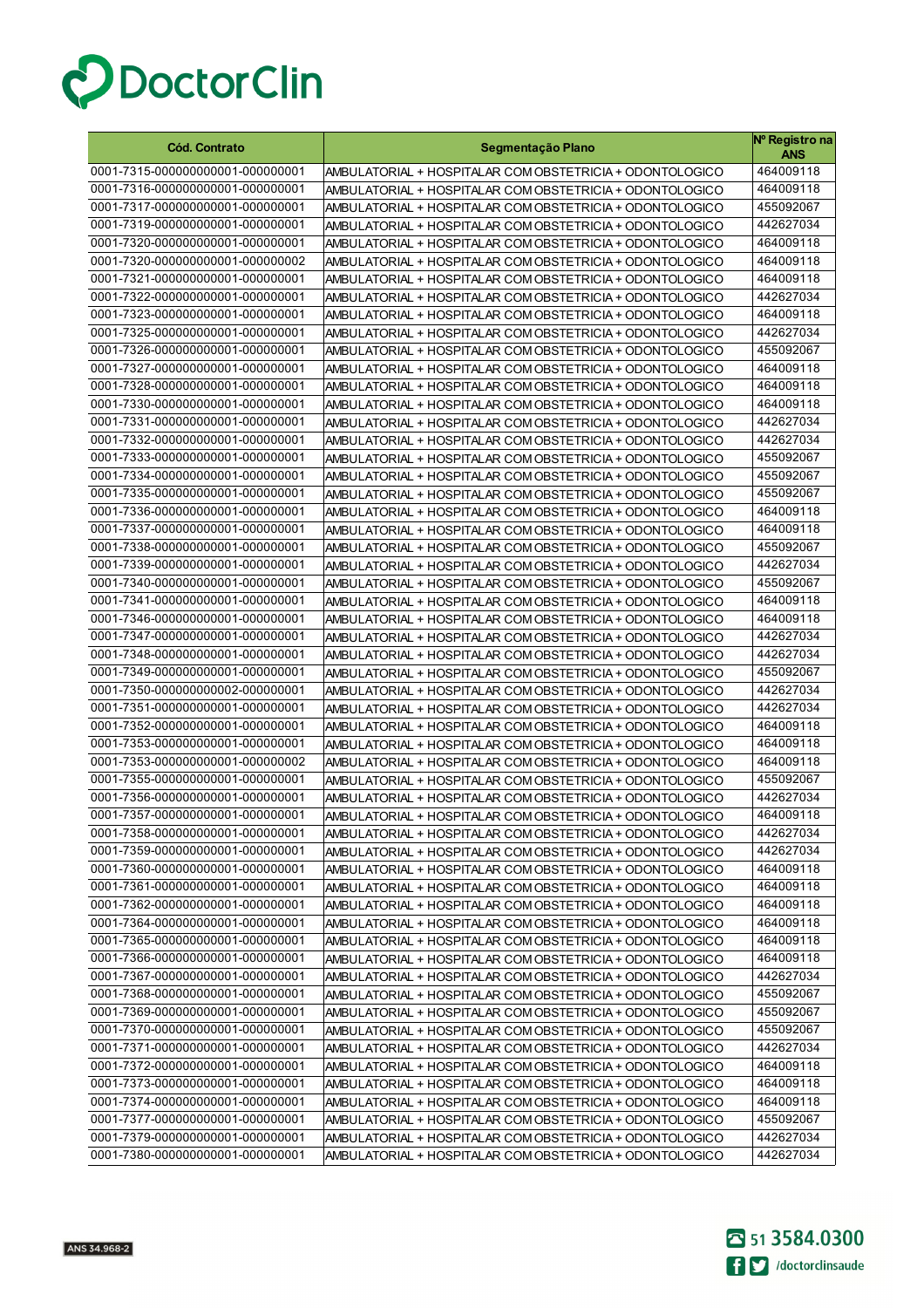DoctorClin

| Cód. Contrato | Segmentação Plano | Nº Registro na ANS |
|---|---|---|
| 0001-7315-000000000001-000000001 | AMBULATORIAL + HOSPITALAR COM OBSTETRICIA + ODONTOLOGICO | 464009118 |
| 0001-7316-000000000001-000000001 | AMBULATORIAL + HOSPITALAR COM OBSTETRICIA + ODONTOLOGICO | 464009118 |
| 0001-7317-000000000001-000000001 | AMBULATORIAL + HOSPITALAR COM OBSTETRICIA + ODONTOLOGICO | 455092067 |
| 0001-7319-000000000001-000000001 | AMBULATORIAL + HOSPITALAR COM OBSTETRICIA + ODONTOLOGICO | 442627034 |
| 0001-7320-000000000001-000000001 | AMBULATORIAL + HOSPITALAR COM OBSTETRICIA + ODONTOLOGICO | 464009118 |
| 0001-7320-000000000001-000000002 | AMBULATORIAL + HOSPITALAR COM OBSTETRICIA + ODONTOLOGICO | 464009118 |
| 0001-7321-000000000001-000000001 | AMBULATORIAL + HOSPITALAR COM OBSTETRICIA + ODONTOLOGICO | 464009118 |
| 0001-7322-000000000001-000000001 | AMBULATORIAL + HOSPITALAR COM OBSTETRICIA + ODONTOLOGICO | 442627034 |
| 0001-7323-000000000001-000000001 | AMBULATORIAL + HOSPITALAR COM OBSTETRICIA + ODONTOLOGICO | 464009118 |
| 0001-7325-000000000001-000000001 | AMBULATORIAL + HOSPITALAR COM OBSTETRICIA + ODONTOLOGICO | 442627034 |
| 0001-7326-000000000001-000000001 | AMBULATORIAL + HOSPITALAR COM OBSTETRICIA + ODONTOLOGICO | 455092067 |
| 0001-7327-000000000001-000000001 | AMBULATORIAL + HOSPITALAR COM OBSTETRICIA + ODONTOLOGICO | 464009118 |
| 0001-7328-000000000001-000000001 | AMBULATORIAL + HOSPITALAR COM OBSTETRICIA + ODONTOLOGICO | 464009118 |
| 0001-7330-000000000001-000000001 | AMBULATORIAL + HOSPITALAR COM OBSTETRICIA + ODONTOLOGICO | 464009118 |
| 0001-7331-000000000001-000000001 | AMBULATORIAL + HOSPITALAR COM OBSTETRICIA + ODONTOLOGICO | 442627034 |
| 0001-7332-000000000001-000000001 | AMBULATORIAL + HOSPITALAR COM OBSTETRICIA + ODONTOLOGICO | 442627034 |
| 0001-7333-000000000001-000000001 | AMBULATORIAL + HOSPITALAR COM OBSTETRICIA + ODONTOLOGICO | 455092067 |
| 0001-7334-000000000001-000000001 | AMBULATORIAL + HOSPITALAR COM OBSTETRICIA + ODONTOLOGICO | 455092067 |
| 0001-7335-000000000001-000000001 | AMBULATORIAL + HOSPITALAR COM OBSTETRICIA + ODONTOLOGICO | 455092067 |
| 0001-7336-000000000001-000000001 | AMBULATORIAL + HOSPITALAR COM OBSTETRICIA + ODONTOLOGICO | 464009118 |
| 0001-7337-000000000001-000000001 | AMBULATORIAL + HOSPITALAR COM OBSTETRICIA + ODONTOLOGICO | 464009118 |
| 0001-7338-000000000001-000000001 | AMBULATORIAL + HOSPITALAR COM OBSTETRICIA + ODONTOLOGICO | 455092067 |
| 0001-7339-000000000001-000000001 | AMBULATORIAL + HOSPITALAR COM OBSTETRICIA + ODONTOLOGICO | 442627034 |
| 0001-7340-000000000001-000000001 | AMBULATORIAL + HOSPITALAR COM OBSTETRICIA + ODONTOLOGICO | 455092067 |
| 0001-7341-000000000001-000000001 | AMBULATORIAL + HOSPITALAR COM OBSTETRICIA + ODONTOLOGICO | 464009118 |
| 0001-7346-000000000001-000000001 | AMBULATORIAL + HOSPITALAR COM OBSTETRICIA + ODONTOLOGICO | 464009118 |
| 0001-7347-000000000001-000000001 | AMBULATORIAL + HOSPITALAR COM OBSTETRICIA + ODONTOLOGICO | 442627034 |
| 0001-7348-000000000001-000000001 | AMBULATORIAL + HOSPITALAR COM OBSTETRICIA + ODONTOLOGICO | 442627034 |
| 0001-7349-000000000001-000000001 | AMBULATORIAL + HOSPITALAR COM OBSTETRICIA + ODONTOLOGICO | 455092067 |
| 0001-7350-000000000002-000000001 | AMBULATORIAL + HOSPITALAR COM OBSTETRICIA + ODONTOLOGICO | 442627034 |
| 0001-7351-000000000001-000000001 | AMBULATORIAL + HOSPITALAR COM OBSTETRICIA + ODONTOLOGICO | 442627034 |
| 0001-7352-000000000001-000000001 | AMBULATORIAL + HOSPITALAR COM OBSTETRICIA + ODONTOLOGICO | 464009118 |
| 0001-7353-000000000001-000000001 | AMBULATORIAL + HOSPITALAR COM OBSTETRICIA + ODONTOLOGICO | 464009118 |
| 0001-7353-000000000001-000000002 | AMBULATORIAL + HOSPITALAR COM OBSTETRICIA + ODONTOLOGICO | 464009118 |
| 0001-7355-000000000001-000000001 | AMBULATORIAL + HOSPITALAR COM OBSTETRICIA + ODONTOLOGICO | 455092067 |
| 0001-7356-000000000001-000000001 | AMBULATORIAL + HOSPITALAR COM OBSTETRICIA + ODONTOLOGICO | 442627034 |
| 0001-7357-000000000001-000000001 | AMBULATORIAL + HOSPITALAR COM OBSTETRICIA + ODONTOLOGICO | 464009118 |
| 0001-7358-000000000001-000000001 | AMBULATORIAL + HOSPITALAR COM OBSTETRICIA + ODONTOLOGICO | 442627034 |
| 0001-7359-000000000001-000000001 | AMBULATORIAL + HOSPITALAR COM OBSTETRICIA + ODONTOLOGICO | 442627034 |
| 0001-7360-000000000001-000000001 | AMBULATORIAL + HOSPITALAR COM OBSTETRICIA + ODONTOLOGICO | 464009118 |
| 0001-7361-000000000001-000000001 | AMBULATORIAL + HOSPITALAR COM OBSTETRICIA + ODONTOLOGICO | 464009118 |
| 0001-7362-000000000001-000000001 | AMBULATORIAL + HOSPITALAR COM OBSTETRICIA + ODONTOLOGICO | 464009118 |
| 0001-7364-000000000001-000000001 | AMBULATORIAL + HOSPITALAR COM OBSTETRICIA + ODONTOLOGICO | 464009118 |
| 0001-7365-000000000001-000000001 | AMBULATORIAL + HOSPITALAR COM OBSTETRICIA + ODONTOLOGICO | 464009118 |
| 0001-7366-000000000001-000000001 | AMBULATORIAL + HOSPITALAR COM OBSTETRICIA + ODONTOLOGICO | 464009118 |
| 0001-7367-000000000001-000000001 | AMBULATORIAL + HOSPITALAR COM OBSTETRICIA + ODONTOLOGICO | 442627034 |
| 0001-7368-000000000001-000000001 | AMBULATORIAL + HOSPITALAR COM OBSTETRICIA + ODONTOLOGICO | 455092067 |
| 0001-7369-000000000001-000000001 | AMBULATORIAL + HOSPITALAR COM OBSTETRICIA + ODONTOLOGICO | 455092067 |
| 0001-7370-000000000001-000000001 | AMBULATORIAL + HOSPITALAR COM OBSTETRICIA + ODONTOLOGICO | 455092067 |
| 0001-7371-000000000001-000000001 | AMBULATORIAL + HOSPITALAR COM OBSTETRICIA + ODONTOLOGICO | 442627034 |
| 0001-7372-000000000001-000000001 | AMBULATORIAL + HOSPITALAR COM OBSTETRICIA + ODONTOLOGICO | 464009118 |
| 0001-7373-000000000001-000000001 | AMBULATORIAL + HOSPITALAR COM OBSTETRICIA + ODONTOLOGICO | 464009118 |
| 0001-7374-000000000001-000000001 | AMBULATORIAL + HOSPITALAR COM OBSTETRICIA + ODONTOLOGICO | 464009118 |
| 0001-7377-000000000001-000000001 | AMBULATORIAL + HOSPITALAR COM OBSTETRICIA + ODONTOLOGICO | 455092067 |
| 0001-7379-000000000001-000000001 | AMBULATORIAL + HOSPITALAR COM OBSTETRICIA + ODONTOLOGICO | 442627034 |
| 0001-7380-000000000001-000000001 | AMBULATORIAL + HOSPITALAR COM OBSTETRICIA + ODONTOLOGICO | 442627034 |

ANS 34.968-2

51 3584.0300
/doctorclinsaude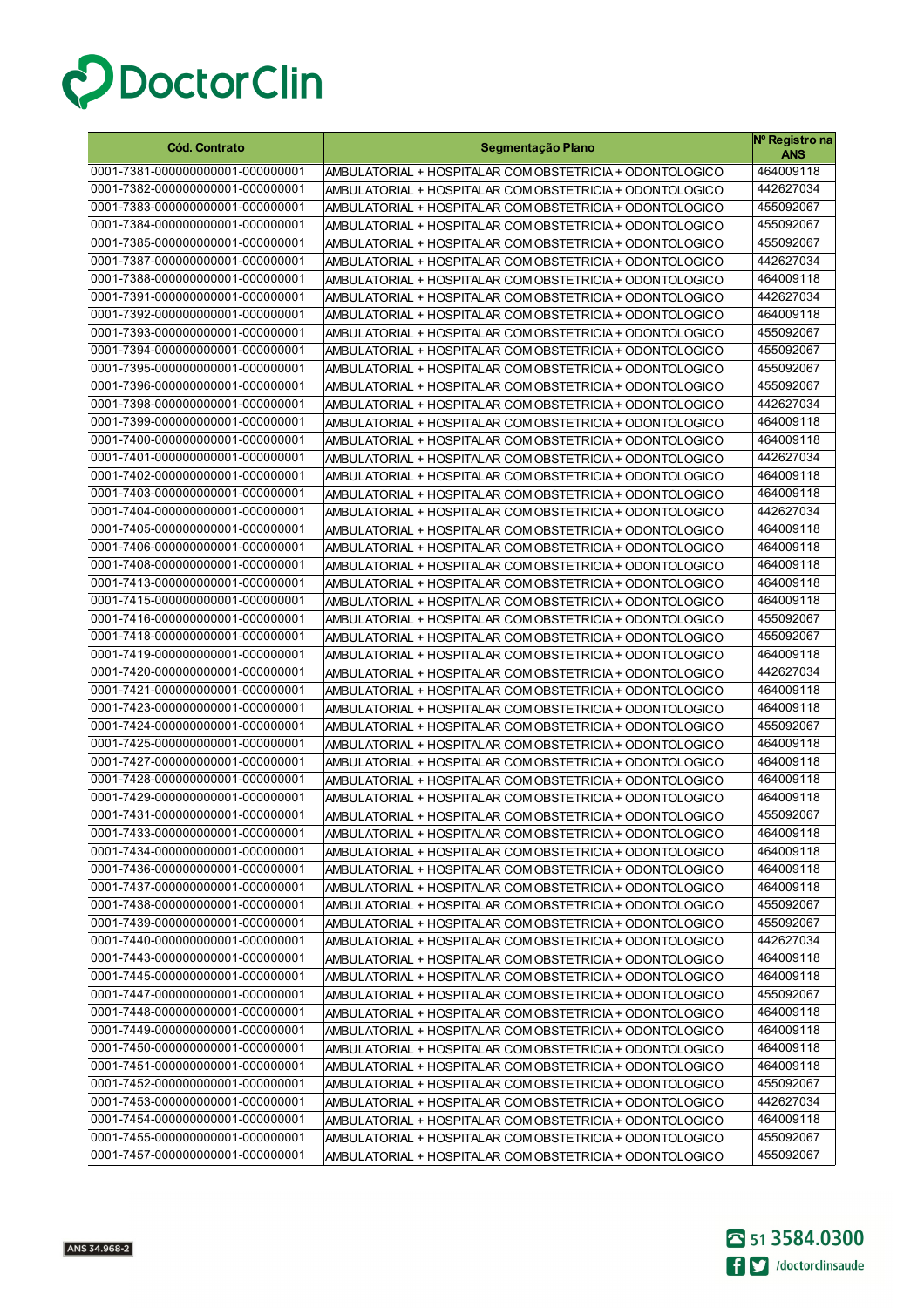DoctorClin

| Cód. Contrato | Segmentação Plano | Nº Registro na ANS |
|---|---|---|
| 0001-7381-000000000001-000000001 | AMBULATORIAL + HOSPITALAR COM OBSTETRICIA + ODONTOLOGICO | 464009118 |
| 0001-7382-000000000001-000000001 | AMBULATORIAL + HOSPITALAR COM OBSTETRICIA + ODONTOLOGICO | 442627034 |
| 0001-7383-000000000001-000000001 | AMBULATORIAL + HOSPITALAR COM OBSTETRICIA + ODONTOLOGICO | 455092067 |
| 0001-7384-000000000001-000000001 | AMBULATORIAL + HOSPITALAR COM OBSTETRICIA + ODONTOLOGICO | 455092067 |
| 0001-7385-000000000001-000000001 | AMBULATORIAL + HOSPITALAR COM OBSTETRICIA + ODONTOLOGICO | 455092067 |
| 0001-7387-000000000001-000000001 | AMBULATORIAL + HOSPITALAR COM OBSTETRICIA + ODONTOLOGICO | 442627034 |
| 0001-7388-000000000001-000000001 | AMBULATORIAL + HOSPITALAR COM OBSTETRICIA + ODONTOLOGICO | 464009118 |
| 0001-7391-000000000001-000000001 | AMBULATORIAL + HOSPITALAR COM OBSTETRICIA + ODONTOLOGICO | 442627034 |
| 0001-7392-000000000001-000000001 | AMBULATORIAL + HOSPITALAR COM OBSTETRICIA + ODONTOLOGICO | 464009118 |
| 0001-7393-000000000001-000000001 | AMBULATORIAL + HOSPITALAR COM OBSTETRICIA + ODONTOLOGICO | 455092067 |
| 0001-7394-000000000001-000000001 | AMBULATORIAL + HOSPITALAR COM OBSTETRICIA + ODONTOLOGICO | 455092067 |
| 0001-7395-000000000001-000000001 | AMBULATORIAL + HOSPITALAR COM OBSTETRICIA + ODONTOLOGICO | 455092067 |
| 0001-7396-000000000001-000000001 | AMBULATORIAL + HOSPITALAR COM OBSTETRICIA + ODONTOLOGICO | 455092067 |
| 0001-7398-000000000001-000000001 | AMBULATORIAL + HOSPITALAR COM OBSTETRICIA + ODONTOLOGICO | 442627034 |
| 0001-7399-000000000001-000000001 | AMBULATORIAL + HOSPITALAR COM OBSTETRICIA + ODONTOLOGICO | 464009118 |
| 0001-7400-000000000001-000000001 | AMBULATORIAL + HOSPITALAR COM OBSTETRICIA + ODONTOLOGICO | 464009118 |
| 0001-7401-000000000001-000000001 | AMBULATORIAL + HOSPITALAR COM OBSTETRICIA + ODONTOLOGICO | 442627034 |
| 0001-7402-000000000001-000000001 | AMBULATORIAL + HOSPITALAR COM OBSTETRICIA + ODONTOLOGICO | 464009118 |
| 0001-7403-000000000001-000000001 | AMBULATORIAL + HOSPITALAR COM OBSTETRICIA + ODONTOLOGICO | 464009118 |
| 0001-7404-000000000001-000000001 | AMBULATORIAL + HOSPITALAR COM OBSTETRICIA + ODONTOLOGICO | 442627034 |
| 0001-7405-000000000001-000000001 | AMBULATORIAL + HOSPITALAR COM OBSTETRICIA + ODONTOLOGICO | 464009118 |
| 0001-7406-000000000001-000000001 | AMBULATORIAL + HOSPITALAR COM OBSTETRICIA + ODONTOLOGICO | 464009118 |
| 0001-7408-000000000001-000000001 | AMBULATORIAL + HOSPITALAR COM OBSTETRICIA + ODONTOLOGICO | 464009118 |
| 0001-7413-000000000001-000000001 | AMBULATORIAL + HOSPITALAR COM OBSTETRICIA + ODONTOLOGICO | 464009118 |
| 0001-7415-000000000001-000000001 | AMBULATORIAL + HOSPITALAR COM OBSTETRICIA + ODONTOLOGICO | 464009118 |
| 0001-7416-000000000001-000000001 | AMBULATORIAL + HOSPITALAR COM OBSTETRICIA + ODONTOLOGICO | 455092067 |
| 0001-7418-000000000001-000000001 | AMBULATORIAL + HOSPITALAR COM OBSTETRICIA + ODONTOLOGICO | 455092067 |
| 0001-7419-000000000001-000000001 | AMBULATORIAL + HOSPITALAR COM OBSTETRICIA + ODONTOLOGICO | 464009118 |
| 0001-7420-000000000001-000000001 | AMBULATORIAL + HOSPITALAR COM OBSTETRICIA + ODONTOLOGICO | 442627034 |
| 0001-7421-000000000001-000000001 | AMBULATORIAL + HOSPITALAR COM OBSTETRICIA + ODONTOLOGICO | 464009118 |
| 0001-7423-000000000001-000000001 | AMBULATORIAL + HOSPITALAR COM OBSTETRICIA + ODONTOLOGICO | 464009118 |
| 0001-7424-000000000001-000000001 | AMBULATORIAL + HOSPITALAR COM OBSTETRICIA + ODONTOLOGICO | 455092067 |
| 0001-7425-000000000001-000000001 | AMBULATORIAL + HOSPITALAR COM OBSTETRICIA + ODONTOLOGICO | 464009118 |
| 0001-7427-000000000001-000000001 | AMBULATORIAL + HOSPITALAR COM OBSTETRICIA + ODONTOLOGICO | 464009118 |
| 0001-7428-000000000001-000000001 | AMBULATORIAL + HOSPITALAR COM OBSTETRICIA + ODONTOLOGICO | 464009118 |
| 0001-7429-000000000001-000000001 | AMBULATORIAL + HOSPITALAR COM OBSTETRICIA + ODONTOLOGICO | 464009118 |
| 0001-7431-000000000001-000000001 | AMBULATORIAL + HOSPITALAR COM OBSTETRICIA + ODONTOLOGICO | 455092067 |
| 0001-7433-000000000001-000000001 | AMBULATORIAL + HOSPITALAR COM OBSTETRICIA + ODONTOLOGICO | 464009118 |
| 0001-7434-000000000001-000000001 | AMBULATORIAL + HOSPITALAR COM OBSTETRICIA + ODONTOLOGICO | 464009118 |
| 0001-7436-000000000001-000000001 | AMBULATORIAL + HOSPITALAR COM OBSTETRICIA + ODONTOLOGICO | 464009118 |
| 0001-7437-000000000001-000000001 | AMBULATORIAL + HOSPITALAR COM OBSTETRICIA + ODONTOLOGICO | 464009118 |
| 0001-7438-000000000001-000000001 | AMBULATORIAL + HOSPITALAR COM OBSTETRICIA + ODONTOLOGICO | 455092067 |
| 0001-7439-000000000001-000000001 | AMBULATORIAL + HOSPITALAR COM OBSTETRICIA + ODONTOLOGICO | 455092067 |
| 0001-7440-000000000001-000000001 | AMBULATORIAL + HOSPITALAR COM OBSTETRICIA + ODONTOLOGICO | 442627034 |
| 0001-7443-000000000001-000000001 | AMBULATORIAL + HOSPITALAR COM OBSTETRICIA + ODONTOLOGICO | 464009118 |
| 0001-7445-000000000001-000000001 | AMBULATORIAL + HOSPITALAR COM OBSTETRICIA + ODONTOLOGICO | 464009118 |
| 0001-7447-000000000001-000000001 | AMBULATORIAL + HOSPITALAR COM OBSTETRICIA + ODONTOLOGICO | 455092067 |
| 0001-7448-000000000001-000000001 | AMBULATORIAL + HOSPITALAR COM OBSTETRICIA + ODONTOLOGICO | 464009118 |
| 0001-7449-000000000001-000000001 | AMBULATORIAL + HOSPITALAR COM OBSTETRICIA + ODONTOLOGICO | 464009118 |
| 0001-7450-000000000001-000000001 | AMBULATORIAL + HOSPITALAR COM OBSTETRICIA + ODONTOLOGICO | 464009118 |
| 0001-7451-000000000001-000000001 | AMBULATORIAL + HOSPITALAR COM OBSTETRICIA + ODONTOLOGICO | 464009118 |
| 0001-7452-000000000001-000000001 | AMBULATORIAL + HOSPITALAR COM OBSTETRICIA + ODONTOLOGICO | 455092067 |
| 0001-7453-000000000001-000000001 | AMBULATORIAL + HOSPITALAR COM OBSTETRICIA + ODONTOLOGICO | 442627034 |
| 0001-7454-000000000001-000000001 | AMBULATORIAL + HOSPITALAR COM OBSTETRICIA + ODONTOLOGICO | 464009118 |
| 0001-7455-000000000001-000000001 | AMBULATORIAL + HOSPITALAR COM OBSTETRICIA + ODONTOLOGICO | 455092067 |
| 0001-7457-000000000001-000000001 | AMBULATORIAL + HOSPITALAR COM OBSTETRICIA + ODONTOLOGICO | 455092067 |

ANS 34.968-2

51 3584.0300

/doctorclinsaude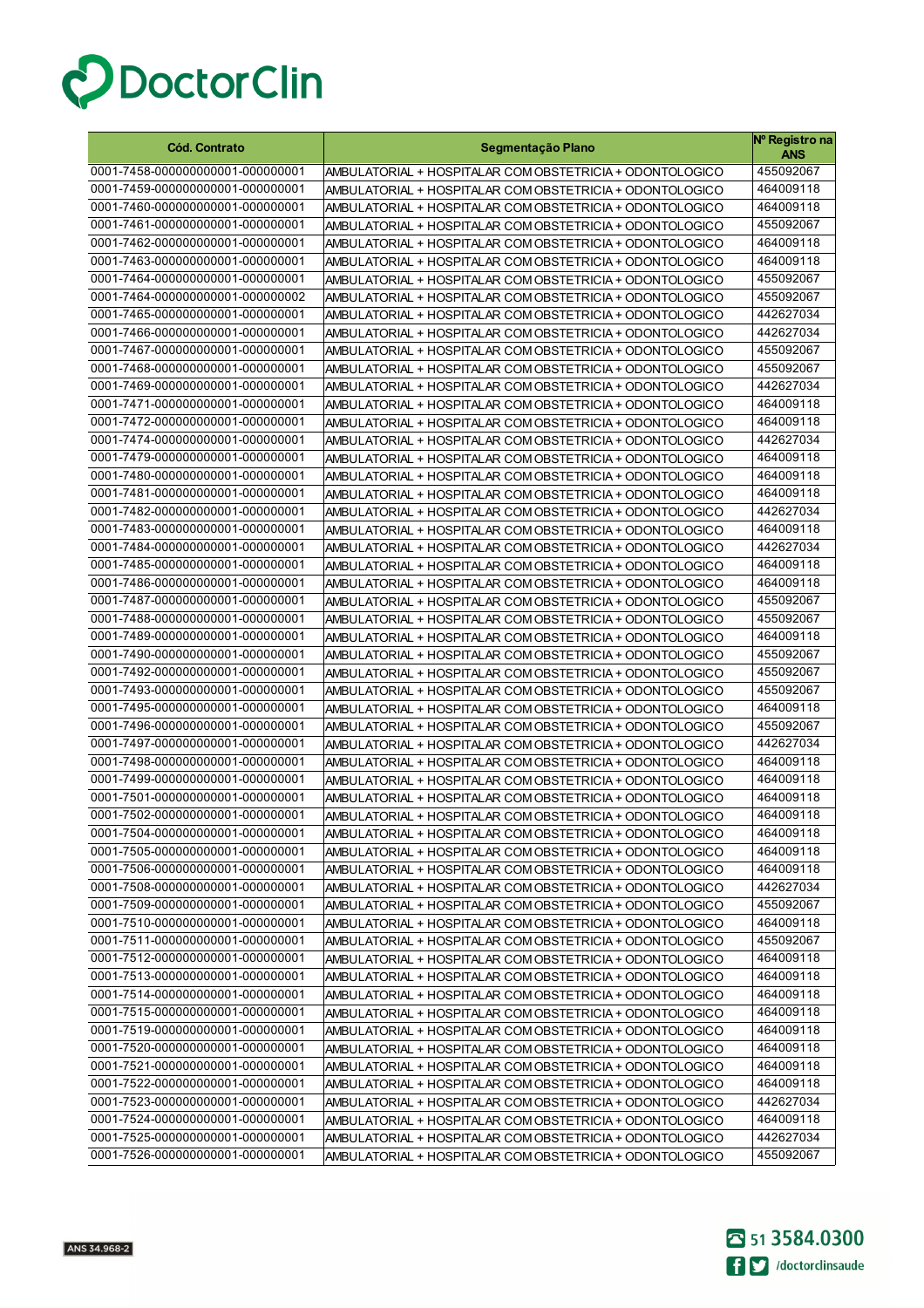| Cód. Contrato | Segmentação Plano | Nº Registro na ANS |
|---|---|---|
| 0001-7458-000000000001-000000001 | AMBULATORIAL + HOSPITALAR COM OBSTETRICIA + ODONTOLOGICO | 455092067 |
| 0001-7459-000000000001-000000001 | AMBULATORIAL + HOSPITALAR COM OBSTETRICIA + ODONTOLOGICO | 464009118 |
| 0001-7460-000000000001-000000001 | AMBULATORIAL + HOSPITALAR COM OBSTETRICIA + ODONTOLOGICO | 464009118 |
| 0001-7461-000000000001-000000001 | AMBULATORIAL + HOSPITALAR COM OBSTETRICIA + ODONTOLOGICO | 455092067 |
| 0001-7462-000000000001-000000001 | AMBULATORIAL + HOSPITALAR COM OBSTETRICIA + ODONTOLOGICO | 464009118 |
| 0001-7463-000000000001-000000001 | AMBULATORIAL + HOSPITALAR COM OBSTETRICIA + ODONTOLOGICO | 464009118 |
| 0001-7464-000000000001-000000001 | AMBULATORIAL + HOSPITALAR COM OBSTETRICIA + ODONTOLOGICO | 455092067 |
| 0001-7464-000000000001-000000002 | AMBULATORIAL + HOSPITALAR COM OBSTETRICIA + ODONTOLOGICO | 455092067 |
| 0001-7465-000000000001-000000001 | AMBULATORIAL + HOSPITALAR COM OBSTETRICIA + ODONTOLOGICO | 442627034 |
| 0001-7466-000000000001-000000001 | AMBULATORIAL + HOSPITALAR COM OBSTETRICIA + ODONTOLOGICO | 442627034 |
| 0001-7467-000000000001-000000001 | AMBULATORIAL + HOSPITALAR COM OBSTETRICIA + ODONTOLOGICO | 455092067 |
| 0001-7468-000000000001-000000001 | AMBULATORIAL + HOSPITALAR COM OBSTETRICIA + ODONTOLOGICO | 455092067 |
| 0001-7469-000000000001-000000001 | AMBULATORIAL + HOSPITALAR COM OBSTETRICIA + ODONTOLOGICO | 442627034 |
| 0001-7471-000000000001-000000001 | AMBULATORIAL + HOSPITALAR COM OBSTETRICIA + ODONTOLOGICO | 464009118 |
| 0001-7472-000000000001-000000001 | AMBULATORIAL + HOSPITALAR COM OBSTETRICIA + ODONTOLOGICO | 464009118 |
| 0001-7474-000000000001-000000001 | AMBULATORIAL + HOSPITALAR COM OBSTETRICIA + ODONTOLOGICO | 442627034 |
| 0001-7479-000000000001-000000001 | AMBULATORIAL + HOSPITALAR COM OBSTETRICIA + ODONTOLOGICO | 464009118 |
| 0001-7480-000000000001-000000001 | AMBULATORIAL + HOSPITALAR COM OBSTETRICIA + ODONTOLOGICO | 464009118 |
| 0001-7481-000000000001-000000001 | AMBULATORIAL + HOSPITALAR COM OBSTETRICIA + ODONTOLOGICO | 464009118 |
| 0001-7482-000000000001-000000001 | AMBULATORIAL + HOSPITALAR COM OBSTETRICIA + ODONTOLOGICO | 442627034 |
| 0001-7483-000000000001-000000001 | AMBULATORIAL + HOSPITALAR COM OBSTETRICIA + ODONTOLOGICO | 464009118 |
| 0001-7484-000000000001-000000001 | AMBULATORIAL + HOSPITALAR COM OBSTETRICIA + ODONTOLOGICO | 442627034 |
| 0001-7485-000000000001-000000001 | AMBULATORIAL + HOSPITALAR COM OBSTETRICIA + ODONTOLOGICO | 464009118 |
| 0001-7486-000000000001-000000001 | AMBULATORIAL + HOSPITALAR COM OBSTETRICIA + ODONTOLOGICO | 464009118 |
| 0001-7487-000000000001-000000001 | AMBULATORIAL + HOSPITALAR COM OBSTETRICIA + ODONTOLOGICO | 455092067 |
| 0001-7488-000000000001-000000001 | AMBULATORIAL + HOSPITALAR COM OBSTETRICIA + ODONTOLOGICO | 455092067 |
| 0001-7489-000000000001-000000001 | AMBULATORIAL + HOSPITALAR COM OBSTETRICIA + ODONTOLOGICO | 464009118 |
| 0001-7490-000000000001-000000001 | AMBULATORIAL + HOSPITALAR COM OBSTETRICIA + ODONTOLOGICO | 455092067 |
| 0001-7492-000000000001-000000001 | AMBULATORIAL + HOSPITALAR COM OBSTETRICIA + ODONTOLOGICO | 455092067 |
| 0001-7493-000000000001-000000001 | AMBULATORIAL + HOSPITALAR COM OBSTETRICIA + ODONTOLOGICO | 455092067 |
| 0001-7495-000000000001-000000001 | AMBULATORIAL + HOSPITALAR COM OBSTETRICIA + ODONTOLOGICO | 464009118 |
| 0001-7496-000000000001-000000001 | AMBULATORIAL + HOSPITALAR COM OBSTETRICIA + ODONTOLOGICO | 455092067 |
| 0001-7497-000000000001-000000001 | AMBULATORIAL + HOSPITALAR COM OBSTETRICIA + ODONTOLOGICO | 442627034 |
| 0001-7498-000000000001-000000001 | AMBULATORIAL + HOSPITALAR COM OBSTETRICIA + ODONTOLOGICO | 464009118 |
| 0001-7499-000000000001-000000001 | AMBULATORIAL + HOSPITALAR COM OBSTETRICIA + ODONTOLOGICO | 464009118 |
| 0001-7501-000000000001-000000001 | AMBULATORIAL + HOSPITALAR COM OBSTETRICIA + ODONTOLOGICO | 464009118 |
| 0001-7502-000000000001-000000001 | AMBULATORIAL + HOSPITALAR COM OBSTETRICIA + ODONTOLOGICO | 464009118 |
| 0001-7504-000000000001-000000001 | AMBULATORIAL + HOSPITALAR COM OBSTETRICIA + ODONTOLOGICO | 464009118 |
| 0001-7505-000000000001-000000001 | AMBULATORIAL + HOSPITALAR COM OBSTETRICIA + ODONTOLOGICO | 464009118 |
| 0001-7506-000000000001-000000001 | AMBULATORIAL + HOSPITALAR COM OBSTETRICIA + ODONTOLOGICO | 464009118 |
| 0001-7508-000000000001-000000001 | AMBULATORIAL + HOSPITALAR COM OBSTETRICIA + ODONTOLOGICO | 442627034 |
| 0001-7509-000000000001-000000001 | AMBULATORIAL + HOSPITALAR COM OBSTETRICIA + ODONTOLOGICO | 455092067 |
| 0001-7510-000000000001-000000001 | AMBULATORIAL + HOSPITALAR COM OBSTETRICIA + ODONTOLOGICO | 464009118 |
| 0001-7511-000000000001-000000001 | AMBULATORIAL + HOSPITALAR COM OBSTETRICIA + ODONTOLOGICO | 455092067 |
| 0001-7512-000000000001-000000001 | AMBULATORIAL + HOSPITALAR COM OBSTETRICIA + ODONTOLOGICO | 464009118 |
| 0001-7513-000000000001-000000001 | AMBULATORIAL + HOSPITALAR COM OBSTETRICIA + ODONTOLOGICO | 464009118 |
| 0001-7514-000000000001-000000001 | AMBULATORIAL + HOSPITALAR COM OBSTETRICIA + ODONTOLOGICO | 464009118 |
| 0001-7515-000000000001-000000001 | AMBULATORIAL + HOSPITALAR COM OBSTETRICIA + ODONTOLOGICO | 464009118 |
| 0001-7519-000000000001-000000001 | AMBULATORIAL + HOSPITALAR COM OBSTETRICIA + ODONTOLOGICO | 464009118 |
| 0001-7520-000000000001-000000001 | AMBULATORIAL + HOSPITALAR COM OBSTETRICIA + ODONTOLOGICO | 464009118 |
| 0001-7521-000000000001-000000001 | AMBULATORIAL + HOSPITALAR COM OBSTETRICIA + ODONTOLOGICO | 464009118 |
| 0001-7522-000000000001-000000001 | AMBULATORIAL + HOSPITALAR COM OBSTETRICIA + ODONTOLOGICO | 464009118 |
| 0001-7523-000000000001-000000001 | AMBULATORIAL + HOSPITALAR COM OBSTETRICIA + ODONTOLOGICO | 442627034 |
| 0001-7524-000000000001-000000001 | AMBULATORIAL + HOSPITALAR COM OBSTETRICIA + ODONTOLOGICO | 464009118 |
| 0001-7525-000000000001-000000001 | AMBULATORIAL + HOSPITALAR COM OBSTETRICIA + ODONTOLOGICO | 442627034 |
| 0001-7526-000000000001-000000001 | AMBULATORIAL + HOSPITALAR COM OBSTETRICIA + ODONTOLOGICO | 455092067 |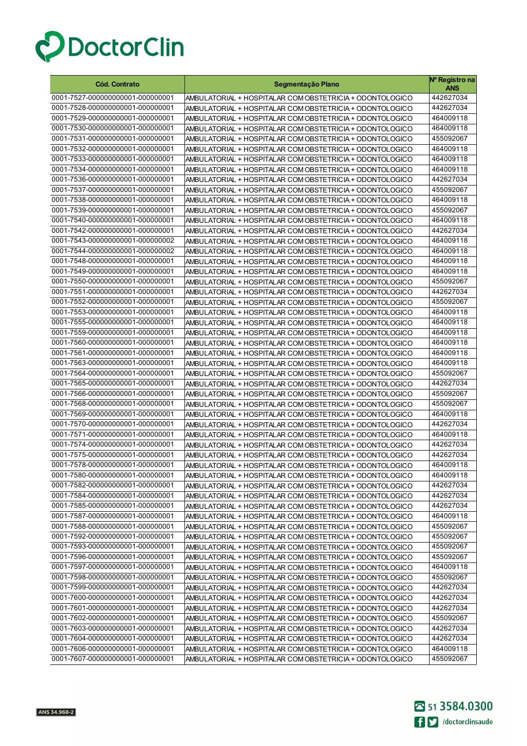DoctorClin

| Cód. Contrato | Segmentação Plano | Nº Registro na ANS |
|---|---|---|
| 0001-7527-000000000001-000000001 | AMBULATORIAL + HOSPITALAR COM OBSTETRICIA + ODONTOLOGICO | 442627034 |
| 0001-7528-000000000001-000000001 | AMBULATORIAL + HOSPITALAR COM OBSTETRICIA + ODONTOLOGICO | 442627034 |
| 0001-7529-000000000001-000000001 | AMBULATORIAL + HOSPITALAR COM OBSTETRICIA + ODONTOLOGICO | 464009118 |
| 0001-7530-000000000001-000000001 | AMBULATORIAL + HOSPITALAR COM OBSTETRICIA + ODONTOLOGICO | 464009118 |
| 0001-7531-000000000001-000000001 | AMBULATORIAL + HOSPITALAR COM OBSTETRICIA + ODONTOLOGICO | 455092067 |
| 0001-7532-000000000001-000000001 | AMBULATORIAL + HOSPITALAR COM OBSTETRICIA + ODONTOLOGICO | 464009118 |
| 0001-7533-000000000001-000000001 | AMBULATORIAL + HOSPITALAR COM OBSTETRICIA + ODONTOLOGICO | 464009118 |
| 0001-7534-000000000001-000000001 | AMBULATORIAL + HOSPITALAR COM OBSTETRICIA + ODONTOLOGICO | 464009118 |
| 0001-7536-000000000001-000000001 | AMBULATORIAL + HOSPITALAR COM OBSTETRICIA + ODONTOLOGICO | 442627034 |
| 0001-7537-000000000001-000000001 | AMBULATORIAL + HOSPITALAR COM OBSTETRICIA + ODONTOLOGICO | 455092067 |
| 0001-7538-000000000001-000000001 | AMBULATORIAL + HOSPITALAR COM OBSTETRICIA + ODONTOLOGICO | 464009118 |
| 0001-7539-000000000001-000000001 | AMBULATORIAL + HOSPITALAR COM OBSTETRICIA + ODONTOLOGICO | 455092067 |
| 0001-7540-000000000001-000000001 | AMBULATORIAL + HOSPITALAR COM OBSTETRICIA + ODONTOLOGICO | 464009118 |
| 0001-7542-000000000001-000000001 | AMBULATORIAL + HOSPITALAR COM OBSTETRICIA + ODONTOLOGICO | 442627034 |
| 0001-7543-000000000001-000000002 | AMBULATORIAL + HOSPITALAR COM OBSTETRICIA + ODONTOLOGICO | 464009118 |
| 0001-7544-000000000001-000000002 | AMBULATORIAL + HOSPITALAR COM OBSTETRICIA + ODONTOLOGICO | 464009118 |
| 0001-7548-000000000001-000000001 | AMBULATORIAL + HOSPITALAR COM OBSTETRICIA + ODONTOLOGICO | 464009118 |
| 0001-7549-000000000001-000000001 | AMBULATORIAL + HOSPITALAR COM OBSTETRICIA + ODONTOLOGICO | 464009118 |
| 0001-7550-000000000001-000000001 | AMBULATORIAL + HOSPITALAR COM OBSTETRICIA + ODONTOLOGICO | 455092067 |
| 0001-7551-000000000001-000000001 | AMBULATORIAL + HOSPITALAR COM OBSTETRICIA + ODONTOLOGICO | 442627034 |
| 0001-7552-000000000001-000000001 | AMBULATORIAL + HOSPITALAR COM OBSTETRICIA + ODONTOLOGICO | 455092067 |
| 0001-7553-000000000001-000000001 | AMBULATORIAL + HOSPITALAR COM OBSTETRICIA + ODONTOLOGICO | 464009118 |
| 0001-7555-000000000001-000000001 | AMBULATORIAL + HOSPITALAR COM OBSTETRICIA + ODONTOLOGICO | 464009118 |
| 0001-7559-000000000001-000000001 | AMBULATORIAL + HOSPITALAR COM OBSTETRICIA + ODONTOLOGICO | 464009118 |
| 0001-7560-000000000001-000000001 | AMBULATORIAL + HOSPITALAR COM OBSTETRICIA + ODONTOLOGICO | 464009118 |
| 0001-7561-000000000001-000000001 | AMBULATORIAL + HOSPITALAR COM OBSTETRICIA + ODONTOLOGICO | 464009118 |
| 0001-7563-000000000001-000000001 | AMBULATORIAL + HOSPITALAR COM OBSTETRICIA + ODONTOLOGICO | 464009118 |
| 0001-7564-000000000001-000000001 | AMBULATORIAL + HOSPITALAR COM OBSTETRICIA + ODONTOLOGICO | 455092067 |
| 0001-7565-000000000001-000000001 | AMBULATORIAL + HOSPITALAR COM OBSTETRICIA + ODONTOLOGICO | 442627034 |
| 0001-7566-000000000001-000000001 | AMBULATORIAL + HOSPITALAR COM OBSTETRICIA + ODONTOLOGICO | 455092067 |
| 0001-7568-000000000001-000000001 | AMBULATORIAL + HOSPITALAR COM OBSTETRICIA + ODONTOLOGICO | 455092067 |
| 0001-7569-000000000001-000000001 | AMBULATORIAL + HOSPITALAR COM OBSTETRICIA + ODONTOLOGICO | 464009118 |
| 0001-7570-000000000001-000000001 | AMBULATORIAL + HOSPITALAR COM OBSTETRICIA + ODONTOLOGICO | 442627034 |
| 0001-7571-000000000001-000000001 | AMBULATORIAL + HOSPITALAR COM OBSTETRICIA + ODONTOLOGICO | 464009118 |
| 0001-7574-000000000001-000000001 | AMBULATORIAL + HOSPITALAR COM OBSTETRICIA + ODONTOLOGICO | 442627034 |
| 0001-7575-000000000001-000000001 | AMBULATORIAL + HOSPITALAR COM OBSTETRICIA + ODONTOLOGICO | 442627034 |
| 0001-7578-000000000001-000000001 | AMBULATORIAL + HOSPITALAR COM OBSTETRICIA + ODONTOLOGICO | 464009118 |
| 0001-7580-000000000001-000000001 | AMBULATORIAL + HOSPITALAR COM OBSTETRICIA + ODONTOLOGICO | 464009118 |
| 0001-7582-000000000001-000000001 | AMBULATORIAL + HOSPITALAR COM OBSTETRICIA + ODONTOLOGICO | 442627034 |
| 0001-7584-000000000001-000000001 | AMBULATORIAL + HOSPITALAR COM OBSTETRICIA + ODONTOLOGICO | 442627034 |
| 0001-7585-000000000001-000000001 | AMBULATORIAL + HOSPITALAR COM OBSTETRICIA + ODONTOLOGICO | 442627034 |
| 0001-7587-000000000001-000000001 | AMBULATORIAL + HOSPITALAR COM OBSTETRICIA + ODONTOLOGICO | 464009118 |
| 0001-7588-000000000001-000000001 | AMBULATORIAL + HOSPITALAR COM OBSTETRICIA + ODONTOLOGICO | 455092067 |
| 0001-7592-000000000001-000000001 | AMBULATORIAL + HOSPITALAR COM OBSTETRICIA + ODONTOLOGICO | 455092067 |
| 0001-7593-000000000001-000000001 | AMBULATORIAL + HOSPITALAR COM OBSTETRICIA + ODONTOLOGICO | 455092067 |
| 0001-7596-000000000001-000000001 | AMBULATORIAL + HOSPITALAR COM OBSTETRICIA + ODONTOLOGICO | 455092067 |
| 0001-7597-000000000001-000000001 | AMBULATORIAL + HOSPITALAR COM OBSTETRICIA + ODONTOLOGICO | 464009118 |
| 0001-7598-000000000001-000000001 | AMBULATORIAL + HOSPITALAR COM OBSTETRICIA + ODONTOLOGICO | 455092067 |
| 0001-7599-000000000001-000000001 | AMBULATORIAL + HOSPITALAR COM OBSTETRICIA + ODONTOLOGICO | 442627034 |
| 0001-7600-000000000001-000000001 | AMBULATORIAL + HOSPITALAR COM OBSTETRICIA + ODONTOLOGICO | 442627034 |
| 0001-7601-000000000001-000000001 | AMBULATORIAL + HOSPITALAR COM OBSTETRICIA + ODONTOLOGICO | 442627034 |
| 0001-7602-000000000001-000000001 | AMBULATORIAL + HOSPITALAR COM OBSTETRICIA + ODONTOLOGICO | 455092067 |
| 0001-7603-000000000001-000000001 | AMBULATORIAL + HOSPITALAR COM OBSTETRICIA + ODONTOLOGICO | 442627034 |
| 0001-7604-000000000001-000000001 | AMBULATORIAL + HOSPITALAR COM OBSTETRICIA + ODONTOLOGICO | 442627034 |
| 0001-7606-000000000001-000000001 | AMBULATORIAL + HOSPITALAR COM OBSTETRICIA + ODONTOLOGICO | 464009118 |
| 0001-7607-000000000001-000000001 | AMBULATORIAL + HOSPITALAR COM OBSTETRICIA + ODONTOLOGICO | 455092067 |

ANS 34.968-2

51 3584.0300
/doctorclinsaude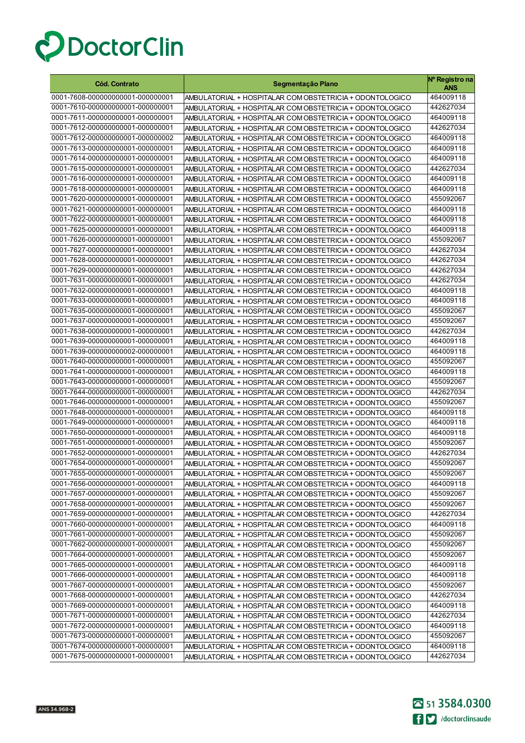# DoctorClin

| Cód. Contrato | Segmentação Plano | Nº Registro na ANS |
|---|---|---|
| 0001-7608-000000000001-000000001 | AMBULATORIAL + HOSPITALAR COM OBSTETRICIA + ODONTOLOGICO | 464009118 |
| 0001-7610-000000000001-000000001 | AMBULATORIAL + HOSPITALAR COM OBSTETRICIA + ODONTOLOGICO | 442627034 |
| 0001-7611-000000000001-000000001 | AMBULATORIAL + HOSPITALAR COM OBSTETRICIA + ODONTOLOGICO | 464009118 |
| 0001-7612-000000000001-000000001 | AMBULATORIAL + HOSPITALAR COM OBSTETRICIA + ODONTOLOGICO | 442627034 |
| 0001-7612-000000000001-000000002 | AMBULATORIAL + HOSPITALAR COM OBSTETRICIA + ODONTOLOGICO | 464009118 |
| 0001-7613-000000000001-000000001 | AMBULATORIAL + HOSPITALAR COM OBSTETRICIA + ODONTOLOGICO | 464009118 |
| 0001-7614-000000000001-000000001 | AMBULATORIAL + HOSPITALAR COM OBSTETRICIA + ODONTOLOGICO | 464009118 |
| 0001-7615-000000000001-000000001 | AMBULATORIAL + HOSPITALAR COM OBSTETRICIA + ODONTOLOGICO | 442627034 |
| 0001-7616-000000000001-000000001 | AMBULATORIAL + HOSPITALAR COM OBSTETRICIA + ODONTOLOGICO | 464009118 |
| 0001-7618-000000000001-000000001 | AMBULATORIAL + HOSPITALAR COM OBSTETRICIA + ODONTOLOGICO | 464009118 |
| 0001-7620-000000000001-000000001 | AMBULATORIAL + HOSPITALAR COM OBSTETRICIA + ODONTOLOGICO | 455092067 |
| 0001-7621-000000000001-000000001 | AMBULATORIAL + HOSPITALAR COM OBSTETRICIA + ODONTOLOGICO | 464009118 |
| 0001-7622-000000000001-000000001 | AMBULATORIAL + HOSPITALAR COM OBSTETRICIA + ODONTOLOGICO | 464009118 |
| 0001-7625-000000000001-000000001 | AMBULATORIAL + HOSPITALAR COM OBSTETRICIA + ODONTOLOGICO | 464009118 |
| 0001-7626-000000000001-000000001 | AMBULATORIAL + HOSPITALAR COM OBSTETRICIA + ODONTOLOGICO | 455092067 |
| 0001-7627-000000000001-000000001 | AMBULATORIAL + HOSPITALAR COM OBSTETRICIA + ODONTOLOGICO | 442627034 |
| 0001-7628-000000000001-000000001 | AMBULATORIAL + HOSPITALAR COM OBSTETRICIA + ODONTOLOGICO | 442627034 |
| 0001-7629-000000000001-000000001 | AMBULATORIAL + HOSPITALAR COM OBSTETRICIA + ODONTOLOGICO | 442627034 |
| 0001-7631-000000000001-000000001 | AMBULATORIAL + HOSPITALAR COM OBSTETRICIA + ODONTOLOGICO | 442627034 |
| 0001-7632-000000000001-000000001 | AMBULATORIAL + HOSPITALAR COM OBSTETRICIA + ODONTOLOGICO | 464009118 |
| 0001-7633-000000000001-000000001 | AMBULATORIAL + HOSPITALAR COM OBSTETRICIA + ODONTOLOGICO | 464009118 |
| 0001-7635-000000000001-000000001 | AMBULATORIAL + HOSPITALAR COM OBSTETRICIA + ODONTOLOGICO | 455092067 |
| 0001-7637-000000000001-000000001 | AMBULATORIAL + HOSPITALAR COM OBSTETRICIA + ODONTOLOGICO | 455092067 |
| 0001-7638-000000000001-000000001 | AMBULATORIAL + HOSPITALAR COM OBSTETRICIA + ODONTOLOGICO | 442627034 |
| 0001-7639-000000000001-000000001 | AMBULATORIAL + HOSPITALAR COM OBSTETRICIA + ODONTOLOGICO | 464009118 |
| 0001-7639-000000000002-000000001 | AMBULATORIAL + HOSPITALAR COM OBSTETRICIA + ODONTOLOGICO | 464009118 |
| 0001-7640-000000000001-000000001 | AMBULATORIAL + HOSPITALAR COM OBSTETRICIA + ODONTOLOGICO | 455092067 |
| 0001-7641-000000000001-000000001 | AMBULATORIAL + HOSPITALAR COM OBSTETRICIA + ODONTOLOGICO | 464009118 |
| 0001-7643-000000000001-000000001 | AMBULATORIAL + HOSPITALAR COM OBSTETRICIA + ODONTOLOGICO | 455092067 |
| 0001-7644-000000000001-000000001 | AMBULATORIAL + HOSPITALAR COM OBSTETRICIA + ODONTOLOGICO | 442627034 |
| 0001-7646-000000000001-000000001 | AMBULATORIAL + HOSPITALAR COM OBSTETRICIA + ODONTOLOGICO | 455092067 |
| 0001-7648-000000000001-000000001 | AMBULATORIAL + HOSPITALAR COM OBSTETRICIA + ODONTOLOGICO | 464009118 |
| 0001-7649-000000000001-000000001 | AMBULATORIAL + HOSPITALAR COM OBSTETRICIA + ODONTOLOGICO | 464009118 |
| 0001-7650-000000000001-000000001 | AMBULATORIAL + HOSPITALAR COM OBSTETRICIA + ODONTOLOGICO | 464009118 |
| 0001-7651-000000000001-000000001 | AMBULATORIAL + HOSPITALAR COM OBSTETRICIA + ODONTOLOGICO | 455092067 |
| 0001-7652-000000000001-000000001 | AMBULATORIAL + HOSPITALAR COM OBSTETRICIA + ODONTOLOGICO | 442627034 |
| 0001-7654-000000000001-000000001 | AMBULATORIAL + HOSPITALAR COM OBSTETRICIA + ODONTOLOGICO | 455092067 |
| 0001-7655-000000000001-000000001 | AMBULATORIAL + HOSPITALAR COM OBSTETRICIA + ODONTOLOGICO | 455092067 |
| 0001-7656-000000000001-000000001 | AMBULATORIAL + HOSPITALAR COM OBSTETRICIA + ODONTOLOGICO | 464009118 |
| 0001-7657-000000000001-000000001 | AMBULATORIAL + HOSPITALAR COM OBSTETRICIA + ODONTOLOGICO | 455092067 |
| 0001-7658-000000000001-000000001 | AMBULATORIAL + HOSPITALAR COM OBSTETRICIA + ODONTOLOGICO | 455092067 |
| 0001-7659-000000000001-000000001 | AMBULATORIAL + HOSPITALAR COM OBSTETRICIA + ODONTOLOGICO | 442627034 |
| 0001-7660-000000000001-000000001 | AMBULATORIAL + HOSPITALAR COM OBSTETRICIA + ODONTOLOGICO | 464009118 |
| 0001-7661-000000000001-000000001 | AMBULATORIAL + HOSPITALAR COM OBSTETRICIA + ODONTOLOGICO | 455092067 |
| 0001-7662-000000000001-000000001 | AMBULATORIAL + HOSPITALAR COM OBSTETRICIA + ODONTOLOGICO | 455092067 |
| 0001-7664-000000000001-000000001 | AMBULATORIAL + HOSPITALAR COM OBSTETRICIA + ODONTOLOGICO | 455092067 |
| 0001-7665-000000000001-000000001 | AMBULATORIAL + HOSPITALAR COM OBSTETRICIA + ODONTOLOGICO | 464009118 |
| 0001-7666-000000000001-000000001 | AMBULATORIAL + HOSPITALAR COM OBSTETRICIA + ODONTOLOGICO | 464009118 |
| 0001-7667-000000000001-000000001 | AMBULATORIAL + HOSPITALAR COM OBSTETRICIA + ODONTOLOGICO | 455092067 |
| 0001-7668-000000000001-000000001 | AMBULATORIAL + HOSPITALAR COM OBSTETRICIA + ODONTOLOGICO | 442627034 |
| 0001-7669-000000000001-000000001 | AMBULATORIAL + HOSPITALAR COM OBSTETRICIA + ODONTOLOGICO | 464009118 |
| 0001-7671-000000000001-000000001 | AMBULATORIAL + HOSPITALAR COM OBSTETRICIA + ODONTOLOGICO | 442627034 |
| 0001-7672-000000000001-000000001 | AMBULATORIAL + HOSPITALAR COM OBSTETRICIA + ODONTOLOGICO | 464009118 |
| 0001-7673-000000000001-000000001 | AMBULATORIAL + HOSPITALAR COM OBSTETRICIA + ODONTOLOGICO | 455092067 |
| 0001-7674-000000000001-000000001 | AMBULATORIAL + HOSPITALAR COM OBSTETRICIA + ODONTOLOGICO | 464009118 |
| 0001-7675-000000000001-000000001 | AMBULATORIAL + HOSPITALAR COM OBSTETRICIA + ODONTOLOGICO | 442627034 |

ANS 34.968-2

51 3584.0300

/doctorclinsaude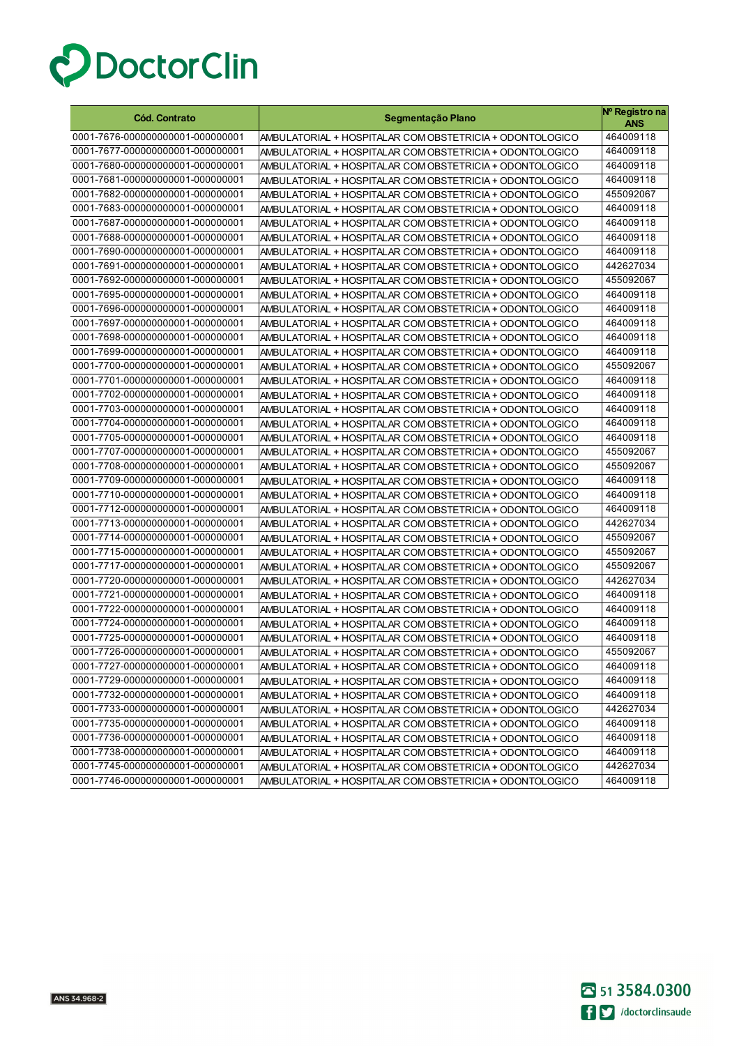DoctorClin

| Cód. Contrato | Segmentação Plano | Nº Registro na ANS |
|---|---|---|
| 0001-7676-000000000001-000000001 | AMBULATORIAL + HOSPITALAR COM OBSTETRICIA + ODONTOLOGICO | 464009118 |
| 0001-7677-000000000001-000000001 | AMBULATORIAL + HOSPITALAR COM OBSTETRICIA + ODONTOLOGICO | 464009118 |
| 0001-7680-000000000001-000000001 | AMBULATORIAL + HOSPITALAR COM OBSTETRICIA + ODONTOLOGICO | 464009118 |
| 0001-7681-000000000001-000000001 | AMBULATORIAL + HOSPITALAR COM OBSTETRICIA + ODONTOLOGICO | 464009118 |
| 0001-7682-000000000001-000000001 | AMBULATORIAL + HOSPITALAR COM OBSTETRICIA + ODONTOLOGICO | 455092067 |
| 0001-7683-000000000001-000000001 | AMBULATORIAL + HOSPITALAR COM OBSTETRICIA + ODONTOLOGICO | 464009118 |
| 0001-7687-000000000001-000000001 | AMBULATORIAL + HOSPITALAR COM OBSTETRICIA + ODONTOLOGICO | 464009118 |
| 0001-7688-000000000001-000000001 | AMBULATORIAL + HOSPITALAR COM OBSTETRICIA + ODONTOLOGICO | 464009118 |
| 0001-7690-000000000001-000000001 | AMBULATORIAL + HOSPITALAR COM OBSTETRICIA + ODONTOLOGICO | 464009118 |
| 0001-7691-000000000001-000000001 | AMBULATORIAL + HOSPITALAR COM OBSTETRICIA + ODONTOLOGICO | 442627034 |
| 0001-7692-000000000001-000000001 | AMBULATORIAL + HOSPITALAR COM OBSTETRICIA + ODONTOLOGICO | 455092067 |
| 0001-7695-000000000001-000000001 | AMBULATORIAL + HOSPITALAR COM OBSTETRICIA + ODONTOLOGICO | 464009118 |
| 0001-7696-000000000001-000000001 | AMBULATORIAL + HOSPITALAR COM OBSTETRICIA + ODONTOLOGICO | 464009118 |
| 0001-7697-000000000001-000000001 | AMBULATORIAL + HOSPITALAR COM OBSTETRICIA + ODONTOLOGICO | 464009118 |
| 0001-7698-000000000001-000000001 | AMBULATORIAL + HOSPITALAR COM OBSTETRICIA + ODONTOLOGICO | 464009118 |
| 0001-7699-000000000001-000000001 | AMBULATORIAL + HOSPITALAR COM OBSTETRICIA + ODONTOLOGICO | 464009118 |
| 0001-7700-000000000001-000000001 | AMBULATORIAL + HOSPITALAR COM OBSTETRICIA + ODONTOLOGICO | 455092067 |
| 0001-7701-000000000001-000000001 | AMBULATORIAL + HOSPITALAR COM OBSTETRICIA + ODONTOLOGICO | 464009118 |
| 0001-7702-000000000001-000000001 | AMBULATORIAL + HOSPITALAR COM OBSTETRICIA + ODONTOLOGICO | 464009118 |
| 0001-7703-000000000001-000000001 | AMBULATORIAL + HOSPITALAR COM OBSTETRICIA + ODONTOLOGICO | 464009118 |
| 0001-7704-000000000001-000000001 | AMBULATORIAL + HOSPITALAR COM OBSTETRICIA + ODONTOLOGICO | 464009118 |
| 0001-7705-000000000001-000000001 | AMBULATORIAL + HOSPITALAR COM OBSTETRICIA + ODONTOLOGICO | 464009118 |
| 0001-7707-000000000001-000000001 | AMBULATORIAL + HOSPITALAR COM OBSTETRICIA + ODONTOLOGICO | 455092067 |
| 0001-7708-000000000001-000000001 | AMBULATORIAL + HOSPITALAR COM OBSTETRICIA + ODONTOLOGICO | 455092067 |
| 0001-7709-000000000001-000000001 | AMBULATORIAL + HOSPITALAR COM OBSTETRICIA + ODONTOLOGICO | 464009118 |
| 0001-7710-000000000001-000000001 | AMBULATORIAL + HOSPITALAR COM OBSTETRICIA + ODONTOLOGICO | 464009118 |
| 0001-7712-000000000001-000000001 | AMBULATORIAL + HOSPITALAR COM OBSTETRICIA + ODONTOLOGICO | 464009118 |
| 0001-7713-000000000001-000000001 | AMBULATORIAL + HOSPITALAR COM OBSTETRICIA + ODONTOLOGICO | 442627034 |
| 0001-7714-000000000001-000000001 | AMBULATORIAL + HOSPITALAR COM OBSTETRICIA + ODONTOLOGICO | 455092067 |
| 0001-7715-000000000001-000000001 | AMBULATORIAL + HOSPITALAR COM OBSTETRICIA + ODONTOLOGICO | 455092067 |
| 0001-7717-000000000001-000000001 | AMBULATORIAL + HOSPITALAR COM OBSTETRICIA + ODONTOLOGICO | 455092067 |
| 0001-7720-000000000001-000000001 | AMBULATORIAL + HOSPITALAR COM OBSTETRICIA + ODONTOLOGICO | 442627034 |
| 0001-7721-000000000001-000000001 | AMBULATORIAL + HOSPITALAR COM OBSTETRICIA + ODONTOLOGICO | 464009118 |
| 0001-7722-000000000001-000000001 | AMBULATORIAL + HOSPITALAR COM OBSTETRICIA + ODONTOLOGICO | 464009118 |
| 0001-7724-000000000001-000000001 | AMBULATORIAL + HOSPITALAR COM OBSTETRICIA + ODONTOLOGICO | 464009118 |
| 0001-7725-000000000001-000000001 | AMBULATORIAL + HOSPITALAR COM OBSTETRICIA + ODONTOLOGICO | 464009118 |
| 0001-7726-000000000001-000000001 | AMBULATORIAL + HOSPITALAR COM OBSTETRICIA + ODONTOLOGICO | 455092067 |
| 0001-7727-000000000001-000000001 | AMBULATORIAL + HOSPITALAR COM OBSTETRICIA + ODONTOLOGICO | 464009118 |
| 0001-7729-000000000001-000000001 | AMBULATORIAL + HOSPITALAR COM OBSTETRICIA + ODONTOLOGICO | 464009118 |
| 0001-7732-000000000001-000000001 | AMBULATORIAL + HOSPITALAR COM OBSTETRICIA + ODONTOLOGICO | 464009118 |
| 0001-7733-000000000001-000000001 | AMBULATORIAL + HOSPITALAR COM OBSTETRICIA + ODONTOLOGICO | 442627034 |
| 0001-7735-000000000001-000000001 | AMBULATORIAL + HOSPITALAR COM OBSTETRICIA + ODONTOLOGICO | 464009118 |
| 0001-7736-000000000001-000000001 | AMBULATORIAL + HOSPITALAR COM OBSTETRICIA + ODONTOLOGICO | 464009118 |
| 0001-7738-000000000001-000000001 | AMBULATORIAL + HOSPITALAR COM OBSTETRICIA + ODONTOLOGICO | 464009118 |
| 0001-7745-000000000001-000000001 | AMBULATORIAL + HOSPITALAR COM OBSTETRICIA + ODONTOLOGICO | 442627034 |
| 0001-7746-000000000001-000000001 | AMBULATORIAL + HOSPITALAR COM OBSTETRICIA + ODONTOLOGICO | 464009118 |

ANS 34.968-2

51 3584.0300

/doctorclinsaude